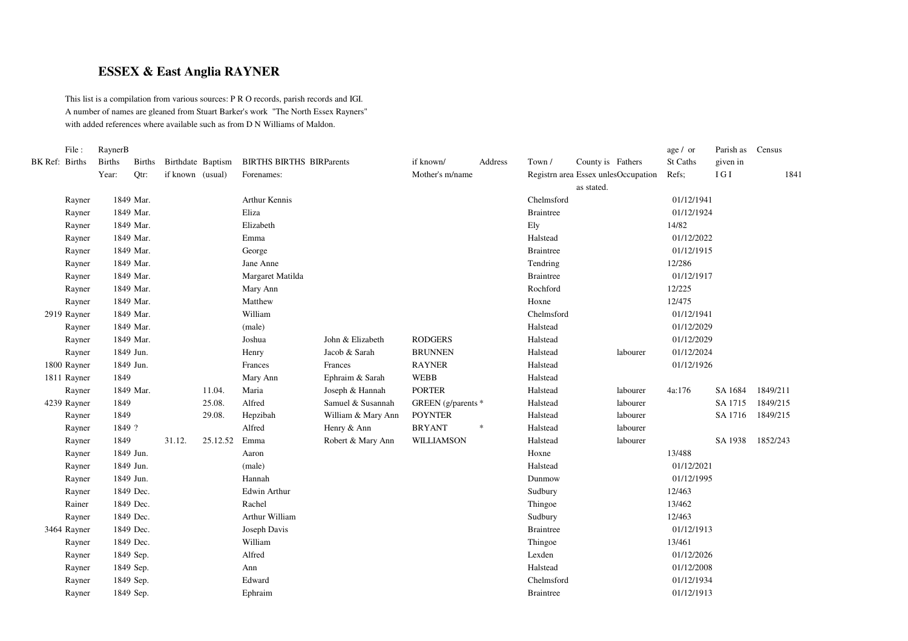# ESSEX & East Anglia RAYNER

This list is a compilation from various sources: P R O records, parish records and IGI.
A number of names are gleaned from Stuart Barker's work "The North Essex Rayners"
with added references where available such as from D N Williams of Maldon.

| BK Ref: | File : Births | RaynerB Births Year: | Births Qtr: | Birthdate if known | Baptism (usual) | BIRTHS BIRTHS BIR Forenames: | Parents | if known/ Mother's m/name | Address | Town / Registrn area | County is Essex unless as stated. | Fathers Occupation | age / or St Caths Refs; | Parish as given in I G I | Census 1841 |
|---|---|---|---|---|---|---|---|---|---|---|---|---|---|---|---|
| | Rayner | 1849 | Mar. | | | Arthur Kennis | | | | Chelmsford | | | 01/12/1941 | | |
| | Rayner | 1849 | Mar. | | | Eliza | | | | Braintree | | | 01/12/1924 | | |
| | Rayner | 1849 | Mar. | | | Elizabeth | | | | Ely | | | 14/82 | | |
| | Rayner | 1849 | Mar. | | | Emma | | | | Halstead | | | 01/12/2022 | | |
| | Rayner | 1849 | Mar. | | | George | | | | Braintree | | | 01/12/1915 | | |
| | Rayner | 1849 | Mar. | | | Jane Anne | | | | Tendring | | | 12/286 | | |
| | Rayner | 1849 | Mar. | | | Margaret Matilda | | | | Braintree | | | 01/12/1917 | | |
| | Rayner | 1849 | Mar. | | | Mary Ann | | | | Rochford | | | 12/225 | | |
| | Rayner | 1849 | Mar. | | | Matthew | | | | Hoxne | | | 12/475 | | |
| 2919 | Rayner | 1849 | Mar. | | | William | | | | Chelmsford | | | 01/12/1941 | | |
| | Rayner | 1849 | Mar. | | | (male) | | | | Halstead | | | 01/12/2029 | | |
| | Rayner | 1849 | Mar. | | | Joshua | John & Elizabeth | RODGERS | | Halstead | | | 01/12/2029 | | |
| | Rayner | 1849 | Jun. | | | Henry | Jacob & Sarah | BRUNNEN | | Halstead | | labourer | 01/12/2024 | | |
| 1800 | Rayner | 1849 | Jun. | | | Frances | Frances | RAYNER | | Halstead | | | 01/12/1926 | | |
| 1811 | Rayner | 1849 | | | | Mary Ann | Ephraim & Sarah | WEBB | | Halstead | | | | | |
| | Rayner | 1849 | Mar. | | 11.04. | Maria | Joseph & Hannah | PORTER | | Halstead | | labourer | 4a:176 | SA 1684 | 1849/211 |
| 4239 | Rayner | 1849 | | | 25.08. | Alfred | Samuel & Susannah | GREEN (g/parents * | | Halstead | | labourer | | SA 1715 | 1849/215 |
| | Rayner | 1849 | | | 29.08. | Hepzibah | William & Mary Ann | POYNTER | | Halstead | | labourer | | SA 1716 | 1849/215 |
| | Rayner | 1849 ? | | | | Alfred | Henry & Ann | BRYANT | * | Halstead | | labourer | | | |
| | Rayner | 1849 | | 31.12. | 25.12.52 | Emma | Robert & Mary Ann | WILLIAMSON | | Halstead | | labourer | | SA 1938 | 1852/243 |
| | Rayner | 1849 | Jun. | | | Aaron | | | | Hoxne | | | 13/488 | | |
| | Rayner | 1849 | Jun. | | | (male) | | | | Halstead | | | 01/12/2021 | | |
| | Rayner | 1849 | Jun. | | | Hannah | | | | Dunmow | | | 01/12/1995 | | |
| | Rayner | 1849 | Dec. | | | Edwin Arthur | | | | Sudbury | | | 12/463 | | |
| | Rainer | 1849 | Dec. | | | Rachel | | | | Thingoe | | | 13/462 | | |
| | Rayner | 1849 | Dec. | | | Arthur William | | | | Sudbury | | | 12/463 | | |
| 3464 | Rayner | 1849 | Dec. | | | Joseph Davis | | | | Braintree | | | 01/12/1913 | | |
| | Rayner | 1849 | Dec. | | | William | | | | Thingoe | | | 13/461 | | |
| | Rayner | 1849 | Sep. | | | Alfred | | | | Lexden | | | 01/12/2026 | | |
| | Rayner | 1849 | Sep. | | | Ann | | | | Halstead | | | 01/12/2008 | | |
| | Rayner | 1849 | Sep. | | | Edward | | | | Chelmsford | | | 01/12/1934 | | |
| | Rayner | 1849 | Sep. | | | Ephraim | | | | Braintree | | | 01/12/1913 | | |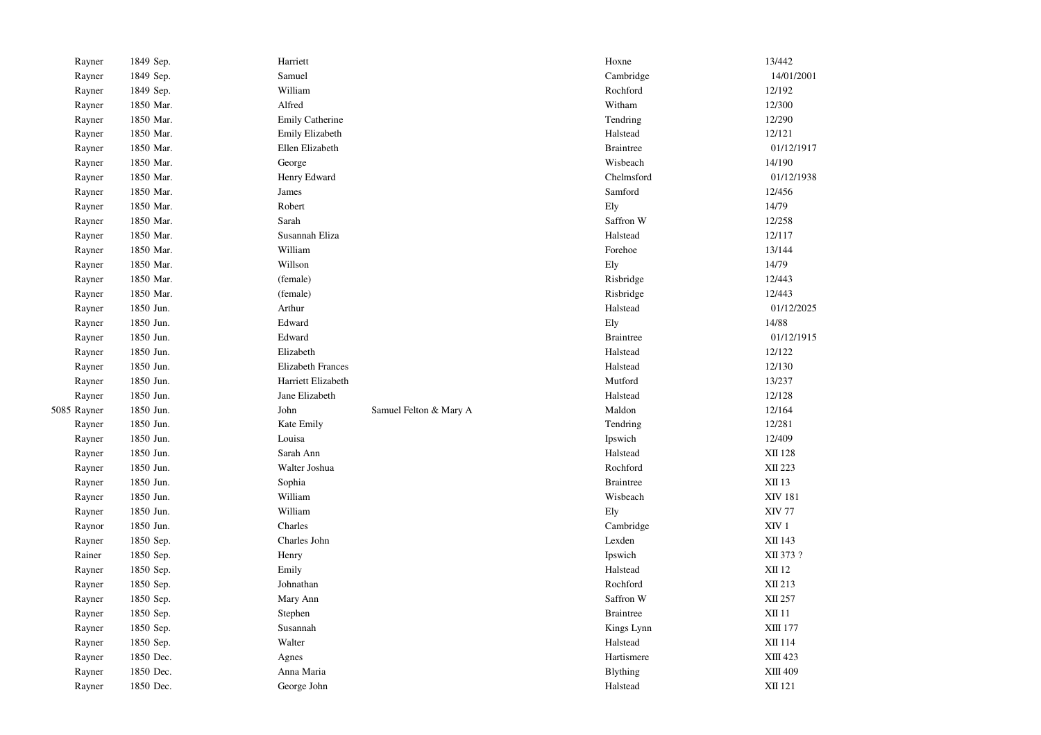| | | | | | |
|---|---|---|---|---|---|
| Rayner | 1849 Sep. | Harriett | | Hoxne | 13/442 |
| Rayner | 1849 Sep. | Samuel | | Cambridge | 14/01/2001 |
| Rayner | 1849 Sep. | William | | Rochford | 12/192 |
| Rayner | 1850 Mar. | Alfred | | Witham | 12/300 |
| Rayner | 1850 Mar. | Emily Catherine | | Tendring | 12/290 |
| Rayner | 1850 Mar. | Emily Elizabeth | | Halstead | 12/121 |
| Rayner | 1850 Mar. | Ellen Elizabeth | | Braintree | 01/12/1917 |
| Rayner | 1850 Mar. | George | | Wisbeach | 14/190 |
| Rayner | 1850 Mar. | Henry Edward | | Chelmsford | 01/12/1938 |
| Rayner | 1850 Mar. | James | | Samford | 12/456 |
| Rayner | 1850 Mar. | Robert | | Ely | 14/79 |
| Rayner | 1850 Mar. | Sarah | | Saffron W | 12/258 |
| Rayner | 1850 Mar. | Susannah Eliza | | Halstead | 12/117 |
| Rayner | 1850 Mar. | William | | Forehoe | 13/144 |
| Rayner | 1850 Mar. | Willson | | Ely | 14/79 |
| Rayner | 1850 Mar. | (female) | | Risbridge | 12/443 |
| Rayner | 1850 Mar. | (female) | | Risbridge | 12/443 |
| Rayner | 1850 Jun. | Arthur | | Halstead | 01/12/2025 |
| Rayner | 1850 Jun. | Edward | | Ely | 14/88 |
| Rayner | 1850 Jun. | Edward | | Braintree | 01/12/1915 |
| Rayner | 1850 Jun. | Elizabeth | | Halstead | 12/122 |
| Rayner | 1850 Jun. | Elizabeth Frances | | Halstead | 12/130 |
| Rayner | 1850 Jun. | Harriett Elizabeth | | Mutford | 13/237 |
| Rayner | 1850 Jun. | Jane Elizabeth | | Halstead | 12/128 |
| 5085 Rayner | 1850 Jun. | John | Samuel Felton & Mary A | Maldon | 12/164 |
| Rayner | 1850 Jun. | Kate Emily | | Tendring | 12/281 |
| Rayner | 1850 Jun. | Louisa | | Ipswich | 12/409 |
| Rayner | 1850 Jun. | Sarah Ann | | Halstead | XII 128 |
| Rayner | 1850 Jun. | Walter Joshua | | Rochford | XII 223 |
| Rayner | 1850 Jun. | Sophia | | Braintree | XII 13 |
| Rayner | 1850 Jun. | William | | Wisbeach | XIV 181 |
| Rayner | 1850 Jun. | William | | Ely | XIV 77 |
| Raynor | 1850 Jun. | Charles | | Cambridge | XIV 1 |
| Rayner | 1850 Sep. | Charles John | | Lexden | XII 143 |
| Rainer | 1850 Sep. | Henry | | Ipswich | XII 373 ? |
| Rayner | 1850 Sep. | Emily | | Halstead | XII 12 |
| Rayner | 1850 Sep. | Johnathan | | Rochford | XII 213 |
| Rayner | 1850 Sep. | Mary Ann | | Saffron W | XII 257 |
| Rayner | 1850 Sep. | Stephen | | Braintree | XII 11 |
| Rayner | 1850 Sep. | Susannah | | Kings Lynn | XIII 177 |
| Rayner | 1850 Sep. | Walter | | Halstead | XII 114 |
| Rayner | 1850 Dec. | Agnes | | Hartismere | XIII 423 |
| Rayner | 1850 Dec. | Anna Maria | | Blything | XIII 409 |
| Rayner | 1850 Dec. | George John | | Halstead | XII 121 |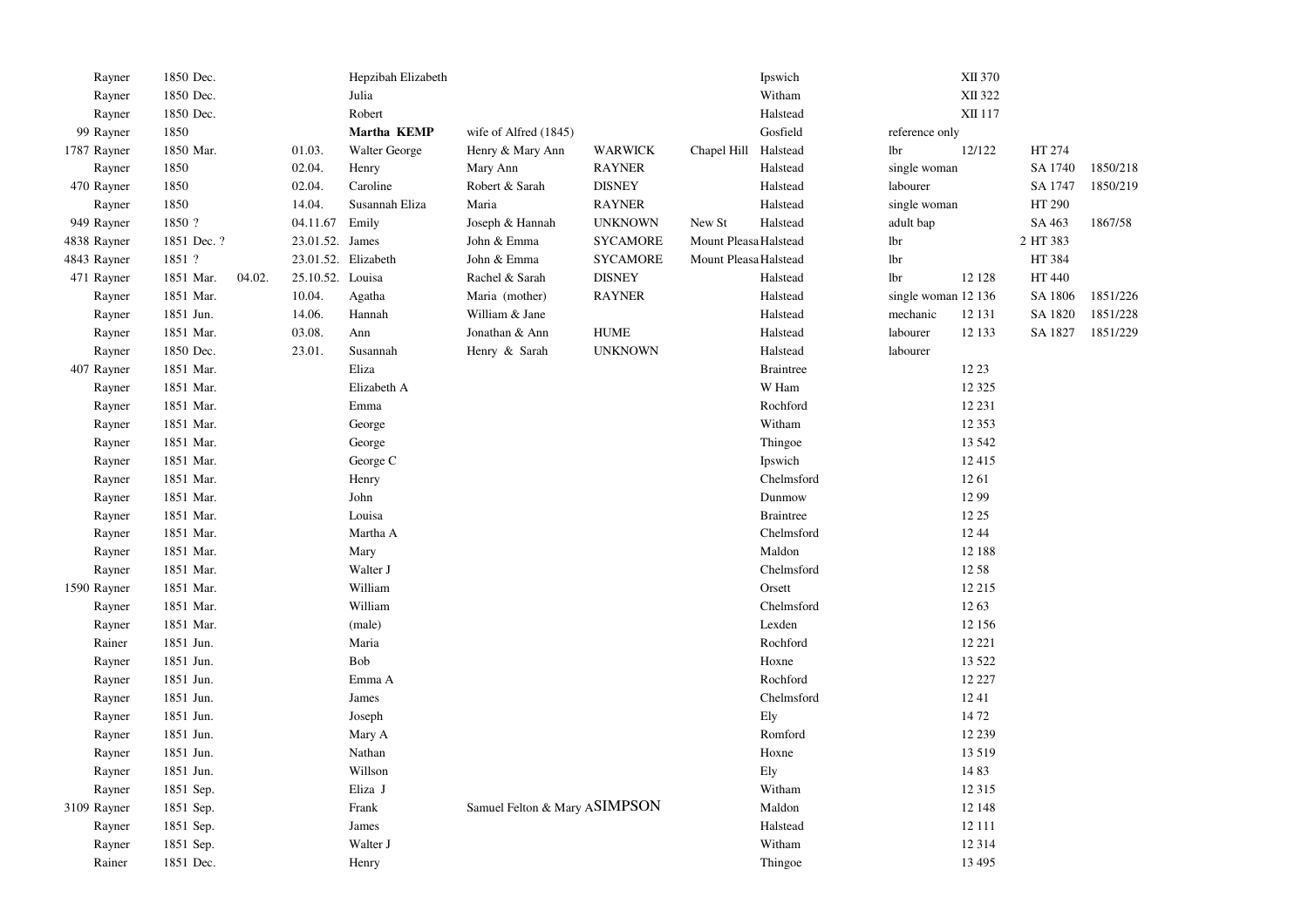| | | | | | | | | | | | | | |
|---|---|---|---|---|---|---|---|---|---|---|---|---|---|
| | Rayner | 1850 Dec. | | | Hepzibah Elizabeth | | | | Ipswich | | XII 370 | | |
| | Rayner | 1850 Dec. | | | Julia | | | | Witham | | XII 322 | | |
| | Rayner | 1850 Dec. | | | Robert | | | | Halstead | | XII 117 | | |
| 99 | Rayner | 1850 | | | **Martha KEMP** | wife of Alfred (1845) | | | Gosfield | reference only | | | |
| 1787 | Rayner | 1850 Mar. | | 01.03. | Walter George | Henry & Mary Ann | WARWICK | Chapel Hill | Halstead | lbr | 12/122 | HT 274 | |
| | Rayner | 1850 | | 02.04. | Henry | Mary Ann | RAYNER | | Halstead | single woman | | SA 1740 | 1850/218 |
| 470 | Rayner | 1850 | | 02.04. | Caroline | Robert & Sarah | DISNEY | | Halstead | labourer | | SA 1747 | 1850/219 |
| | Rayner | 1850 | | 14.04. | Susannah Eliza | Maria | RAYNER | | Halstead | single woman | | HT 290 | |
| 949 | Rayner | 1850 ? | | 04.11.67 | Emily | Joseph & Hannah | UNKNOWN | New St | Halstead | adult bap | | SA 463 | 1867/58 |
| 4838 | Rayner | 1851 Dec. ? | | 23.01.52. | James | John & Emma | SYCAMORE | Mount Pleasa | Halstead | lbr | | 2 HT 383 | |
| 4843 | Rayner | 1851 ? | | 23.01.52. | Elizabeth | John & Emma | SYCAMORE | Mount Pleasa | Halstead | lbr | | HT 384 | |
| 471 | Rayner | 1851 Mar. | 04.02. | 25.10.52. | Louisa | Rachel & Sarah | DISNEY | | Halstead | lbr | 12 128 | HT 440 | |
| | Rayner | 1851 Mar. | | 10.04. | Agatha | Maria (mother) | RAYNER | | Halstead | single woman | 12 136 | SA 1806 | 1851/226 |
| | Rayner | 1851 Jun. | | 14.06. | Hannah | William & Jane | | | Halstead | mechanic | 12 131 | SA 1820 | 1851/228 |
| | Rayner | 1851 Mar. | | 03.08. | Ann | Jonathan & Ann | HUME | | Halstead | labourer | 12 133 | SA 1827 | 1851/229 |
| | Rayner | 1850 Dec. | | 23.01. | Susannah | Henry & Sarah | UNKNOWN | | Halstead | labourer | | | |
| 407 | Rayner | 1851 Mar. | | | Eliza | | | | Braintree | | 12 23 | | |
| | Rayner | 1851 Mar. | | | Elizabeth A | | | | W Ham | | 12 325 | | |
| | Rayner | 1851 Mar. | | | Emma | | | | Rochford | | 12 231 | | |
| | Rayner | 1851 Mar. | | | George | | | | Witham | | 12 353 | | |
| | Rayner | 1851 Mar. | | | George | | | | Thingoe | | 13 542 | | |
| | Rayner | 1851 Mar. | | | George C | | | | Ipswich | | 12 415 | | |
| | Rayner | 1851 Mar. | | | Henry | | | | Chelmsford | | 12 61 | | |
| | Rayner | 1851 Mar. | | | John | | | | Dunmow | | 12 99 | | |
| | Rayner | 1851 Mar. | | | Louisa | | | | Braintree | | 12 25 | | |
| | Rayner | 1851 Mar. | | | Martha A | | | | Chelmsford | | 12 44 | | |
| | Rayner | 1851 Mar. | | | Mary | | | | Maldon | | 12 188 | | |
| | Rayner | 1851 Mar. | | | Walter J | | | | Chelmsford | | 12 58 | | |
| 1590 | Rayner | 1851 Mar. | | | William | | | | Orsett | | 12 215 | | |
| | Rayner | 1851 Mar. | | | William | | | | Chelmsford | | 12 63 | | |
| | Rayner | 1851 Mar. | | | (male) | | | | Lexden | | 12 156 | | |
| | Rainer | 1851 Jun. | | | Maria | | | | Rochford | | 12 221 | | |
| | Rayner | 1851 Jun. | | | Bob | | | | Hoxne | | 13 522 | | |
| | Rayner | 1851 Jun. | | | Emma A | | | | Rochford | | 12 227 | | |
| | Rayner | 1851 Jun. | | | James | | | | Chelmsford | | 12 41 | | |
| | Rayner | 1851 Jun. | | | Joseph | | | | Ely | | 14 72 | | |
| | Rayner | 1851 Jun. | | | Mary A | | | | Romford | | 12 239 | | |
| | Rayner | 1851 Jun. | | | Nathan | | | | Hoxne | | 13 519 | | |
| | Rayner | 1851 Jun. | | | Willson | | | | Ely | | 14 83 | | |
| | Rayner | 1851 Sep. | | | Eliza J | | | | Witham | | 12 315 | | |
| 3109 | Rayner | 1851 Sep. | | | Frank | Samuel Felton & Mary A | SIMPSON | | Maldon | | 12 148 | | |
| | Rayner | 1851 Sep. | | | James | | | | Halstead | | 12 111 | | |
| | Rayner | 1851 Sep. | | | Walter J | | | | Witham | | 12 314 | | |
| | Rainer | 1851 Dec. | | | Henry | | | | Thingoe | | 13 495 | | |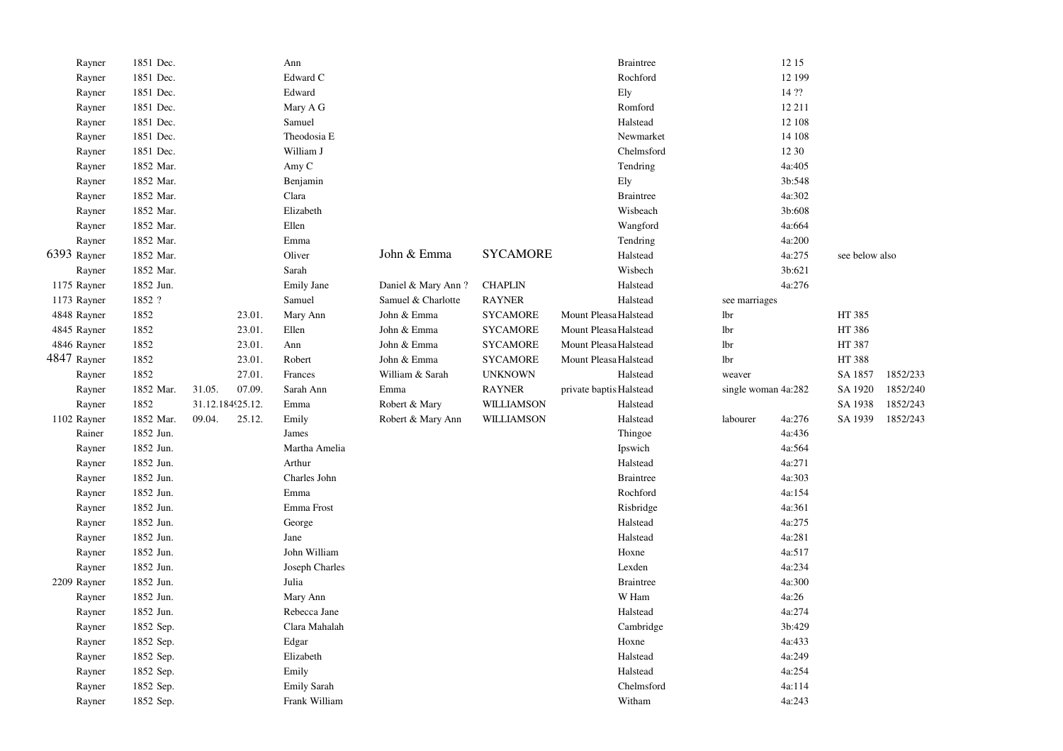| | | | | | | | | | | | | | | |
|---|---|---|---|---|---|---|---|---|---|---|---|---|---|---|
| | Rayner | 1851 Dec. | | | Ann | | | | Braintree | | 12 15 | | |
| | Rayner | 1851 Dec. | | | Edward C | | | | Rochford | | 12 199 | | |
| | Rayner | 1851 Dec. | | | Edward | | | | Ely | | 14 ?? | | |
| | Rayner | 1851 Dec. | | | Mary A G | | | | Romford | | 12 211 | | |
| | Rayner | 1851 Dec. | | | Samuel | | | | Halstead | | 12 108 | | |
| | Rayner | 1851 Dec. | | | Theodosia E | | | | Newmarket | | 14 108 | | |
| | Rayner | 1851 Dec. | | | William J | | | | Chelmsford | | 12 30 | | |
| | Rayner | 1852 Mar. | | | Amy C | | | | Tendring | | 4a:405 | | |
| | Rayner | 1852 Mar. | | | Benjamin | | | | Ely | | 3b:548 | | |
| | Rayner | 1852 Mar. | | | Clara | | | | Braintree | | 4a:302 | | |
| | Rayner | 1852 Mar. | | | Elizabeth | | | | Wisbeach | | 3b:608 | | |
| | Rayner | 1852 Mar. | | | Ellen | | | | Wangford | | 4a:664 | | |
| | Rayner | 1852 Mar. | | | Emma | | | | Tendring | | 4a:200 | | |
| 6393 | Rayner | 1852 Mar. | | | Oliver | John & Emma | SYCAMORE | | Halstead | | 4a:275 | see below also | |
| | Rayner | 1852 Mar. | | | Sarah | | | | Wisbech | | 3b:621 | | |
| 1175 | Rayner | 1852 Jun. | | | Emily Jane | Daniel & Mary Ann ? | CHAPLIN | | Halstead | | 4a:276 | | |
| 1173 | Rayner | 1852 ? | | | Samuel | Samuel & Charlotte | RAYNER | | Halstead | see marriages | | | |
| 4848 | Rayner | 1852 | | 23.01. | Mary Ann | John & Emma | SYCAMORE | Mount Pleasa | Halstead | lbr | | HT 385 | |
| 4845 | Rayner | 1852 | | 23.01. | Ellen | John & Emma | SYCAMORE | Mount Pleasa | Halstead | lbr | | HT 386 | |
| 4846 | Rayner | 1852 | | 23.01. | Ann | John & Emma | SYCAMORE | Mount Pleasa | Halstead | lbr | | HT 387 | |
| 4847 | Rayner | 1852 | | 23.01. | Robert | John & Emma | SYCAMORE | Mount Pleasa | Halstead | lbr | | HT 388 | |
| | Rayner | 1852 | | 27.01. | Frances | William & Sarah | UNKNOWN | | Halstead | weaver | | SA 1857 | 1852/233 |
| | Rayner | 1852 Mar. | 31.05. | 07.09. | Sarah Ann | Emma | RAYNER | private baptis | Halstead | single woman | 4a:282 | SA 1920 | 1852/240 |
| | Rayner | 1852 | 31.12.184 | 25.12. | Emma | Robert & Mary | WILLIAMSON | | Halstead | | | SA 1938 | 1852/243 |
| 1102 | Rayner | 1852 Mar. | 09.04. | 25.12. | Emily | Robert & Mary Ann | WILLIAMSON | | Halstead | labourer | 4a:276 | SA 1939 | 1852/243 |
| | Rainer | 1852 Jun. | | | James | | | | Thingoe | | 4a:436 | | |
| | Rayner | 1852 Jun. | | | Martha Amelia | | | | Ipswich | | 4a:564 | | |
| | Rayner | 1852 Jun. | | | Arthur | | | | Halstead | | 4a:271 | | |
| | Rayner | 1852 Jun. | | | Charles John | | | | Braintree | | 4a:303 | | |
| | Rayner | 1852 Jun. | | | Emma | | | | Rochford | | 4a:154 | | |
| | Rayner | 1852 Jun. | | | Emma Frost | | | | Risbridge | | 4a:361 | | |
| | Rayner | 1852 Jun. | | | George | | | | Halstead | | 4a:275 | | |
| | Rayner | 1852 Jun. | | | Jane | | | | Halstead | | 4a:281 | | |
| | Rayner | 1852 Jun. | | | John William | | | | Hoxne | | 4a:517 | | |
| | Rayner | 1852 Jun. | | | Joseph Charles | | | | Lexden | | 4a:234 | | |
| 2209 | Rayner | 1852 Jun. | | | Julia | | | | Braintree | | 4a:300 | | |
| | Rayner | 1852 Jun. | | | Mary Ann | | | | W Ham | | 4a:26 | | |
| | Rayner | 1852 Jun. | | | Rebecca Jane | | | | Halstead | | 4a:274 | | |
| | Rayner | 1852 Sep. | | | Clara Mahalah | | | | Cambridge | | 3b:429 | | |
| | Rayner | 1852 Sep. | | | Edgar | | | | Hoxne | | 4a:433 | | |
| | Rayner | 1852 Sep. | | | Elizabeth | | | | Halstead | | 4a:249 | | |
| | Rayner | 1852 Sep. | | | Emily | | | | Halstead | | 4a:254 | | |
| | Rayner | 1852 Sep. | | | Emily Sarah | | | | Chelmsford | | 4a:114 | | |
| | Rayner | 1852 Sep. | | | Frank William | | | | Witham | | 4a:243 | | |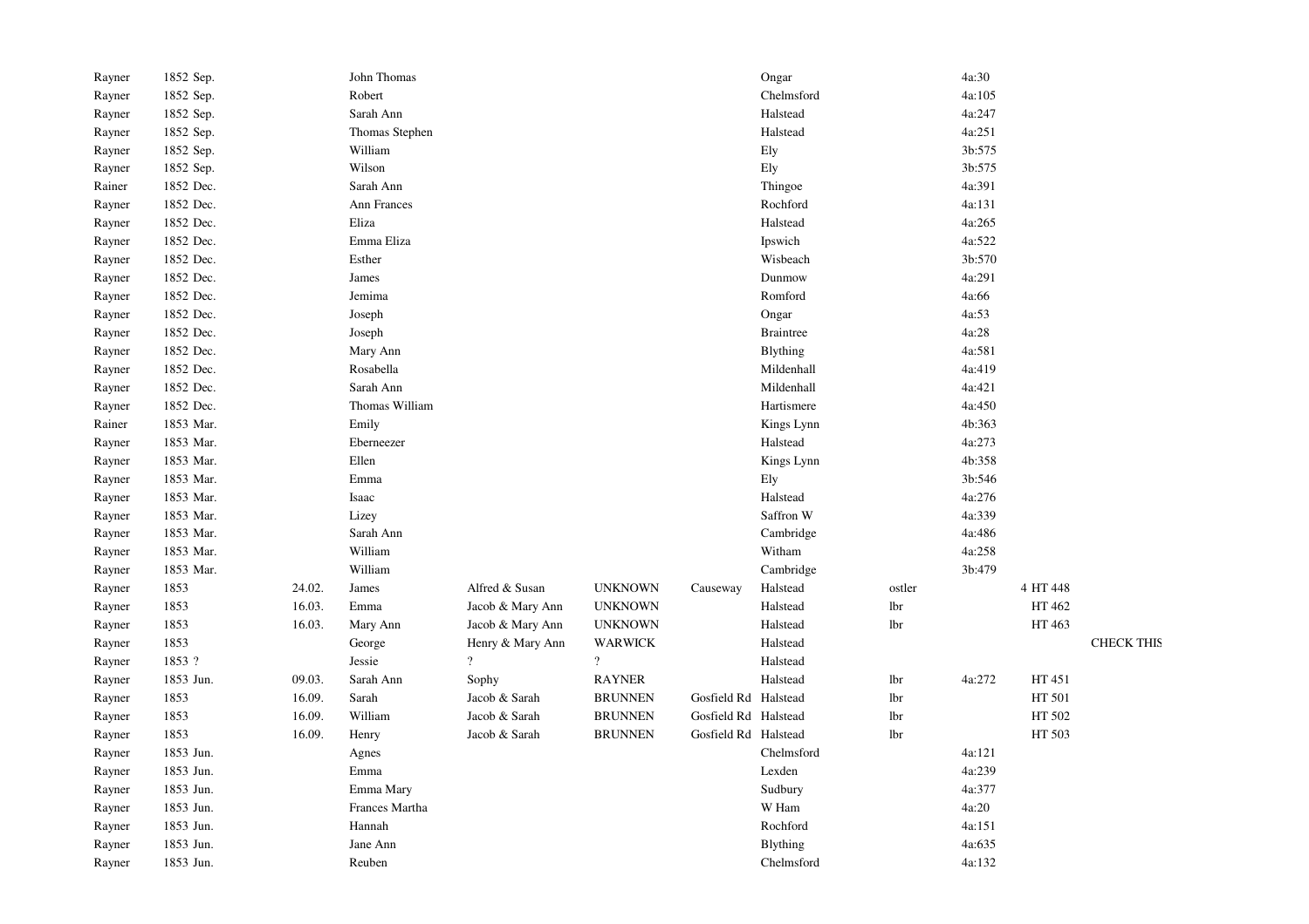| | | | | | | | | | | | |
|---|---|---|---|---|---|---|---|---|---|---|---|
| Rayner | 1852 Sep. | | John Thomas | | | | Ongar | | 4a:30 | | |
| Rayner | 1852 Sep. | | Robert | | | | Chelmsford | | 4a:105 | | |
| Rayner | 1852 Sep. | | Sarah Ann | | | | Halstead | | 4a:247 | | |
| Rayner | 1852 Sep. | | Thomas Stephen | | | | Halstead | | 4a:251 | | |
| Rayner | 1852 Sep. | | William | | | | Ely | | 3b:575 | | |
| Rayner | 1852 Sep. | | Wilson | | | | Ely | | 3b:575 | | |
| Rainer | 1852 Dec. | | Sarah Ann | | | | Thingoe | | 4a:391 | | |
| Rayner | 1852 Dec. | | Ann Frances | | | | Rochford | | 4a:131 | | |
| Rayner | 1852 Dec. | | Eliza | | | | Halstead | | 4a:265 | | |
| Rayner | 1852 Dec. | | Emma Eliza | | | | Ipswich | | 4a:522 | | |
| Rayner | 1852 Dec. | | Esther | | | | Wisbeach | | 3b:570 | | |
| Rayner | 1852 Dec. | | James | | | | Dunmow | | 4a:291 | | |
| Rayner | 1852 Dec. | | Jemima | | | | Romford | | 4a:66 | | |
| Rayner | 1852 Dec. | | Joseph | | | | Ongar | | 4a:53 | | |
| Rayner | 1852 Dec. | | Joseph | | | | Braintree | | 4a:28 | | |
| Rayner | 1852 Dec. | | Mary Ann | | | | Blything | | 4a:581 | | |
| Rayner | 1852 Dec. | | Rosabella | | | | Mildenhall | | 4a:419 | | |
| Rayner | 1852 Dec. | | Sarah Ann | | | | Mildenhall | | 4a:421 | | |
| Rayner | 1852 Dec. | | Thomas William | | | | Hartismere | | 4a:450 | | |
| Rainer | 1853 Mar. | | Emily | | | | Kings Lynn | | 4b:363 | | |
| Rayner | 1853 Mar. | | Eberneezer | | | | Halstead | | 4a:273 | | |
| Rayner | 1853 Mar. | | Ellen | | | | Kings Lynn | | 4b:358 | | |
| Rayner | 1853 Mar. | | Emma | | | | Ely | | 3b:546 | | |
| Rayner | 1853 Mar. | | Isaac | | | | Halstead | | 4a:276 | | |
| Rayner | 1853 Mar. | | Lizey | | | | Saffron W | | 4a:339 | | |
| Rayner | 1853 Mar. | | Sarah Ann | | | | Cambridge | | 4a:486 | | |
| Rayner | 1853 Mar. | | William | | | | Witham | | 4a:258 | | |
| Rayner | 1853 Mar. | | William | | | | Cambridge | | 3b:479 | | |
| Rayner | 1853 | 24.02. | James | Alfred & Susan | UNKNOWN | Causeway | Halstead | ostler | | 4 HT 448 | |
| Rayner | 1853 | 16.03. | Emma | Jacob & Mary Ann | UNKNOWN | | Halstead | lbr | | HT 462 | |
| Rayner | 1853 | 16.03. | Mary Ann | Jacob & Mary Ann | UNKNOWN | | Halstead | lbr | | HT 463 | |
| Rayner | 1853 | | George | Henry & Mary Ann | WARWICK | | Halstead | | | | CHECK THIS |
| Rayner | 1853 ? | | Jessie | ? | ? | | Halstead | | | | |
| Rayner | 1853 Jun. | 09.03. | Sarah Ann | Sophy | RAYNER | | Halstead | lbr | 4a:272 | HT 451 | |
| Rayner | 1853 | 16.09. | Sarah | Jacob & Sarah | BRUNNEN | Gosfield Rd | Halstead | lbr | | HT 501 | |
| Rayner | 1853 | 16.09. | William | Jacob & Sarah | BRUNNEN | Gosfield Rd | Halstead | lbr | | HT 502 | |
| Rayner | 1853 | 16.09. | Henry | Jacob & Sarah | BRUNNEN | Gosfield Rd | Halstead | lbr | | HT 503 | |
| Rayner | 1853 Jun. | | Agnes | | | | Chelmsford | | 4a:121 | | |
| Rayner | 1853 Jun. | | Emma | | | | Lexden | | 4a:239 | | |
| Rayner | 1853 Jun. | | Emma Mary | | | | Sudbury | | 4a:377 | | |
| Rayner | 1853 Jun. | | Frances Martha | | | | W Ham | | 4a:20 | | |
| Rayner | 1853 Jun. | | Hannah | | | | Rochford | | 4a:151 | | |
| Rayner | 1853 Jun. | | Jane Ann | | | | Blything | | 4a:635 | | |
| Rayner | 1853 Jun. | | Reuben | | | | Chelmsford | | 4a:132 | | |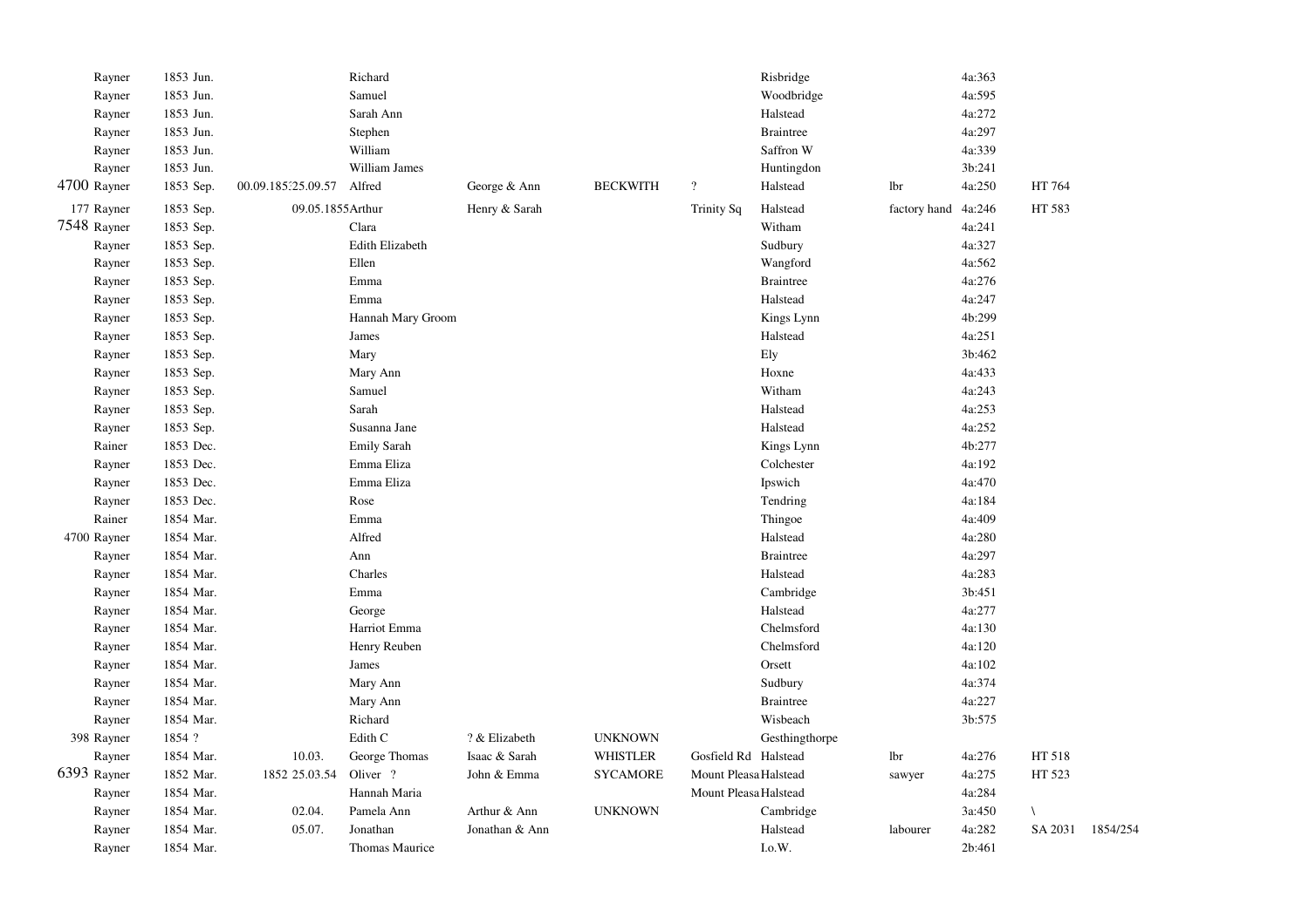| | | | | | | | | | | | | |
|---|---|---|---|---|---|---|---|---|---|---|---|---|
| | Rayner | 1853 Jun. | | Richard | | | | Risbridge | | 4a:363 | | |
| | Rayner | 1853 Jun. | | Samuel | | | | Woodbridge | | 4a:595 | | |
| | Rayner | 1853 Jun. | | Sarah Ann | | | | Halstead | | 4a:272 | | |
| | Rayner | 1853 Jun. | | Stephen | | | | Braintree | | 4a:297 | | |
| | Rayner | 1853 Jun. | | William | | | | Saffron W | | 4a:339 | | |
| | Rayner | 1853 Jun. | | William James | | | | Huntingdon | | 3b:241 | | |
| 4700 | Rayner | 1853 Sep. | 00.09.185:25.09.57 | Alfred | George & Ann | BECKWITH | ? | Halstead | lbr | 4a:250 | HT 764 | |
| 177 | Rayner | 1853 Sep. | 09.05.1855 | Arthur | Henry & Sarah | | Trinity Sq | Halstead | factory hand | 4a:246 | HT 583 | |
| 7548 | Rayner | 1853 Sep. | | Clara | | | | Witham | | 4a:241 | | |
| | Rayner | 1853 Sep. | | Edith Elizabeth | | | | Sudbury | | 4a:327 | | |
| | Rayner | 1853 Sep. | | Ellen | | | | Wangford | | 4a:562 | | |
| | Rayner | 1853 Sep. | | Emma | | | | Braintree | | 4a:276 | | |
| | Rayner | 1853 Sep. | | Emma | | | | Halstead | | 4a:247 | | |
| | Rayner | 1853 Sep. | | Hannah Mary Groom | | | | Kings Lynn | | 4b:299 | | |
| | Rayner | 1853 Sep. | | James | | | | Halstead | | 4a:251 | | |
| | Rayner | 1853 Sep. | | Mary | | | | Ely | | 3b:462 | | |
| | Rayner | 1853 Sep. | | Mary Ann | | | | Hoxne | | 4a:433 | | |
| | Rayner | 1853 Sep. | | Samuel | | | | Witham | | 4a:243 | | |
| | Rayner | 1853 Sep. | | Sarah | | | | Halstead | | 4a:253 | | |
| | Rayner | 1853 Sep. | | Susanna Jane | | | | Halstead | | 4a:252 | | |
| | Rainer | 1853 Dec. | | Emily Sarah | | | | Kings Lynn | | 4b:277 | | |
| | Rayner | 1853 Dec. | | Emma Eliza | | | | Colchester | | 4a:192 | | |
| | Rayner | 1853 Dec. | | Emma Eliza | | | | Ipswich | | 4a:470 | | |
| | Rayner | 1853 Dec. | | Rose | | | | Tendring | | 4a:184 | | |
| | Rainer | 1854 Mar. | | Emma | | | | Thingoe | | 4a:409 | | |
| 4700 | Rayner | 1854 Mar. | | Alfred | | | | Halstead | | 4a:280 | | |
| | Rayner | 1854 Mar. | | Ann | | | | Braintree | | 4a:297 | | |
| | Rayner | 1854 Mar. | | Charles | | | | Halstead | | 4a:283 | | |
| | Rayner | 1854 Mar. | | Emma | | | | Cambridge | | 3b:451 | | |
| | Rayner | 1854 Mar. | | George | | | | Halstead | | 4a:277 | | |
| | Rayner | 1854 Mar. | | Harriot Emma | | | | Chelmsford | | 4a:130 | | |
| | Rayner | 1854 Mar. | | Henry Reuben | | | | Chelmsford | | 4a:120 | | |
| | Rayner | 1854 Mar. | | James | | | | Orsett | | 4a:102 | | |
| | Rayner | 1854 Mar. | | Mary Ann | | | | Sudbury | | 4a:374 | | |
| | Rayner | 1854 Mar. | | Mary Ann | | | | Braintree | | 4a:227 | | |
| | Rayner | 1854 Mar. | | Richard | | | | Wisbeach | | 3b:575 | | |
| 398 | Rayner | 1854 ? | | Edith C | ? & Elizabeth | UNKNOWN | | Gesthingthorpe | | | | |
| | Rayner | 1854 Mar. | 10.03. | George Thomas | Isaac & Sarah | WHISTLER | Gosfield Rd | Halstead | lbr | 4a:276 | HT 518 | |
| 6393 | Rayner | 1852 Mar. | 1852 25.03.54 | Oliver ? | John & Emma | SYCAMORE | Mount Pleasa | Halstead | sawyer | 4a:275 | HT 523 | |
| | Rayner | 1854 Mar. | | Hannah Maria | | | Mount Pleasa | Halstead | | 4a:284 | | |
| | Rayner | 1854 Mar. | 02.04. | Pamela Ann | Arthur & Ann | UNKNOWN | | Cambridge | | 3a:450 | \ | |
| | Rayner | 1854 Mar. | 05.07. | Jonathan | Jonathan & Ann | | | Halstead | labourer | 4a:282 | SA 2031 | 1854/254 |
| | Rayner | 1854 Mar. | | Thomas Maurice | | | | I.o.W. | | 2b:461 | | |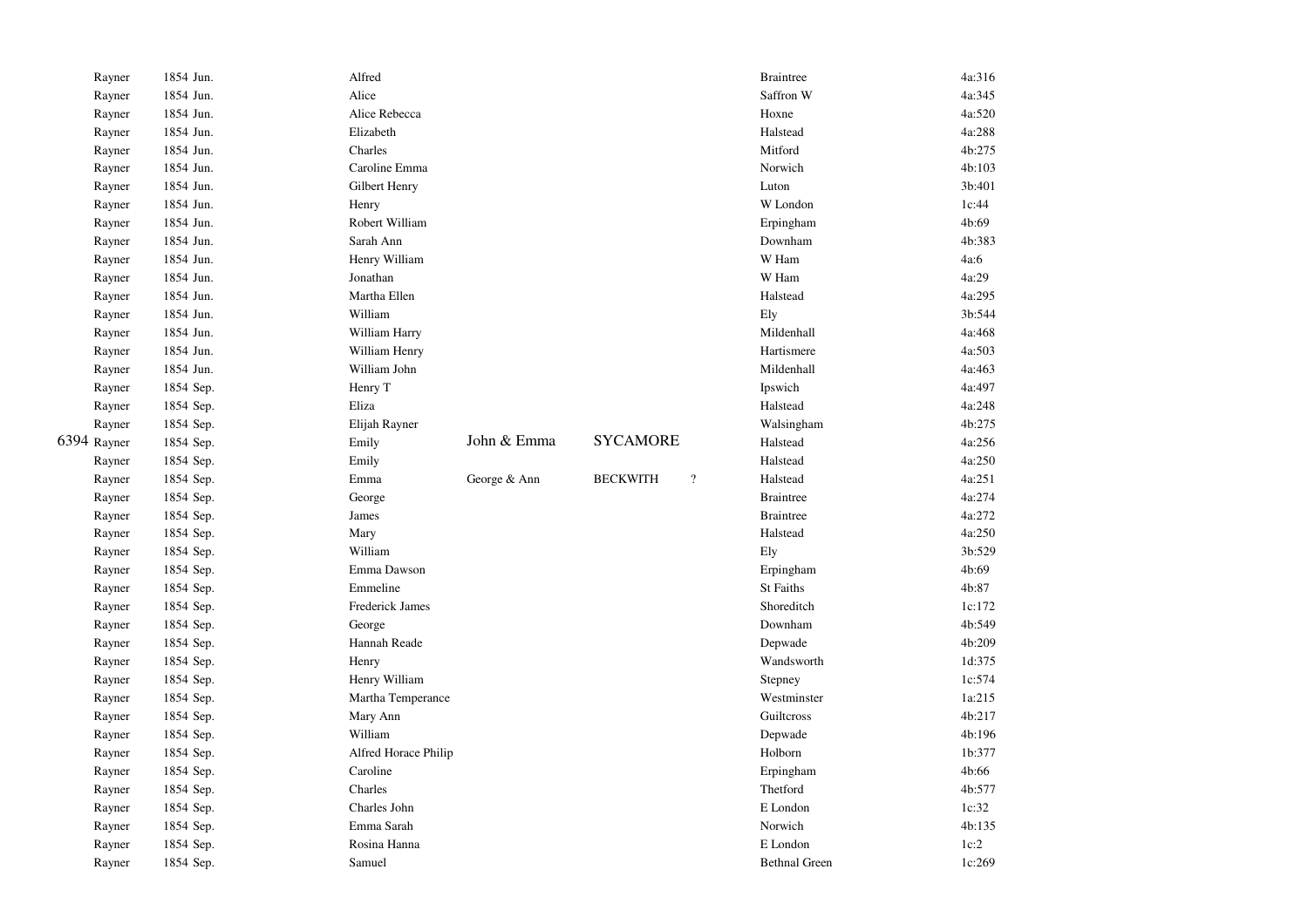| | | | | | | | | |
|---|---|---|---|---|---|---|---|---|
| | Rayner | 1854 Jun. | Alfred | | | | Braintree | 4a:316 |
| | Rayner | 1854 Jun. | Alice | | | | Saffron W | 4a:345 |
| | Rayner | 1854 Jun. | Alice Rebecca | | | | Hoxne | 4a:520 |
| | Rayner | 1854 Jun. | Elizabeth | | | | Halstead | 4a:288 |
| | Rayner | 1854 Jun. | Charles | | | | Mitford | 4b:275 |
| | Rayner | 1854 Jun. | Caroline Emma | | | | Norwich | 4b:103 |
| | Rayner | 1854 Jun. | Gilbert Henry | | | | Luton | 3b:401 |
| | Rayner | 1854 Jun. | Henry | | | | W London | 1c:44 |
| | Rayner | 1854 Jun. | Robert William | | | | Erpingham | 4b:69 |
| | Rayner | 1854 Jun. | Sarah Ann | | | | Downham | 4b:383 |
| | Rayner | 1854 Jun. | Henry William | | | | W Ham | 4a:6 |
| | Rayner | 1854 Jun. | Jonathan | | | | W Ham | 4a:29 |
| | Rayner | 1854 Jun. | Martha Ellen | | | | Halstead | 4a:295 |
| | Rayner | 1854 Jun. | William | | | | Ely | 3b:544 |
| | Rayner | 1854 Jun. | William Harry | | | | Mildenhall | 4a:468 |
| | Rayner | 1854 Jun. | William Henry | | | | Hartismere | 4a:503 |
| | Rayner | 1854 Jun. | William John | | | | Mildenhall | 4a:463 |
| | Rayner | 1854 Sep. | Henry T | | | | Ipswich | 4a:497 |
| | Rayner | 1854 Sep. | Eliza | | | | Halstead | 4a:248 |
| | Rayner | 1854 Sep. | Elijah Rayner | | | | Walsingham | 4b:275 |
| 6394 | Rayner | 1854 Sep. | Emily | John & Emma | SYCAMORE | | Halstead | 4a:256 |
| | Rayner | 1854 Sep. | Emily | | | | Halstead | 4a:250 |
| | Rayner | 1854 Sep. | Emma | George & Ann | BECKWITH | ? | Halstead | 4a:251 |
| | Rayner | 1854 Sep. | George | | | | Braintree | 4a:274 |
| | Rayner | 1854 Sep. | James | | | | Braintree | 4a:272 |
| | Rayner | 1854 Sep. | Mary | | | | Halstead | 4a:250 |
| | Rayner | 1854 Sep. | William | | | | Ely | 3b:529 |
| | Rayner | 1854 Sep. | Emma Dawson | | | | Erpingham | 4b:69 |
| | Rayner | 1854 Sep. | Emmeline | | | | St Faiths | 4b:87 |
| | Rayner | 1854 Sep. | Frederick James | | | | Shoreditch | 1c:172 |
| | Rayner | 1854 Sep. | George | | | | Downham | 4b:549 |
| | Rayner | 1854 Sep. | Hannah Reade | | | | Depwade | 4b:209 |
| | Rayner | 1854 Sep. | Henry | | | | Wandsworth | 1d:375 |
| | Rayner | 1854 Sep. | Henry William | | | | Stepney | 1c:574 |
| | Rayner | 1854 Sep. | Martha Temperance | | | | Westminster | 1a:215 |
| | Rayner | 1854 Sep. | Mary Ann | | | | Guiltcross | 4b:217 |
| | Rayner | 1854 Sep. | William | | | | Depwade | 4b:196 |
| | Rayner | 1854 Sep. | Alfred Horace Philip | | | | Holborn | 1b:377 |
| | Rayner | 1854 Sep. | Caroline | | | | Erpingham | 4b:66 |
| | Rayner | 1854 Sep. | Charles | | | | Thetford | 4b:577 |
| | Rayner | 1854 Sep. | Charles John | | | | E London | 1c:32 |
| | Rayner | 1854 Sep. | Emma Sarah | | | | Norwich | 4b:135 |
| | Rayner | 1854 Sep. | Rosina Hanna | | | | E London | 1c:2 |
| | Rayner | 1854 Sep. | Samuel | | | | Bethnal Green | 1c:269 |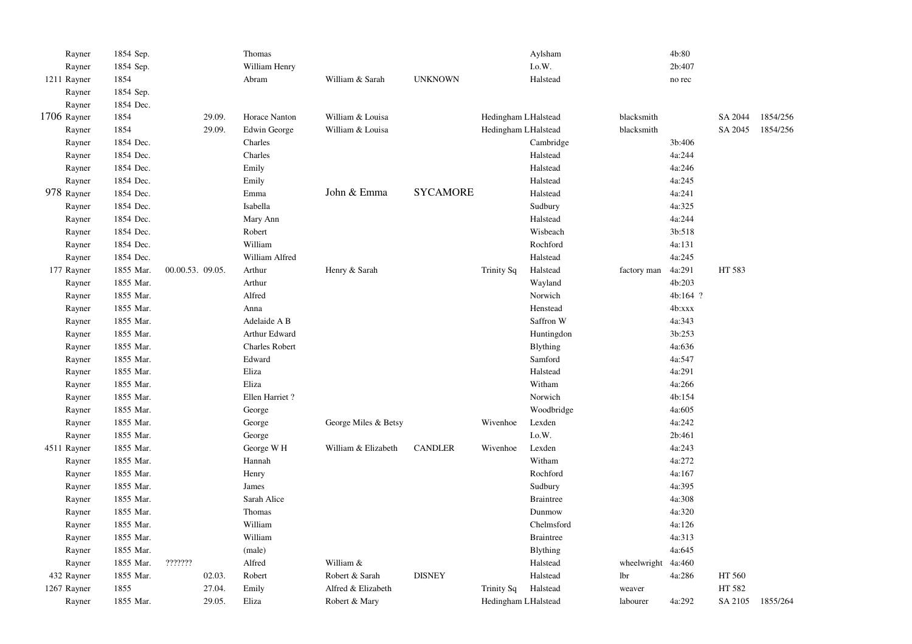| | | | | | | | | | | | | | |
|---|---|---|---|---|---|---|---|---|---|---|---|---|---|
| | Rayner | 1854 Sep. | | | Thomas | | | | Aylsham | | 4b:80 | | |
| | Rayner | 1854 Sep. | | | William Henry | | | | I.o.W. | | 2b:407 | | |
| 1211 | Rayner | 1854 | | | Abram | William & Sarah | UNKNOWN | | Halstead | | no rec | | |
| | Rayner | 1854 Sep. | | | | | | | | | | | |
| | Rayner | 1854 Dec. | | | | | | | | | | | |
| 1706 | Rayner | 1854 | | 29.09. | Horace Nanton | William & Louisa | | Hedingham L | Halstead | blacksmith | | SA 2044 | 1854/256 |
| | Rayner | 1854 | | 29.09. | Edwin George | William & Louisa | | Hedingham L | Halstead | blacksmith | | SA 2045 | 1854/256 |
| | Rayner | 1854 Dec. | | | Charles | | | | Cambridge | | 3b:406 | | |
| | Rayner | 1854 Dec. | | | Charles | | | | Halstead | | 4a:244 | | |
| | Rayner | 1854 Dec. | | | Emily | | | | Halstead | | 4a:246 | | |
| | Rayner | 1854 Dec. | | | Emily | | | | Halstead | | 4a:245 | | |
| 978 | Rayner | 1854 Dec. | | | Emma | John & Emma | SYCAMORE | | Halstead | | 4a:241 | | |
| | Rayner | 1854 Dec. | | | Isabella | | | | Sudbury | | 4a:325 | | |
| | Rayner | 1854 Dec. | | | Mary Ann | | | | Halstead | | 4a:244 | | |
| | Rayner | 1854 Dec. | | | Robert | | | | Wisbeach | | 3b:518 | | |
| | Rayner | 1854 Dec. | | | William | | | | Rochford | | 4a:131 | | |
| | Rayner | 1854 Dec. | | | William Alfred | | | | Halstead | | 4a:245 | | |
| 177 | Rayner | 1855 Mar. | 00.00.53. | 09.05. | Arthur | Henry & Sarah | | Trinity Sq | Halstead | factory man | 4a:291 | HT 583 | |
| | Rayner | 1855 Mar. | | | Arthur | | | | Wayland | | 4b:203 | | |
| | Rayner | 1855 Mar. | | | Alfred | | | | Norwich | | 4b:164 ? | | |
| | Rayner | 1855 Mar. | | | Anna | | | | Henstead | | 4b:xxx | | |
| | Rayner | 1855 Mar. | | | Adelaide A B | | | | Saffron W | | 4a:343 | | |
| | Rayner | 1855 Mar. | | | Arthur Edward | | | | Huntingdon | | 3b:253 | | |
| | Rayner | 1855 Mar. | | | Charles Robert | | | | Blything | | 4a:636 | | |
| | Rayner | 1855 Mar. | | | Edward | | | | Samford | | 4a:547 | | |
| | Rayner | 1855 Mar. | | | Eliza | | | | Halstead | | 4a:291 | | |
| | Rayner | 1855 Mar. | | | Eliza | | | | Witham | | 4a:266 | | |
| | Rayner | 1855 Mar. | | | Ellen Harriet ? | | | | Norwich | | 4b:154 | | |
| | Rayner | 1855 Mar. | | | George | | | | Woodbridge | | 4a:605 | | |
| | Rayner | 1855 Mar. | | | George | George Miles & Betsy | | Wivenhoe | Lexden | | 4a:242 | | |
| | Rayner | 1855 Mar. | | | George | | | | I.o.W. | | 2b:461 | | |
| 4511 | Rayner | 1855 Mar. | | | George W H | William & Elizabeth | CANDLER | Wivenhoe | Lexden | | 4a:243 | | |
| | Rayner | 1855 Mar. | | | Hannah | | | | Witham | | 4a:272 | | |
| | Rayner | 1855 Mar. | | | Henry | | | | Rochford | | 4a:167 | | |
| | Rayner | 1855 Mar. | | | James | | | | Sudbury | | 4a:395 | | |
| | Rayner | 1855 Mar. | | | Sarah Alice | | | | Braintree | | 4a:308 | | |
| | Rayner | 1855 Mar. | | | Thomas | | | | Dunmow | | 4a:320 | | |
| | Rayner | 1855 Mar. | | | William | | | | Chelmsford | | 4a:126 | | |
| | Rayner | 1855 Mar. | | | William | | | | Braintree | | 4a:313 | | |
| | Rayner | 1855 Mar. | | | (male) | | | | Blything | | 4a:645 | | |
| | Rayner | 1855 Mar. | ??????? | | Alfred | William & | | | Halstead | wheelwright | 4a:460 | | |
| 432 | Rayner | 1855 Mar. | | 02.03. | Robert | Robert & Sarah | DISNEY | | Halstead | lbr | 4a:286 | HT 560 | |
| 1267 | Rayner | 1855 | | 27.04. | Emily | Alfred & Elizabeth | | Trinity Sq | Halstead | weaver | | HT 582 | |
| | Rayner | 1855 Mar. | | 29.05. | Eliza | Robert & Mary | | Hedingham L | Halstead | labourer | 4a:292 | SA 2105 | 1855/264 |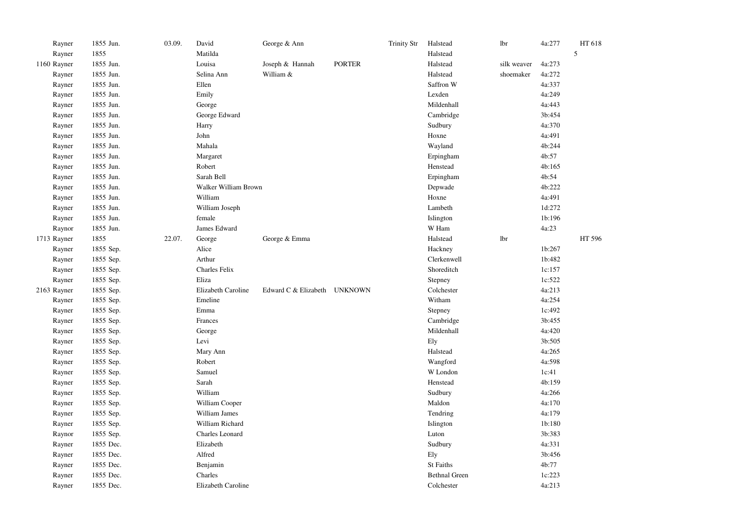| | | | | | | | | | | | |
|---|---|---|---|---|---|---|---|---|---|---|---|
| | Rayner | 1855 Jun. | 03.09. | David | George & Ann | | Trinity Str | Halstead | lbr | 4a:277 | HT 618 |
| | Rayner | 1855 | | Matilda | | | | Halstead | | | 5 |
| 1160 | Rayner | 1855 Jun. | | Louisa | Joseph & Hannah | PORTER | | Halstead | silk weaver | 4a:273 | |
| | Rayner | 1855 Jun. | | Selina Ann | William & | | | Halstead | shoemaker | 4a:272 | |
| | Rayner | 1855 Jun. | | Ellen | | | | Saffron W | | 4a:337 | |
| | Rayner | 1855 Jun. | | Emily | | | | Lexden | | 4a:249 | |
| | Rayner | 1855 Jun. | | George | | | | Mildenhall | | 4a:443 | |
| | Rayner | 1855 Jun. | | George Edward | | | | Cambridge | | 3b:454 | |
| | Rayner | 1855 Jun. | | Harry | | | | Sudbury | | 4a:370 | |
| | Rayner | 1855 Jun. | | John | | | | Hoxne | | 4a:491 | |
| | Rayner | 1855 Jun. | | Mahala | | | | Wayland | | 4b:244 | |
| | Rayner | 1855 Jun. | | Margaret | | | | Erpingham | | 4b:57 | |
| | Rayner | 1855 Jun. | | Robert | | | | Henstead | | 4b:165 | |
| | Rayner | 1855 Jun. | | Sarah Bell | | | | Erpingham | | 4b:54 | |
| | Rayner | 1855 Jun. | | Walker William Brown | | | | Depwade | | 4b:222 | |
| | Rayner | 1855 Jun. | | William | | | | Hoxne | | 4a:491 | |
| | Rayner | 1855 Jun. | | William Joseph | | | | Lambeth | | 1d:272 | |
| | Rayner | 1855 Jun. | | female | | | | Islington | | 1b:196 | |
| | Raynor | 1855 Jun. | | James Edward | | | | W Ham | | 4a:23 | |
| 1713 | Rayner | 1855 | 22.07. | George | George & Emma | | | Halstead | lbr | | HT 596 |
| | Rayner | 1855 Sep. | | Alice | | | | Hackney | | 1b:267 | |
| | Rayner | 1855 Sep. | | Arthur | | | | Clerkenwell | | 1b:482 | |
| | Rayner | 1855 Sep. | | Charles Felix | | | | Shoreditch | | 1c:157 | |
| | Rayner | 1855 Sep. | | Eliza | | | | Stepney | | 1c:522 | |
| 2163 | Rayner | 1855 Sep. | | Elizabeth Caroline | Edward C & Elizabeth | UNKNOWN | | Colchester | | 4a:213 | |
| | Rayner | 1855 Sep. | | Emeline | | | | Witham | | 4a:254 | |
| | Rayner | 1855 Sep. | | Emma | | | | Stepney | | 1c:492 | |
| | Rayner | 1855 Sep. | | Frances | | | | Cambridge | | 3b:455 | |
| | Rayner | 1855 Sep. | | George | | | | Mildenhall | | 4a:420 | |
| | Rayner | 1855 Sep. | | Levi | | | | Ely | | 3b:505 | |
| | Rayner | 1855 Sep. | | Mary Ann | | | | Halstead | | 4a:265 | |
| | Rayner | 1855 Sep. | | Robert | | | | Wangford | | 4a:598 | |
| | Rayner | 1855 Sep. | | Samuel | | | | W London | | 1c:41 | |
| | Rayner | 1855 Sep. | | Sarah | | | | Henstead | | 4b:159 | |
| | Rayner | 1855 Sep. | | William | | | | Sudbury | | 4a:266 | |
| | Rayner | 1855 Sep. | | William Cooper | | | | Maldon | | 4a:170 | |
| | Rayner | 1855 Sep. | | William James | | | | Tendring | | 4a:179 | |
| | Rayner | 1855 Sep. | | William Richard | | | | Islington | | 1b:180 | |
| | Raynor | 1855 Sep. | | Charles Leonard | | | | Luton | | 3b:383 | |
| | Rayner | 1855 Dec. | | Elizabeth | | | | Sudbury | | 4a:331 | |
| | Rayner | 1855 Dec. | | Alfred | | | | Ely | | 3b:456 | |
| | Rayner | 1855 Dec. | | Benjamin | | | | St Faiths | | 4b:77 | |
| | Rayner | 1855 Dec. | | Charles | | | | Bethnal Green | | 1c:223 | |
| | Rayner | 1855 Dec. | | Elizabeth Caroline | | | | Colchester | | 4a:213 | |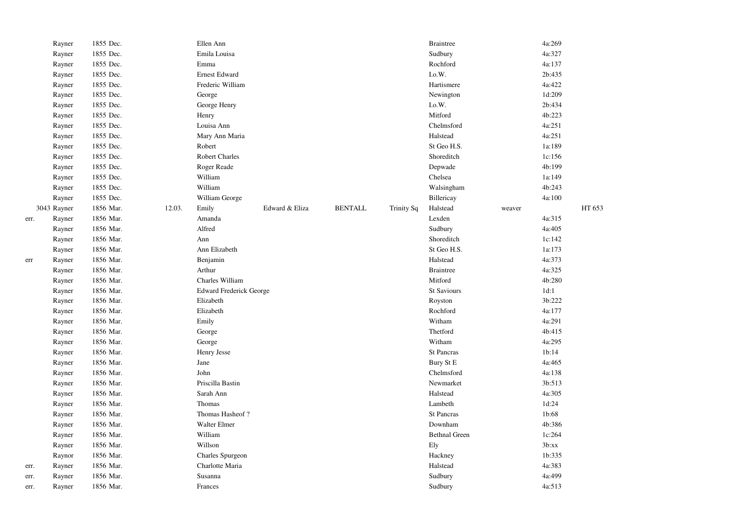| | | | | | | | | | | | |
|---|---|---|---|---|---|---|---|---|---|---|---|
| | Rayner | 1855 Dec. | | Ellen Ann | | | | Braintree | | 4a:269 | |
| | Rayner | 1855 Dec. | | Emila Louisa | | | | Sudbury | | 4a:327 | |
| | Rayner | 1855 Dec. | | Emma | | | | Rochford | | 4a:137 | |
| | Rayner | 1855 Dec. | | Ernest Edward | | | | I.o.W. | | 2b:435 | |
| | Rayner | 1855 Dec. | | Frederic William | | | | Hartismere | | 4a:422 | |
| | Rayner | 1855 Dec. | | George | | | | Newington | | 1d:209 | |
| | Rayner | 1855 Dec. | | George Henry | | | | I.o.W. | | 2b:434 | |
| | Rayner | 1855 Dec. | | Henry | | | | Mitford | | 4b:223 | |
| | Rayner | 1855 Dec. | | Louisa Ann | | | | Chelmsford | | 4a:251 | |
| | Rayner | 1855 Dec. | | Mary Ann Maria | | | | Halstead | | 4a:251 | |
| | Rayner | 1855 Dec. | | Robert | | | | St Geo H.S. | | 1a:189 | |
| | Rayner | 1855 Dec. | | Robert Charles | | | | Shoreditch | | 1c:156 | |
| | Rayner | 1855 Dec. | | Roger Reade | | | | Depwade | | 4b:199 | |
| | Rayner | 1855 Dec. | | William | | | | Chelsea | | 1a:149 | |
| | Rayner | 1855 Dec. | | William | | | | Walsingham | | 4b:243 | |
| | Rayner | 1855 Dec. | | William George | | | | Billericay | | 4a:100 | |
| | 3043 Rayner | 1856 Mar. | 12.03. | Emily | Edward & Eliza | BENTALL | Trinity Sq | Halstead | weaver | | HT 653 |
| err. | Rayner | 1856 Mar. | | Amanda | | | | Lexden | | 4a:315 | |
| | Rayner | 1856 Mar. | | Alfred | | | | Sudbury | | 4a:405 | |
| | Rayner | 1856 Mar. | | Ann | | | | Shoreditch | | 1c:142 | |
| | Rayner | 1856 Mar. | | Ann Elizabeth | | | | St Geo H.S. | | 1a:173 | |
| err | Rayner | 1856 Mar. | | Benjamin | | | | Halstead | | 4a:373 | |
| | Rayner | 1856 Mar. | | Arthur | | | | Braintree | | 4a:325 | |
| | Rayner | 1856 Mar. | | Charles William | | | | Mitford | | 4b:280 | |
| | Rayner | 1856 Mar. | | Edward Frederick George | | | | St Saviours | | 1d:1 | |
| | Rayner | 1856 Mar. | | Elizabeth | | | | Royston | | 3b:222 | |
| | Rayner | 1856 Mar. | | Elizabeth | | | | Rochford | | 4a:177 | |
| | Rayner | 1856 Mar. | | Emily | | | | Witham | | 4a:291 | |
| | Rayner | 1856 Mar. | | George | | | | Thetford | | 4b:415 | |
| | Rayner | 1856 Mar. | | George | | | | Witham | | 4a:295 | |
| | Rayner | 1856 Mar. | | Henry Jesse | | | | St Pancras | | 1b:14 | |
| | Rayner | 1856 Mar. | | Jane | | | | Bury St E | | 4a:465 | |
| | Rayner | 1856 Mar. | | John | | | | Chelmsford | | 4a:138 | |
| | Rayner | 1856 Mar. | | Priscilla Bastin | | | | Newmarket | | 3b:513 | |
| | Rayner | 1856 Mar. | | Sarah Ann | | | | Halstead | | 4a:305 | |
| | Rayner | 1856 Mar. | | Thomas | | | | Lambeth | | 1d:24 | |
| | Rayner | 1856 Mar. | | Thomas Hasheof ? | | | | St Pancras | | 1b:68 | |
| | Rayner | 1856 Mar. | | Walter Elmer | | | | Downham | | 4b:386 | |
| | Rayner | 1856 Mar. | | William | | | | Bethnal Green | | 1c:264 | |
| | Rayner | 1856 Mar. | | Willson | | | | Ely | | 3b:xx | |
| | Raynor | 1856 Mar. | | Charles Spurgeon | | | | Hackney | | 1b:335 | |
| err. | Rayner | 1856 Mar. | | Charlotte Maria | | | | Halstead | | 4a:383 | |
| err. | Rayner | 1856 Mar. | | Susanna | | | | Sudbury | | 4a:499 | |
| err. | Rayner | 1856 Mar. | | Frances | | | | Sudbury | | 4a:513 | |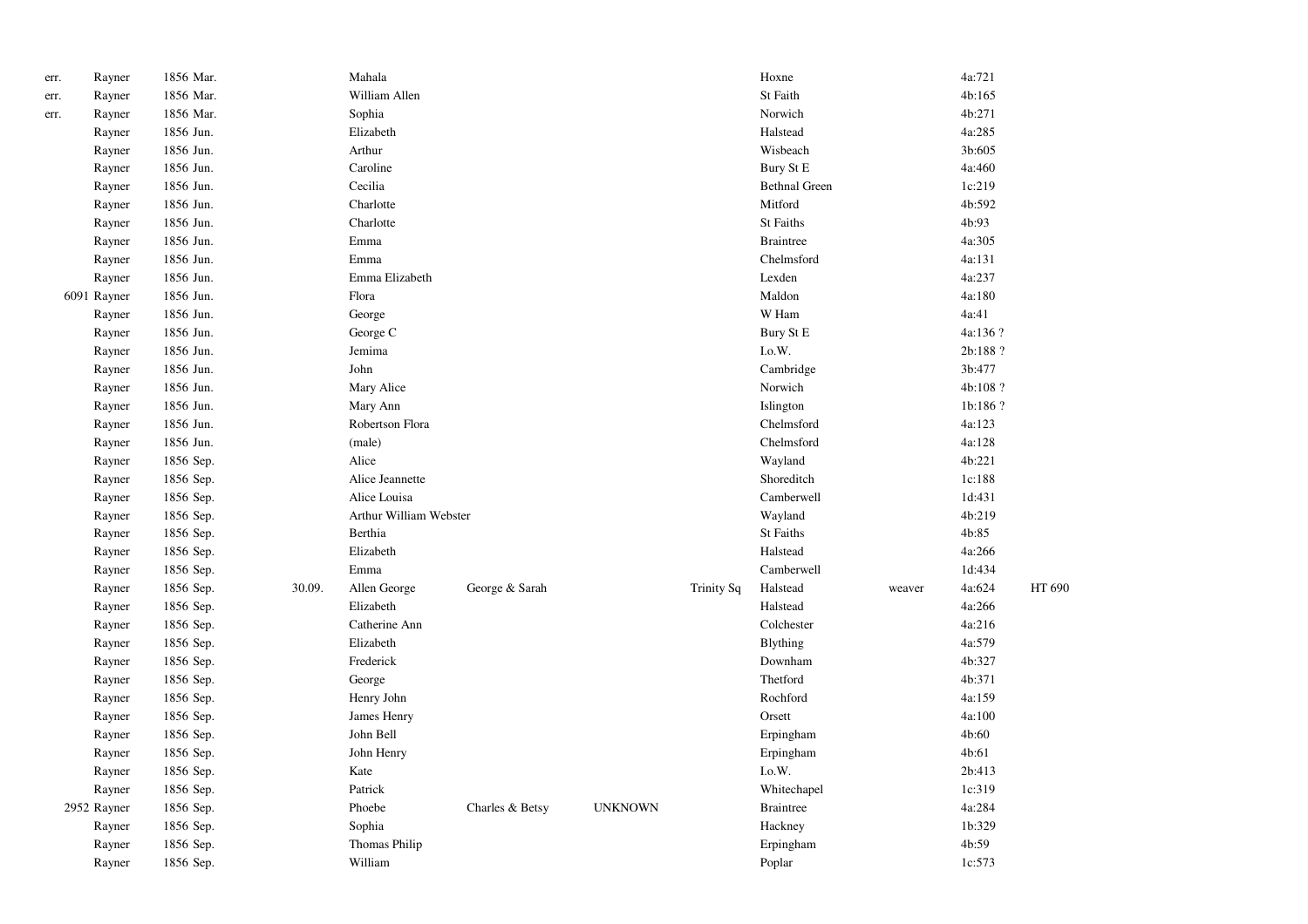| | | | | | | | | | | | |
|---|---|---|---|---|---|---|---|---|---|---|---|
| err. | Rayner | 1856 Mar. | | Mahala | | | | Hoxne | | 4a:721 | |
| err. | Rayner | 1856 Mar. | | William Allen | | | | St Faith | | 4b:165 | |
| err. | Rayner | 1856 Mar. | | Sophia | | | | Norwich | | 4b:271 | |
| | Rayner | 1856 Jun. | | Elizabeth | | | | Halstead | | 4a:285 | |
| | Rayner | 1856 Jun. | | Arthur | | | | Wisbeach | | 3b:605 | |
| | Rayner | 1856 Jun. | | Caroline | | | | Bury St E | | 4a:460 | |
| | Rayner | 1856 Jun. | | Cecilia | | | | Bethnal Green | | 1c:219 | |
| | Rayner | 1856 Jun. | | Charlotte | | | | Mitford | | 4b:592 | |
| | Rayner | 1856 Jun. | | Charlotte | | | | St Faiths | | 4b:93 | |
| | Rayner | 1856 Jun. | | Emma | | | | Braintree | | 4a:305 | |
| | Rayner | 1856 Jun. | | Emma | | | | Chelmsford | | 4a:131 | |
| | Rayner | 1856 Jun. | | Emma Elizabeth | | | | Lexden | | 4a:237 | |
| 6091 | Rayner | 1856 Jun. | | Flora | | | | Maldon | | 4a:180 | |
| | Rayner | 1856 Jun. | | George | | | | W Ham | | 4a:41 | |
| | Rayner | 1856 Jun. | | George C | | | | Bury St E | | 4a:136 ? | |
| | Rayner | 1856 Jun. | | Jemima | | | | I.o.W. | | 2b:188 ? | |
| | Rayner | 1856 Jun. | | John | | | | Cambridge | | 3b:477 | |
| | Rayner | 1856 Jun. | | Mary Alice | | | | Norwich | | 4b:108 ? | |
| | Rayner | 1856 Jun. | | Mary Ann | | | | Islington | | 1b:186 ? | |
| | Rayner | 1856 Jun. | | Robertson Flora | | | | Chelmsford | | 4a:123 | |
| | Rayner | 1856 Jun. | | (male) | | | | Chelmsford | | 4a:128 | |
| | Rayner | 1856 Sep. | | Alice | | | | Wayland | | 4b:221 | |
| | Rayner | 1856 Sep. | | Alice Jeannette | | | | Shoreditch | | 1c:188 | |
| | Rayner | 1856 Sep. | | Alice Louisa | | | | Camberwell | | 1d:431 | |
| | Rayner | 1856 Sep. | | Arthur William Webster | | | | Wayland | | 4b:219 | |
| | Rayner | 1856 Sep. | | Berthia | | | | St Faiths | | 4b:85 | |
| | Rayner | 1856 Sep. | | Elizabeth | | | | Halstead | | 4a:266 | |
| | Rayner | 1856 Sep. | | Emma | | | | Camberwell | | 1d:434 | |
| | Rayner | 1856 Sep. | 30.09. | Allen George | George & Sarah | | Trinity Sq | Halstead | weaver | 4a:624 | HT 690 |
| | Rayner | 1856 Sep. | | Elizabeth | | | | Halstead | | 4a:266 | |
| | Rayner | 1856 Sep. | | Catherine Ann | | | | Colchester | | 4a:216 | |
| | Rayner | 1856 Sep. | | Elizabeth | | | | Blything | | 4a:579 | |
| | Rayner | 1856 Sep. | | Frederick | | | | Downham | | 4b:327 | |
| | Rayner | 1856 Sep. | | George | | | | Thetford | | 4b:371 | |
| | Rayner | 1856 Sep. | | Henry John | | | | Rochford | | 4a:159 | |
| | Rayner | 1856 Sep. | | James Henry | | | | Orsett | | 4a:100 | |
| | Rayner | 1856 Sep. | | John Bell | | | | Erpingham | | 4b:60 | |
| | Rayner | 1856 Sep. | | John Henry | | | | Erpingham | | 4b:61 | |
| | Rayner | 1856 Sep. | | Kate | | | | I.o.W. | | 2b:413 | |
| | Rayner | 1856 Sep. | | Patrick | | | | Whitechapel | | 1c:319 | |
| 2952 | Rayner | 1856 Sep. | | Phoebe | Charles & Betsy | UNKNOWN | | Braintree | | 4a:284 | |
| | Rayner | 1856 Sep. | | Sophia | | | | Hackney | | 1b:329 | |
| | Rayner | 1856 Sep. | | Thomas Philip | | | | Erpingham | | 4b:59 | |
| | Rayner | 1856 Sep. | | William | | | | Poplar | | 1c:573 | |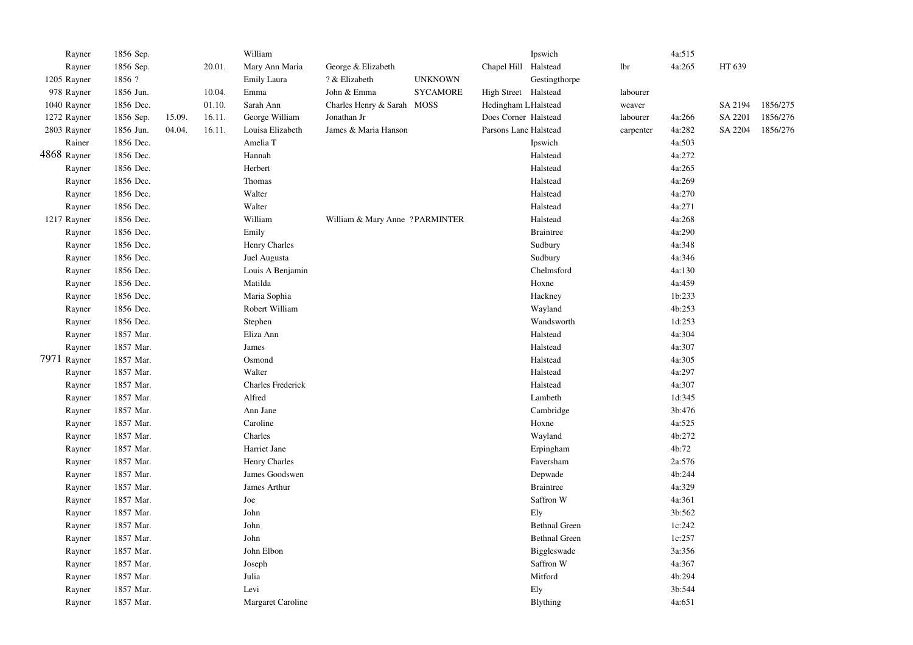| | | | | | | | | | | | | |
|---|---|---|---|---|---|---|---|---|---|---|---|---|
| Rayner | 1856 Sep. | | | William | | | | Ipswich | | 4a:515 | | |
| Rayner | 1856 Sep. | | 20.01. | Mary Ann Maria | George & Elizabeth | | Chapel Hill | Halstead | lbr | 4a:265 | HT 639 | |
| 1205 Rayner | 1856 ? | | | Emily Laura | ? & Elizabeth | UNKNOWN | | Gestingthorpe | | | | |
| 978 Rayner | 1856 Jun. | | 10.04. | Emma | John & Emma | SYCAMORE | High Street | Halstead | labourer | | | |
| 1040 Rayner | 1856 Dec. | | 01.10. | Sarah Ann | Charles Henry & Sarah | MOSS | Hedingham L | Halstead | weaver | | SA 2194 | 1856/275 |
| 1272 Rayner | 1856 Sep. | 15.09. | 16.11. | George William | Jonathan Jr | | Does Corner | Halstead | labourer | 4a:266 | SA 2201 | 1856/276 |
| 2803 Rayner | 1856 Jun. | 04.04. | 16.11. | Louisa Elizabeth | James & Maria Hanson | | Parsons Lane | Halstead | carpenter | 4a:282 | SA 2204 | 1856/276 |
| Rainer | 1856 Dec. | | | Amelia T | | | | Ipswich | | 4a:503 | | |
| 4868 Rayner | 1856 Dec. | | | Hannah | | | | Halstead | | 4a:272 | | |
| Rayner | 1856 Dec. | | | Herbert | | | | Halstead | | 4a:265 | | |
| Rayner | 1856 Dec. | | | Thomas | | | | Halstead | | 4a:269 | | |
| Rayner | 1856 Dec. | | | Walter | | | | Halstead | | 4a:270 | | |
| Rayner | 1856 Dec. | | | Walter | | | | Halstead | | 4a:271 | | |
| 1217 Rayner | 1856 Dec. | | | William | William & Mary Anne | ?PARMINTER | | Halstead | | 4a:268 | | |
| Rayner | 1856 Dec. | | | Emily | | | | Braintree | | 4a:290 | | |
| Rayner | 1856 Dec. | | | Henry Charles | | | | Sudbury | | 4a:348 | | |
| Rayner | 1856 Dec. | | | Juel Augusta | | | | Sudbury | | 4a:346 | | |
| Rayner | 1856 Dec. | | | Louis A Benjamin | | | | Chelmsford | | 4a:130 | | |
| Rayner | 1856 Dec. | | | Matilda | | | | Hoxne | | 4a:459 | | |
| Rayner | 1856 Dec. | | | Maria Sophia | | | | Hackney | | 1b:233 | | |
| Rayner | 1856 Dec. | | | Robert William | | | | Wayland | | 4b:253 | | |
| Rayner | 1856 Dec. | | | Stephen | | | | Wandsworth | | 1d:253 | | |
| Rayner | 1857 Mar. | | | Eliza Ann | | | | Halstead | | 4a:304 | | |
| Rayner | 1857 Mar. | | | James | | | | Halstead | | 4a:307 | | |
| 7971 Rayner | 1857 Mar. | | | Osmond | | | | Halstead | | 4a:305 | | |
| Rayner | 1857 Mar. | | | Walter | | | | Halstead | | 4a:297 | | |
| Rayner | 1857 Mar. | | | Charles Frederick | | | | Halstead | | 4a:307 | | |
| Rayner | 1857 Mar. | | | Alfred | | | | Lambeth | | 1d:345 | | |
| Rayner | 1857 Mar. | | | Ann Jane | | | | Cambridge | | 3b:476 | | |
| Rayner | 1857 Mar. | | | Caroline | | | | Hoxne | | 4a:525 | | |
| Rayner | 1857 Mar. | | | Charles | | | | Wayland | | 4b:272 | | |
| Rayner | 1857 Mar. | | | Harriet Jane | | | | Erpingham | | 4b:72 | | |
| Rayner | 1857 Mar. | | | Henry Charles | | | | Faversham | | 2a:576 | | |
| Rayner | 1857 Mar. | | | James Goodswen | | | | Depwade | | 4b:244 | | |
| Rayner | 1857 Mar. | | | James Arthur | | | | Braintree | | 4a:329 | | |
| Rayner | 1857 Mar. | | | Joe | | | | Saffron W | | 4a:361 | | |
| Rayner | 1857 Mar. | | | John | | | | Ely | | 3b:562 | | |
| Rayner | 1857 Mar. | | | John | | | | Bethnal Green | | 1c:242 | | |
| Rayner | 1857 Mar. | | | John | | | | Bethnal Green | | 1c:257 | | |
| Rayner | 1857 Mar. | | | John Elbon | | | | Biggleswade | | 3a:356 | | |
| Rayner | 1857 Mar. | | | Joseph | | | | Saffron W | | 4a:367 | | |
| Rayner | 1857 Mar. | | | Julia | | | | Mitford | | 4b:294 | | |
| Rayner | 1857 Mar. | | | Levi | | | | Ely | | 3b:544 | | |
| Rayner | 1857 Mar. | | | Margaret Caroline | | | | Blything | | 4a:651 | | |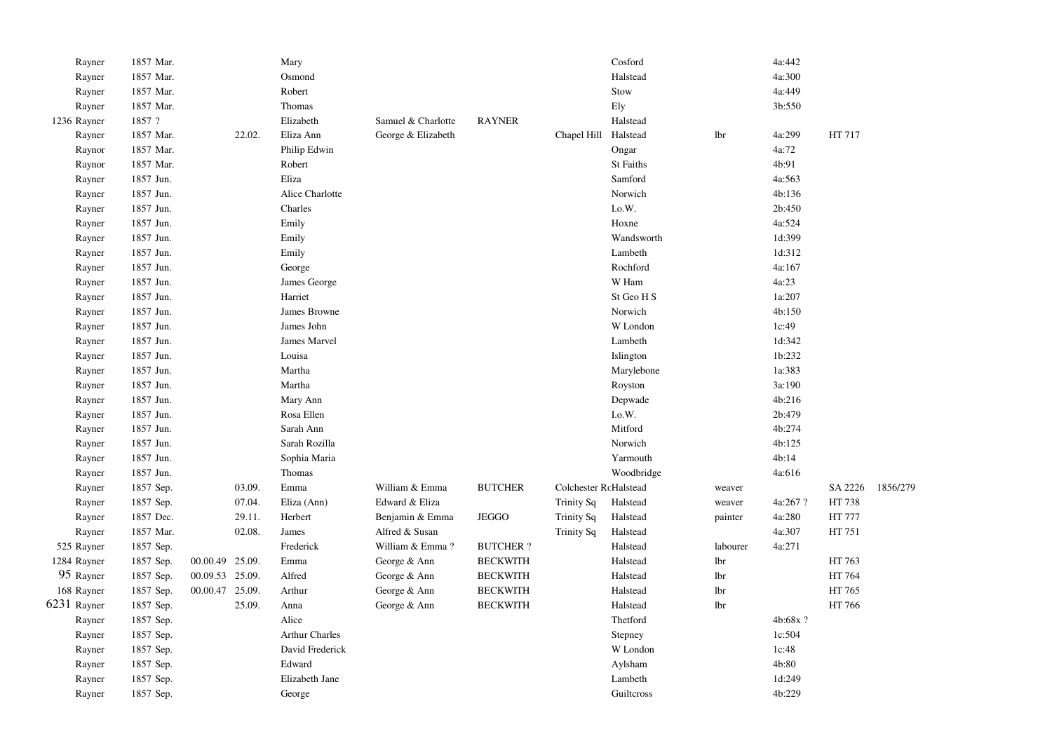| | | | | | | | | | | | | |
|---|---|---|---|---|---|---|---|---|---|---|---|---|
| Rayner | 1857 Mar. | | | Mary | | | | Cosford | | 4a:442 | | |
| Rayner | 1857 Mar. | | | Osmond | | | | Halstead | | 4a:300 | | |
| Rayner | 1857 Mar. | | | Robert | | | | Stow | | 4a:449 | | |
| Rayner | 1857 Mar. | | | Thomas | | | | Ely | | 3b:550 | | |
| 1236 Rayner | 1857 ? | | | Elizabeth | Samuel & Charlotte | RAYNER | | Halstead | | | | |
| Rayner | 1857 Mar. | | 22.02. | Eliza Ann | George & Elizabeth | | Chapel Hill | Halstead | lbr | 4a:299 | HT 717 | |
| Raynor | 1857 Mar. | | | Philip Edwin | | | | Ongar | | 4a:72 | | |
| Raynor | 1857 Mar. | | | Robert | | | | St Faiths | | 4b:91 | | |
| Rayner | 1857 Jun. | | | Eliza | | | | Samford | | 4a:563 | | |
| Rayner | 1857 Jun. | | | Alice Charlotte | | | | Norwich | | 4b:136 | | |
| Rayner | 1857 Jun. | | | Charles | | | | I.o.W. | | 2b:450 | | |
| Rayner | 1857 Jun. | | | Emily | | | | Hoxne | | 4a:524 | | |
| Rayner | 1857 Jun. | | | Emily | | | | Wandsworth | | 1d:399 | | |
| Rayner | 1857 Jun. | | | Emily | | | | Lambeth | | 1d:312 | | |
| Rayner | 1857 Jun. | | | George | | | | Rochford | | 4a:167 | | |
| Rayner | 1857 Jun. | | | James George | | | | W Ham | | 4a:23 | | |
| Rayner | 1857 Jun. | | | Harriet | | | | St Geo H S | | 1a:207 | | |
| Rayner | 1857 Jun. | | | James Browne | | | | Norwich | | 4b:150 | | |
| Rayner | 1857 Jun. | | | James John | | | | W London | | 1c:49 | | |
| Rayner | 1857 Jun. | | | James Marvel | | | | Lambeth | | 1d:342 | | |
| Rayner | 1857 Jun. | | | Louisa | | | | Islington | | 1b:232 | | |
| Rayner | 1857 Jun. | | | Martha | | | | Marylebone | | 1a:383 | | |
| Rayner | 1857 Jun. | | | Martha | | | | Royston | | 3a:190 | | |
| Rayner | 1857 Jun. | | | Mary Ann | | | | Depwade | | 4b:216 | | |
| Rayner | 1857 Jun. | | | Rosa Ellen | | | | I.o.W. | | 2b:479 | | |
| Rayner | 1857 Jun. | | | Sarah Ann | | | | Mitford | | 4b:274 | | |
| Rayner | 1857 Jun. | | | Sarah Rozilla | | | | Norwich | | 4b:125 | | |
| Rayner | 1857 Jun. | | | Sophia Maria | | | | Yarmouth | | 4b:14 | | |
| Rayner | 1857 Jun. | | | Thomas | | | | Woodbridge | | 4a:616 | | |
| Rayner | 1857 Sep. | | 03.09. | Emma | William & Emma | BUTCHER | Colchester Rc | Halstead | weaver | | SA 2226 | 1856/279 |
| Rayner | 1857 Sep. | | 07.04. | Eliza (Ann) | Edward & Eliza | | Trinity Sq | Halstead | weaver | 4a:267 ? | HT 738 | |
| Rayner | 1857 Dec. | | 29.11. | Herbert | Benjamin & Emma | JEGGO | Trinity Sq | Halstead | painter | 4a:280 | HT 777 | |
| Rayner | 1857 Mar. | | 02.08. | James | Alfred & Susan | | Trinity Sq | Halstead | | 4a:307 | HT 751 | |
| 525 Rayner | 1857 Sep. | | | Frederick | William & Emma ? | BUTCHER ? | | Halstead | labourer | 4a:271 | | |
| 1284 Rayner | 1857 Sep. | 00.00.49 | 25.09. | Emma | George & Ann | BECKWITH | | Halstead | lbr | | HT 763 | |
| 95 Rayner | 1857 Sep. | 00.09.53 | 25.09. | Alfred | George & Ann | BECKWITH | | Halstead | lbr | | HT 764 | |
| 168 Rayner | 1857 Sep. | 00.00.47 | 25.09. | Arthur | George & Ann | BECKWITH | | Halstead | lbr | | HT 765 | |
| 6231 Rayner | 1857 Sep. | | 25.09. | Anna | George & Ann | BECKWITH | | Halstead | lbr | | HT 766 | |
| Rayner | 1857 Sep. | | | Alice | | | | Thetford | | 4b:68x ? | | |
| Rayner | 1857 Sep. | | | Arthur Charles | | | | Stepney | | 1c:504 | | |
| Rayner | 1857 Sep. | | | David Frederick | | | | W London | | 1c:48 | | |
| Rayner | 1857 Sep. | | | Edward | | | | Aylsham | | 4b:80 | | |
| Rayner | 1857 Sep. | | | Elizabeth Jane | | | | Lambeth | | 1d:249 | | |
| Rayner | 1857 Sep. | | | George | | | | Guiltcross | | 4b:229 | | |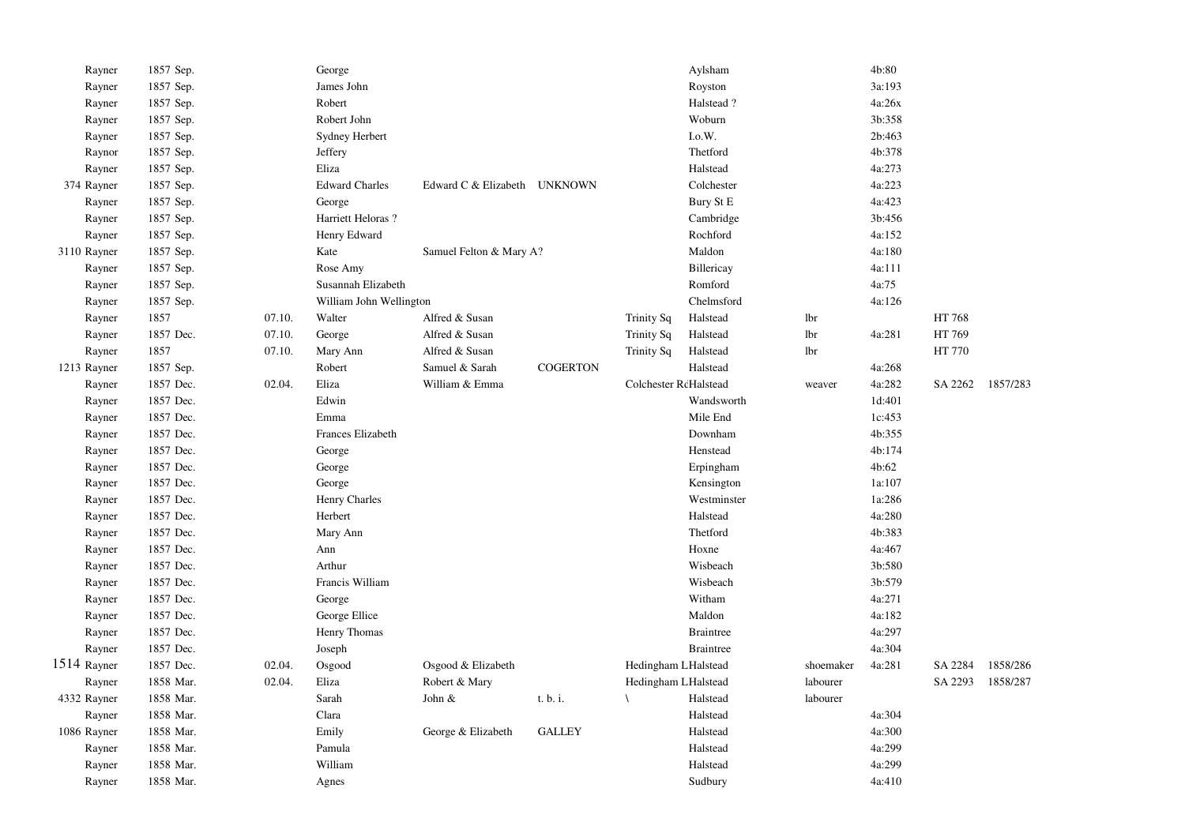| | | | | | | | | | | | | |
|---|---|---|---|---|---|---|---|---|---|---|---|---|
| | Rayner | 1857 Sep. | | George | | | | Aylsham | | 4b:80 | | |
| | Rayner | 1857 Sep. | | James John | | | | Royston | | 3a:193 | | |
| | Rayner | 1857 Sep. | | Robert | | | | Halstead ? | | 4a:26x | | |
| | Rayner | 1857 Sep. | | Robert John | | | | Woburn | | 3b:358 | | |
| | Rayner | 1857 Sep. | | Sydney Herbert | | | | I.o.W. | | 2b:463 | | |
| | Raynor | 1857 Sep. | | Jeffery | | | | Thetford | | 4b:378 | | |
| | Rayner | 1857 Sep. | | Eliza | | | | Halstead | | 4a:273 | | |
| 374 | Rayner | 1857 Sep. | | Edward Charles | Edward C & Elizabeth | UNKNOWN | | Colchester | | 4a:223 | | |
| | Rayner | 1857 Sep. | | George | | | | Bury St E | | 4a:423 | | |
| | Rayner | 1857 Sep. | | Harriett Heloras ? | | | | Cambridge | | 3b:456 | | |
| | Rayner | 1857 Sep. | | Henry Edward | | | | Rochford | | 4a:152 | | |
| 3110 | Rayner | 1857 Sep. | | Kate | Samuel Felton & Mary A? | | | Maldon | | 4a:180 | | |
| | Rayner | 1857 Sep. | | Rose Amy | | | | Billericay | | 4a:111 | | |
| | Rayner | 1857 Sep. | | Susannah Elizabeth | | | | Romford | | 4a:75 | | |
| | Rayner | 1857 Sep. | | William John Wellington | | | | Chelmsford | | 4a:126 | | |
| | Rayner | 1857 | 07.10. | Walter | Alfred & Susan | | Trinity Sq | Halstead | lbr | | HT 768 | |
| | Rayner | 1857 Dec. | 07.10. | George | Alfred & Susan | | Trinity Sq | Halstead | lbr | 4a:281 | HT 769 | |
| | Rayner | 1857 | 07.10. | Mary Ann | Alfred & Susan | | Trinity Sq | Halstead | lbr | | HT 770 | |
| 1213 | Rayner | 1857 Sep. | | Robert | Samuel & Sarah | COGERTON | | Halstead | | 4a:268 | | |
| | Rayner | 1857 Dec. | 02.04. | Eliza | William & Emma | | Colchester Rd | Halstead | weaver | 4a:282 | SA 2262 | 1857/283 |
| | Rayner | 1857 Dec. | | Edwin | | | | Wandsworth | | 1d:401 | | |
| | Rayner | 1857 Dec. | | Emma | | | | Mile End | | 1c:453 | | |
| | Rayner | 1857 Dec. | | Frances Elizabeth | | | | Downham | | 4b:355 | | |
| | Rayner | 1857 Dec. | | George | | | | Henstead | | 4b:174 | | |
| | Rayner | 1857 Dec. | | George | | | | Erpingham | | 4b:62 | | |
| | Rayner | 1857 Dec. | | George | | | | Kensington | | 1a:107 | | |
| | Rayner | 1857 Dec. | | Henry Charles | | | | Westminster | | 1a:286 | | |
| | Rayner | 1857 Dec. | | Herbert | | | | Halstead | | 4a:280 | | |
| | Rayner | 1857 Dec. | | Mary Ann | | | | Thetford | | 4b:383 | | |
| | Rayner | 1857 Dec. | | Ann | | | | Hoxne | | 4a:467 | | |
| | Rayner | 1857 Dec. | | Arthur | | | | Wisbeach | | 3b:580 | | |
| | Rayner | 1857 Dec. | | Francis William | | | | Wisbeach | | 3b:579 | | |
| | Rayner | 1857 Dec. | | George | | | | Witham | | 4a:271 | | |
| | Rayner | 1857 Dec. | | George Ellice | | | | Maldon | | 4a:182 | | |
| | Rayner | 1857 Dec. | | Henry Thomas | | | | Braintree | | 4a:297 | | |
| | Rayner | 1857 Dec. | | Joseph | | | | Braintree | | 4a:304 | | |
| 1514 | Rayner | 1857 Dec. | 02.04. | Osgood | Osgood & Elizabeth | | Hedingham L | Halstead | shoemaker | 4a:281 | SA 2284 | 1858/286 |
| | Rayner | 1858 Mar. | 02.04. | Eliza | Robert & Mary | | Hedingham L | Halstead | labourer | | SA 2293 | 1858/287 |
| 4332 | Rayner | 1858 Mar. | | Sarah | John & | t. b. i. | \ | Halstead | labourer | | | |
| | Rayner | 1858 Mar. | | Clara | | | | Halstead | | 4a:304 | | |
| 1086 | Rayner | 1858 Mar. | | Emily | George & Elizabeth | GALLEY | | Halstead | | 4a:300 | | |
| | Rayner | 1858 Mar. | | Pamula | | | | Halstead | | 4a:299 | | |
| | Rayner | 1858 Mar. | | William | | | | Halstead | | 4a:299 | | |
| | Rayner | 1858 Mar. | | Agnes | | | | Sudbury | | 4a:410 | | |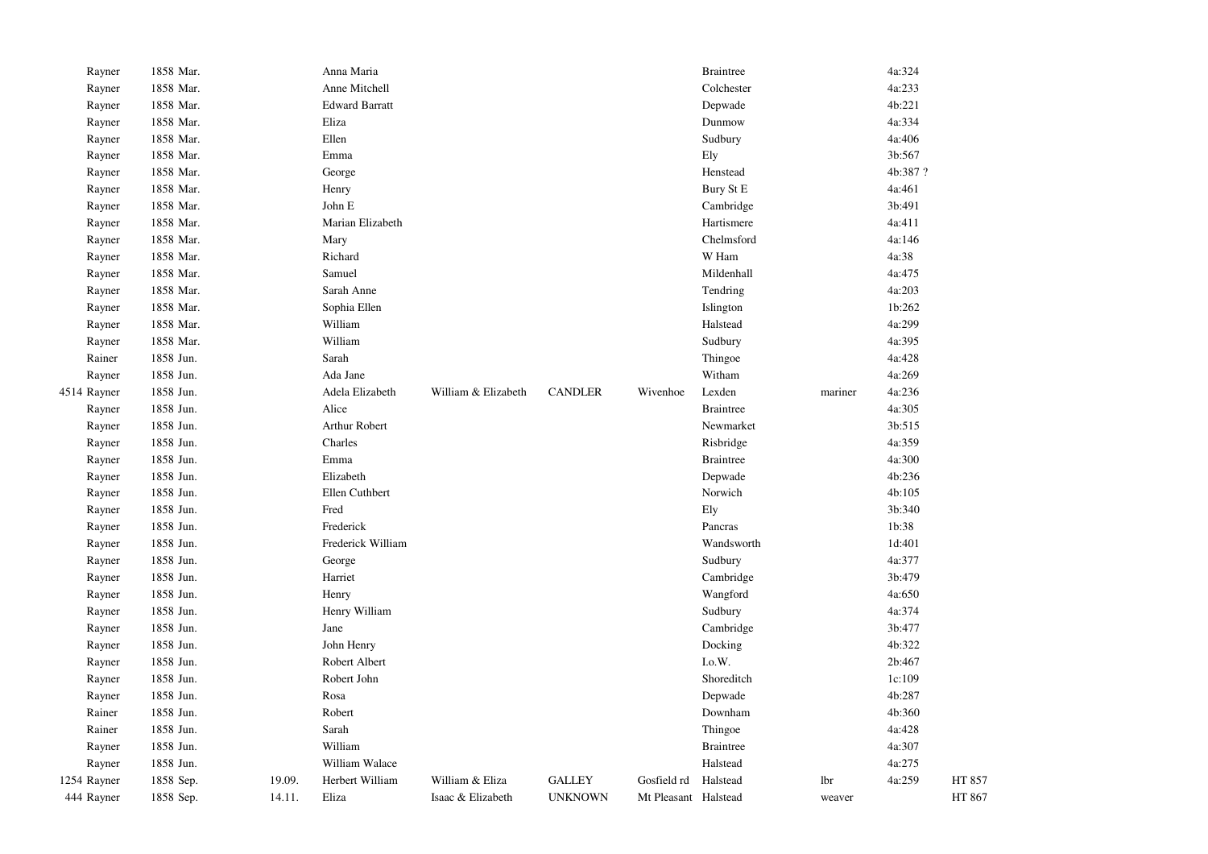| | | | | | | | | | | | |
|---|---|---|---|---|---|---|---|---|---|---|---|
| | Rayner | 1858 Mar. | | Anna Maria | | | | Braintree | | 4a:324 | |
| | Rayner | 1858 Mar. | | Anne Mitchell | | | | Colchester | | 4a:233 | |
| | Rayner | 1858 Mar. | | Edward Barratt | | | | Depwade | | 4b:221 | |
| | Rayner | 1858 Mar. | | Eliza | | | | Dunmow | | 4a:334 | |
| | Rayner | 1858 Mar. | | Ellen | | | | Sudbury | | 4a:406 | |
| | Rayner | 1858 Mar. | | Emma | | | | Ely | | 3b:567 | |
| | Rayner | 1858 Mar. | | George | | | | Henstead | | 4b:387 ? | |
| | Rayner | 1858 Mar. | | Henry | | | | Bury St E | | 4a:461 | |
| | Rayner | 1858 Mar. | | John E | | | | Cambridge | | 3b:491 | |
| | Rayner | 1858 Mar. | | Marian Elizabeth | | | | Hartismere | | 4a:411 | |
| | Rayner | 1858 Mar. | | Mary | | | | Chelmsford | | 4a:146 | |
| | Rayner | 1858 Mar. | | Richard | | | | W Ham | | 4a:38 | |
| | Rayner | 1858 Mar. | | Samuel | | | | Mildenhall | | 4a:475 | |
| | Rayner | 1858 Mar. | | Sarah Anne | | | | Tendring | | 4a:203 | |
| | Rayner | 1858 Mar. | | Sophia Ellen | | | | Islington | | 1b:262 | |
| | Rayner | 1858 Mar. | | William | | | | Halstead | | 4a:299 | |
| | Rayner | 1858 Mar. | | William | | | | Sudbury | | 4a:395 | |
| | Rainer | 1858 Jun. | | Sarah | | | | Thingoe | | 4a:428 | |
| | Rayner | 1858 Jun. | | Ada Jane | | | | Witham | | 4a:269 | |
| 4514 | Rayner | 1858 Jun. | | Adela Elizabeth | William & Elizabeth | CANDLER | Wivenhoe | Lexden | mariner | 4a:236 | |
| | Rayner | 1858 Jun. | | Alice | | | | Braintree | | 4a:305 | |
| | Rayner | 1858 Jun. | | Arthur Robert | | | | Newmarket | | 3b:515 | |
| | Rayner | 1858 Jun. | | Charles | | | | Risbridge | | 4a:359 | |
| | Rayner | 1858 Jun. | | Emma | | | | Braintree | | 4a:300 | |
| | Rayner | 1858 Jun. | | Elizabeth | | | | Depwade | | 4b:236 | |
| | Rayner | 1858 Jun. | | Ellen Cuthbert | | | | Norwich | | 4b:105 | |
| | Rayner | 1858 Jun. | | Fred | | | | Ely | | 3b:340 | |
| | Rayner | 1858 Jun. | | Frederick | | | | Pancras | | 1b:38 | |
| | Rayner | 1858 Jun. | | Frederick William | | | | Wandsworth | | 1d:401 | |
| | Rayner | 1858 Jun. | | George | | | | Sudbury | | 4a:377 | |
| | Rayner | 1858 Jun. | | Harriet | | | | Cambridge | | 3b:479 | |
| | Rayner | 1858 Jun. | | Henry | | | | Wangford | | 4a:650 | |
| | Rayner | 1858 Jun. | | Henry William | | | | Sudbury | | 4a:374 | |
| | Rayner | 1858 Jun. | | Jane | | | | Cambridge | | 3b:477 | |
| | Rayner | 1858 Jun. | | John Henry | | | | Docking | | 4b:322 | |
| | Rayner | 1858 Jun. | | Robert Albert | | | | I.o.W. | | 2b:467 | |
| | Rayner | 1858 Jun. | | Robert John | | | | Shoreditch | | 1c:109 | |
| | Rayner | 1858 Jun. | | Rosa | | | | Depwade | | 4b:287 | |
| | Rainer | 1858 Jun. | | Robert | | | | Downham | | 4b:360 | |
| | Rainer | 1858 Jun. | | Sarah | | | | Thingoe | | 4a:428 | |
| | Rayner | 1858 Jun. | | William | | | | Braintree | | 4a:307 | |
| | Rayner | 1858 Jun. | | William Walace | | | | Halstead | | 4a:275 | |
| 1254 | Rayner | 1858 Sep. | 19.09. | Herbert William | William & Eliza | GALLEY | Gosfield rd | Halstead | lbr | 4a:259 | HT 857 |
| 444 | Rayner | 1858 Sep. | 14.11. | Eliza | Isaac & Elizabeth | UNKNOWN | Mt Pleasant | Halstead | weaver | | HT 867 |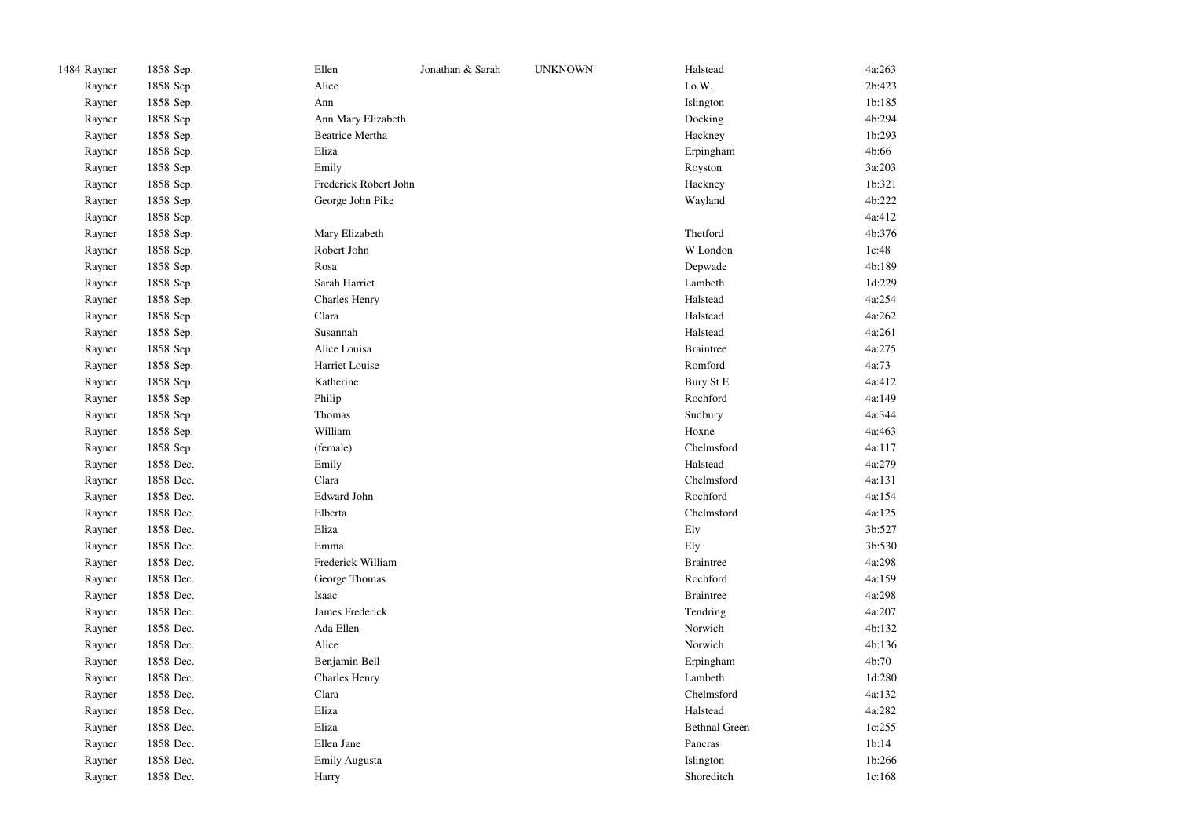| | | | | | | | |
|---|---|---|---|---|---|---|---|
| 1484 | Rayner | 1858 Sep. | Ellen | Jonathan & Sarah | UNKNOWN | Halstead | 4a:263 |
| | Rayner | 1858 Sep. | Alice | | | I.o.W. | 2b:423 |
| | Rayner | 1858 Sep. | Ann | | | Islington | 1b:185 |
| | Rayner | 1858 Sep. | Ann Mary Elizabeth | | | Docking | 4b:294 |
| | Rayner | 1858 Sep. | Beatrice Mertha | | | Hackney | 1b:293 |
| | Rayner | 1858 Sep. | Eliza | | | Erpingham | 4b:66 |
| | Rayner | 1858 Sep. | Emily | | | Royston | 3a:203 |
| | Rayner | 1858 Sep. | Frederick Robert John | | | Hackney | 1b:321 |
| | Rayner | 1858 Sep. | George John Pike | | | Wayland | 4b:222 |
| | Rayner | 1858 Sep. | | | | | 4a:412 |
| | Rayner | 1858 Sep. | Mary Elizabeth | | | Thetford | 4b:376 |
| | Rayner | 1858 Sep. | Robert John | | | W London | 1c:48 |
| | Rayner | 1858 Sep. | Rosa | | | Depwade | 4b:189 |
| | Rayner | 1858 Sep. | Sarah Harriet | | | Lambeth | 1d:229 |
| | Rayner | 1858 Sep. | Charles Henry | | | Halstead | 4a:254 |
| | Rayner | 1858 Sep. | Clara | | | Halstead | 4a:262 |
| | Rayner | 1858 Sep. | Susannah | | | Halstead | 4a:261 |
| | Rayner | 1858 Sep. | Alice Louisa | | | Braintree | 4a:275 |
| | Rayner | 1858 Sep. | Harriet Louise | | | Romford | 4a:73 |
| | Rayner | 1858 Sep. | Katherine | | | Bury St E | 4a:412 |
| | Rayner | 1858 Sep. | Philip | | | Rochford | 4a:149 |
| | Rayner | 1858 Sep. | Thomas | | | Sudbury | 4a:344 |
| | Rayner | 1858 Sep. | William | | | Hoxne | 4a:463 |
| | Rayner | 1858 Sep. | (female) | | | Chelmsford | 4a:117 |
| | Rayner | 1858 Dec. | Emily | | | Halstead | 4a:279 |
| | Rayner | 1858 Dec. | Clara | | | Chelmsford | 4a:131 |
| | Rayner | 1858 Dec. | Edward John | | | Rochford | 4a:154 |
| | Rayner | 1858 Dec. | Elberta | | | Chelmsford | 4a:125 |
| | Rayner | 1858 Dec. | Eliza | | | Ely | 3b:527 |
| | Rayner | 1858 Dec. | Emma | | | Ely | 3b:530 |
| | Rayner | 1858 Dec. | Frederick William | | | Braintree | 4a:298 |
| | Rayner | 1858 Dec. | George Thomas | | | Rochford | 4a:159 |
| | Rayner | 1858 Dec. | Isaac | | | Braintree | 4a:298 |
| | Rayner | 1858 Dec. | James Frederick | | | Tendring | 4a:207 |
| | Rayner | 1858 Dec. | Ada Ellen | | | Norwich | 4b:132 |
| | Rayner | 1858 Dec. | Alice | | | Norwich | 4b:136 |
| | Rayner | 1858 Dec. | Benjamin Bell | | | Erpingham | 4b:70 |
| | Rayner | 1858 Dec. | Charles Henry | | | Lambeth | 1d:280 |
| | Rayner | 1858 Dec. | Clara | | | Chelmsford | 4a:132 |
| | Rayner | 1858 Dec. | Eliza | | | Halstead | 4a:282 |
| | Rayner | 1858 Dec. | Eliza | | | Bethnal Green | 1c:255 |
| | Rayner | 1858 Dec. | Ellen Jane | | | Pancras | 1b:14 |
| | Rayner | 1858 Dec. | Emily Augusta | | | Islington | 1b:266 |
| | Rayner | 1858 Dec. | Harry | | | Shoreditch | 1c:168 |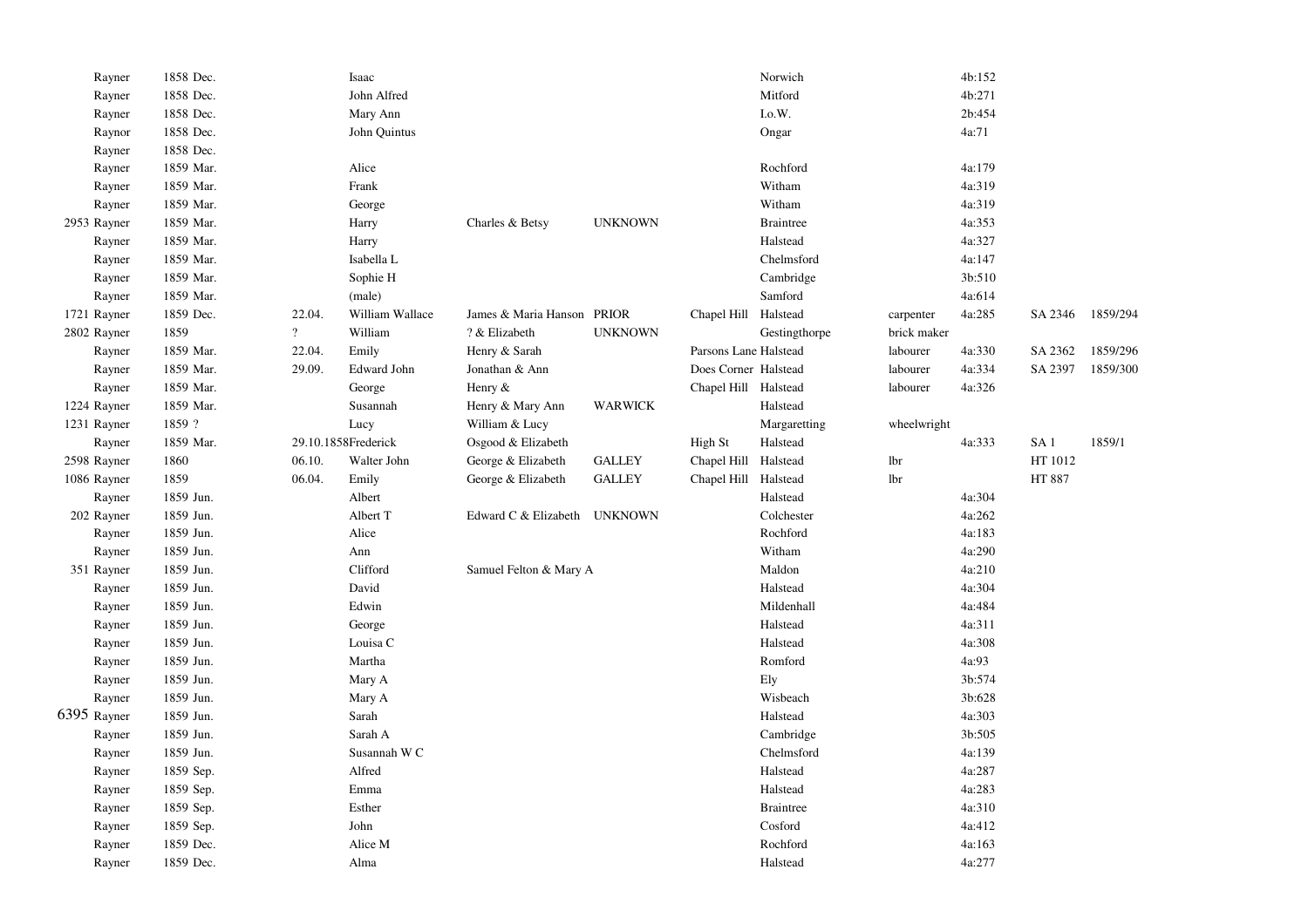| | | | | | | | | | | | | |
|---|---|---|---|---|---|---|---|---|---|---|---|---|
| | Rayner | 1858 Dec. | | Isaac | | | | Norwich | | 4b:152 | | |
| | Rayner | 1858 Dec. | | John Alfred | | | | Mitford | | 4b:271 | | |
| | Rayner | 1858 Dec. | | Mary Ann | | | | I.o.W. | | 2b:454 | | |
| | Raynor | 1858 Dec. | | John Quintus | | | | Ongar | | 4a:71 | | |
| | Rayner | 1858 Dec. | | | | | | | | | | |
| | Rayner | 1859 Mar. | | Alice | | | | Rochford | | 4a:179 | | |
| | Rayner | 1859 Mar. | | Frank | | | | Witham | | 4a:319 | | |
| | Rayner | 1859 Mar. | | George | | | | Witham | | 4a:319 | | |
| 2953 | Rayner | 1859 Mar. | | Harry | Charles & Betsy | UNKNOWN | | Braintree | | 4a:353 | | |
| | Rayner | 1859 Mar. | | Harry | | | | Halstead | | 4a:327 | | |
| | Rayner | 1859 Mar. | | Isabella L | | | | Chelmsford | | 4a:147 | | |
| | Rayner | 1859 Mar. | | Sophie H | | | | Cambridge | | 3b:510 | | |
| | Rayner | 1859 Mar. | | (male) | | | | Samford | | 4a:614 | | |
| 1721 | Rayner | 1859 Dec. | 22.04. | William Wallace | James & Maria Hanson | PRIOR | Chapel Hill | Halstead | carpenter | 4a:285 | SA 2346 | 1859/294 |
| 2802 | Rayner | 1859 | ? | William | ? & Elizabeth | UNKNOWN | | Gestingthorpe | brick maker | | | |
| | Rayner | 1859 Mar. | 22.04. | Emily | Henry & Sarah | | Parsons Lane | Halstead | labourer | 4a:330 | SA 2362 | 1859/296 |
| | Rayner | 1859 Mar. | 29.09. | Edward John | Jonathan & Ann | | Does Corner | Halstead | labourer | 4a:334 | SA 2397 | 1859/300 |
| | Rayner | 1859 Mar. | | George | Henry & | | Chapel Hill | Halstead | labourer | 4a:326 | | |
| 1224 | Rayner | 1859 Mar. | | Susannah | Henry & Mary Ann | WARWICK | | Halstead | | | | |
| 1231 | Rayner | 1859 ? | | Lucy | William & Lucy | | | Margaretting | wheelwright | | | |
| | Rayner | 1859 Mar. | 29.10.1858 | Frederick | Osgood & Elizabeth | | High St | Halstead | | 4a:333 | SA 1 | 1859/1 |
| 2598 | Rayner | 1860 | 06.10. | Walter John | George & Elizabeth | GALLEY | Chapel Hill | Halstead | lbr | | HT 1012 | |
| 1086 | Rayner | 1859 | 06.04. | Emily | George & Elizabeth | GALLEY | Chapel Hill | Halstead | lbr | | HT 887 | |
| | Rayner | 1859 Jun. | | Albert | | | | Halstead | | 4a:304 | | |
| 202 | Rayner | 1859 Jun. | | Albert T | Edward C & Elizabeth | UNKNOWN | | Colchester | | 4a:262 | | |
| | Rayner | 1859 Jun. | | Alice | | | | Rochford | | 4a:183 | | |
| | Rayner | 1859 Jun. | | Ann | | | | Witham | | 4a:290 | | |
| 351 | Rayner | 1859 Jun. | | Clifford | Samuel Felton & Mary A | | | Maldon | | 4a:210 | | |
| | Rayner | 1859 Jun. | | David | | | | Halstead | | 4a:304 | | |
| | Rayner | 1859 Jun. | | Edwin | | | | Mildenhall | | 4a:484 | | |
| | Rayner | 1859 Jun. | | George | | | | Halstead | | 4a:311 | | |
| | Rayner | 1859 Jun. | | Louisa C | | | | Halstead | | 4a:308 | | |
| | Rayner | 1859 Jun. | | Martha | | | | Romford | | 4a:93 | | |
| | Rayner | 1859 Jun. | | Mary A | | | | Ely | | 3b:574 | | |
| | Rayner | 1859 Jun. | | Mary A | | | | Wisbeach | | 3b:628 | | |
| 6395 | Rayner | 1859 Jun. | | Sarah | | | | Halstead | | 4a:303 | | |
| | Rayner | 1859 Jun. | | Sarah A | | | | Cambridge | | 3b:505 | | |
| | Rayner | 1859 Jun. | | Susannah W C | | | | Chelmsford | | 4a:139 | | |
| | Rayner | 1859 Sep. | | Alfred | | | | Halstead | | 4a:287 | | |
| | Rayner | 1859 Sep. | | Emma | | | | Halstead | | 4a:283 | | |
| | Rayner | 1859 Sep. | | Esther | | | | Braintree | | 4a:310 | | |
| | Rayner | 1859 Sep. | | John | | | | Cosford | | 4a:412 | | |
| | Rayner | 1859 Dec. | | Alice M | | | | Rochford | | 4a:163 | | |
| | Rayner | 1859 Dec. | | Alma | | | | Halstead | | 4a:277 | | |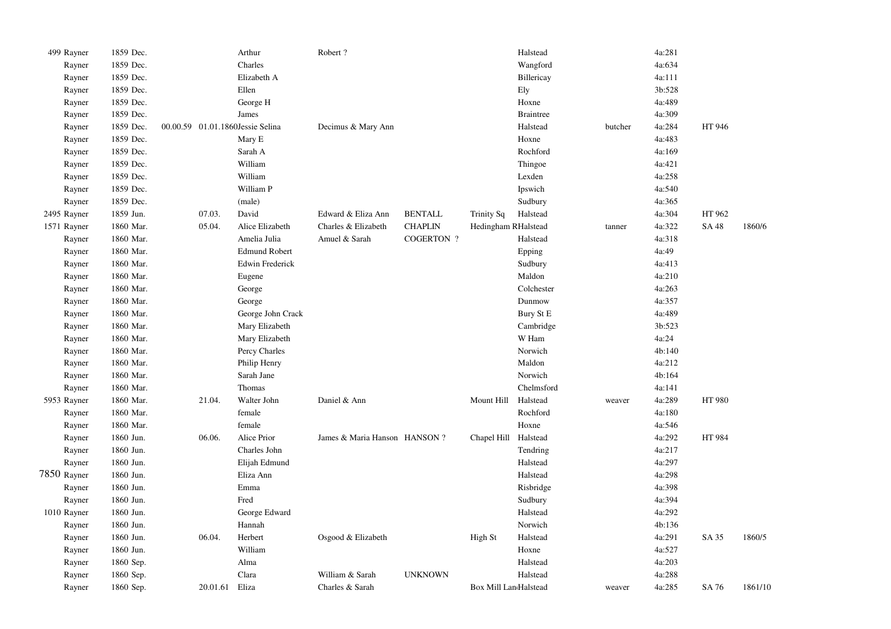| | | | | | | | | | | | | | |
|---|---|---|---|---|---|---|---|---|---|---|---|---|---|
| 499 | Rayner | 1859 Dec. | | | Arthur | Robert ? | | | Halstead | | 4a:281 | | |
| | Rayner | 1859 Dec. | | | Charles | | | | Wangford | | 4a:634 | | |
| | Rayner | 1859 Dec. | | | Elizabeth A | | | | Billericay | | 4a:111 | | |
| | Rayner | 1859 Dec. | | | Ellen | | | | Ely | | 3b:528 | | |
| | Rayner | 1859 Dec. | | | George H | | | | Hoxne | | 4a:489 | | |
| | Rayner | 1859 Dec. | | | James | | | | Braintree | | 4a:309 | | |
| | Rayner | 1859 Dec. | 00.00.59 | 01.01.1860 | Jessie Selina | Decimus & Mary Ann | | | Halstead | butcher | 4a:284 | HT 946 | |
| | Rayner | 1859 Dec. | | | Mary E | | | | Hoxne | | 4a:483 | | |
| | Rayner | 1859 Dec. | | | Sarah A | | | | Rochford | | 4a:169 | | |
| | Rayner | 1859 Dec. | | | William | | | | Thingoe | | 4a:421 | | |
| | Rayner | 1859 Dec. | | | William | | | | Lexden | | 4a:258 | | |
| | Rayner | 1859 Dec. | | | William P | | | | Ipswich | | 4a:540 | | |
| | Rayner | 1859 Dec. | | | (male) | | | | Sudbury | | 4a:365 | | |
| 2495 | Rayner | 1859 Jun. | | 07.03. | David | Edward & Eliza Ann | BENTALL | Trinity Sq | Halstead | | 4a:304 | HT 962 | |
| 1571 | Rayner | 1860 Mar. | | 05.04. | Alice Elizabeth | Charles & Elizabeth | CHAPLIN | Hedingham R | Halstead | tanner | 4a:322 | SA 48 | 1860/6 |
| | Rayner | 1860 Mar. | | | Amelia Julia | Amuel & Sarah | COGERTON ? | | Halstead | | 4a:318 | | |
| | Rayner | 1860 Mar. | | | Edmund Robert | | | | Epping | | 4a:49 | | |
| | Rayner | 1860 Mar. | | | Edwin Frederick | | | | Sudbury | | 4a:413 | | |
| | Rayner | 1860 Mar. | | | Eugene | | | | Maldon | | 4a:210 | | |
| | Rayner | 1860 Mar. | | | George | | | | Colchester | | 4a:263 | | |
| | Rayner | 1860 Mar. | | | George | | | | Dunmow | | 4a:357 | | |
| | Rayner | 1860 Mar. | | | George John Crack | | | | Bury St E | | 4a:489 | | |
| | Rayner | 1860 Mar. | | | Mary Elizabeth | | | | Cambridge | | 3b:523 | | |
| | Rayner | 1860 Mar. | | | Mary Elizabeth | | | | W Ham | | 4a:24 | | |
| | Rayner | 1860 Mar. | | | Percy Charles | | | | Norwich | | 4b:140 | | |
| | Rayner | 1860 Mar. | | | Philip Henry | | | | Maldon | | 4a:212 | | |
| | Rayner | 1860 Mar. | | | Sarah Jane | | | | Norwich | | 4b:164 | | |
| | Rayner | 1860 Mar. | | | Thomas | | | | Chelmsford | | 4a:141 | | |
| 5953 | Rayner | 1860 Mar. | | 21.04. | Walter John | Daniel & Ann | | Mount Hill | Halstead | weaver | 4a:289 | HT 980 | |
| | Rayner | 1860 Mar. | | | female | | | | Rochford | | 4a:180 | | |
| | Rayner | 1860 Mar. | | | female | | | | Hoxne | | 4a:546 | | |
| | Rayner | 1860 Jun. | | 06.06. | Alice Prior | James & Maria Hanson | HANSON ? | Chapel Hill | Halstead | | 4a:292 | HT 984 | |
| | Rayner | 1860 Jun. | | | Charles John | | | | Tendring | | 4a:217 | | |
| | Rayner | 1860 Jun. | | | Elijah Edmund | | | | Halstead | | 4a:297 | | |
| 7850 | Rayner | 1860 Jun. | | | Eliza Ann | | | | Halstead | | 4a:298 | | |
| | Rayner | 1860 Jun. | | | Emma | | | | Risbridge | | 4a:398 | | |
| | Rayner | 1860 Jun. | | | Fred | | | | Sudbury | | 4a:394 | | |
| 1010 | Rayner | 1860 Jun. | | | George Edward | | | | Halstead | | 4a:292 | | |
| | Rayner | 1860 Jun. | | | Hannah | | | | Norwich | | 4b:136 | | |
| | Rayner | 1860 Jun. | | 06.04. | Herbert | Osgood & Elizabeth | | High St | Halstead | | 4a:291 | SA 35 | 1860/5 |
| | Rayner | 1860 Jun. | | | William | | | | Hoxne | | 4a:527 | | |
| | Rayner | 1860 Sep. | | | Alma | | | | Halstead | | 4a:203 | | |
| | Rayner | 1860 Sep. | | | Clara | William & Sarah | UNKNOWN | | Halstead | | 4a:288 | | |
| | Rayner | 1860 Sep. | | 20.01.61 | Eliza | Charles & Sarah | | Box Mill Lan | Halstead | weaver | 4a:285 | SA 76 | 1861/10 |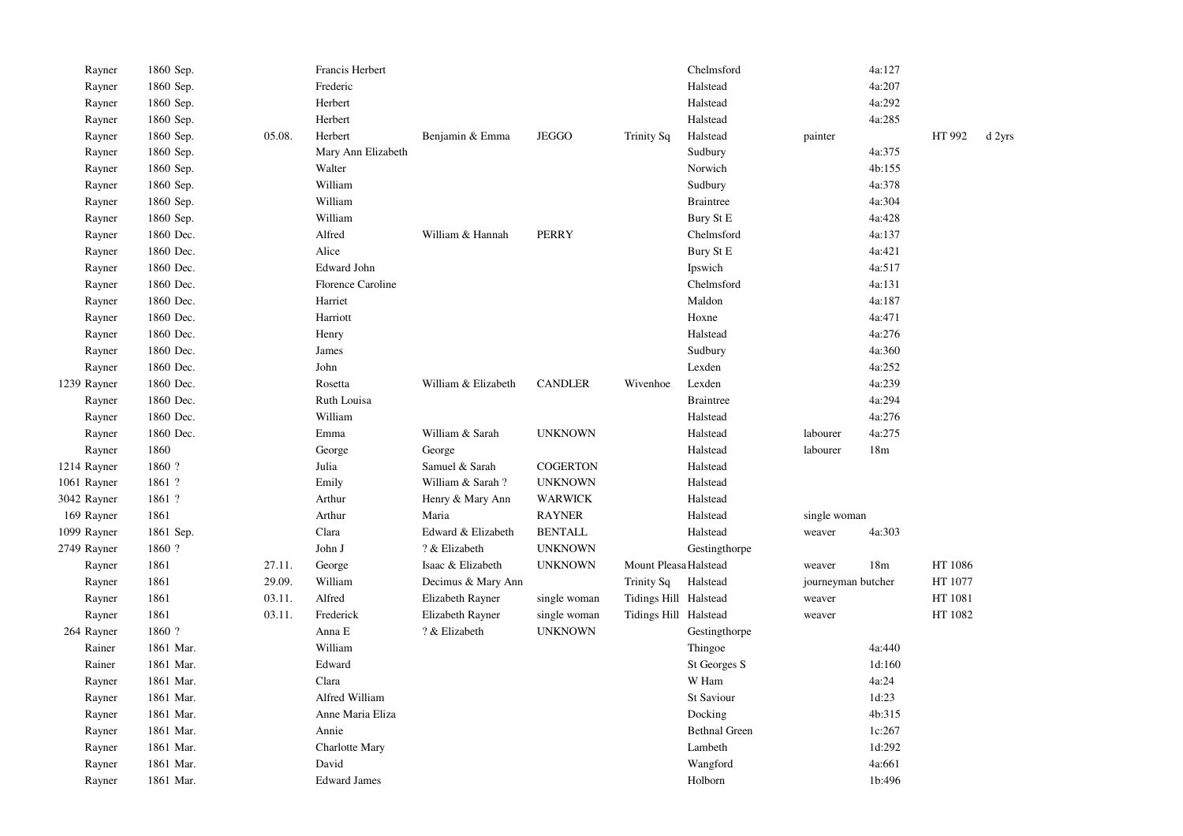| | | | | | | | | | | | | |
|---|---|---|---|---|---|---|---|---|---|---|---|---|
| | Rayner | 1860 Sep. | | Francis Herbert | | | | Chelmsford | | 4a:127 | | |
| | Rayner | 1860 Sep. | | Frederic | | | | Halstead | | 4a:207 | | |
| | Rayner | 1860 Sep. | | Herbert | | | | Halstead | | 4a:292 | | |
| | Rayner | 1860 Sep. | | Herbert | | | | Halstead | | 4a:285 | | |
| | Rayner | 1860 Sep. | 05.08. | Herbert | Benjamin & Emma | JEGGO | Trinity Sq | Halstead | painter | | HT 992 | d 2yrs |
| | Rayner | 1860 Sep. | | Mary Ann Elizabeth | | | | Sudbury | | 4a:375 | | |
| | Rayner | 1860 Sep. | | Walter | | | | Norwich | | 4b:155 | | |
| | Rayner | 1860 Sep. | | William | | | | Sudbury | | 4a:378 | | |
| | Rayner | 1860 Sep. | | William | | | | Braintree | | 4a:304 | | |
| | Rayner | 1860 Sep. | | William | | | | Bury St E | | 4a:428 | | |
| | Rayner | 1860 Dec. | | Alfred | William & Hannah | PERRY | | Chelmsford | | 4a:137 | | |
| | Rayner | 1860 Dec. | | Alice | | | | Bury St E | | 4a:421 | | |
| | Rayner | 1860 Dec. | | Edward John | | | | Ipswich | | 4a:517 | | |
| | Rayner | 1860 Dec. | | Florence Caroline | | | | Chelmsford | | 4a:131 | | |
| | Rayner | 1860 Dec. | | Harriet | | | | Maldon | | 4a:187 | | |
| | Rayner | 1860 Dec. | | Harriott | | | | Hoxne | | 4a:471 | | |
| | Rayner | 1860 Dec. | | Henry | | | | Halstead | | 4a:276 | | |
| | Rayner | 1860 Dec. | | James | | | | Sudbury | | 4a:360 | | |
| | Rayner | 1860 Dec. | | John | | | | Lexden | | 4a:252 | | |
| 1239 | Rayner | 1860 Dec. | | Rosetta | William & Elizabeth | CANDLER | Wivenhoe | Lexden | | 4a:239 | | |
| | Rayner | 1860 Dec. | | Ruth Louisa | | | | Braintree | | 4a:294 | | |
| | Rayner | 1860 Dec. | | William | | | | Halstead | | 4a:276 | | |
| | Rayner | 1860 Dec. | | Emma | William & Sarah | UNKNOWN | | Halstead | labourer | 4a:275 | | |
| | Rayner | 1860 | | George | George | | | Halstead | labourer | 18m | | |
| 1214 | Rayner | 1860 ? | | Julia | Samuel & Sarah | COGERTON | | Halstead | | | | |
| 1061 | Rayner | 1861 ? | | Emily | William & Sarah ? | UNKNOWN | | Halstead | | | | |
| 3042 | Rayner | 1861 ? | | Arthur | Henry & Mary Ann | WARWICK | | Halstead | | | | |
| 169 | Rayner | 1861 | | Arthur | Maria | RAYNER | | Halstead | single woman | | | |
| 1099 | Rayner | 1861 Sep. | | Clara | Edward & Elizabeth | BENTALL | | Halstead | weaver | 4a:303 | | |
| 2749 | Rayner | 1860 ? | | John J | ? & Elizabeth | UNKNOWN | | Gestingthorpe | | | | |
| | Rayner | 1861 | 27.11. | George | Isaac & Elizabeth | UNKNOWN | Mount Pleasa | Halstead | weaver | 18m | HT 1086 | |
| | Rayner | 1861 | 29.09. | William | Decimus & Mary Ann | | Trinity Sq | Halstead | journeyman butcher | | HT 1077 | |
| | Rayner | 1861 | 03.11. | Alfred | Elizabeth Rayner | single woman | Tidings Hill | Halstead | weaver | | HT 1081 | |
| | Rayner | 1861 | 03.11. | Frederick | Elizabeth Rayner | single woman | Tidings Hill | Halstead | weaver | | HT 1082 | |
| 264 | Rayner | 1860 ? | | Anna E | ? & Elizabeth | UNKNOWN | | Gestingthorpe | | | | |
| | Rainer | 1861 Mar. | | William | | | | Thingoe | | 4a:440 | | |
| | Rainer | 1861 Mar. | | Edward | | | | St Georges S | | 1d:160 | | |
| | Rayner | 1861 Mar. | | Clara | | | | W Ham | | 4a:24 | | |
| | Rayner | 1861 Mar. | | Alfred William | | | | St Saviour | | 1d:23 | | |
| | Rayner | 1861 Mar. | | Anne Maria Eliza | | | | Docking | | 4b:315 | | |
| | Rayner | 1861 Mar. | | Annie | | | | Bethnal Green | | 1c:267 | | |
| | Rayner | 1861 Mar. | | Charlotte Mary | | | | Lambeth | | 1d:292 | | |
| | Rayner | 1861 Mar. | | David | | | | Wangford | | 4a:661 | | |
| | Rayner | 1861 Mar. | | Edward James | | | | Holborn | | 1b:496 | | |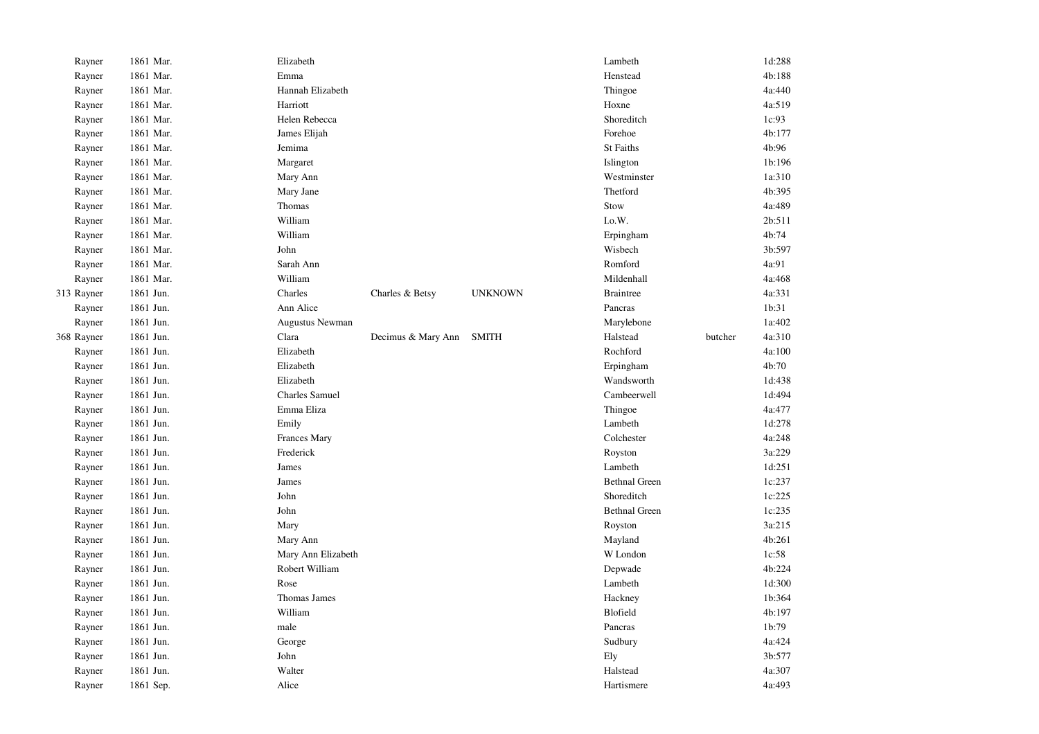| | | | | | | | | |
|---|---|---|---|---|---|---|---|---|
| | Rayner | 1861 Mar. | Elizabeth | | | Lambeth | | 1d:288 |
| | Rayner | 1861 Mar. | Emma | | | Henstead | | 4b:188 |
| | Rayner | 1861 Mar. | Hannah Elizabeth | | | Thingoe | | 4a:440 |
| | Rayner | 1861 Mar. | Harriott | | | Hoxne | | 4a:519 |
| | Rayner | 1861 Mar. | Helen Rebecca | | | Shoreditch | | 1c:93 |
| | Rayner | 1861 Mar. | James Elijah | | | Forehoe | | 4b:177 |
| | Rayner | 1861 Mar. | Jemima | | | St Faiths | | 4b:96 |
| | Rayner | 1861 Mar. | Margaret | | | Islington | | 1b:196 |
| | Rayner | 1861 Mar. | Mary Ann | | | Westminster | | 1a:310 |
| | Rayner | 1861 Mar. | Mary Jane | | | Thetford | | 4b:395 |
| | Rayner | 1861 Mar. | Thomas | | | Stow | | 4a:489 |
| | Rayner | 1861 Mar. | William | | | I.o.W. | | 2b:511 |
| | Rayner | 1861 Mar. | William | | | Erpingham | | 4b:74 |
| | Rayner | 1861 Mar. | John | | | Wisbech | | 3b:597 |
| | Rayner | 1861 Mar. | Sarah Ann | | | Romford | | 4a:91 |
| | Rayner | 1861 Mar. | William | | | Mildenhall | | 4a:468 |
| 313 | Rayner | 1861 Jun. | Charles | Charles & Betsy | UNKNOWN | Braintree | | 4a:331 |
| | Rayner | 1861 Jun. | Ann Alice | | | Pancras | | 1b:31 |
| | Rayner | 1861 Jun. | Augustus Newman | | | Marylebone | | 1a:402 |
| 368 | Rayner | 1861 Jun. | Clara | Decimus & Mary Ann | SMITH | Halstead | butcher | 4a:310 |
| | Rayner | 1861 Jun. | Elizabeth | | | Rochford | | 4a:100 |
| | Rayner | 1861 Jun. | Elizabeth | | | Erpingham | | 4b:70 |
| | Rayner | 1861 Jun. | Elizabeth | | | Wandsworth | | 1d:438 |
| | Rayner | 1861 Jun. | Charles Samuel | | | Cambeerwell | | 1d:494 |
| | Rayner | 1861 Jun. | Emma Eliza | | | Thingoe | | 4a:477 |
| | Rayner | 1861 Jun. | Emily | | | Lambeth | | 1d:278 |
| | Rayner | 1861 Jun. | Frances Mary | | | Colchester | | 4a:248 |
| | Rayner | 1861 Jun. | Frederick | | | Royston | | 3a:229 |
| | Rayner | 1861 Jun. | James | | | Lambeth | | 1d:251 |
| | Rayner | 1861 Jun. | James | | | Bethnal Green | | 1c:237 |
| | Rayner | 1861 Jun. | John | | | Shoreditch | | 1c:225 |
| | Rayner | 1861 Jun. | John | | | Bethnal Green | | 1c:235 |
| | Rayner | 1861 Jun. | Mary | | | Royston | | 3a:215 |
| | Rayner | 1861 Jun. | Mary Ann | | | Mayland | | 4b:261 |
| | Rayner | 1861 Jun. | Mary Ann Elizabeth | | | W London | | 1c:58 |
| | Rayner | 1861 Jun. | Robert William | | | Depwade | | 4b:224 |
| | Rayner | 1861 Jun. | Rose | | | Lambeth | | 1d:300 |
| | Rayner | 1861 Jun. | Thomas James | | | Hackney | | 1b:364 |
| | Rayner | 1861 Jun. | William | | | Blofield | | 4b:197 |
| | Rayner | 1861 Jun. | male | | | Pancras | | 1b:79 |
| | Rayner | 1861 Jun. | George | | | Sudbury | | 4a:424 |
| | Rayner | 1861 Jun. | John | | | Ely | | 3b:577 |
| | Rayner | 1861 Jun. | Walter | | | Halstead | | 4a:307 |
| | Rayner | 1861 Sep. | Alice | | | Hartismere | | 4a:493 |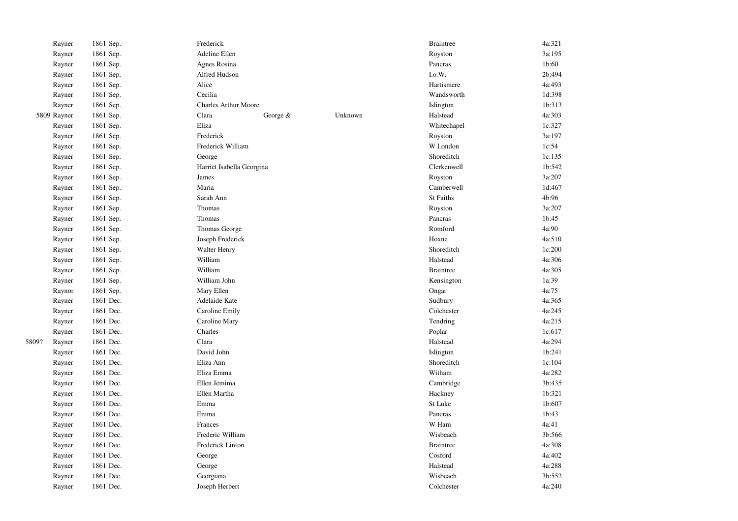| | | | | | | | |
|---|---|---|---|---|---|---|---|
| | Rayner | 1861 Sep. | Frederick | | | Braintree | 4a:321 |
| | Rayner | 1861 Sep. | Adeline Ellen | | | Royston | 3a:195 |
| | Rayner | 1861 Sep. | Agnes Rosina | | | Pancras | 1b:60 |
| | Rayner | 1861 Sep. | Alfred Hudson | | | I.o.W. | 2b:494 |
| | Rayner | 1861 Sep. | Alice | | | Hartismere | 4a:493 |
| | Rayner | 1861 Sep. | Cecilia | | | Wandsworth | 1d:398 |
| | Rayner | 1861 Sep. | Charles Arthur Moore | | | Islington | 1b:313 |
| 5809 | Rayner | 1861 Sep. | Clara | George & | Unknown | Halstead | 4a:303 |
| | Rayner | 1861 Sep. | Eliza | | | Whitechapel | 1c:327 |
| | Rayner | 1861 Sep. | Frederick | | | Royston | 3a:197 |
| | Rayner | 1861 Sep. | Frederick William | | | W London | 1c:54 |
| | Rayner | 1861 Sep. | George | | | Shoreditch | 1c:135 |
| | Rayner | 1861 Sep. | Harriet Isabella Georgina | | | Clerkenwell | 1b:542 |
| | Rayner | 1861 Sep. | James | | | Royston | 3a:207 |
| | Rayner | 1861 Sep. | Maria | | | Camberwell | 1d:467 |
| | Rayner | 1861 Sep. | Sarah Ann | | | St Faiths | 4b:96 |
| | Rayner | 1861 Sep. | Thomas | | | Royston | 3a:207 |
| | Rayner | 1861 Sep. | Thomas | | | Pancras | 1b:45 |
| | Rayner | 1861 Sep. | Thomas George | | | Romford | 4a:90 |
| | Rayner | 1861 Sep. | Joseph Frederick | | | Hoxne | 4a:510 |
| | Rayner | 1861 Sep. | Walter Henry | | | Shoreditch | 1c:200 |
| | Rayner | 1861 Sep. | William | | | Halstead | 4a:306 |
| | Rayner | 1861 Sep. | William | | | Braintree | 4a:305 |
| | Rayner | 1861 Sep. | William John | | | Kensington | 1a:39 |
| | Raynor | 1861 Sep. | Mary Ellen | | | Ongar | 4a:75 |
| | Rayner | 1861 Dec. | Adelaide Kate | | | Sudbury | 4a:365 |
| | Rayner | 1861 Dec. | Caroline Emily | | | Colchester | 4a:245 |
| | Rayner | 1861 Dec. | Caroline Mary | | | Tendring | 4a:215 |
| | Rayner | 1861 Dec. | Charles | | | Poplar | 1c:617 |
| 5809? | Rayner | 1861 Dec. | Clara | | | Halstead | 4a:294 |
| | Rayner | 1861 Dec. | David John | | | Islington | 1b:241 |
| | Rayner | 1861 Dec. | Eliza Ann | | | Shoreditch | 1c:104 |
| | Rayner | 1861 Dec. | Eliza Emma | | | Witham | 4a:282 |
| | Rayner | 1861 Dec. | Ellen Jemima | | | Cambridge | 3b:435 |
| | Rayner | 1861 Dec. | Ellen Martha | | | Hackney | 1b:321 |
| | Rayner | 1861 Dec. | Emma | | | St Luke | 1b:607 |
| | Rayner | 1861 Dec. | Emma | | | Pancras | 1b:43 |
| | Rayner | 1861 Dec. | Frances | | | W Ham | 4a:41 |
| | Rayner | 1861 Dec. | Frederic William | | | Wisbeach | 3b:566 |
| | Rayner | 1861 Dec. | Frederick Linton | | | Braintree | 4a:308 |
| | Rayner | 1861 Dec. | George | | | Cosford | 4a:402 |
| | Rayner | 1861 Dec. | George | | | Halstead | 4a:288 |
| | Rayner | 1861 Dec. | Georgiana | | | Wisbeach | 3b:552 |
| | Rayner | 1861 Dec. | Joseph Herbert | | | Colchester | 4a:240 |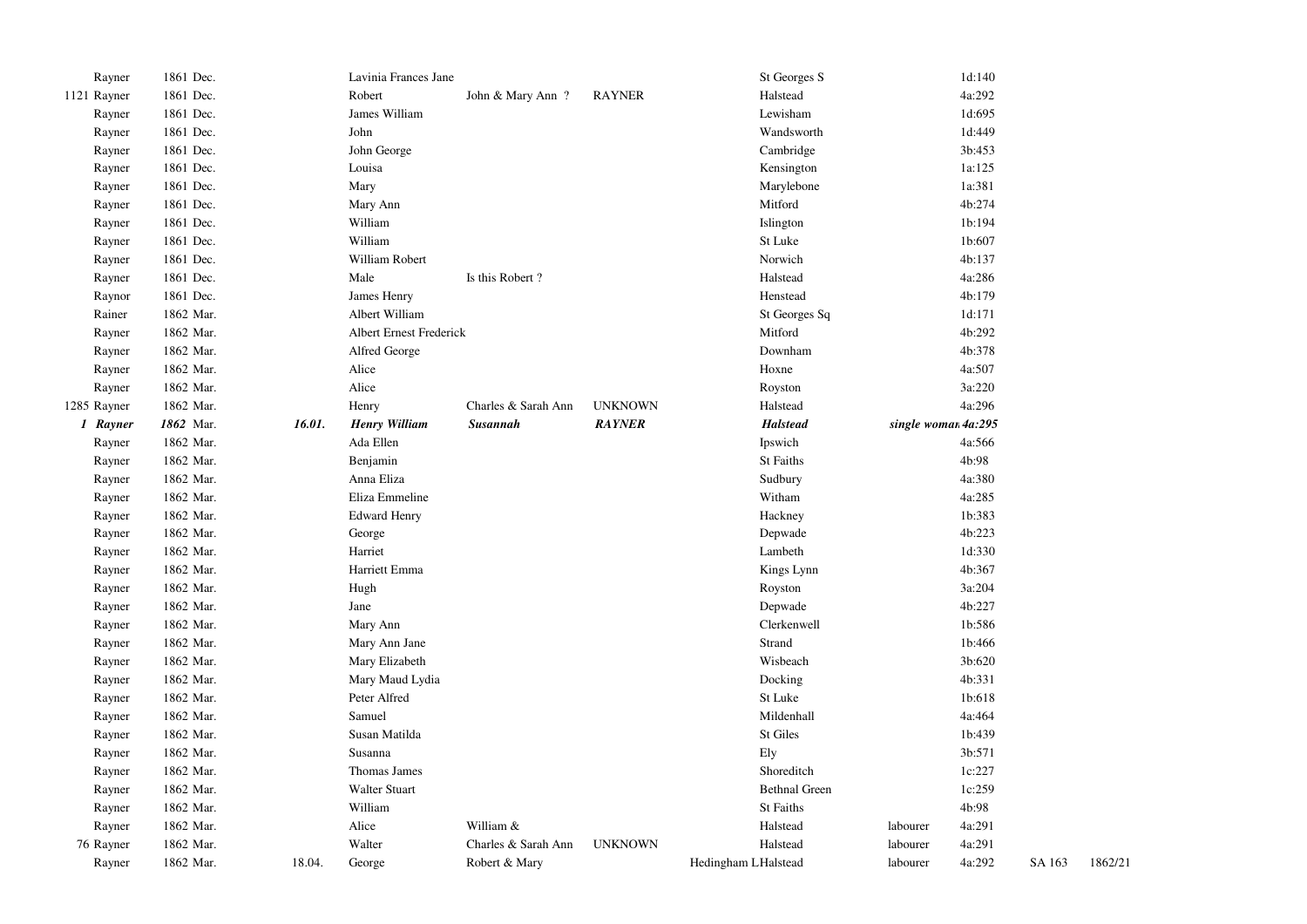| | | | | | | | | | | | |
|---|---|---|---|---|---|---|---|---|---|---|---|
| Rayner | 1861 Dec. | | Lavinia Frances Jane | | | | St Georges S | | 1d:140 | | |
| 1121 Rayner | 1861 Dec. | | Robert | John & Mary Ann ? | RAYNER | | Halstead | | 4a:292 | | |
| Rayner | 1861 Dec. | | James William | | | | Lewisham | | 1d:695 | | |
| Rayner | 1861 Dec. | | John | | | | Wandsworth | | 1d:449 | | |
| Rayner | 1861 Dec. | | John George | | | | Cambridge | | 3b:453 | | |
| Rayner | 1861 Dec. | | Louisa | | | | Kensington | | 1a:125 | | |
| Rayner | 1861 Dec. | | Mary | | | | Marylebone | | 1a:381 | | |
| Rayner | 1861 Dec. | | Mary Ann | | | | Mitford | | 4b:274 | | |
| Rayner | 1861 Dec. | | William | | | | Islington | | 1b:194 | | |
| Rayner | 1861 Dec. | | William | | | | St Luke | | 1b:607 | | |
| Rayner | 1861 Dec. | | William Robert | | | | Norwich | | 4b:137 | | |
| Rayner | 1861 Dec. | | Male | Is this Robert ? | | | Halstead | | 4a:286 | | |
| Raynor | 1861 Dec. | | James Henry | | | | Henstead | | 4b:179 | | |
| Rainer | 1862 Mar. | | Albert William | | | | St Georges Sq | | 1d:171 | | |
| Rayner | 1862 Mar. | | Albert Ernest Frederick | | | | Mitford | | 4b:292 | | |
| Rayner | 1862 Mar. | | Alfred George | | | | Downham | | 4b:378 | | |
| Rayner | 1862 Mar. | | Alice | | | | Hoxne | | 4a:507 | | |
| Rayner | 1862 Mar. | | Alice | | | | Royston | | 3a:220 | | |
| 1285 Rayner | 1862 Mar. | | Henry | Charles & Sarah Ann | UNKNOWN | | Halstead | | 4a:296 | | |
| ***1 Rayner*** | ***1862*** Mar. | ***16.01.*** | ***Henry William*** | ***Susannah*** | ***RAYNER*** | | ***Halstead*** | ***single woman*** | ***4a:295*** | | |
| Rayner | 1862 Mar. | | Ada Ellen | | | | Ipswich | | 4a:566 | | |
| Rayner | 1862 Mar. | | Benjamin | | | | St Faiths | | 4b:98 | | |
| Rayner | 1862 Mar. | | Anna Eliza | | | | Sudbury | | 4a:380 | | |
| Rayner | 1862 Mar. | | Eliza Emmeline | | | | Witham | | 4a:285 | | |
| Rayner | 1862 Mar. | | Edward Henry | | | | Hackney | | 1b:383 | | |
| Rayner | 1862 Mar. | | George | | | | Depwade | | 4b:223 | | |
| Rayner | 1862 Mar. | | Harriet | | | | Lambeth | | 1d:330 | | |
| Rayner | 1862 Mar. | | Harriett Emma | | | | Kings Lynn | | 4b:367 | | |
| Rayner | 1862 Mar. | | Hugh | | | | Royston | | 3a:204 | | |
| Rayner | 1862 Mar. | | Jane | | | | Depwade | | 4b:227 | | |
| Rayner | 1862 Mar. | | Mary Ann | | | | Clerkenwell | | 1b:586 | | |
| Rayner | 1862 Mar. | | Mary Ann Jane | | | | Strand | | 1b:466 | | |
| Rayner | 1862 Mar. | | Mary Elizabeth | | | | Wisbeach | | 3b:620 | | |
| Rayner | 1862 Mar. | | Mary Maud Lydia | | | | Docking | | 4b:331 | | |
| Rayner | 1862 Mar. | | Peter Alfred | | | | St Luke | | 1b:618 | | |
| Rayner | 1862 Mar. | | Samuel | | | | Mildenhall | | 4a:464 | | |
| Rayner | 1862 Mar. | | Susan Matilda | | | | St Giles | | 1b:439 | | |
| Rayner | 1862 Mar. | | Susanna | | | | Ely | | 3b:571 | | |
| Rayner | 1862 Mar. | | Thomas James | | | | Shoreditch | | 1c:227 | | |
| Rayner | 1862 Mar. | | Walter Stuart | | | | Bethnal Green | | 1c:259 | | |
| Rayner | 1862 Mar. | | William | | | | St Faiths | | 4b:98 | | |
| Rayner | 1862 Mar. | | Alice | William & | | | Halstead | labourer | 4a:291 | | |
| 76 Rayner | 1862 Mar. | | Walter | Charles & Sarah Ann | UNKNOWN | | Halstead | labourer | 4a:291 | | |
| Rayner | 1862 Mar. | 18.04. | George | Robert & Mary | | Hedingham L | Halstead | labourer | 4a:292 | SA 163 | 1862/21 |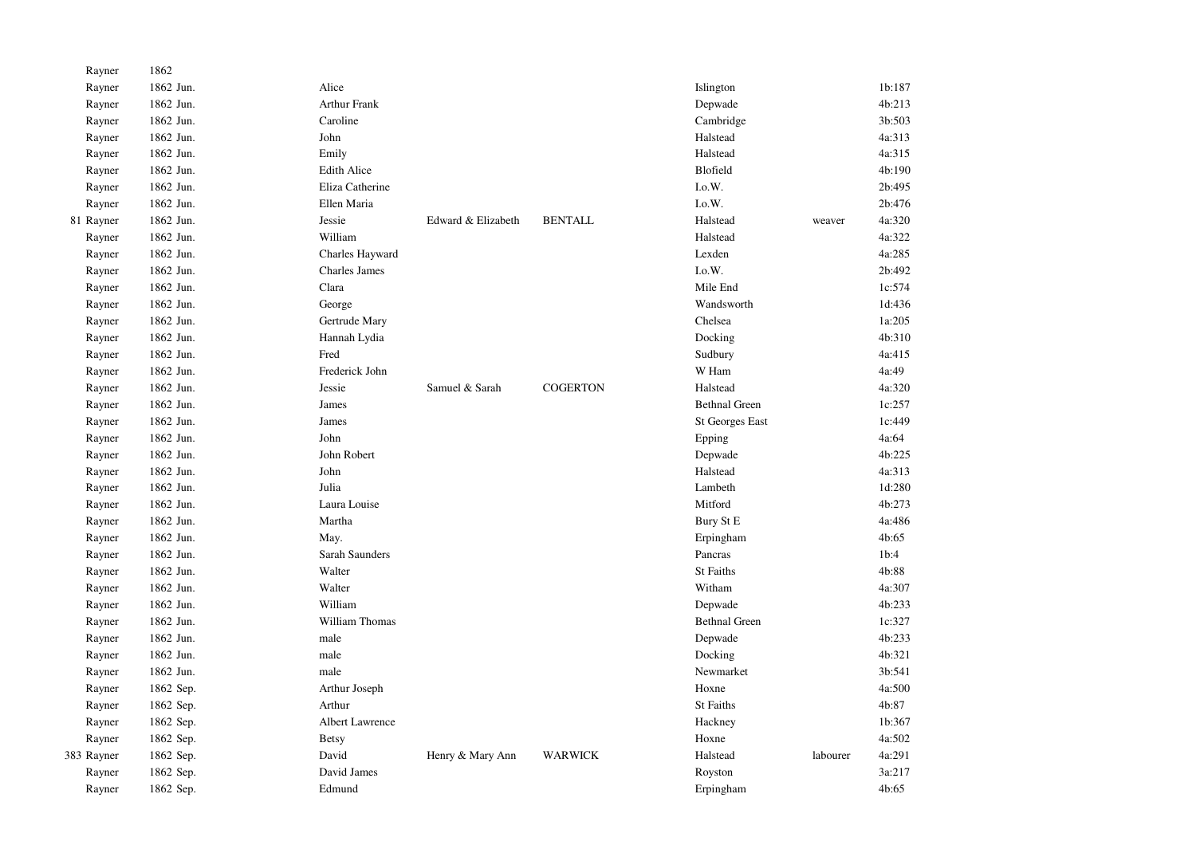| | | | | | | | | |
|---|---|---|---|---|---|---|---|---|
| | Rayner | 1862 | | | | | | |
| | Rayner | 1862 Jun. | Alice | | | Islington | | 1b:187 |
| | Rayner | 1862 Jun. | Arthur Frank | | | Depwade | | 4b:213 |
| | Rayner | 1862 Jun. | Caroline | | | Cambridge | | 3b:503 |
| | Rayner | 1862 Jun. | John | | | Halstead | | 4a:313 |
| | Rayner | 1862 Jun. | Emily | | | Halstead | | 4a:315 |
| | Rayner | 1862 Jun. | Edith Alice | | | Blofield | | 4b:190 |
| | Rayner | 1862 Jun. | Eliza Catherine | | | I.o.W. | | 2b:495 |
| | Rayner | 1862 Jun. | Ellen Maria | | | I.o.W. | | 2b:476 |
| 81 | Rayner | 1862 Jun. | Jessie | Edward & Elizabeth | BENTALL | Halstead | weaver | 4a:320 |
| | Rayner | 1862 Jun. | William | | | Halstead | | 4a:322 |
| | Rayner | 1862 Jun. | Charles Hayward | | | Lexden | | 4a:285 |
| | Rayner | 1862 Jun. | Charles James | | | I.o.W. | | 2b:492 |
| | Rayner | 1862 Jun. | Clara | | | Mile End | | 1c:574 |
| | Rayner | 1862 Jun. | George | | | Wandsworth | | 1d:436 |
| | Rayner | 1862 Jun. | Gertrude Mary | | | Chelsea | | 1a:205 |
| | Rayner | 1862 Jun. | Hannah Lydia | | | Docking | | 4b:310 |
| | Rayner | 1862 Jun. | Fred | | | Sudbury | | 4a:415 |
| | Rayner | 1862 Jun. | Frederick John | | | W Ham | | 4a:49 |
| | Rayner | 1862 Jun. | Jessie | Samuel & Sarah | COGERTON | Halstead | | 4a:320 |
| | Rayner | 1862 Jun. | James | | | Bethnal Green | | 1c:257 |
| | Rayner | 1862 Jun. | James | | | St Georges East | | 1c:449 |
| | Rayner | 1862 Jun. | John | | | Epping | | 4a:64 |
| | Rayner | 1862 Jun. | John Robert | | | Depwade | | 4b:225 |
| | Rayner | 1862 Jun. | John | | | Halstead | | 4a:313 |
| | Rayner | 1862 Jun. | Julia | | | Lambeth | | 1d:280 |
| | Rayner | 1862 Jun. | Laura Louise | | | Mitford | | 4b:273 |
| | Rayner | 1862 Jun. | Martha | | | Bury St E | | 4a:486 |
| | Rayner | 1862 Jun. | May. | | | Erpingham | | 4b:65 |
| | Rayner | 1862 Jun. | Sarah Saunders | | | Pancras | | 1b:4 |
| | Rayner | 1862 Jun. | Walter | | | St Faiths | | 4b:88 |
| | Rayner | 1862 Jun. | Walter | | | Witham | | 4a:307 |
| | Rayner | 1862 Jun. | William | | | Depwade | | 4b:233 |
| | Rayner | 1862 Jun. | William Thomas | | | Bethnal Green | | 1c:327 |
| | Rayner | 1862 Jun. | male | | | Depwade | | 4b:233 |
| | Rayner | 1862 Jun. | male | | | Docking | | 4b:321 |
| | Rayner | 1862 Jun. | male | | | Newmarket | | 3b:541 |
| | Rayner | 1862 Sep. | Arthur Joseph | | | Hoxne | | 4a:500 |
| | Rayner | 1862 Sep. | Arthur | | | St Faiths | | 4b:87 |
| | Rayner | 1862 Sep. | Albert Lawrence | | | Hackney | | 1b:367 |
| | Rayner | 1862 Sep. | Betsy | | | Hoxne | | 4a:502 |
| 383 | Rayner | 1862 Sep. | David | Henry & Mary Ann | WARWICK | Halstead | labourer | 4a:291 |
| | Rayner | 1862 Sep. | David James | | | Royston | | 3a:217 |
| | Rayner | 1862 Sep. | Edmund | | | Erpingham | | 4b:65 |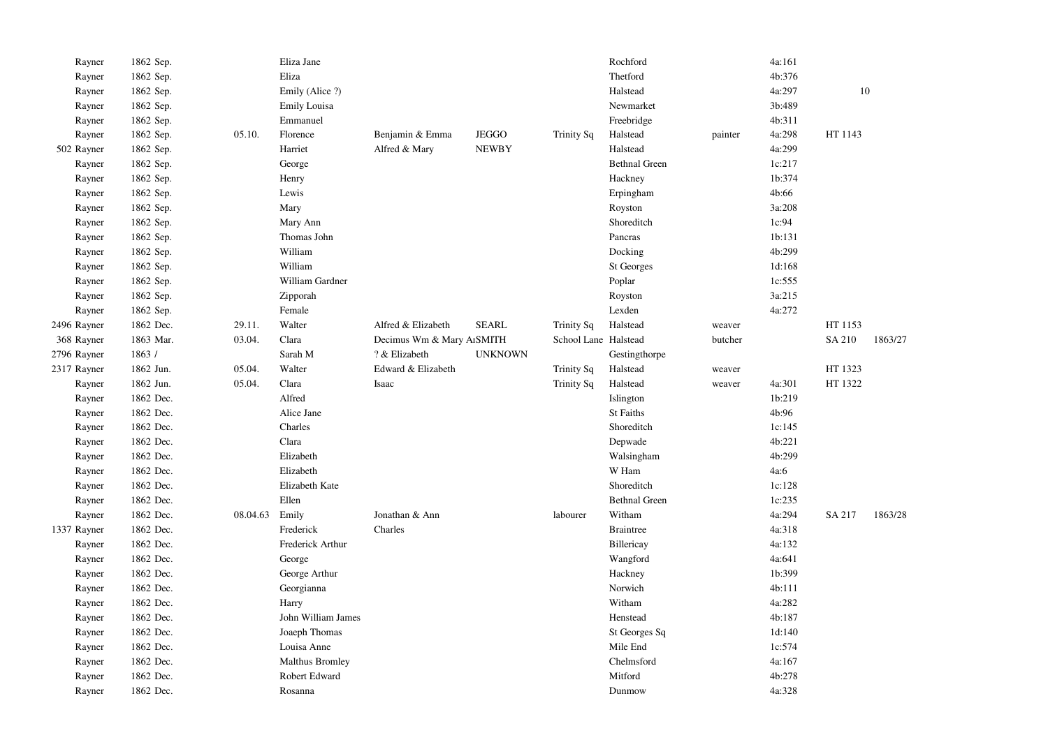| | | | | | | | | | | | | |
|---|---|---|---|---|---|---|---|---|---|---|---|---|
| | Rayner | 1862 Sep. | | Eliza Jane | | | | Rochford | | 4a:161 | | |
| | Rayner | 1862 Sep. | | Eliza | | | | Thetford | | 4b:376 | | |
| | Rayner | 1862 Sep. | | Emily (Alice ?) | | | | Halstead | | 4a:297 | 10 | |
| | Rayner | 1862 Sep. | | Emily Louisa | | | | Newmarket | | 3b:489 | | |
| | Rayner | 1862 Sep. | | Emmanuel | | | | Freebridge | | 4b:311 | | |
| | Rayner | 1862 Sep. | 05.10. | Florence | Benjamin & Emma | JEGGO | Trinity Sq | Halstead | painter | 4a:298 | HT 1143 | |
| 502 | Rayner | 1862 Sep. | | Harriet | Alfred & Mary | NEWBY | | Halstead | | 4a:299 | | |
| | Rayner | 1862 Sep. | | George | | | | Bethnal Green | | 1c:217 | | |
| | Rayner | 1862 Sep. | | Henry | | | | Hackney | | 1b:374 | | |
| | Rayner | 1862 Sep. | | Lewis | | | | Erpingham | | 4b:66 | | |
| | Rayner | 1862 Sep. | | Mary | | | | Royston | | 3a:208 | | |
| | Rayner | 1862 Sep. | | Mary Ann | | | | Shoreditch | | 1c:94 | | |
| | Rayner | 1862 Sep. | | Thomas John | | | | Pancras | | 1b:131 | | |
| | Rayner | 1862 Sep. | | William | | | | Docking | | 4b:299 | | |
| | Rayner | 1862 Sep. | | William | | | | St Georges | | 1d:168 | | |
| | Rayner | 1862 Sep. | | William Gardner | | | | Poplar | | 1c:555 | | |
| | Rayner | 1862 Sep. | | Zipporah | | | | Royston | | 3a:215 | | |
| | Rayner | 1862 Sep. | | Female | | | | Lexden | | 4a:272 | | |
| 2496 | Rayner | 1862 Dec. | 29.11. | Walter | Alfred & Elizabeth | SEARL | Trinity Sq | Halstead | weaver | | HT 1153 | |
| 368 | Rayner | 1863 Mar. | 03.04. | Clara | Decimus Wm & Mary A | SMITH | School Lane | Halstead | butcher | | SA 210 | 1863/27 |
| 2796 | Rayner | 1863 / | | Sarah M | ? & Elizabeth | UNKNOWN | | Gestingthorpe | | | | |
| 2317 | Rayner | 1862 Jun. | 05.04. | Walter | Edward & Elizabeth | | Trinity Sq | Halstead | weaver | | HT 1323 | |
| | Rayner | 1862 Jun. | 05.04. | Clara | Isaac | | Trinity Sq | Halstead | weaver | 4a:301 | HT 1322 | |
| | Rayner | 1862 Dec. | | Alfred | | | | Islington | | 1b:219 | | |
| | Rayner | 1862 Dec. | | Alice Jane | | | | St Faiths | | 4b:96 | | |
| | Rayner | 1862 Dec. | | Charles | | | | Shoreditch | | 1c:145 | | |
| | Rayner | 1862 Dec. | | Clara | | | | Depwade | | 4b:221 | | |
| | Rayner | 1862 Dec. | | Elizabeth | | | | Walsingham | | 4b:299 | | |
| | Rayner | 1862 Dec. | | Elizabeth | | | | W Ham | | 4a:6 | | |
| | Rayner | 1862 Dec. | | Elizabeth Kate | | | | Shoreditch | | 1c:128 | | |
| | Rayner | 1862 Dec. | | Ellen | | | | Bethnal Green | | 1c:235 | | |
| | Rayner | 1862 Dec. | 08.04.63 | Emily | Jonathan & Ann | | labourer | Witham | | 4a:294 | SA 217 | 1863/28 |
| 1337 | Rayner | 1862 Dec. | | Frederick | Charles | | | Braintree | | 4a:318 | | |
| | Rayner | 1862 Dec. | | Frederick Arthur | | | | Billericay | | 4a:132 | | |
| | Rayner | 1862 Dec. | | George | | | | Wangford | | 4a:641 | | |
| | Rayner | 1862 Dec. | | George Arthur | | | | Hackney | | 1b:399 | | |
| | Rayner | 1862 Dec. | | Georgianna | | | | Norwich | | 4b:111 | | |
| | Rayner | 1862 Dec. | | Harry | | | | Witham | | 4a:282 | | |
| | Rayner | 1862 Dec. | | John William James | | | | Henstead | | 4b:187 | | |
| | Rayner | 1862 Dec. | | Joaeph Thomas | | | | St Georges Sq | | 1d:140 | | |
| | Rayner | 1862 Dec. | | Louisa Anne | | | | Mile End | | 1c:574 | | |
| | Rayner | 1862 Dec. | | Malthus Bromley | | | | Chelmsford | | 4a:167 | | |
| | Rayner | 1862 Dec. | | Robert Edward | | | | Mitford | | 4b:278 | | |
| | Rayner | 1862 Dec. | | Rosanna | | | | Dunmow | | 4a:328 | | |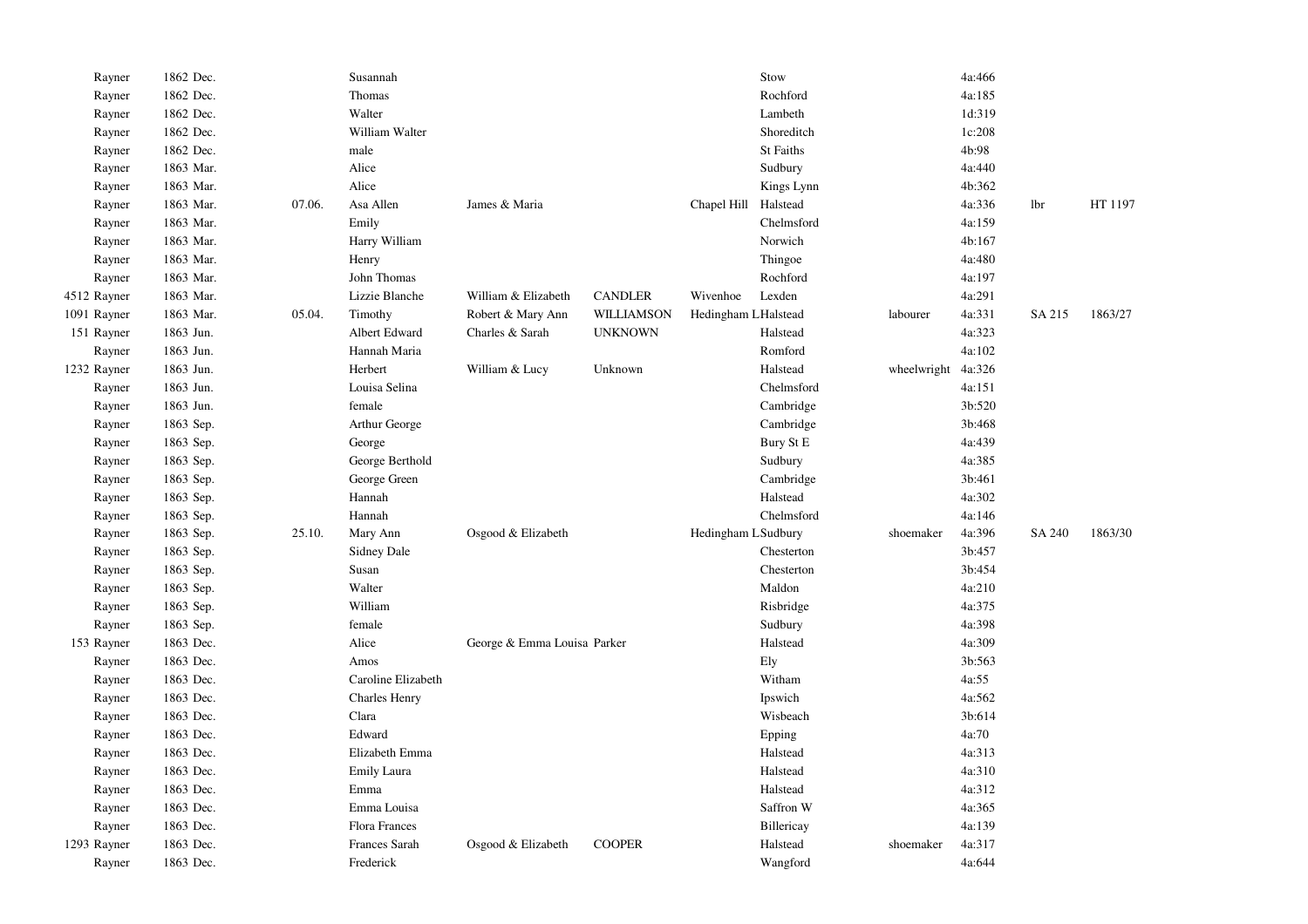| | | | | | | | | | | | | |
|---|---|---|---|---|---|---|---|---|---|---|---|---|
| | Rayner | 1862 Dec. | | Susannah | | | | Stow | | 4a:466 | | |
| | Rayner | 1862 Dec. | | Thomas | | | | Rochford | | 4a:185 | | |
| | Rayner | 1862 Dec. | | Walter | | | | Lambeth | | 1d:319 | | |
| | Rayner | 1862 Dec. | | William Walter | | | | Shoreditch | | 1c:208 | | |
| | Rayner | 1862 Dec. | | male | | | | St Faiths | | 4b:98 | | |
| | Rayner | 1863 Mar. | | Alice | | | | Sudbury | | 4a:440 | | |
| | Rayner | 1863 Mar. | | Alice | | | | Kings Lynn | | 4b:362 | | |
| | Rayner | 1863 Mar. | 07.06. | Asa Allen | James & Maria | | Chapel Hill | Halstead | | 4a:336 | lbr | HT 1197 |
| | Rayner | 1863 Mar. | | Emily | | | | Chelmsford | | 4a:159 | | |
| | Rayner | 1863 Mar. | | Harry William | | | | Norwich | | 4b:167 | | |
| | Rayner | 1863 Mar. | | Henry | | | | Thingoe | | 4a:480 | | |
| | Rayner | 1863 Mar. | | John Thomas | | | | Rochford | | 4a:197 | | |
| 4512 | Rayner | 1863 Mar. | | Lizzie Blanche | William & Elizabeth | CANDLER | Wivenhoe | Lexden | | 4a:291 | | |
| 1091 | Rayner | 1863 Mar. | 05.04. | Timothy | Robert & Mary Ann | WILLIAMSON | Hedingham L | Halstead | labourer | 4a:331 | SA 215 | 1863/27 |
| 151 | Rayner | 1863 Jun. | | Albert Edward | Charles & Sarah | UNKNOWN | | Halstead | | 4a:323 | | |
| | Rayner | 1863 Jun. | | Hannah Maria | | | | Romford | | 4a:102 | | |
| 1232 | Rayner | 1863 Jun. | | Herbert | William & Lucy | Unknown | | Halstead | wheelwright | 4a:326 | | |
| | Rayner | 1863 Jun. | | Louisa Selina | | | | Chelmsford | | 4a:151 | | |
| | Rayner | 1863 Jun. | | female | | | | Cambridge | | 3b:520 | | |
| | Rayner | 1863 Sep. | | Arthur George | | | | Cambridge | | 3b:468 | | |
| | Rayner | 1863 Sep. | | George | | | | Bury St E | | 4a:439 | | |
| | Rayner | 1863 Sep. | | George Berthold | | | | Sudbury | | 4a:385 | | |
| | Rayner | 1863 Sep. | | George Green | | | | Cambridge | | 3b:461 | | |
| | Rayner | 1863 Sep. | | Hannah | | | | Halstead | | 4a:302 | | |
| | Rayner | 1863 Sep. | | Hannah | | | | Chelmsford | | 4a:146 | | |
| | Rayner | 1863 Sep. | 25.10. | Mary Ann | Osgood & Elizabeth | | Hedingham L | Sudbury | shoemaker | 4a:396 | SA 240 | 1863/30 |
| | Rayner | 1863 Sep. | | Sidney Dale | | | | Chesterton | | 3b:457 | | |
| | Rayner | 1863 Sep. | | Susan | | | | Chesterton | | 3b:454 | | |
| | Rayner | 1863 Sep. | | Walter | | | | Maldon | | 4a:210 | | |
| | Rayner | 1863 Sep. | | William | | | | Risbridge | | 4a:375 | | |
| | Rayner | 1863 Sep. | | female | | | | Sudbury | | 4a:398 | | |
| 153 | Rayner | 1863 Dec. | | Alice | George & Emma Louisa | Parker | | Halstead | | 4a:309 | | |
| | Rayner | 1863 Dec. | | Amos | | | | Ely | | 3b:563 | | |
| | Rayner | 1863 Dec. | | Caroline Elizabeth | | | | Witham | | 4a:55 | | |
| | Rayner | 1863 Dec. | | Charles Henry | | | | Ipswich | | 4a:562 | | |
| | Rayner | 1863 Dec. | | Clara | | | | Wisbeach | | 3b:614 | | |
| | Rayner | 1863 Dec. | | Edward | | | | Epping | | 4a:70 | | |
| | Rayner | 1863 Dec. | | Elizabeth Emma | | | | Halstead | | 4a:313 | | |
| | Rayner | 1863 Dec. | | Emily Laura | | | | Halstead | | 4a:310 | | |
| | Rayner | 1863 Dec. | | Emma | | | | Halstead | | 4a:312 | | |
| | Rayner | 1863 Dec. | | Emma Louisa | | | | Saffron W | | 4a:365 | | |
| | Rayner | 1863 Dec. | | Flora Frances | | | | Billericay | | 4a:139 | | |
| 1293 | Rayner | 1863 Dec. | | Frances Sarah | Osgood & Elizabeth | COOPER | | Halstead | shoemaker | 4a:317 | | |
| | Rayner | 1863 Dec. | | Frederick | | | | Wangford | | 4a:644 | | |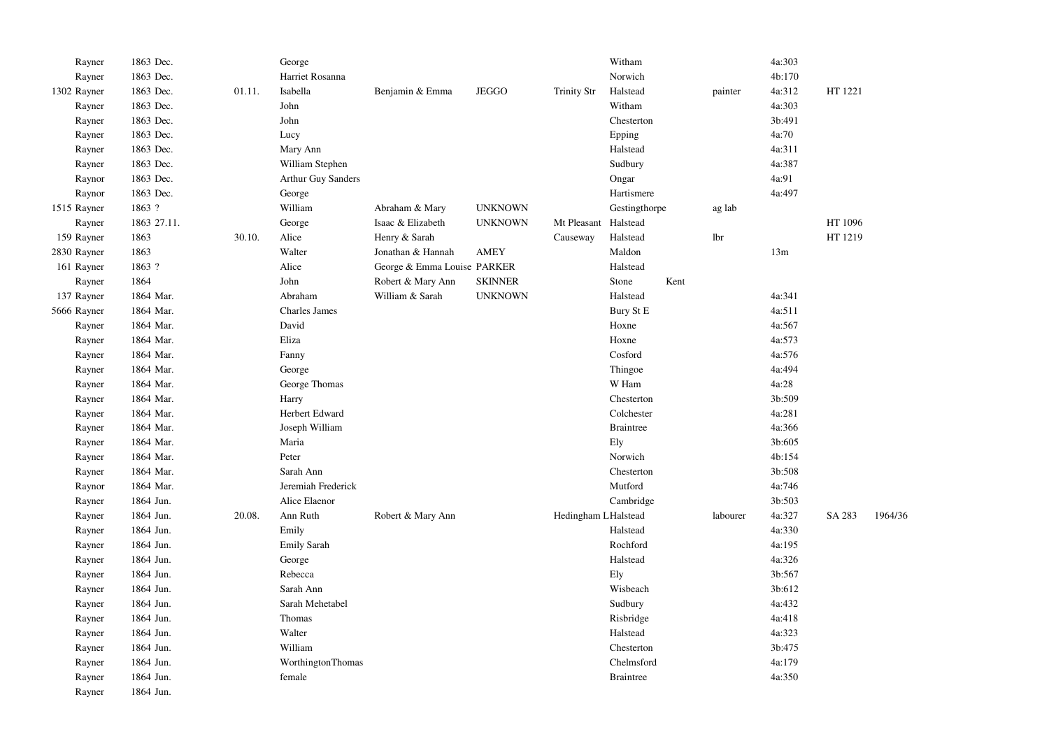| | | | | | | | | | | | | | |
|---|---|---|---|---|---|---|---|---|---|---|---|---|---|
| | Rayner | 1863 Dec. | | George | | | | Witham | | | 4a:303 | | |
| | Rayner | 1863 Dec. | | Harriet Rosanna | | | | Norwich | | | 4b:170 | | |
| 1302 | Rayner | 1863 Dec. | 01.11. | Isabella | Benjamin & Emma | JEGGO | Trinity Str | Halstead | | painter | 4a:312 | HT 1221 | |
| | Rayner | 1863 Dec. | | John | | | | Witham | | | 4a:303 | | |
| | Rayner | 1863 Dec. | | John | | | | Chesterton | | | 3b:491 | | |
| | Rayner | 1863 Dec. | | Lucy | | | | Epping | | | 4a:70 | | |
| | Rayner | 1863 Dec. | | Mary Ann | | | | Halstead | | | 4a:311 | | |
| | Rayner | 1863 Dec. | | William Stephen | | | | Sudbury | | | 4a:387 | | |
| | Raynor | 1863 Dec. | | Arthur Guy Sanders | | | | Ongar | | | 4a:91 | | |
| | Raynor | 1863 Dec. | | George | | | | Hartismere | | | 4a:497 | | |
| 1515 | Rayner | 1863 ? | | William | Abraham & Mary | UNKNOWN | | Gestingthorpe | | ag lab | | | |
| | Rayner | 1863 27.11. | | George | Isaac & Elizabeth | UNKNOWN | Mt Pleasant | Halstead | | | | HT 1096 | |
| 159 | Rayner | 1863 | 30.10. | Alice | Henry & Sarah | | Causeway | Halstead | | lbr | | HT 1219 | |
| 2830 | Rayner | 1863 | | Walter | Jonathan & Hannah | AMEY | | Maldon | | | 13m | | |
| 161 | Rayner | 1863 ? | | Alice | George & Emma Louise | PARKER | | Halstead | | | | | |
| | Rayner | 1864 | | John | Robert & Mary Ann | SKINNER | | Stone | Kent | | | | |
| 137 | Rayner | 1864 Mar. | | Abraham | William & Sarah | UNKNOWN | | Halstead | | | 4a:341 | | |
| 5666 | Rayner | 1864 Mar. | | Charles James | | | | Bury St E | | | 4a:511 | | |
| | Rayner | 1864 Mar. | | David | | | | Hoxne | | | 4a:567 | | |
| | Rayner | 1864 Mar. | | Eliza | | | | Hoxne | | | 4a:573 | | |
| | Rayner | 1864 Mar. | | Fanny | | | | Cosford | | | 4a:576 | | |
| | Rayner | 1864 Mar. | | George | | | | Thingoe | | | 4a:494 | | |
| | Rayner | 1864 Mar. | | George Thomas | | | | W Ham | | | 4a:28 | | |
| | Rayner | 1864 Mar. | | Harry | | | | Chesterton | | | 3b:509 | | |
| | Rayner | 1864 Mar. | | Herbert Edward | | | | Colchester | | | 4a:281 | | |
| | Rayner | 1864 Mar. | | Joseph William | | | | Braintree | | | 4a:366 | | |
| | Rayner | 1864 Mar. | | Maria | | | | Ely | | | 3b:605 | | |
| | Rayner | 1864 Mar. | | Peter | | | | Norwich | | | 4b:154 | | |
| | Rayner | 1864 Mar. | | Sarah Ann | | | | Chesterton | | | 3b:508 | | |
| | Raynor | 1864 Mar. | | Jeremiah Frederick | | | | Mutford | | | 4a:746 | | |
| | Rayner | 1864 Jun. | | Alice Elaenor | | | | Cambridge | | | 3b:503 | | |
| | Rayner | 1864 Jun. | 20.08. | Ann Ruth | Robert & Mary Ann | | Hedingham L | Halstead | | labourer | 4a:327 | SA 283 | 1964/36 |
| | Rayner | 1864 Jun. | | Emily | | | | Halstead | | | 4a:330 | | |
| | Rayner | 1864 Jun. | | Emily Sarah | | | | Rochford | | | 4a:195 | | |
| | Rayner | 1864 Jun. | | George | | | | Halstead | | | 4a:326 | | |
| | Rayner | 1864 Jun. | | Rebecca | | | | Ely | | | 3b:567 | | |
| | Rayner | 1864 Jun. | | Sarah Ann | | | | Wisbeach | | | 3b:612 | | |
| | Rayner | 1864 Jun. | | Sarah Mehetabel | | | | Sudbury | | | 4a:432 | | |
| | Rayner | 1864 Jun. | | Thomas | | | | Risbridge | | | 4a:418 | | |
| | Rayner | 1864 Jun. | | Walter | | | | Halstead | | | 4a:323 | | |
| | Rayner | 1864 Jun. | | William | | | | Chesterton | | | 3b:475 | | |
| | Rayner | 1864 Jun. | | WorthingtonThomas | | | | Chelmsford | | | 4a:179 | | |
| | Rayner | 1864 Jun. | | female | | | | Braintree | | | 4a:350 | | |
| | Rayner | 1864 Jun. | | | | | | | | | | | |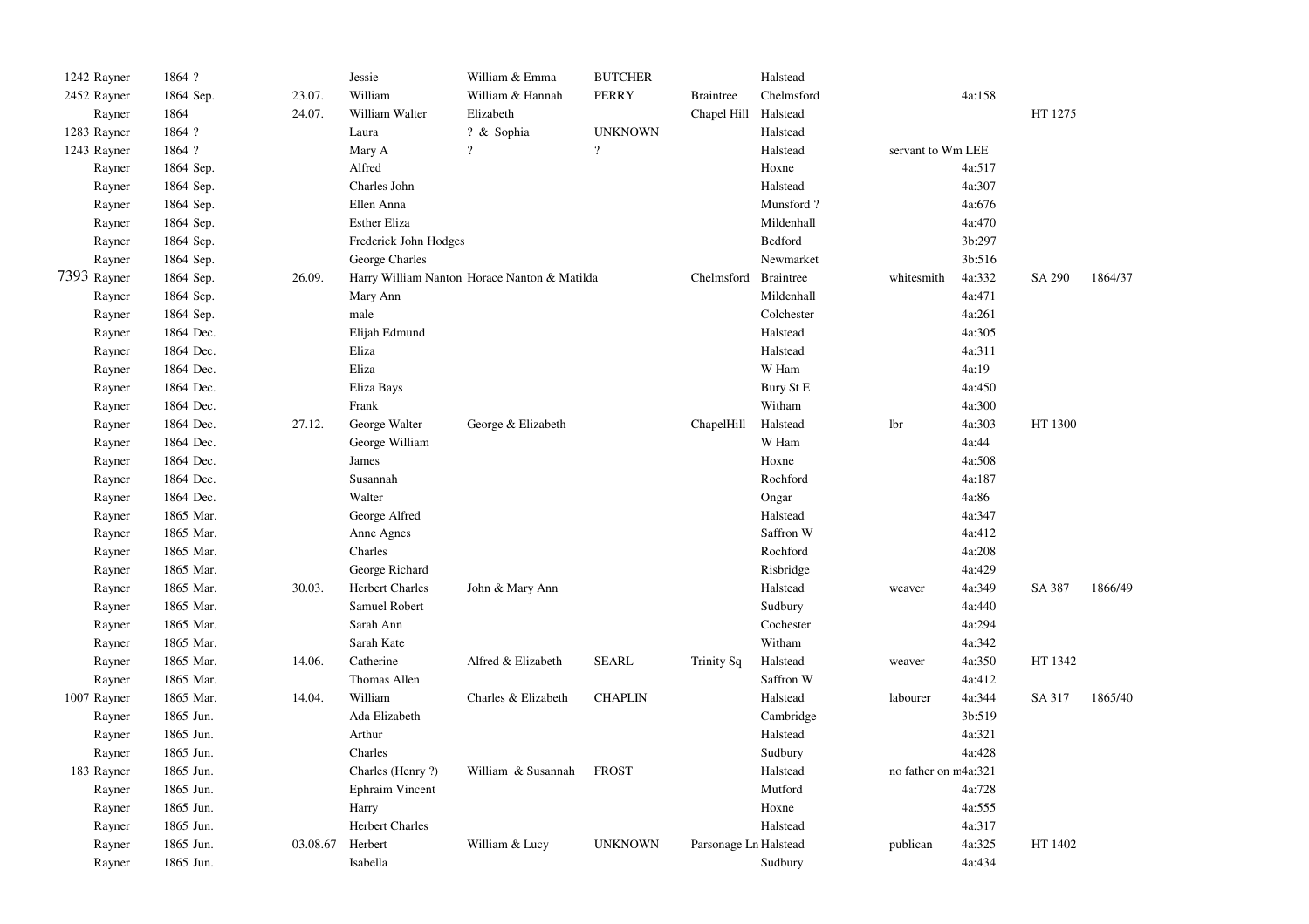| | | | | | | | | | | | |
|---|---|---|---|---|---|---|---|---|---|---|---|
| 1242 Rayner | 1864 ? | | Jessie | William & Emma | BUTCHER | | Halstead | | | | |
| 2452 Rayner | 1864 Sep. | 23.07. | William | William & Hannah | PERRY | Braintree | Chelmsford | | 4a:158 | | |
| Rayner | 1864 | 24.07. | William Walter | Elizabeth | | Chapel Hill | Halstead | | | HT 1275 | |
| 1283 Rayner | 1864 ? | | Laura | ? & Sophia | UNKNOWN | | Halstead | | | | |
| 1243 Rayner | 1864 ? | | Mary A | ? | ? | | Halstead | servant to Wm LEE | | | |
| Rayner | 1864 Sep. | | Alfred | | | | Hoxne | | 4a:517 | | |
| Rayner | 1864 Sep. | | Charles John | | | | Halstead | | 4a:307 | | |
| Rayner | 1864 Sep. | | Ellen Anna | | | | Munsford ? | | 4a:676 | | |
| Rayner | 1864 Sep. | | Esther Eliza | | | | Mildenhall | | 4a:470 | | |
| Rayner | 1864 Sep. | | Frederick John Hodges | | | | Bedford | | 3b:297 | | |
| Rayner | 1864 Sep. | | George Charles | | | | Newmarket | | 3b:516 | | |
| 7393 Rayner | 1864 Sep. | 26.09. | Harry William Nanton | Horace Nanton & Matilda | | Chelmsford | Braintree | whitesmith | 4a:332 | SA 290 | 1864/37 |
| Rayner | 1864 Sep. | | Mary Ann | | | | Mildenhall | | 4a:471 | | |
| Rayner | 1864 Sep. | | male | | | | Colchester | | 4a:261 | | |
| Rayner | 1864 Dec. | | Elijah Edmund | | | | Halstead | | 4a:305 | | |
| Rayner | 1864 Dec. | | Eliza | | | | Halstead | | 4a:311 | | |
| Rayner | 1864 Dec. | | Eliza | | | | W Ham | | 4a:19 | | |
| Rayner | 1864 Dec. | | Eliza Bays | | | | Bury St E | | 4a:450 | | |
| Rayner | 1864 Dec. | | Frank | | | | Witham | | 4a:300 | | |
| Rayner | 1864 Dec. | 27.12. | George Walter | George & Elizabeth | | ChapelHill | Halstead | lbr | 4a:303 | HT 1300 | |
| Rayner | 1864 Dec. | | George William | | | | W Ham | | 4a:44 | | |
| Rayner | 1864 Dec. | | James | | | | Hoxne | | 4a:508 | | |
| Rayner | 1864 Dec. | | Susannah | | | | Rochford | | 4a:187 | | |
| Rayner | 1864 Dec. | | Walter | | | | Ongar | | 4a:86 | | |
| Rayner | 1865 Mar. | | George Alfred | | | | Halstead | | 4a:347 | | |
| Rayner | 1865 Mar. | | Anne Agnes | | | | Saffron W | | 4a:412 | | |
| Rayner | 1865 Mar. | | Charles | | | | Rochford | | 4a:208 | | |
| Rayner | 1865 Mar. | | George Richard | | | | Risbridge | | 4a:429 | | |
| Rayner | 1865 Mar. | 30.03. | Herbert Charles | John & Mary Ann | | | Halstead | weaver | 4a:349 | SA 387 | 1866/49 |
| Rayner | 1865 Mar. | | Samuel Robert | | | | Sudbury | | 4a:440 | | |
| Rayner | 1865 Mar. | | Sarah Ann | | | | Cochester | | 4a:294 | | |
| Rayner | 1865 Mar. | | Sarah Kate | | | | Witham | | 4a:342 | | |
| Rayner | 1865 Mar. | 14.06. | Catherine | Alfred & Elizabeth | SEARL | Trinity Sq | Halstead | weaver | 4a:350 | HT 1342 | |
| Rayner | 1865 Mar. | | Thomas Allen | | | | Saffron W | | 4a:412 | | |
| 1007 Rayner | 1865 Mar. | 14.04. | William | Charles & Elizabeth | CHAPLIN | | Halstead | labourer | 4a:344 | SA 317 | 1865/40 |
| Rayner | 1865 Jun. | | Ada Elizabeth | | | | Cambridge | | 3b:519 | | |
| Rayner | 1865 Jun. | | Arthur | | | | Halstead | | 4a:321 | | |
| Rayner | 1865 Jun. | | Charles | | | | Sudbury | | 4a:428 | | |
| 183 Rayner | 1865 Jun. | | Charles (Henry ?) | William & Susannah | FROST | | Halstead | no father on m | 4a:321 | | |
| Rayner | 1865 Jun. | | Ephraim Vincent | | | | Mutford | | 4a:728 | | |
| Rayner | 1865 Jun. | | Harry | | | | Hoxne | | 4a:555 | | |
| Rayner | 1865 Jun. | | Herbert Charles | | | | Halstead | | 4a:317 | | |
| Rayner | 1865 Jun. | 03.08.67 | Herbert | William & Lucy | UNKNOWN | Parsonage Ln | Halstead | publican | 4a:325 | HT 1402 | |
| Rayner | 1865 Jun. | | Isabella | | | | Sudbury | | 4a:434 | | |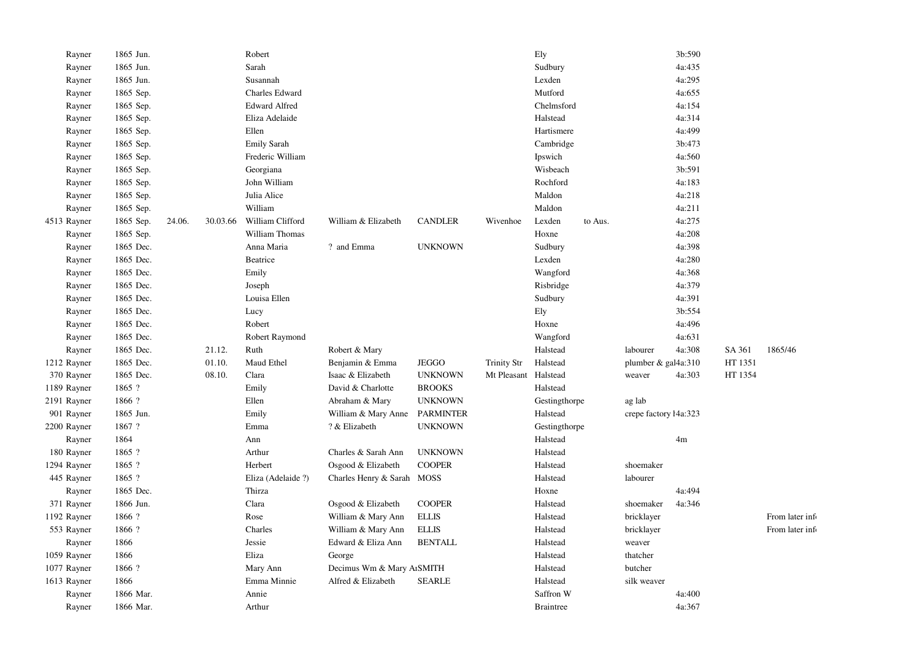| | | | | | | | | | | | | | | | |
|---|---|---|---|---|---|---|---|---|---|---|---|---|---|---|---|
| | Rayner | 1865 Jun. | | | Robert | | | | Ely | | | 3b:590 | | | |
| | Rayner | 1865 Jun. | | | Sarah | | | | Sudbury | | | 4a:435 | | | |
| | Rayner | 1865 Jun. | | | Susannah | | | | Lexden | | | 4a:295 | | | |
| | Rayner | 1865 Sep. | | | Charles Edward | | | | Mutford | | | 4a:655 | | | |
| | Rayner | 1865 Sep. | | | Edward Alfred | | | | Chelmsford | | | 4a:154 | | | |
| | Rayner | 1865 Sep. | | | Eliza Adelaide | | | | Halstead | | | 4a:314 | | | |
| | Rayner | 1865 Sep. | | | Ellen | | | | Hartismere | | | 4a:499 | | | |
| | Rayner | 1865 Sep. | | | Emily Sarah | | | | Cambridge | | | 3b:473 | | | |
| | Rayner | 1865 Sep. | | | Frederic William | | | | Ipswich | | | 4a:560 | | | |
| | Rayner | 1865 Sep. | | | Georgiana | | | | Wisbeach | | | 3b:591 | | | |
| | Rayner | 1865 Sep. | | | John William | | | | Rochford | | | 4a:183 | | | |
| | Rayner | 1865 Sep. | | | Julia Alice | | | | Maldon | | | 4a:218 | | | |
| | Rayner | 1865 Sep. | | | William | | | | Maldon | | | 4a:211 | | | |
| 4513 | Rayner | 1865 Sep. | 24.06. | 30.03.66 | William Clifford | William & Elizabeth | CANDLER | Wivenhoe | Lexden | to Aus. | | 4a:275 | | | |
| | Rayner | 1865 Sep. | | | William Thomas | | | | Hoxne | | | 4a:208 | | | |
| | Rayner | 1865 Dec. | | | Anna Maria | ? and Emma | UNKNOWN | | Sudbury | | | 4a:398 | | | |
| | Rayner | 1865 Dec. | | | Beatrice | | | | Lexden | | | 4a:280 | | | |
| | Rayner | 1865 Dec. | | | Emily | | | | Wangford | | | 4a:368 | | | |
| | Rayner | 1865 Dec. | | | Joseph | | | | Risbridge | | | 4a:379 | | | |
| | Rayner | 1865 Dec. | | | Louisa Ellen | | | | Sudbury | | | 4a:391 | | | |
| | Rayner | 1865 Dec. | | | Lucy | | | | Ely | | | 3b:554 | | | |
| | Rayner | 1865 Dec. | | | Robert | | | | Hoxne | | | 4a:496 | | | |
| | Rayner | 1865 Dec. | | | Robert Raymond | | | | Wangford | | | 4a:631 | | | |
| | Rayner | 1865 Dec. | | 21.12. | Ruth | Robert & Mary | | | Halstead | | labourer | 4a:308 | SA 361 | 1865/46 | |
| 1212 | Rayner | 1865 Dec. | | 01.10. | Maud Ethel | Benjamin & Emma | JEGGO | Trinity Str | Halstead | | plumber & gal | 4a:310 | HT 1351 | | |
| 370 | Rayner | 1865 Dec. | | 08.10. | Clara | Isaac & Elizabeth | UNKNOWN | Mt Pleasant | Halstead | | weaver | 4a:303 | HT 1354 | | |
| 1189 | Rayner | 1865 ? | | | Emily | David & Charlotte | BROOKS | | Halstead | | | | | | |
| 2191 | Rayner | 1866 ? | | | Ellen | Abraham & Mary | UNKNOWN | | Gestingthorpe | | ag lab | | | | |
| 901 | Rayner | 1865 Jun. | | | Emily | William & Mary Anne | PARMINTER | | Halstead | | crepe factory l | 4a:323 | | | |
| 2200 | Rayner | 1867 ? | | | Emma | ? & Elizabeth | UNKNOWN | | Gestingthorpe | | | | | | |
| | Rayner | 1864 | | | Ann | | | | Halstead | | | 4m | | | |
| 180 | Rayner | 1865 ? | | | Arthur | Charles & Sarah Ann | UNKNOWN | | Halstead | | | | | | |
| 1294 | Rayner | 1865 ? | | | Herbert | Osgood & Elizabeth | COOPER | | Halstead | | shoemaker | | | | |
| 445 | Rayner | 1865 ? | | | Eliza (Adelaide ?) | Charles Henry & Sarah | MOSS | | Halstead | | labourer | | | | |
| | Rayner | 1865 Dec. | | | Thirza | | | | Hoxne | | | 4a:494 | | | |
| 371 | Rayner | 1866 Jun. | | | Clara | Osgood & Elizabeth | COOPER | | Halstead | | shoemaker | 4a:346 | | | |
| 1192 | Rayner | 1866 ? | | | Rose | William & Mary Ann | ELLIS | | Halstead | | bricklayer | | | | From later inf |
| 553 | Rayner | 1866 ? | | | Charles | William & Mary Ann | ELLIS | | Halstead | | bricklayer | | | | From later inf |
| | Rayner | 1866 | | | Jessie | Edward & Eliza Ann | BENTALL | | Halstead | | weaver | | | | |
| 1059 | Rayner | 1866 | | | Eliza | George | | | Halstead | | thatcher | | | | |
| 1077 | Rayner | 1866 ? | | | Mary Ann | Decimus Wm & Mary A | SMITH | | Halstead | | butcher | | | | |
| 1613 | Rayner | 1866 | | | Emma Minnie | Alfred & Elizabeth | SEARLE | | Halstead | | silk weaver | | | | |
| | Rayner | 1866 Mar. | | | Annie | | | | Saffron W | | | 4a:400 | | | |
| | Rayner | 1866 Mar. | | | Arthur | | | | Braintree | | | 4a:367 | | | |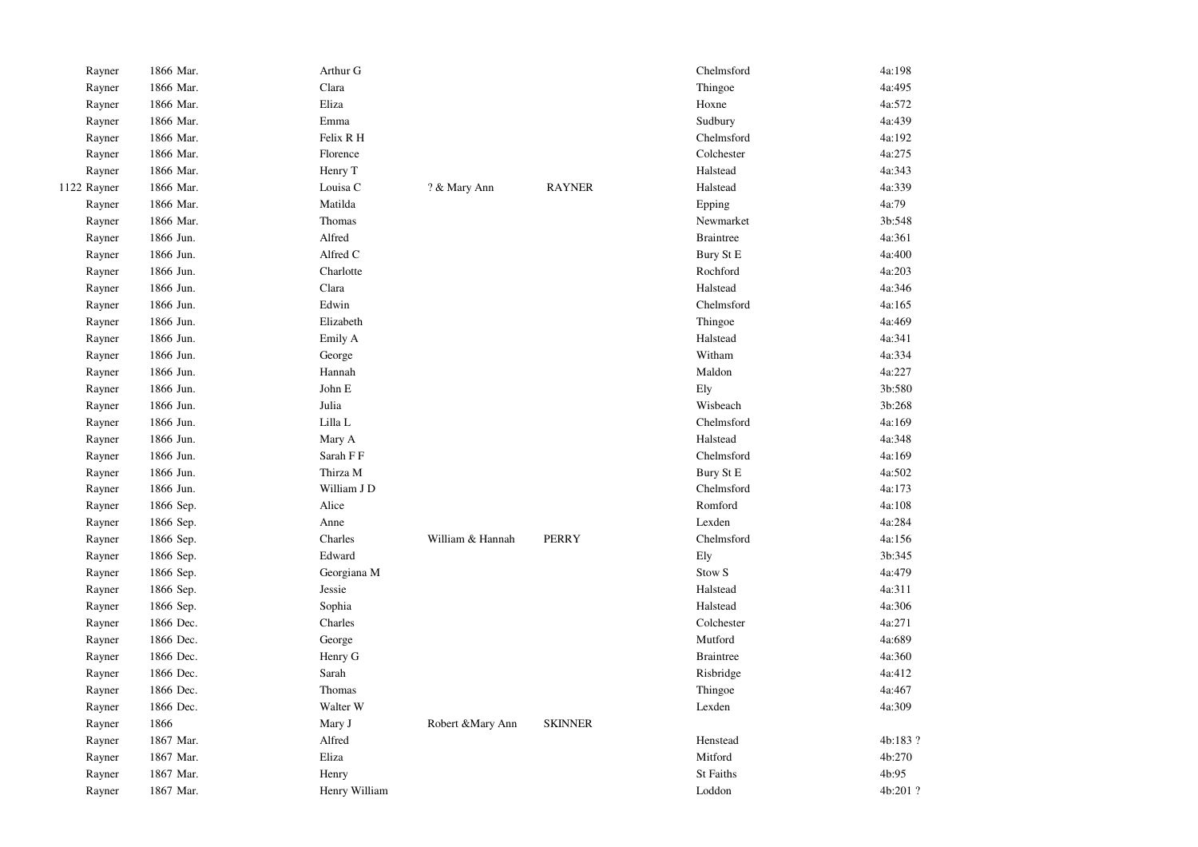| | Surname | Date | Forename | Parents | | District | Ref |
|---|---|---|---|---|---|---|---|
| | Rayner | 1866 Mar. | Arthur G | | | Chelmsford | 4a:198 |
| | Rayner | 1866 Mar. | Clara | | | Thingoe | 4a:495 |
| | Rayner | 1866 Mar. | Eliza | | | Hoxne | 4a:572 |
| | Rayner | 1866 Mar. | Emma | | | Sudbury | 4a:439 |
| | Rayner | 1866 Mar. | Felix R H | | | Chelmsford | 4a:192 |
| | Rayner | 1866 Mar. | Florence | | | Colchester | 4a:275 |
| | Rayner | 1866 Mar. | Henry T | | | Halstead | 4a:343 |
| 1122 | Rayner | 1866 Mar. | Louisa C | ? & Mary Ann | RAYNER | Halstead | 4a:339 |
| | Rayner | 1866 Mar. | Matilda | | | Epping | 4a:79 |
| | Rayner | 1866 Mar. | Thomas | | | Newmarket | 3b:548 |
| | Rayner | 1866 Jun. | Alfred | | | Braintree | 4a:361 |
| | Rayner | 1866 Jun. | Alfred C | | | Bury St E | 4a:400 |
| | Rayner | 1866 Jun. | Charlotte | | | Rochford | 4a:203 |
| | Rayner | 1866 Jun. | Clara | | | Halstead | 4a:346 |
| | Rayner | 1866 Jun. | Edwin | | | Chelmsford | 4a:165 |
| | Rayner | 1866 Jun. | Elizabeth | | | Thingoe | 4a:469 |
| | Rayner | 1866 Jun. | Emily A | | | Halstead | 4a:341 |
| | Rayner | 1866 Jun. | George | | | Witham | 4a:334 |
| | Rayner | 1866 Jun. | Hannah | | | Maldon | 4a:227 |
| | Rayner | 1866 Jun. | John E | | | Ely | 3b:580 |
| | Rayner | 1866 Jun. | Julia | | | Wisbeach | 3b:268 |
| | Rayner | 1866 Jun. | Lilla L | | | Chelmsford | 4a:169 |
| | Rayner | 1866 Jun. | Mary A | | | Halstead | 4a:348 |
| | Rayner | 1866 Jun. | Sarah F F | | | Chelmsford | 4a:169 |
| | Rayner | 1866 Jun. | Thirza M | | | Bury St E | 4a:502 |
| | Rayner | 1866 Jun. | William J D | | | Chelmsford | 4a:173 |
| | Rayner | 1866 Sep. | Alice | | | Romford | 4a:108 |
| | Rayner | 1866 Sep. | Anne | | | Lexden | 4a:284 |
| | Rayner | 1866 Sep. | Charles | William & Hannah | PERRY | Chelmsford | 4a:156 |
| | Rayner | 1866 Sep. | Edward | | | Ely | 3b:345 |
| | Rayner | 1866 Sep. | Georgiana M | | | Stow S | 4a:479 |
| | Rayner | 1866 Sep. | Jessie | | | Halstead | 4a:311 |
| | Rayner | 1866 Sep. | Sophia | | | Halstead | 4a:306 |
| | Rayner | 1866 Dec. | Charles | | | Colchester | 4a:271 |
| | Rayner | 1866 Dec. | George | | | Mutford | 4a:689 |
| | Rayner | 1866 Dec. | Henry G | | | Braintree | 4a:360 |
| | Rayner | 1866 Dec. | Sarah | | | Risbridge | 4a:412 |
| | Rayner | 1866 Dec. | Thomas | | | Thingoe | 4a:467 |
| | Rayner | 1866 Dec. | Walter W | | | Lexden | 4a:309 |
| | Rayner | 1866 | Mary J | Robert &Mary Ann | SKINNER | | |
| | Rayner | 1867 Mar. | Alfred | | | Henstead | 4b:183 ? |
| | Rayner | 1867 Mar. | Eliza | | | Mitford | 4b:270 |
| | Rayner | 1867 Mar. | Henry | | | St Faiths | 4b:95 |
| | Rayner | 1867 Mar. | Henry William | | | Loddon | 4b:201 ? |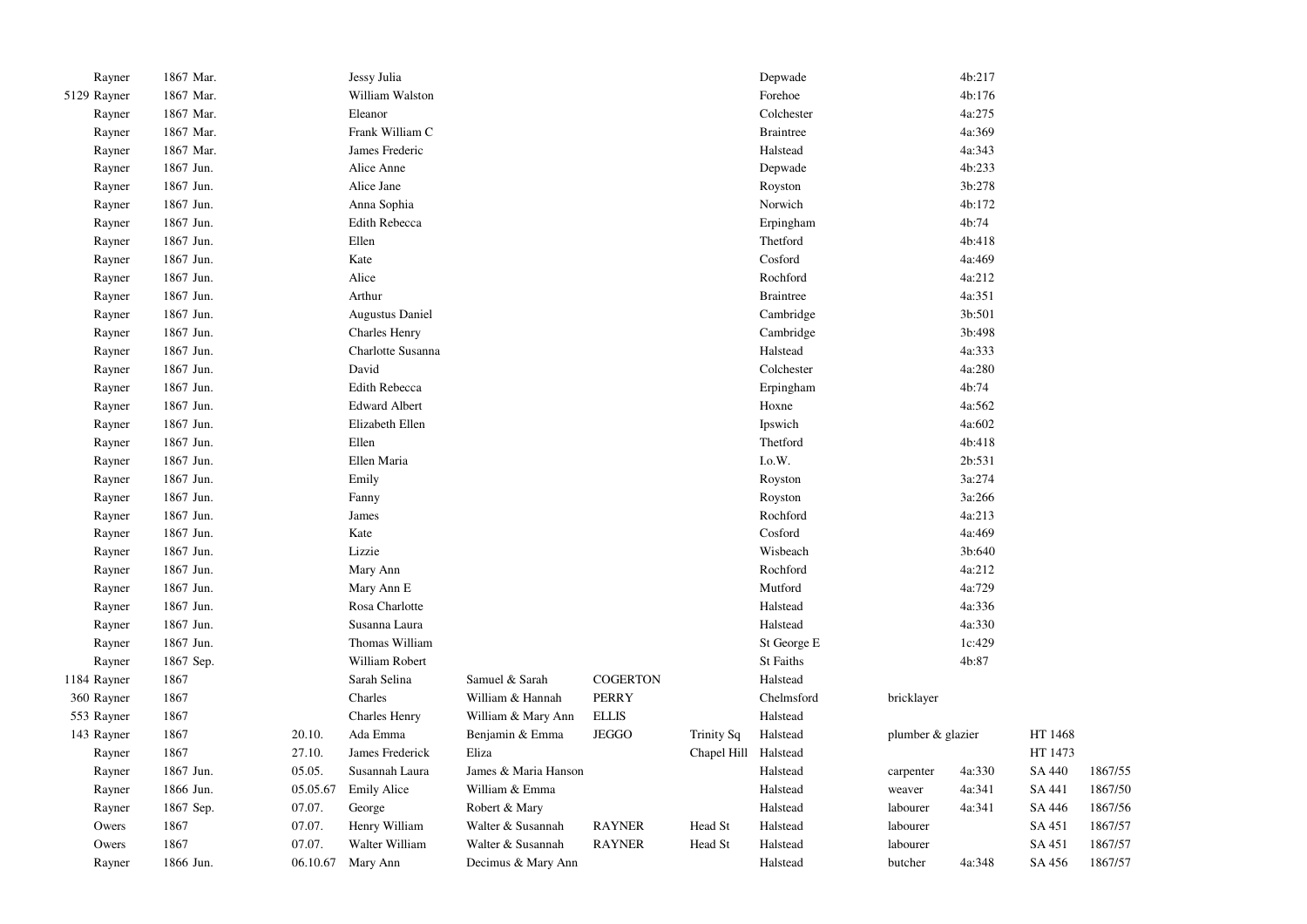| | | | | | | | | | | | | |
|---|---|---|---|---|---|---|---|---|---|---|---|---|
| | Rayner | 1867 Mar. | | Jessy Julia | | | | Depwade | | 4b:217 | | |
| 5129 | Rayner | 1867 Mar. | | William Walston | | | | Forehoe | | 4b:176 | | |
| | Rayner | 1867 Mar. | | Eleanor | | | | Colchester | | 4a:275 | | |
| | Rayner | 1867 Mar. | | Frank William C | | | | Braintree | | 4a:369 | | |
| | Rayner | 1867 Mar. | | James Frederic | | | | Halstead | | 4a:343 | | |
| | Rayner | 1867 Jun. | | Alice Anne | | | | Depwade | | 4b:233 | | |
| | Rayner | 1867 Jun. | | Alice Jane | | | | Royston | | 3b:278 | | |
| | Rayner | 1867 Jun. | | Anna Sophia | | | | Norwich | | 4b:172 | | |
| | Rayner | 1867 Jun. | | Edith Rebecca | | | | Erpingham | | 4b:74 | | |
| | Rayner | 1867 Jun. | | Ellen | | | | Thetford | | 4b:418 | | |
| | Rayner | 1867 Jun. | | Kate | | | | Cosford | | 4a:469 | | |
| | Rayner | 1867 Jun. | | Alice | | | | Rochford | | 4a:212 | | |
| | Rayner | 1867 Jun. | | Arthur | | | | Braintree | | 4a:351 | | |
| | Rayner | 1867 Jun. | | Augustus Daniel | | | | Cambridge | | 3b:501 | | |
| | Rayner | 1867 Jun. | | Charles Henry | | | | Cambridge | | 3b:498 | | |
| | Rayner | 1867 Jun. | | Charlotte Susanna | | | | Halstead | | 4a:333 | | |
| | Rayner | 1867 Jun. | | David | | | | Colchester | | 4a:280 | | |
| | Rayner | 1867 Jun. | | Edith Rebecca | | | | Erpingham | | 4b:74 | | |
| | Rayner | 1867 Jun. | | Edward Albert | | | | Hoxne | | 4a:562 | | |
| | Rayner | 1867 Jun. | | Elizabeth Ellen | | | | Ipswich | | 4a:602 | | |
| | Rayner | 1867 Jun. | | Ellen | | | | Thetford | | 4b:418 | | |
| | Rayner | 1867 Jun. | | Ellen Maria | | | | I.o.W. | | 2b:531 | | |
| | Rayner | 1867 Jun. | | Emily | | | | Royston | | 3a:274 | | |
| | Rayner | 1867 Jun. | | Fanny | | | | Royston | | 3a:266 | | |
| | Rayner | 1867 Jun. | | James | | | | Rochford | | 4a:213 | | |
| | Rayner | 1867 Jun. | | Kate | | | | Cosford | | 4a:469 | | |
| | Rayner | 1867 Jun. | | Lizzie | | | | Wisbeach | | 3b:640 | | |
| | Rayner | 1867 Jun. | | Mary Ann | | | | Rochford | | 4a:212 | | |
| | Rayner | 1867 Jun. | | Mary Ann E | | | | Mutford | | 4a:729 | | |
| | Rayner | 1867 Jun. | | Rosa Charlotte | | | | Halstead | | 4a:336 | | |
| | Rayner | 1867 Jun. | | Susanna Laura | | | | Halstead | | 4a:330 | | |
| | Rayner | 1867 Jun. | | Thomas William | | | | St George E | | 1c:429 | | |
| | Rayner | 1867 Sep. | | William Robert | | | | St Faiths | | 4b:87 | | |
| 1184 | Rayner | 1867 | | Sarah Selina | Samuel & Sarah | COGERTON | | Halstead | | | | |
| 360 | Rayner | 1867 | | Charles | William & Hannah | PERRY | | Chelmsford | bricklayer | | | |
| 553 | Rayner | 1867 | | Charles Henry | William & Mary Ann | ELLIS | | Halstead | | | | |
| 143 | Rayner | 1867 | 20.10. | Ada Emma | Benjamin & Emma | JEGGO | Trinity Sq | Halstead | plumber & glazier | | HT 1468 | |
| | Rayner | 1867 | 27.10. | James Frederick | Eliza | | Chapel Hill | Halstead | | | HT 1473 | |
| | Rayner | 1867 Jun. | 05.05. | Susannah Laura | James & Maria Hanson | | | Halstead | carpenter | 4a:330 | SA 440 | 1867/55 |
| | Rayner | 1866 Jun. | 05.05.67 | Emily Alice | William & Emma | | | Halstead | weaver | 4a:341 | SA 441 | 1867/50 |
| | Rayner | 1867 Sep. | 07.07. | George | Robert & Mary | | | Halstead | labourer | 4a:341 | SA 446 | 1867/56 |
| | Owers | 1867 | 07.07. | Henry William | Walter & Susannah | RAYNER | Head St | Halstead | labourer | | SA 451 | 1867/57 |
| | Owers | 1867 | 07.07. | Walter William | Walter & Susannah | RAYNER | Head St | Halstead | labourer | | SA 451 | 1867/57 |
| | Rayner | 1866 Jun. | 06.10.67 | Mary Ann | Decimus & Mary Ann | | | Halstead | butcher | 4a:348 | SA 456 | 1867/57 |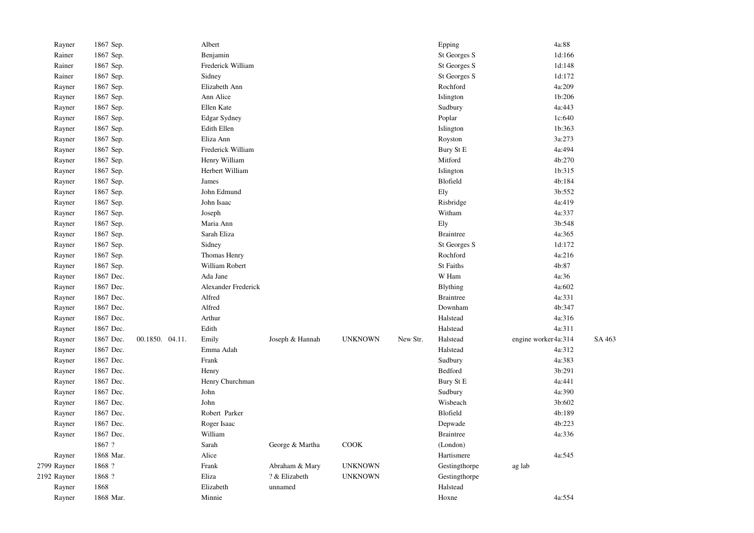| | | | | | | | | | | |
|---|---|---|---|---|---|---|---|---|---|---|
| Rayner | 1867 Sep. | | Albert | | | | Epping | | 4a:88 | |
| Rainer | 1867 Sep. | | Benjamin | | | | St Georges S | | 1d:166 | |
| Rainer | 1867 Sep. | | Frederick William | | | | St Georges S | | 1d:148 | |
| Rainer | 1867 Sep. | | Sidney | | | | St Georges S | | 1d:172 | |
| Rayner | 1867 Sep. | | Elizabeth Ann | | | | Rochford | | 4a:209 | |
| Rayner | 1867 Sep. | | Ann Alice | | | | Islington | | 1b:206 | |
| Rayner | 1867 Sep. | | Ellen Kate | | | | Sudbury | | 4a:443 | |
| Rayner | 1867 Sep. | | Edgar Sydney | | | | Poplar | | 1c:640 | |
| Rayner | 1867 Sep. | | Edith Ellen | | | | Islington | | 1b:363 | |
| Rayner | 1867 Sep. | | Eliza Ann | | | | Royston | | 3a:273 | |
| Rayner | 1867 Sep. | | Frederick William | | | | Bury St E | | 4a:494 | |
| Rayner | 1867 Sep. | | Henry William | | | | Mitford | | 4b:270 | |
| Rayner | 1867 Sep. | | Herbert William | | | | Islington | | 1b:315 | |
| Rayner | 1867 Sep. | | James | | | | Blofield | | 4b:184 | |
| Rayner | 1867 Sep. | | John Edmund | | | | Ely | | 3b:552 | |
| Rayner | 1867 Sep. | | John Isaac | | | | Risbridge | | 4a:419 | |
| Rayner | 1867 Sep. | | Joseph | | | | Witham | | 4a:337 | |
| Rayner | 1867 Sep. | | Maria Ann | | | | Ely | | 3b:548 | |
| Rayner | 1867 Sep. | | Sarah Eliza | | | | Braintree | | 4a:365 | |
| Rayner | 1867 Sep. | | Sidney | | | | St Georges S | | 1d:172 | |
| Rayner | 1867 Sep. | | Thomas Henry | | | | Rochford | | 4a:216 | |
| Rayner | 1867 Sep. | | William Robert | | | | St Faiths | | 4b:87 | |
| Rayner | 1867 Dec. | | Ada Jane | | | | W Ham | | 4a:36 | |
| Rayner | 1867 Dec. | | Alexander Frederick | | | | Blything | | 4a:602 | |
| Rayner | 1867 Dec. | | Alfred | | | | Braintree | | 4a:331 | |
| Rayner | 1867 Dec. | | Alfred | | | | Downham | | 4b:347 | |
| Rayner | 1867 Dec. | | Arthur | | | | Halstead | | 4a:316 | |
| Rayner | 1867 Dec. | | Edith | | | | Halstead | | 4a:311 | |
| Rayner | 1867 Dec. | 00.1850. 04.11. | Emily | Joseph & Hannah | UNKNOWN | New Str. | Halstead | engine worker | 4a:314 | SA 463 |
| Rayner | 1867 Dec. | | Emma Adah | | | | Halstead | | 4a:312 | |
| Rayner | 1867 Dec. | | Frank | | | | Sudbury | | 4a:383 | |
| Rayner | 1867 Dec. | | Henry | | | | Bedford | | 3b:291 | |
| Rayner | 1867 Dec. | | Henry Churchman | | | | Bury St E | | 4a:441 | |
| Rayner | 1867 Dec. | | John | | | | Sudbury | | 4a:390 | |
| Rayner | 1867 Dec. | | John | | | | Wisbeach | | 3b:602 | |
| Rayner | 1867 Dec. | | Robert Parker | | | | Blofield | | 4b:189 | |
| Rayner | 1867 Dec. | | Roger Isaac | | | | Depwade | | 4b:223 | |
| Rayner | 1867 Dec. | | William | | | | Braintree | | 4a:336 | |
| | 1867 ? | | Sarah | George & Martha | COOK | | (London) | | | |
| Rayner | 1868 Mar. | | Alice | | | | Hartismere | | 4a:545 | |
| 2799 Rayner | 1868 ? | | Frank | Abraham & Mary | UNKNOWN | | Gestingthorpe | ag lab | | |
| 2192 Rayner | 1868 ? | | Eliza | ? & Elizabeth | UNKNOWN | | Gestingthorpe | | | |
| Rayner | 1868 | | Elizabeth | unnamed | | | Halstead | | | |
| Rayner | 1868 Mar. | | Minnie | | | | Hoxne | | 4a:554 | |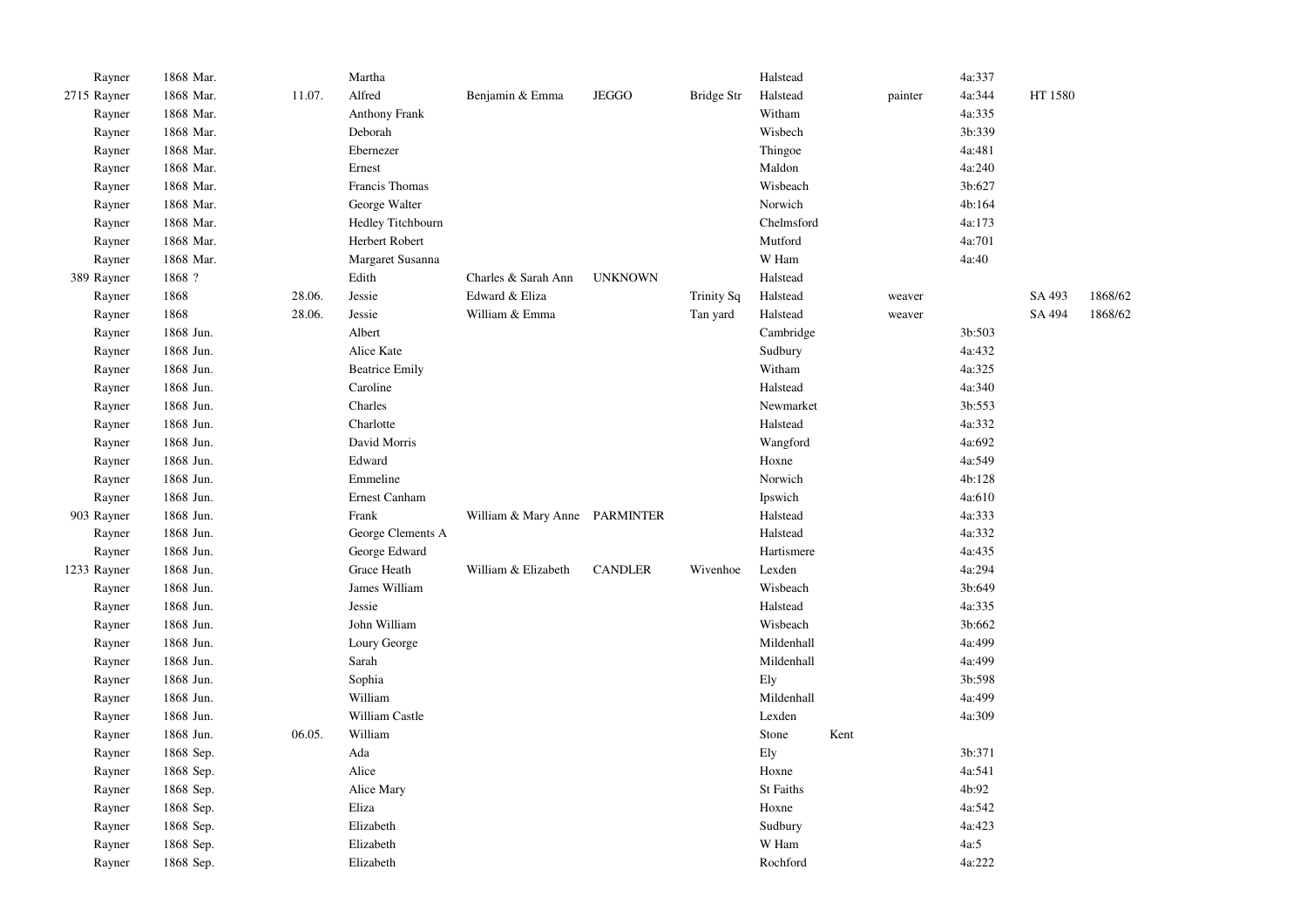| | | | | | | | | | | | | | |
|---|---|---|---|---|---|---|---|---|---|---|---|---|---|
| | Rayner | 1868 Mar. | | Martha | | | | Halstead | | | 4a:337 | | |
| 2715 | Rayner | 1868 Mar. | 11.07. | Alfred | Benjamin & Emma | JEGGO | Bridge Str | Halstead | | painter | 4a:344 | HT 1580 | |
| | Rayner | 1868 Mar. | | Anthony Frank | | | | Witham | | | 4a:335 | | |
| | Rayner | 1868 Mar. | | Deborah | | | | Wisbech | | | 3b:339 | | |
| | Rayner | 1868 Mar. | | Ebernezer | | | | Thingoe | | | 4a:481 | | |
| | Rayner | 1868 Mar. | | Ernest | | | | Maldon | | | 4a:240 | | |
| | Rayner | 1868 Mar. | | Francis Thomas | | | | Wisbeach | | | 3b:627 | | |
| | Rayner | 1868 Mar. | | George Walter | | | | Norwich | | | 4b:164 | | |
| | Rayner | 1868 Mar. | | Hedley Titchbourn | | | | Chelmsford | | | 4a:173 | | |
| | Rayner | 1868 Mar. | | Herbert Robert | | | | Mutford | | | 4a:701 | | |
| | Rayner | 1868 Mar. | | Margaret Susanna | | | | W Ham | | | 4a:40 | | |
| 389 | Rayner | 1868 ? | | Edith | Charles & Sarah Ann | UNKNOWN | | Halstead | | | | | |
| | Rayner | 1868 | 28.06. | Jessie | Edward & Eliza | | Trinity Sq | Halstead | | weaver | | SA 493 | 1868/62 |
| | Rayner | 1868 | 28.06. | Jessie | William & Emma | | Tan yard | Halstead | | weaver | | SA 494 | 1868/62 |
| | Rayner | 1868 Jun. | | Albert | | | | Cambridge | | | 3b:503 | | |
| | Rayner | 1868 Jun. | | Alice Kate | | | | Sudbury | | | 4a:432 | | |
| | Rayner | 1868 Jun. | | Beatrice Emily | | | | Witham | | | 4a:325 | | |
| | Rayner | 1868 Jun. | | Caroline | | | | Halstead | | | 4a:340 | | |
| | Rayner | 1868 Jun. | | Charles | | | | Newmarket | | | 3b:553 | | |
| | Rayner | 1868 Jun. | | Charlotte | | | | Halstead | | | 4a:332 | | |
| | Rayner | 1868 Jun. | | David Morris | | | | Wangford | | | 4a:692 | | |
| | Rayner | 1868 Jun. | | Edward | | | | Hoxne | | | 4a:549 | | |
| | Rayner | 1868 Jun. | | Emmeline | | | | Norwich | | | 4b:128 | | |
| | Rayner | 1868 Jun. | | Ernest Canham | | | | Ipswich | | | 4a:610 | | |
| 903 | Rayner | 1868 Jun. | | Frank | William & Mary Anne | PARMINTER | | Halstead | | | 4a:333 | | |
| | Rayner | 1868 Jun. | | George Clements A | | | | Halstead | | | 4a:332 | | |
| | Rayner | 1868 Jun. | | George Edward | | | | Hartismere | | | 4a:435 | | |
| 1233 | Rayner | 1868 Jun. | | Grace Heath | William & Elizabeth | CANDLER | Wivenhoe | Lexden | | | 4a:294 | | |
| | Rayner | 1868 Jun. | | James William | | | | Wisbeach | | | 3b:649 | | |
| | Rayner | 1868 Jun. | | Jessie | | | | Halstead | | | 4a:335 | | |
| | Rayner | 1868 Jun. | | John William | | | | Wisbeach | | | 3b:662 | | |
| | Rayner | 1868 Jun. | | Loury George | | | | Mildenhall | | | 4a:499 | | |
| | Rayner | 1868 Jun. | | Sarah | | | | Mildenhall | | | 4a:499 | | |
| | Rayner | 1868 Jun. | | Sophia | | | | Ely | | | 3b:598 | | |
| | Rayner | 1868 Jun. | | William | | | | Mildenhall | | | 4a:499 | | |
| | Rayner | 1868 Jun. | | William Castle | | | | Lexden | | | 4a:309 | | |
| | Rayner | 1868 Jun. | 06.05. | William | | | | Stone | Kent | | | | |
| | Rayner | 1868 Sep. | | Ada | | | | Ely | | | 3b:371 | | |
| | Rayner | 1868 Sep. | | Alice | | | | Hoxne | | | 4a:541 | | |
| | Rayner | 1868 Sep. | | Alice Mary | | | | St Faiths | | | 4b:92 | | |
| | Rayner | 1868 Sep. | | Eliza | | | | Hoxne | | | 4a:542 | | |
| | Rayner | 1868 Sep. | | Elizabeth | | | | Sudbury | | | 4a:423 | | |
| | Rayner | 1868 Sep. | | Elizabeth | | | | W Ham | | | 4a:5 | | |
| | Rayner | 1868 Sep. | | Elizabeth | | | | Rochford | | | 4a:222 | | |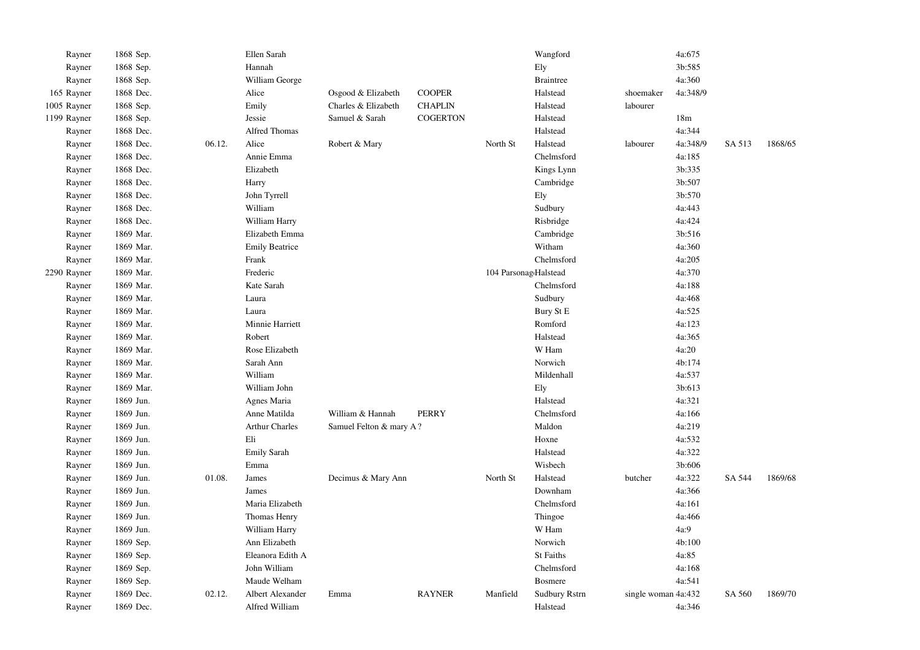| | | | | | | | | | | | |
|---|---|---|---|---|---|---|---|---|---|---|---|
| Rayner | 1868 Sep. | | Ellen Sarah | | | | Wangford | | 4a:675 | | |
| Rayner | 1868 Sep. | | Hannah | | | | Ely | | 3b:585 | | |
| Rayner | 1868 Sep. | | William George | | | | Braintree | | 4a:360 | | |
| 165 Rayner | 1868 Dec. | | Alice | Osgood & Elizabeth | COOPER | | Halstead | shoemaker | 4a:348/9 | | |
| 1005 Rayner | 1868 Sep. | | Emily | Charles & Elizabeth | CHAPLIN | | Halstead | labourer | | | |
| 1199 Rayner | 1868 Sep. | | Jessie | Samuel & Sarah | COGERTON | | Halstead | | 18m | | |
| Rayner | 1868 Dec. | | Alfred Thomas | | | | Halstead | | 4a:344 | | |
| Rayner | 1868 Dec. | 06.12. | Alice | Robert & Mary | | North St | Halstead | labourer | 4a:348/9 | SA 513 | 1868/65 |
| Rayner | 1868 Dec. | | Annie Emma | | | | Chelmsford | | 4a:185 | | |
| Rayner | 1868 Dec. | | Elizabeth | | | | Kings Lynn | | 3b:335 | | |
| Rayner | 1868 Dec. | | Harry | | | | Cambridge | | 3b:507 | | |
| Rayner | 1868 Dec. | | John Tyrrell | | | | Ely | | 3b:570 | | |
| Rayner | 1868 Dec. | | William | | | | Sudbury | | 4a:443 | | |
| Rayner | 1868 Dec. | | William Harry | | | | Risbridge | | 4a:424 | | |
| Rayner | 1869 Mar. | | Elizabeth Emma | | | | Cambridge | | 3b:516 | | |
| Rayner | 1869 Mar. | | Emily Beatrice | | | | Witham | | 4a:360 | | |
| Rayner | 1869 Mar. | | Frank | | | | Chelmsford | | 4a:205 | | |
| 2290 Rayner | 1869 Mar. | | Frederic | | | 104 Parsonag | Halstead | | 4a:370 | | |
| Rayner | 1869 Mar. | | Kate Sarah | | | | Chelmsford | | 4a:188 | | |
| Rayner | 1869 Mar. | | Laura | | | | Sudbury | | 4a:468 | | |
| Rayner | 1869 Mar. | | Laura | | | | Bury St E | | 4a:525 | | |
| Rayner | 1869 Mar. | | Minnie Harriett | | | | Romford | | 4a:123 | | |
| Rayner | 1869 Mar. | | Robert | | | | Halstead | | 4a:365 | | |
| Rayner | 1869 Mar. | | Rose Elizabeth | | | | W Ham | | 4a:20 | | |
| Rayner | 1869 Mar. | | Sarah Ann | | | | Norwich | | 4b:174 | | |
| Rayner | 1869 Mar. | | William | | | | Mildenhall | | 4a:537 | | |
| Rayner | 1869 Mar. | | William John | | | | Ely | | 3b:613 | | |
| Rayner | 1869 Jun. | | Agnes Maria | | | | Halstead | | 4a:321 | | |
| Rayner | 1869 Jun. | | Anne Matilda | William & Hannah | PERRY | | Chelmsford | | 4a:166 | | |
| Rayner | 1869 Jun. | | Arthur Charles | Samuel Felton & mary A ? | | | Maldon | | 4a:219 | | |
| Rayner | 1869 Jun. | | Eli | | | | Hoxne | | 4a:532 | | |
| Rayner | 1869 Jun. | | Emily Sarah | | | | Halstead | | 4a:322 | | |
| Rayner | 1869 Jun. | | Emma | | | | Wisbech | | 3b:606 | | |
| Rayner | 1869 Jun. | 01.08. | James | Decimus & Mary Ann | | North St | Halstead | butcher | 4a:322 | SA 544 | 1869/68 |
| Rayner | 1869 Jun. | | James | | | | Downham | | 4a:366 | | |
| Rayner | 1869 Jun. | | Maria Elizabeth | | | | Chelmsford | | 4a:161 | | |
| Rayner | 1869 Jun. | | Thomas Henry | | | | Thingoe | | 4a:466 | | |
| Rayner | 1869 Jun. | | William Harry | | | | W Ham | | 4a:9 | | |
| Rayner | 1869 Sep. | | Ann Elizabeth | | | | Norwich | | 4b:100 | | |
| Rayner | 1869 Sep. | | Eleanora Edith A | | | | St Faiths | | 4a:85 | | |
| Rayner | 1869 Sep. | | John William | | | | Chelmsford | | 4a:168 | | |
| Rayner | 1869 Sep. | | Maude Welham | | | | Bosmere | | 4a:541 | | |
| Rayner | 1869 Dec. | 02.12. | Albert Alexander | Emma | RAYNER | Manfield | Sudbury Rstrn | single woman | 4a:432 | SA 560 | 1869/70 |
| Rayner | 1869 Dec. | | Alfred William | | | | Halstead | | 4a:346 | | |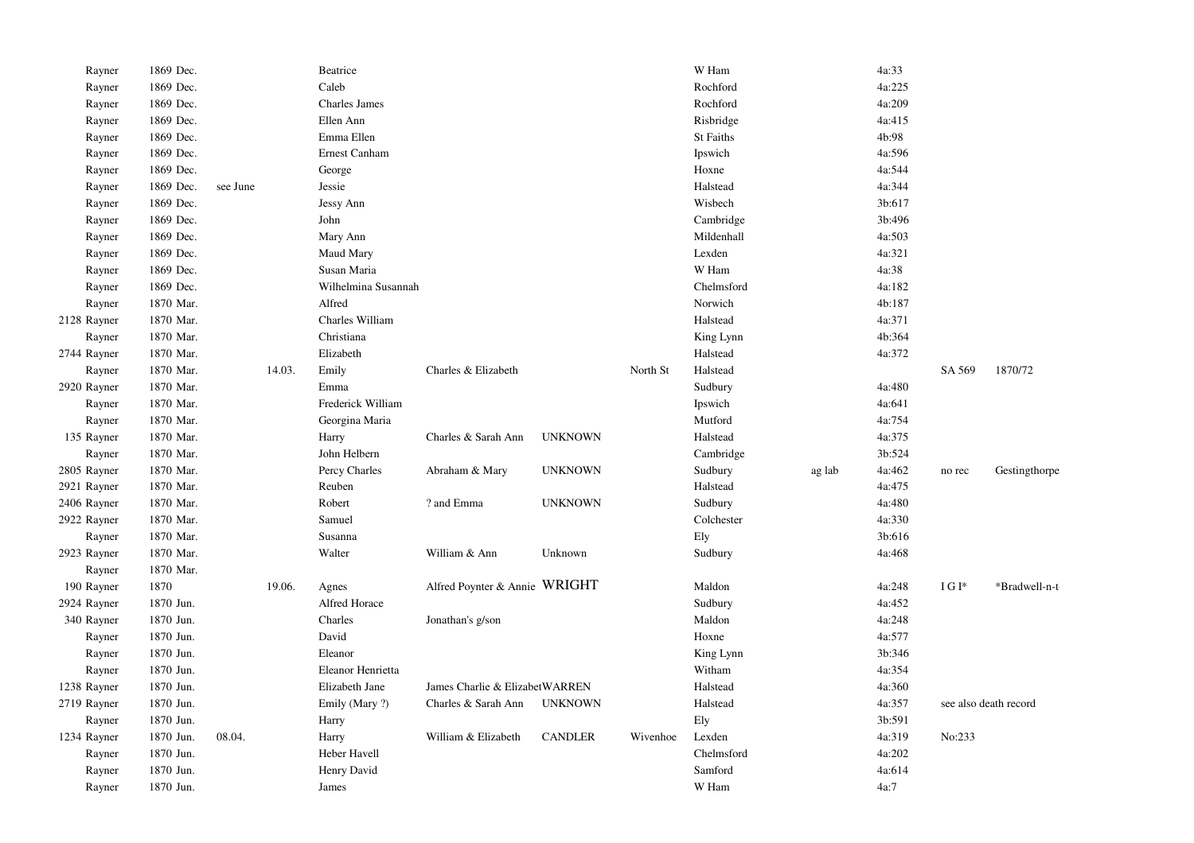| | | | | | | | | | | | | | |
|---|---|---|---|---|---|---|---|---|---|---|---|---|---|
| | Rayner | 1869 Dec. | | | Beatrice | | | | W Ham | | 4a:33 | | |
| | Rayner | 1869 Dec. | | | Caleb | | | | Rochford | | 4a:225 | | |
| | Rayner | 1869 Dec. | | | Charles James | | | | Rochford | | 4a:209 | | |
| | Rayner | 1869 Dec. | | | Ellen Ann | | | | Risbridge | | 4a:415 | | |
| | Rayner | 1869 Dec. | | | Emma Ellen | | | | St Faiths | | 4b:98 | | |
| | Rayner | 1869 Dec. | | | Ernest Canham | | | | Ipswich | | 4a:596 | | |
| | Rayner | 1869 Dec. | | | George | | | | Hoxne | | 4a:544 | | |
| | Rayner | 1869 Dec. | see June | | Jessie | | | | Halstead | | 4a:344 | | |
| | Rayner | 1869 Dec. | | | Jessy Ann | | | | Wisbech | | 3b:617 | | |
| | Rayner | 1869 Dec. | | | John | | | | Cambridge | | 3b:496 | | |
| | Rayner | 1869 Dec. | | | Mary Ann | | | | Mildenhall | | 4a:503 | | |
| | Rayner | 1869 Dec. | | | Maud Mary | | | | Lexden | | 4a:321 | | |
| | Rayner | 1869 Dec. | | | Susan Maria | | | | W Ham | | 4a:38 | | |
| | Rayner | 1869 Dec. | | | Wilhelmina Susannah | | | | Chelmsford | | 4a:182 | | |
| | Rayner | 1870 Mar. | | | Alfred | | | | Norwich | | 4b:187 | | |
| 2128 | Rayner | 1870 Mar. | | | Charles William | | | | Halstead | | 4a:371 | | |
| | Rayner | 1870 Mar. | | | Christiana | | | | King Lynn | | 4b:364 | | |
| 2744 | Rayner | 1870 Mar. | | | Elizabeth | | | | Halstead | | 4a:372 | | |
| | Rayner | 1870 Mar. | | 14.03. | Emily | Charles & Elizabeth | | North St | Halstead | | | SA 569 | 1870/72 |
| 2920 | Rayner | 1870 Mar. | | | Emma | | | | Sudbury | | 4a:480 | | |
| | Rayner | 1870 Mar. | | | Frederick William | | | | Ipswich | | 4a:641 | | |
| | Rayner | 1870 Mar. | | | Georgina Maria | | | | Mutford | | 4a:754 | | |
| 135 | Rayner | 1870 Mar. | | | Harry | Charles & Sarah Ann | UNKNOWN | | Halstead | | 4a:375 | | |
| | Rayner | 1870 Mar. | | | John Helbern | | | | Cambridge | | 3b:524 | | |
| 2805 | Rayner | 1870 Mar. | | | Percy Charles | Abraham & Mary | UNKNOWN | | Sudbury | ag lab | 4a:462 | no rec | Gestingthorpe |
| 2921 | Rayner | 1870 Mar. | | | Reuben | | | | Halstead | | 4a:475 | | |
| 2406 | Rayner | 1870 Mar. | | | Robert | ? and Emma | UNKNOWN | | Sudbury | | 4a:480 | | |
| 2922 | Rayner | 1870 Mar. | | | Samuel | | | | Colchester | | 4a:330 | | |
| | Rayner | 1870 Mar. | | | Susanna | | | | Ely | | 3b:616 | | |
| 2923 | Rayner | 1870 Mar. | | | Walter | William & Ann | Unknown | | Sudbury | | 4a:468 | | |
| | Rayner | 1870 Mar. | | | | | | | | | | | |
| 190 | Rayner | 1870 | | 19.06. | Agnes | Alfred Poynter & Annie | WRIGHT | | Maldon | | 4a:248 | I G I* | *Bradwell-n-t |
| 2924 | Rayner | 1870 Jun. | | | Alfred Horace | | | | Sudbury | | 4a:452 | | |
| 340 | Rayner | 1870 Jun. | | | Charles | Jonathan's g/son | | | Maldon | | 4a:248 | | |
| | Rayner | 1870 Jun. | | | David | | | | Hoxne | | 4a:577 | | |
| | Rayner | 1870 Jun. | | | Eleanor | | | | King Lynn | | 3b:346 | | |
| | Rayner | 1870 Jun. | | | Eleanor Henrietta | | | | Witham | | 4a:354 | | |
| 1238 | Rayner | 1870 Jun. | | | Elizabeth Jane | James Charlie & Elizabet | WARREN | | Halstead | | 4a:360 | | |
| 2719 | Rayner | 1870 Jun. | | | Emily (Mary ?) | Charles & Sarah Ann | UNKNOWN | | Halstead | | 4a:357 | see also death record | |
| | Rayner | 1870 Jun. | | | Harry | | | | Ely | | 3b:591 | | |
| 1234 | Rayner | 1870 Jun. | 08.04. | | Harry | William & Elizabeth | CANDLER | Wivenhoe | Lexden | | 4a:319 | No:233 | |
| | Rayner | 1870 Jun. | | | Heber Havell | | | | Chelmsford | | 4a:202 | | |
| | Rayner | 1870 Jun. | | | Henry David | | | | Samford | | 4a:614 | | |
| | Rayner | 1870 Jun. | | | James | | | | W Ham | | 4a:7 | | |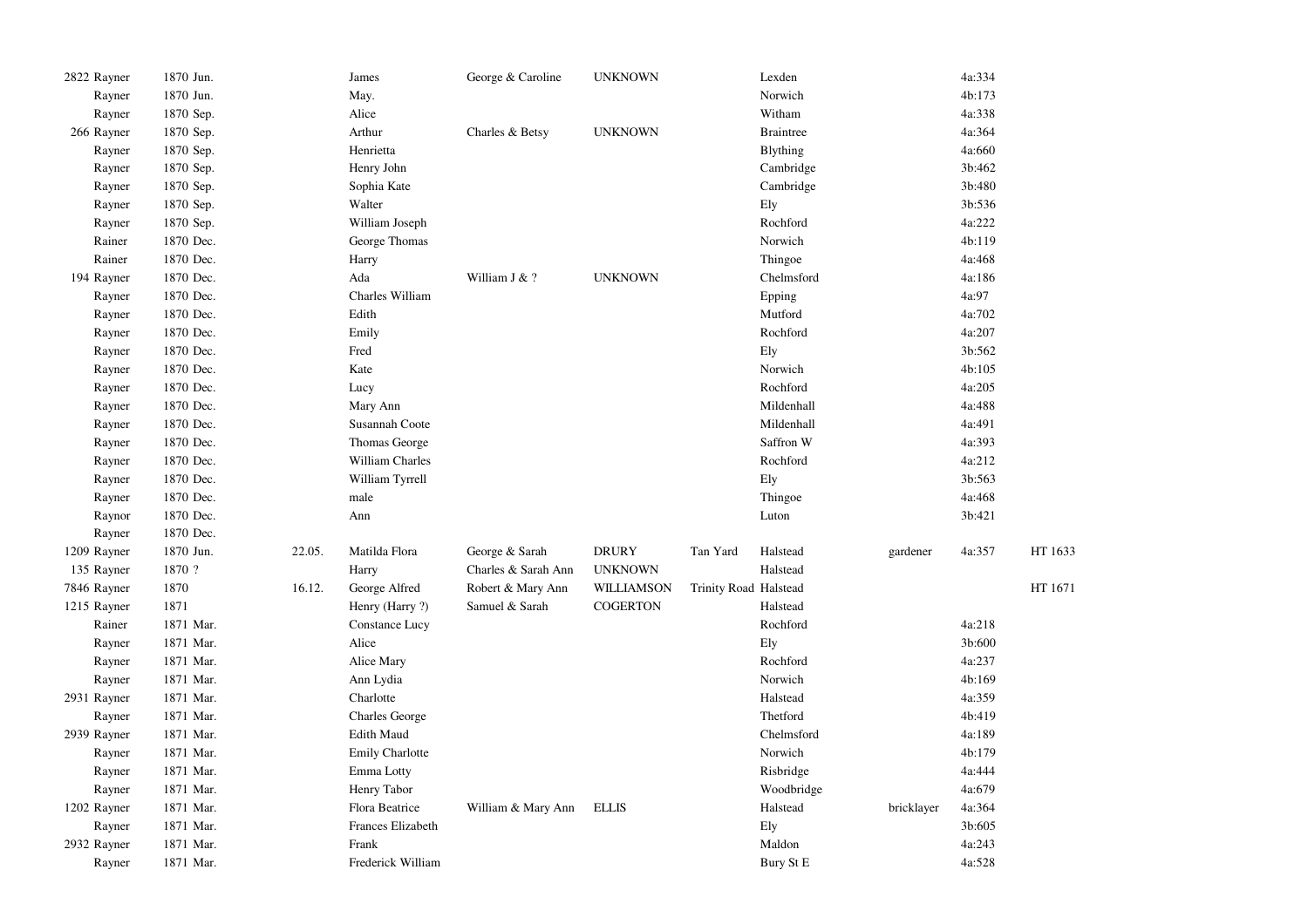| | | | | | | | | | | | |
|---|---|---|---|---|---|---|---|---|---|---|---|
| 2822 | Rayner | 1870 Jun. | | James | George & Caroline | UNKNOWN | | Lexden | | 4a:334 | |
| | Rayner | 1870 Jun. | | May. | | | | Norwich | | 4b:173 | |
| | Rayner | 1870 Sep. | | Alice | | | | Witham | | 4a:338 | |
| 266 | Rayner | 1870 Sep. | | Arthur | Charles & Betsy | UNKNOWN | | Braintree | | 4a:364 | |
| | Rayner | 1870 Sep. | | Henrietta | | | | Blything | | 4a:660 | |
| | Rayner | 1870 Sep. | | Henry John | | | | Cambridge | | 3b:462 | |
| | Rayner | 1870 Sep. | | Sophia Kate | | | | Cambridge | | 3b:480 | |
| | Rayner | 1870 Sep. | | Walter | | | | Ely | | 3b:536 | |
| | Rayner | 1870 Sep. | | William Joseph | | | | Rochford | | 4a:222 | |
| | Rainer | 1870 Dec. | | George Thomas | | | | Norwich | | 4b:119 | |
| | Rainer | 1870 Dec. | | Harry | | | | Thingoe | | 4a:468 | |
| 194 | Rayner | 1870 Dec. | | Ada | William J & ? | UNKNOWN | | Chelmsford | | 4a:186 | |
| | Rayner | 1870 Dec. | | Charles William | | | | Epping | | 4a:97 | |
| | Rayner | 1870 Dec. | | Edith | | | | Mutford | | 4a:702 | |
| | Rayner | 1870 Dec. | | Emily | | | | Rochford | | 4a:207 | |
| | Rayner | 1870 Dec. | | Fred | | | | Ely | | 3b:562 | |
| | Rayner | 1870 Dec. | | Kate | | | | Norwich | | 4b:105 | |
| | Rayner | 1870 Dec. | | Lucy | | | | Rochford | | 4a:205 | |
| | Rayner | 1870 Dec. | | Mary Ann | | | | Mildenhall | | 4a:488 | |
| | Rayner | 1870 Dec. | | Susannah Coote | | | | Mildenhall | | 4a:491 | |
| | Rayner | 1870 Dec. | | Thomas George | | | | Saffron W | | 4a:393 | |
| | Rayner | 1870 Dec. | | William Charles | | | | Rochford | | 4a:212 | |
| | Rayner | 1870 Dec. | | William Tyrrell | | | | Ely | | 3b:563 | |
| | Rayner | 1870 Dec. | | male | | | | Thingoe | | 4a:468 | |
| | Raynor | 1870 Dec. | | Ann | | | | Luton | | 3b:421 | |
| | Rayner | 1870 Dec. | | | | | | | | | |
| 1209 | Rayner | 1870 Jun. | 22.05. | Matilda Flora | George & Sarah | DRURY | Tan Yard | Halstead | gardener | 4a:357 | HT 1633 |
| 135 | Rayner | 1870 ? | | Harry | Charles & Sarah Ann | UNKNOWN | | Halstead | | | |
| 7846 | Rayner | 1870 | 16.12. | George Alfred | Robert & Mary Ann | WILLIAMSON | Trinity Road | Halstead | | | HT 1671 |
| 1215 | Rayner | 1871 | | Henry (Harry ?) | Samuel & Sarah | COGERTON | | Halstead | | | |
| | Rainer | 1871 Mar. | | Constance Lucy | | | | Rochford | | 4a:218 | |
| | Rayner | 1871 Mar. | | Alice | | | | Ely | | 3b:600 | |
| | Rayner | 1871 Mar. | | Alice Mary | | | | Rochford | | 4a:237 | |
| | Rayner | 1871 Mar. | | Ann Lydia | | | | Norwich | | 4b:169 | |
| 2931 | Rayner | 1871 Mar. | | Charlotte | | | | Halstead | | 4a:359 | |
| | Rayner | 1871 Mar. | | Charles George | | | | Thetford | | 4b:419 | |
| 2939 | Rayner | 1871 Mar. | | Edith Maud | | | | Chelmsford | | 4a:189 | |
| | Rayner | 1871 Mar. | | Emily Charlotte | | | | Norwich | | 4b:179 | |
| | Rayner | 1871 Mar. | | Emma Lotty | | | | Risbridge | | 4a:444 | |
| | Rayner | 1871 Mar. | | Henry Tabor | | | | Woodbridge | | 4a:679 | |
| 1202 | Rayner | 1871 Mar. | | Flora Beatrice | William & Mary Ann | ELLIS | | Halstead | bricklayer | 4a:364 | |
| | Rayner | 1871 Mar. | | Frances Elizabeth | | | | Ely | | 3b:605 | |
| 2932 | Rayner | 1871 Mar. | | Frank | | | | Maldon | | 4a:243 | |
| | Rayner | 1871 Mar. | | Frederick William | | | | Bury St E | | 4a:528 | |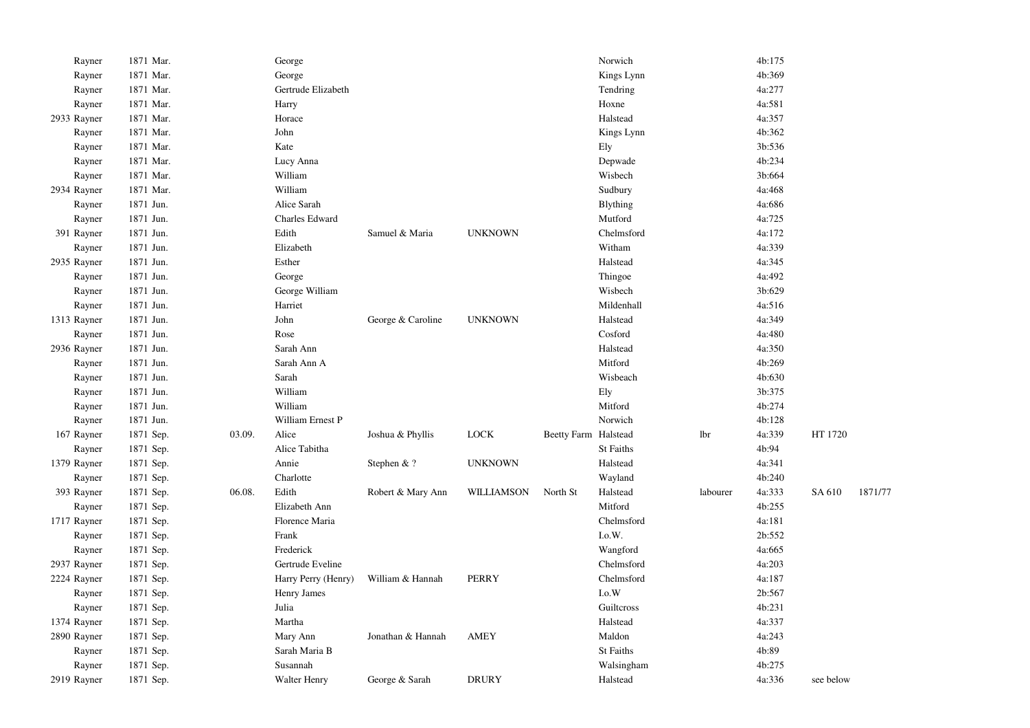| | | | | | | | | | | | | |
|---|---|---|---|---|---|---|---|---|---|---|---|---|
| | Rayner | 1871 Mar. | | George | | | | Norwich | | 4b:175 | | |
| | Rayner | 1871 Mar. | | George | | | | Kings Lynn | | 4b:369 | | |
| | Rayner | 1871 Mar. | | Gertrude Elizabeth | | | | Tendring | | 4a:277 | | |
| | Rayner | 1871 Mar. | | Harry | | | | Hoxne | | 4a:581 | | |
| 2933 | Rayner | 1871 Mar. | | Horace | | | | Halstead | | 4a:357 | | |
| | Rayner | 1871 Mar. | | John | | | | Kings Lynn | | 4b:362 | | |
| | Rayner | 1871 Mar. | | Kate | | | | Ely | | 3b:536 | | |
| | Rayner | 1871 Mar. | | Lucy Anna | | | | Depwade | | 4b:234 | | |
| | Rayner | 1871 Mar. | | William | | | | Wisbech | | 3b:664 | | |
| 2934 | Rayner | 1871 Mar. | | William | | | | Sudbury | | 4a:468 | | |
| | Rayner | 1871 Jun. | | Alice Sarah | | | | Blything | | 4a:686 | | |
| | Rayner | 1871 Jun. | | Charles Edward | | | | Mutford | | 4a:725 | | |
| 391 | Rayner | 1871 Jun. | | Edith | Samuel & Maria | UNKNOWN | | Chelmsford | | 4a:172 | | |
| | Rayner | 1871 Jun. | | Elizabeth | | | | Witham | | 4a:339 | | |
| 2935 | Rayner | 1871 Jun. | | Esther | | | | Halstead | | 4a:345 | | |
| | Rayner | 1871 Jun. | | George | | | | Thingoe | | 4a:492 | | |
| | Rayner | 1871 Jun. | | George William | | | | Wisbech | | 3b:629 | | |
| | Rayner | 1871 Jun. | | Harriet | | | | Mildenhall | | 4a:516 | | |
| 1313 | Rayner | 1871 Jun. | | John | George & Caroline | UNKNOWN | | Halstead | | 4a:349 | | |
| | Rayner | 1871 Jun. | | Rose | | | | Cosford | | 4a:480 | | |
| 2936 | Rayner | 1871 Jun. | | Sarah Ann | | | | Halstead | | 4a:350 | | |
| | Rayner | 1871 Jun. | | Sarah Ann A | | | | Mitford | | 4b:269 | | |
| | Rayner | 1871 Jun. | | Sarah | | | | Wisbeach | | 4b:630 | | |
| | Rayner | 1871 Jun. | | William | | | | Ely | | 3b:375 | | |
| | Rayner | 1871 Jun. | | William | | | | Mitford | | 4b:274 | | |
| | Rayner | 1871 Jun. | | William Ernest P | | | | Norwich | | 4b:128 | | |
| 167 | Rayner | 1871 Sep. | 03.09. | Alice | Joshua & Phyllis | LOCK | Beetty Farm | Halstead | lbr | 4a:339 | HT 1720 | |
| | Rayner | 1871 Sep. | | Alice Tabitha | | | | St Faiths | | 4b:94 | | |
| 1379 | Rayner | 1871 Sep. | | Annie | Stephen & ? | UNKNOWN | | Halstead | | 4a:341 | | |
| | Rayner | 1871 Sep. | | Charlotte | | | | Wayland | | 4b:240 | | |
| 393 | Rayner | 1871 Sep. | 06.08. | Edith | Robert & Mary Ann | WILLIAMSON | North St | Halstead | labourer | 4a:333 | SA 610 | 1871/77 |
| | Rayner | 1871 Sep. | | Elizabeth Ann | | | | Mitford | | 4b:255 | | |
| 1717 | Rayner | 1871 Sep. | | Florence Maria | | | | Chelmsford | | 4a:181 | | |
| | Rayner | 1871 Sep. | | Frank | | | | I.o.W. | | 2b:552 | | |
| | Rayner | 1871 Sep. | | Frederick | | | | Wangford | | 4a:665 | | |
| 2937 | Rayner | 1871 Sep. | | Gertrude Eveline | | | | Chelmsford | | 4a:203 | | |
| 2224 | Rayner | 1871 Sep. | | Harry Perry (Henry) | William & Hannah | PERRY | | Chelmsford | | 4a:187 | | |
| | Rayner | 1871 Sep. | | Henry James | | | | I.o.W | | 2b:567 | | |
| | Rayner | 1871 Sep. | | Julia | | | | Guiltcross | | 4b:231 | | |
| 1374 | Rayner | 1871 Sep. | | Martha | | | | Halstead | | 4a:337 | | |
| 2890 | Rayner | 1871 Sep. | | Mary Ann | Jonathan & Hannah | AMEY | | Maldon | | 4a:243 | | |
| | Rayner | 1871 Sep. | | Sarah Maria B | | | | St Faiths | | 4b:89 | | |
| | Rayner | 1871 Sep. | | Susannah | | | | Walsingham | | 4b:275 | | |
| 2919 | Rayner | 1871 Sep. | | Walter Henry | George & Sarah | DRURY | | Halstead | | 4a:336 | see below | |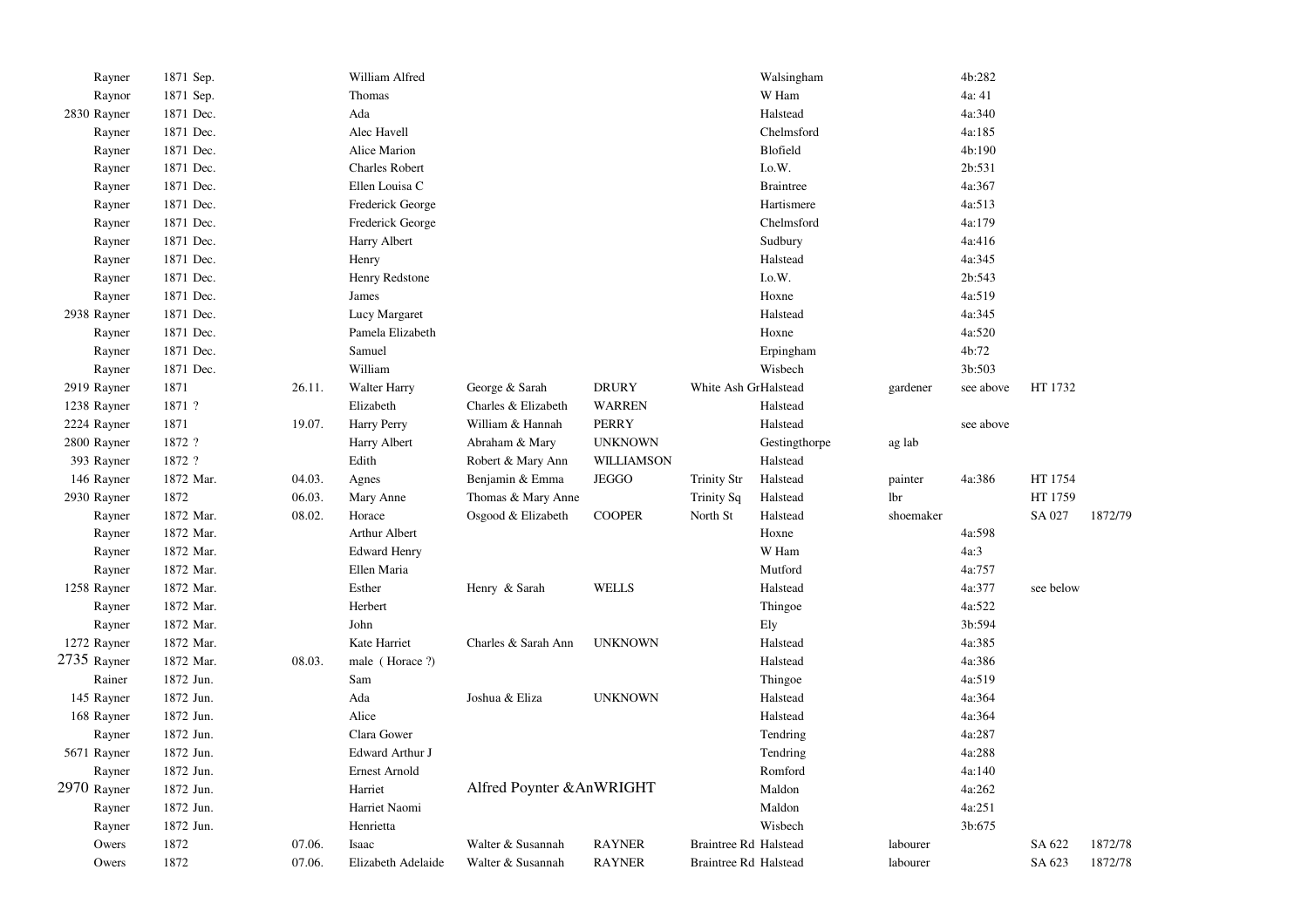| | | | | | | | | | | | | |
|---|---|---|---|---|---|---|---|---|---|---|---|---|
| | Rayner | 1871 Sep. | | William Alfred | | | | Walsingham | | 4b:282 | | |
| | Raynor | 1871 Sep. | | Thomas | | | | W Ham | | 4a: 41 | | |
| 2830 | Rayner | 1871 Dec. | | Ada | | | | Halstead | | 4a:340 | | |
| | Rayner | 1871 Dec. | | Alec Havell | | | | Chelmsford | | 4a:185 | | |
| | Rayner | 1871 Dec. | | Alice Marion | | | | Blofield | | 4b:190 | | |
| | Rayner | 1871 Dec. | | Charles Robert | | | | I.o.W. | | 2b:531 | | |
| | Rayner | 1871 Dec. | | Ellen Louisa C | | | | Braintree | | 4a:367 | | |
| | Rayner | 1871 Dec. | | Frederick George | | | | Hartismere | | 4a:513 | | |
| | Rayner | 1871 Dec. | | Frederick George | | | | Chelmsford | | 4a:179 | | |
| | Rayner | 1871 Dec. | | Harry Albert | | | | Sudbury | | 4a:416 | | |
| | Rayner | 1871 Dec. | | Henry | | | | Halstead | | 4a:345 | | |
| | Rayner | 1871 Dec. | | Henry Redstone | | | | I.o.W. | | 2b:543 | | |
| | Rayner | 1871 Dec. | | James | | | | Hoxne | | 4a:519 | | |
| 2938 | Rayner | 1871 Dec. | | Lucy Margaret | | | | Halstead | | 4a:345 | | |
| | Rayner | 1871 Dec. | | Pamela Elizabeth | | | | Hoxne | | 4a:520 | | |
| | Rayner | 1871 Dec. | | Samuel | | | | Erpingham | | 4b:72 | | |
| | Rayner | 1871 Dec. | | William | | | | Wisbech | | 3b:503 | | |
| 2919 | Rayner | 1871 | 26.11. | Walter Harry | George & Sarah | DRURY | White Ash Gr | Halstead | gardener | see above | HT 1732 | |
| 1238 | Rayner | 1871 ? | | Elizabeth | Charles & Elizabeth | WARREN | | Halstead | | | | |
| 2224 | Rayner | 1871 | 19.07. | Harry Perry | William & Hannah | PERRY | | Halstead | | see above | | |
| 2800 | Rayner | 1872 ? | | Harry Albert | Abraham & Mary | UNKNOWN | | Gestingthorpe | ag lab | | | |
| 393 | Rayner | 1872 ? | | Edith | Robert & Mary Ann | WILLIAMSON | | Halstead | | | | |
| 146 | Rayner | 1872 Mar. | 04.03. | Agnes | Benjamin & Emma | JEGGO | Trinity Str | Halstead | painter | 4a:386 | HT 1754 | |
| 2930 | Rayner | 1872 | 06.03. | Mary Anne | Thomas & Mary Anne | | Trinity Sq | Halstead | lbr | | HT 1759 | |
| | Rayner | 1872 Mar. | 08.02. | Horace | Osgood & Elizabeth | COOPER | North St | Halstead | shoemaker | | SA 027 | 1872/79 |
| | Rayner | 1872 Mar. | | Arthur Albert | | | | Hoxne | | 4a:598 | | |
| | Rayner | 1872 Mar. | | Edward Henry | | | | W Ham | | 4a:3 | | |
| | Rayner | 1872 Mar. | | Ellen Maria | | | | Mutford | | 4a:757 | | |
| 1258 | Rayner | 1872 Mar. | | Esther | Henry & Sarah | WELLS | | Halstead | | 4a:377 | see below | |
| | Rayner | 1872 Mar. | | Herbert | | | | Thingoe | | 4a:522 | | |
| | Rayner | 1872 Mar. | | John | | | | Ely | | 3b:594 | | |
| 1272 | Rayner | 1872 Mar. | | Kate Harriet | Charles & Sarah Ann | UNKNOWN | | Halstead | | 4a:385 | | |
| 2735 | Rayner | 1872 Mar. | 08.03. | male ( Horace ?) | | | | Halstead | | 4a:386 | | |
| | Rainer | 1872 Jun. | | Sam | | | | Thingoe | | 4a:519 | | |
| 145 | Rayner | 1872 Jun. | | Ada | Joshua & Eliza | UNKNOWN | | Halstead | | 4a:364 | | |
| 168 | Rayner | 1872 Jun. | | Alice | | | | Halstead | | 4a:364 | | |
| | Rayner | 1872 Jun. | | Clara Gower | | | | Tendring | | 4a:287 | | |
| 5671 | Rayner | 1872 Jun. | | Edward Arthur J | | | | Tendring | | 4a:288 | | |
| | Rayner | 1872 Jun. | | Ernest Arnold | | | | Romford | | 4a:140 | | |
| 2970 | Rayner | 1872 Jun. | | Harriet | Alfred Poynter &An | WRIGHT | | Maldon | | 4a:262 | | |
| | Rayner | 1872 Jun. | | Harriet Naomi | | | | Maldon | | 4a:251 | | |
| | Rayner | 1872 Jun. | | Henrietta | | | | Wisbech | | 3b:675 | | |
| | Owers | 1872 | 07.06. | Isaac | Walter & Susannah | RAYNER | Braintree Rd | Halstead | labourer | | SA 622 | 1872/78 |
| | Owers | 1872 | 07.06. | Elizabeth Adelaide | Walter & Susannah | RAYNER | Braintree Rd | Halstead | labourer | | SA 623 | 1872/78 |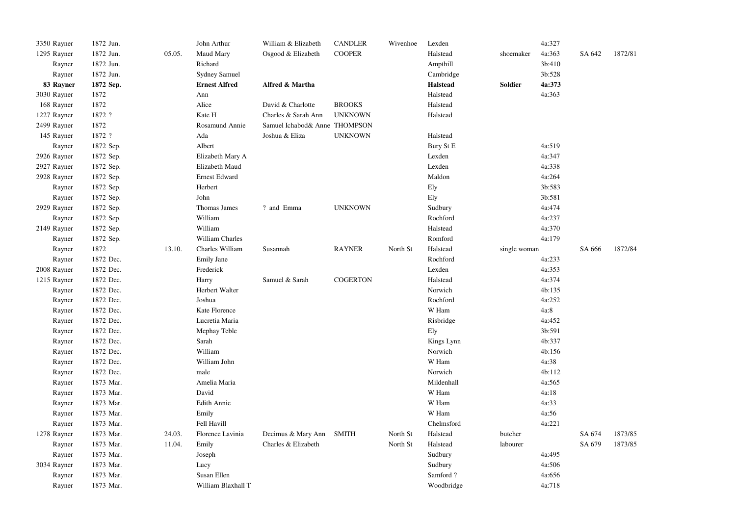| | | | | | | | | | | | | |
|---|---|---|---|---|---|---|---|---|---|---|---|---|
| 3350 Rayner | 1872 Jun. | | John Arthur | William & Elizabeth | CANDLER | Wivenhoe | Lexden | | 4a:327 | | |
| 1295 Rayner | 1872 Jun. | 05.05. | Maud Mary | Osgood & Elizabeth | COOPER | | Halstead | shoemaker | 4a:363 | SA 642 | 1872/81 |
| Rayner | 1872 Jun. | | Richard | | | | Ampthill | | 3b:410 | | |
| Rayner | 1872 Jun. | | Sydney Samuel | | | | Cambridge | | 3b:528 | | |
| **83 Rayner** | **1872 Sep.** | | **Ernest Alfred** | **Alfred & Martha** | | | **Halstead** | **Soldier** | **4a:373** | | |
| 3030 Rayner | 1872 | | Ann | | | | Halstead | | 4a:363 | | |
| 168 Rayner | 1872 | | Alice | David & Charlotte | BROOKS | | Halstead | | | | |
| 1227 Rayner | 1872 ? | | Kate H | Charles & Sarah Ann | UNKNOWN | | Halstead | | | | |
| 2499 Rayner | 1872 | | Rosamund Annie | Samuel Ichabod& Anne | THOMPSON | | | | | | |
| 145 Rayner | 1872 ? | | Ada | Joshua & Eliza | UNKNOWN | | Halstead | | | | |
| Rayner | 1872 Sep. | | Albert | | | | Bury St E | | 4a:519 | | |
| 2926 Rayner | 1872 Sep. | | Elizabeth Mary A | | | | Lexden | | 4a:347 | | |
| 2927 Rayner | 1872 Sep. | | Elizabeth Maud | | | | Lexden | | 4a:338 | | |
| 2928 Rayner | 1872 Sep. | | Ernest Edward | | | | Maldon | | 4a:264 | | |
| Rayner | 1872 Sep. | | Herbert | | | | Ely | | 3b:583 | | |
| Rayner | 1872 Sep. | | John | | | | Ely | | 3b:581 | | |
| 2929 Rayner | 1872 Sep. | | Thomas James | ? and Emma | UNKNOWN | | Sudbury | | 4a:474 | | |
| Rayner | 1872 Sep. | | William | | | | Rochford | | 4a:237 | | |
| 2149 Rayner | 1872 Sep. | | William | | | | Halstead | | 4a:370 | | |
| Rayner | 1872 Sep. | | William Charles | | | | Romford | | 4a:179 | | |
| Rayner | 1872 | 13.10. | Charles William | Susannah | RAYNER | North St | Halstead | single woman | | SA 666 | 1872/84 |
| Rayner | 1872 Dec. | | Emily Jane | | | | Rochford | | 4a:233 | | |
| 2008 Rayner | 1872 Dec. | | Frederick | | | | Lexden | | 4a:353 | | |
| 1215 Rayner | 1872 Dec. | | Harry | Samuel & Sarah | COGERTON | | Halstead | | 4a:374 | | |
| Rayner | 1872 Dec. | | Herbert Walter | | | | Norwich | | 4b:135 | | |
| Rayner | 1872 Dec. | | Joshua | | | | Rochford | | 4a:252 | | |
| Rayner | 1872 Dec. | | Kate Florence | | | | W Ham | | 4a:8 | | |
| Rayner | 1872 Dec. | | Lucretia Maria | | | | Risbridge | | 4a:452 | | |
| Rayner | 1872 Dec. | | Mephay Teble | | | | Ely | | 3b:591 | | |
| Rayner | 1872 Dec. | | Sarah | | | | Kings Lynn | | 4b:337 | | |
| Rayner | 1872 Dec. | | William | | | | Norwich | | 4b:156 | | |
| Rayner | 1872 Dec. | | William John | | | | W Ham | | 4a:38 | | |
| Rayner | 1872 Dec. | | male | | | | Norwich | | 4b:112 | | |
| Rayner | 1873 Mar. | | Amelia Maria | | | | Mildenhall | | 4a:565 | | |
| Rayner | 1873 Mar. | | David | | | | W Ham | | 4a:18 | | |
| Rayner | 1873 Mar. | | Edith Annie | | | | W Ham | | 4a:33 | | |
| Rayner | 1873 Mar. | | Emily | | | | W Ham | | 4a:56 | | |
| Rayner | 1873 Mar. | | Fell Havill | | | | Chelmsford | | 4a:221 | | |
| 1278 Rayner | 1873 Mar. | 24.03. | Florence Lavinia | Decimus & Mary Ann | SMITH | North St | Halstead | butcher | | SA 674 | 1873/85 |
| Rayner | 1873 Mar. | 11.04. | Emily | Charles & Elizabeth | | North St | Halstead | labourer | | SA 679 | 1873/85 |
| Rayner | 1873 Mar. | | Joseph | | | | Sudbury | | 4a:495 | | |
| 3034 Rayner | 1873 Mar. | | Lucy | | | | Sudbury | | 4a:506 | | |
| Rayner | 1873 Mar. | | Susan Ellen | | | | Samford ? | | 4a:656 | | |
| Rayner | 1873 Mar. | | William Blaxhall T | | | | Woodbridge | | 4a:718 | | |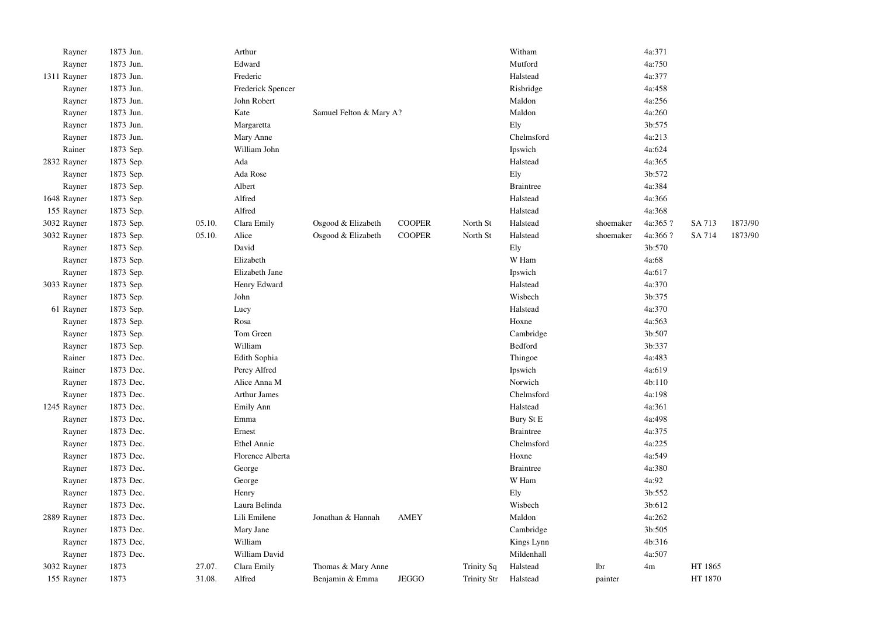| | | | | | | | | | | | | |
|---|---|---|---|---|---|---|---|---|---|---|---|---|
| | Rayner | 1873 Jun. | | Arthur | | | | Witham | | 4a:371 | | |
| | Rayner | 1873 Jun. | | Edward | | | | Mutford | | 4a:750 | | |
| 1311 | Rayner | 1873 Jun. | | Frederic | | | | Halstead | | 4a:377 | | |
| | Rayner | 1873 Jun. | | Frederick Spencer | | | | Risbridge | | 4a:458 | | |
| | Rayner | 1873 Jun. | | John Robert | | | | Maldon | | 4a:256 | | |
| | Rayner | 1873 Jun. | | Kate | Samuel Felton & Mary A? | | | Maldon | | 4a:260 | | |
| | Rayner | 1873 Jun. | | Margaretta | | | | Ely | | 3b:575 | | |
| | Rayner | 1873 Jun. | | Mary Anne | | | | Chelmsford | | 4a:213 | | |
| | Rainer | 1873 Sep. | | William John | | | | Ipswich | | 4a:624 | | |
| 2832 | Rayner | 1873 Sep. | | Ada | | | | Halstead | | 4a:365 | | |
| | Rayner | 1873 Sep. | | Ada Rose | | | | Ely | | 3b:572 | | |
| | Rayner | 1873 Sep. | | Albert | | | | Braintree | | 4a:384 | | |
| 1648 | Rayner | 1873 Sep. | | Alfred | | | | Halstead | | 4a:366 | | |
| 155 | Rayner | 1873 Sep. | | Alfred | | | | Halstead | | 4a:368 | | |
| 3032 | Rayner | 1873 Sep. | 05.10. | Clara Emily | Osgood & Elizabeth | COOPER | North St | Halstead | shoemaker | 4a:365 ? | SA 713 | 1873/90 |
| 3032 | Rayner | 1873 Sep. | 05.10. | Alice | Osgood & Elizabeth | COOPER | North St | Halstead | shoemaker | 4a:366 ? | SA 714 | 1873/90 |
| | Rayner | 1873 Sep. | | David | | | | Ely | | 3b:570 | | |
| | Rayner | 1873 Sep. | | Elizabeth | | | | W Ham | | 4a:68 | | |
| | Rayner | 1873 Sep. | | Elizabeth Jane | | | | Ipswich | | 4a:617 | | |
| 3033 | Rayner | 1873 Sep. | | Henry Edward | | | | Halstead | | 4a:370 | | |
| | Rayner | 1873 Sep. | | John | | | | Wisbech | | 3b:375 | | |
| 61 | Rayner | 1873 Sep. | | Lucy | | | | Halstead | | 4a:370 | | |
| | Rayner | 1873 Sep. | | Rosa | | | | Hoxne | | 4a:563 | | |
| | Rayner | 1873 Sep. | | Tom Green | | | | Cambridge | | 3b:507 | | |
| | Rayner | 1873 Sep. | | William | | | | Bedford | | 3b:337 | | |
| | Rainer | 1873 Dec. | | Edith Sophia | | | | Thingoe | | 4a:483 | | |
| | Rainer | 1873 Dec. | | Percy Alfred | | | | Ipswich | | 4a:619 | | |
| | Rayner | 1873 Dec. | | Alice Anna M | | | | Norwich | | 4b:110 | | |
| | Rayner | 1873 Dec. | | Arthur James | | | | Chelmsford | | 4a:198 | | |
| 1245 | Rayner | 1873 Dec. | | Emily Ann | | | | Halstead | | 4a:361 | | |
| | Rayner | 1873 Dec. | | Emma | | | | Bury St E | | 4a:498 | | |
| | Rayner | 1873 Dec. | | Ernest | | | | Braintree | | 4a:375 | | |
| | Rayner | 1873 Dec. | | Ethel Annie | | | | Chelmsford | | 4a:225 | | |
| | Rayner | 1873 Dec. | | Florence Alberta | | | | Hoxne | | 4a:549 | | |
| | Rayner | 1873 Dec. | | George | | | | Braintree | | 4a:380 | | |
| | Rayner | 1873 Dec. | | George | | | | W Ham | | 4a:92 | | |
| | Rayner | 1873 Dec. | | Henry | | | | Ely | | 3b:552 | | |
| | Rayner | 1873 Dec. | | Laura Belinda | | | | Wisbech | | 3b:612 | | |
| 2889 | Rayner | 1873 Dec. | | Lili Emilene | Jonathan & Hannah | AMEY | | Maldon | | 4a:262 | | |
| | Rayner | 1873 Dec. | | Mary Jane | | | | Cambridge | | 3b:505 | | |
| | Rayner | 1873 Dec. | | William | | | | Kings Lynn | | 4b:316 | | |
| | Rayner | 1873 Dec. | | William David | | | | Mildenhall | | 4a:507 | | |
| 3032 | Rayner | 1873 | 27.07. | Clara Emily | Thomas & Mary Anne | | Trinity Sq | Halstead | lbr | 4m | HT 1865 | |
| 155 | Rayner | 1873 | 31.08. | Alfred | Benjamin & Emma | JEGGO | Trinity Str | Halstead | painter | | HT 1870 | |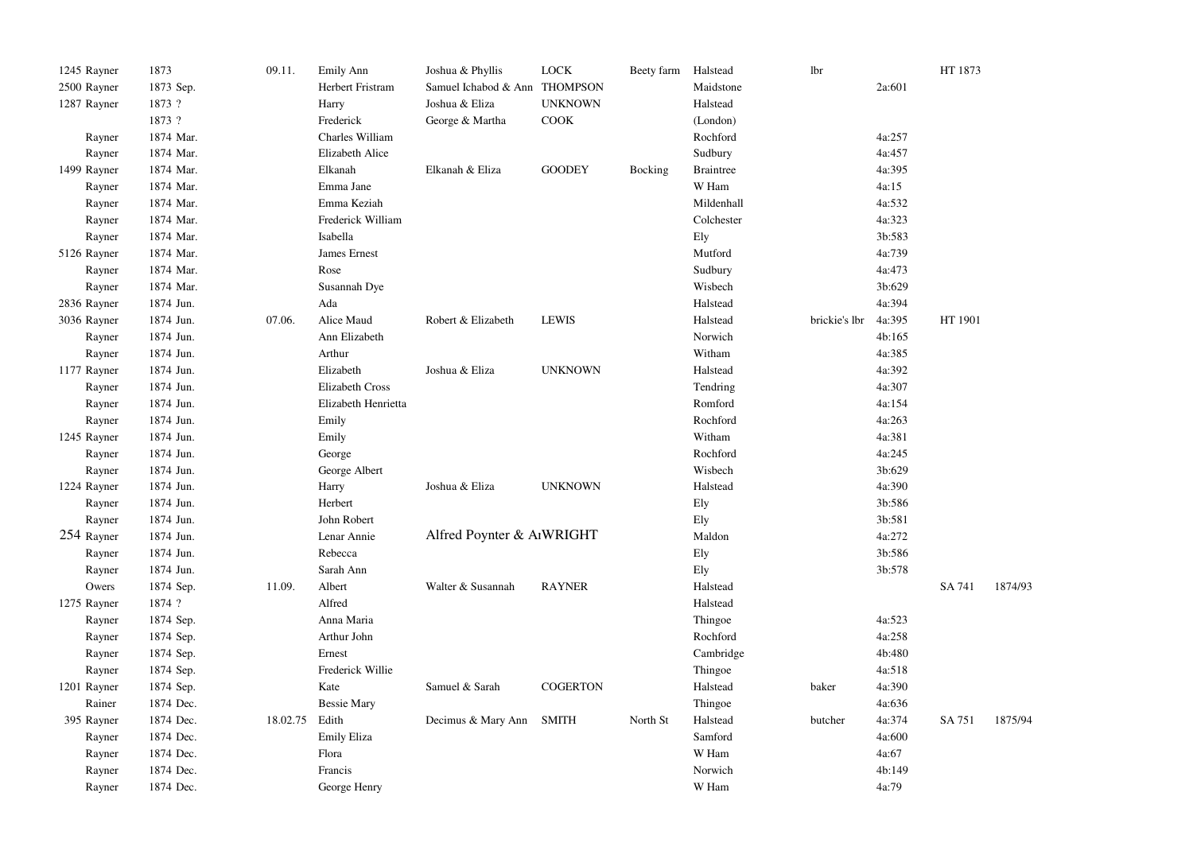| | | | | | | | | | | | | |
|---|---|---|---|---|---|---|---|---|---|---|---|---|
| 1245 Rayner | 1873 | 09.11. | Emily Ann | Joshua & Phyllis | LOCK | Beety farm | Halstead | lbr | | HT 1873 | |
| 2500 Rayner | 1873 Sep. | | Herbert Fristram | Samuel Ichabod & Ann | THOMPSON | | Maidstone | | 2a:601 | | |
| 1287 Rayner | 1873 ? | | Harry | Joshua & Eliza | UNKNOWN | | Halstead | | | | |
| | 1873 ? | | Frederick | George & Martha | COOK | | (London) | | | | |
| Rayner | 1874 Mar. | | Charles William | | | | Rochford | | 4a:257 | | |
| Rayner | 1874 Mar. | | Elizabeth Alice | | | | Sudbury | | 4a:457 | | |
| 1499 Rayner | 1874 Mar. | | Elkanah | Elkanah & Eliza | GOODEY | Bocking | Braintree | | 4a:395 | | |
| Rayner | 1874 Mar. | | Emma Jane | | | | W Ham | | 4a:15 | | |
| Rayner | 1874 Mar. | | Emma Keziah | | | | Mildenhall | | 4a:532 | | |
| Rayner | 1874 Mar. | | Frederick William | | | | Colchester | | 4a:323 | | |
| Rayner | 1874 Mar. | | Isabella | | | | Ely | | 3b:583 | | |
| 5126 Rayner | 1874 Mar. | | James Ernest | | | | Mutford | | 4a:739 | | |
| Rayner | 1874 Mar. | | Rose | | | | Sudbury | | 4a:473 | | |
| Rayner | 1874 Mar. | | Susannah Dye | | | | Wisbech | | 3b:629 | | |
| 2836 Rayner | 1874 Jun. | | Ada | | | | Halstead | | 4a:394 | | |
| 3036 Rayner | 1874 Jun. | 07.06. | Alice Maud | Robert & Elizabeth | LEWIS | | Halstead | brickie's lbr | 4a:395 | HT 1901 | |
| Rayner | 1874 Jun. | | Ann Elizabeth | | | | Norwich | | 4b:165 | | |
| Rayner | 1874 Jun. | | Arthur | | | | Witham | | 4a:385 | | |
| 1177 Rayner | 1874 Jun. | | Elizabeth | Joshua & Eliza | UNKNOWN | | Halstead | | 4a:392 | | |
| Rayner | 1874 Jun. | | Elizabeth Cross | | | | Tendring | | 4a:307 | | |
| Rayner | 1874 Jun. | | Elizabeth Henrietta | | | | Romford | | 4a:154 | | |
| Rayner | 1874 Jun. | | Emily | | | | Rochford | | 4a:263 | | |
| 1245 Rayner | 1874 Jun. | | Emily | | | | Witham | | 4a:381 | | |
| Rayner | 1874 Jun. | | George | | | | Rochford | | 4a:245 | | |
| Rayner | 1874 Jun. | | George Albert | | | | Wisbech | | 3b:629 | | |
| 1224 Rayner | 1874 Jun. | | Harry | Joshua & Eliza | UNKNOWN | | Halstead | | 4a:390 | | |
| Rayner | 1874 Jun. | | Herbert | | | | Ely | | 3b:586 | | |
| Rayner | 1874 Jun. | | John Robert | | | | Ely | | 3b:581 | | |
| 254 Rayner | 1874 Jun. | | Lenar Annie | Alfred Poynter & A | WRIGHT | | Maldon | | 4a:272 | | |
| Rayner | 1874 Jun. | | Rebecca | | | | Ely | | 3b:586 | | |
| Rayner | 1874 Jun. | | Sarah Ann | | | | Ely | | 3b:578 | | |
| Owers | 1874 Sep. | 11.09. | Albert | Walter & Susannah | RAYNER | | Halstead | | | SA 741 | 1874/93 |
| 1275 Rayner | 1874 ? | | Alfred | | | | Halstead | | | | |
| Rayner | 1874 Sep. | | Anna Maria | | | | Thingoe | | 4a:523 | | |
| Rayner | 1874 Sep. | | Arthur John | | | | Rochford | | 4a:258 | | |
| Rayner | 1874 Sep. | | Ernest | | | | Cambridge | | 4b:480 | | |
| Rayner | 1874 Sep. | | Frederick Willie | | | | Thingoe | | 4a:518 | | |
| 1201 Rayner | 1874 Sep. | | Kate | Samuel & Sarah | COGERTON | | Halstead | baker | 4a:390 | | |
| Rainer | 1874 Dec. | | Bessie Mary | | | | Thingoe | | 4a:636 | | |
| 395 Rayner | 1874 Dec. | 18.02.75 | Edith | Decimus & Mary Ann | SMITH | North St | Halstead | butcher | 4a:374 | SA 751 | 1875/94 |
| Rayner | 1874 Dec. | | Emily Eliza | | | | Samford | | 4a:600 | | |
| Rayner | 1874 Dec. | | Flora | | | | W Ham | | 4a:67 | | |
| Rayner | 1874 Dec. | | Francis | | | | Norwich | | 4b:149 | | |
| Rayner | 1874 Dec. | | George Henry | | | | W Ham | | 4a:79 | | |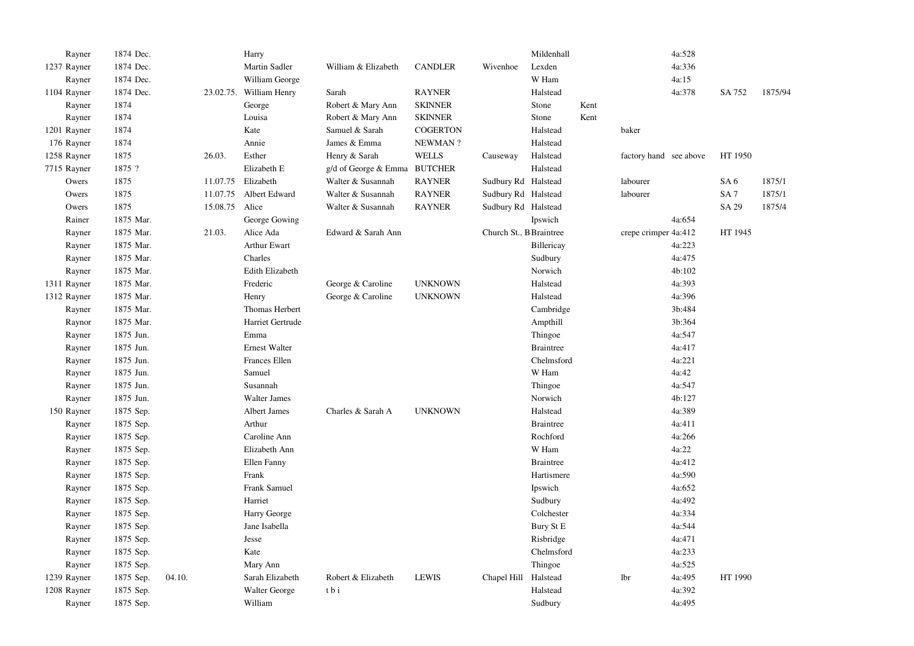| | | | | | | | | | | | | | | |
|---|---|---|---|---|---|---|---|---|---|---|---|---|---|---|
| | Rayner | 1874 Dec. | | | Harry | | | | Mildenhall | | | 4a:528 | | |
| 1237 | Rayner | 1874 Dec. | | | Martin Sadler | William & Elizabeth | CANDLER | Wivenhoe | Lexden | | | 4a:336 | | |
| | Rayner | 1874 Dec. | | | William George | | | | W Ham | | | 4a:15 | | |
| 1104 | Rayner | 1874 Dec. | | 23.02.75. | William Henry | Sarah | RAYNER | | Halstead | | | 4a:378 | SA 752 | 1875/94 |
| | Rayner | 1874 | | | George | Robert & Mary Ann | SKINNER | | Stone | Kent | | | | |
| | Rayner | 1874 | | | Louisa | Robert & Mary Ann | SKINNER | | Stone | Kent | | | | |
| 1201 | Rayner | 1874 | | | Kate | Samuel & Sarah | COGERTON | | Halstead | | baker | | | |
| 176 | Rayner | 1874 | | | Annie | James & Emma | NEWMAN ? | | Halstead | | | | | |
| 1258 | Rayner | 1875 | | 26.03. | Esther | Henry & Sarah | WELLS | Causeway | Halstead | | factory hand | see above | HT 1950 | |
| 7715 | Rayner | 1875 ? | | | Elizabeth E | g/d of George & Emma | BUTCHER | | Halstead | | | | | |
| | Owers | 1875 | | 11.07.75 | Elizabeth | Walter & Susannah | RAYNER | Sudbury Rd | Halstead | | labourer | | SA 6 | 1875/1 |
| | Owers | 1875 | | 11.07.75 | Albert Edward | Walter & Susannah | RAYNER | Sudbury Rd | Halstead | | labourer | | SA 7 | 1875/1 |
| | Owers | 1875 | | 15.08.75 | Alice | Walter & Susannah | RAYNER | Sudbury Rd | Halstead | | | | SA 29 | 1875/4 |
| | Rainer | 1875 Mar. | | | George Gowing | | | | Ipswich | | | 4a:654 | | |
| | Rayner | 1875 Mar. | | 21.03. | Alice Ada | Edward & Sarah Ann | | Church St., B | Braintree | | crepe crimper | 4a:412 | HT 1945 | |
| | Rayner | 1875 Mar. | | | Arthur Ewart | | | | Billericay | | | 4a:223 | | |
| | Rayner | 1875 Mar. | | | Charles | | | | Sudbury | | | 4a:475 | | |
| | Rayner | 1875 Mar. | | | Edith Elizabeth | | | | Norwich | | | 4b:102 | | |
| 1311 | Rayner | 1875 Mar. | | | Frederic | George & Caroline | UNKNOWN | | Halstead | | | 4a:393 | | |
| 1312 | Rayner | 1875 Mar. | | | Henry | George & Caroline | UNKNOWN | | Halstead | | | 4a:396 | | |
| | Rayner | 1875 Mar. | | | Thomas Herbert | | | | Cambridge | | | 3b:484 | | |
| | Raynor | 1875 Mar. | | | Harriet Gertrude | | | | Ampthill | | | 3b:364 | | |
| | Rayner | 1875 Jun. | | | Emma | | | | Thingoe | | | 4a:547 | | |
| | Rayner | 1875 Jun. | | | Ernest Walter | | | | Braintree | | | 4a:417 | | |
| | Rayner | 1875 Jun. | | | Frances Ellen | | | | Chelmsford | | | 4a:221 | | |
| | Rayner | 1875 Jun. | | | Samuel | | | | W Ham | | | 4a:42 | | |
| | Rayner | 1875 Jun. | | | Susannah | | | | Thingoe | | | 4a:547 | | |
| | Rayner | 1875 Jun. | | | Walter James | | | | Norwich | | | 4b:127 | | |
| 150 | Rayner | 1875 Sep. | | | Albert James | Charles & Sarah A | UNKNOWN | | Halstead | | | 4a:389 | | |
| | Rayner | 1875 Sep. | | | Arthur | | | | Braintree | | | 4a:411 | | |
| | Rayner | 1875 Sep. | | | Caroline Ann | | | | Rochford | | | 4a:266 | | |
| | Rayner | 1875 Sep. | | | Elizabeth Ann | | | | W Ham | | | 4a:22 | | |
| | Rayner | 1875 Sep. | | | Ellen Fanny | | | | Braintree | | | 4a:412 | | |
| | Rayner | 1875 Sep. | | | Frank | | | | Hartismere | | | 4a:590 | | |
| | Rayner | 1875 Sep. | | | Frank Samuel | | | | Ipswich | | | 4a:652 | | |
| | Rayner | 1875 Sep. | | | Harriet | | | | Sudbury | | | 4a:492 | | |
| | Rayner | 1875 Sep. | | | Harry George | | | | Colchester | | | 4a:334 | | |
| | Rayner | 1875 Sep. | | | Jane Isabella | | | | Bury St E | | | 4a:544 | | |
| | Rayner | 1875 Sep. | | | Jesse | | | | Risbridge | | | 4a:471 | | |
| | Rayner | 1875 Sep. | | | Kate | | | | Chelmsford | | | 4a:233 | | |
| | Rayner | 1875 Sep. | | | Mary Ann | | | | Thingoe | | | 4a:525 | | |
| 1239 | Rayner | 1875 Sep. | 04.10. | | Sarah Elizabeth | Robert & Elizabeth | LEWIS | Chapel Hill | Halstead | | lbr | 4a:495 | HT 1990 | |
| 1208 | Rayner | 1875 Sep. | | | Walter George | t b i | | | Halstead | | | 4a:392 | | |
| | Rayner | 1875 Sep. | | | William | | | | Sudbury | | | 4a:495 | | |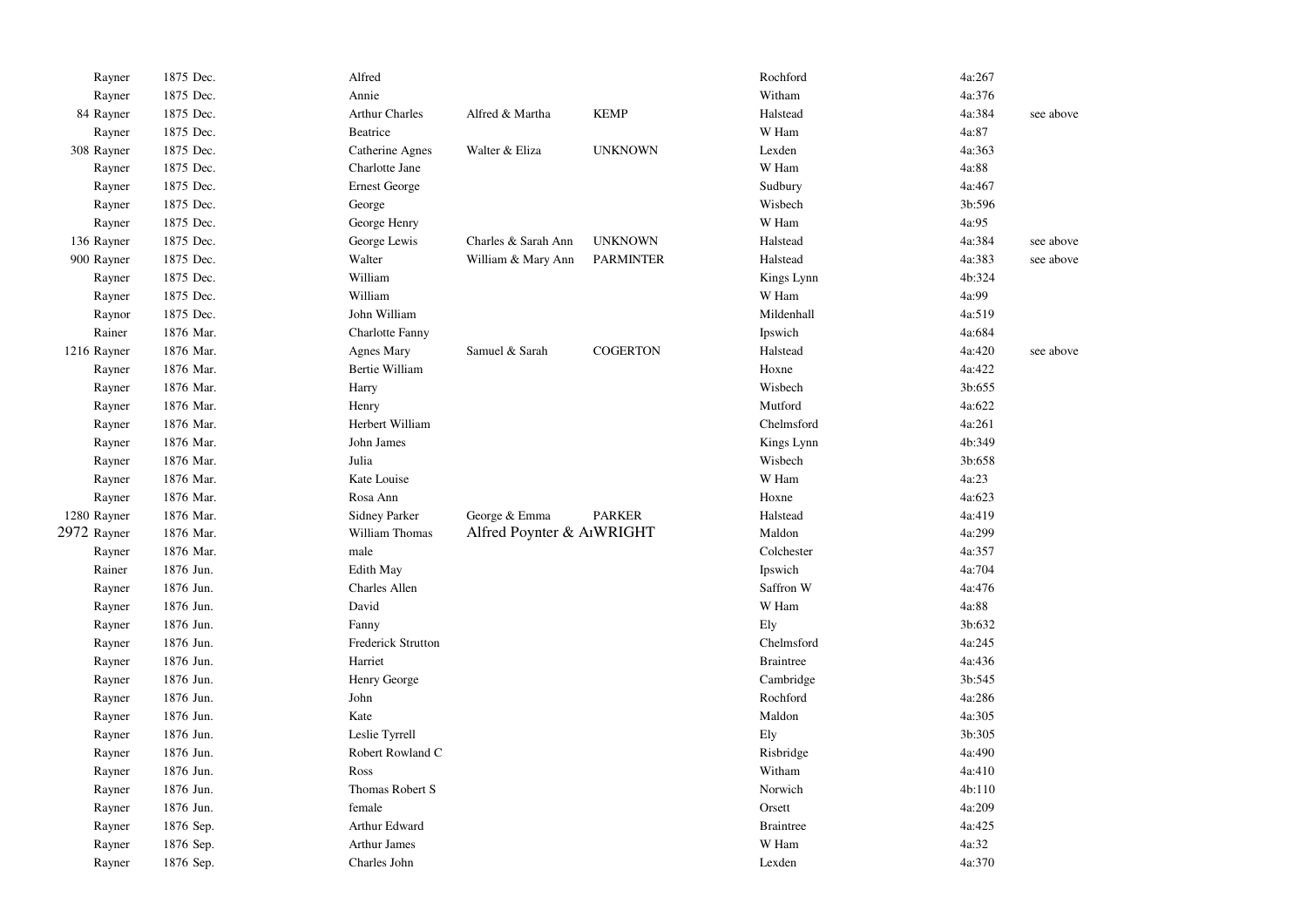| | | | | | | | | |
|---|---|---|---|---|---|---|---|---|
| | Rayner | 1875 Dec. | Alfred | | | Rochford | 4a:267 | |
| | Rayner | 1875 Dec. | Annie | | | Witham | 4a:376 | |
| 84 | Rayner | 1875 Dec. | Arthur Charles | Alfred & Martha | KEMP | Halstead | 4a:384 | see above |
| | Rayner | 1875 Dec. | Beatrice | | | W Ham | 4a:87 | |
| 308 | Rayner | 1875 Dec. | Catherine Agnes | Walter & Eliza | UNKNOWN | Lexden | 4a:363 | |
| | Rayner | 1875 Dec. | Charlotte Jane | | | W Ham | 4a:88 | |
| | Rayner | 1875 Dec. | Ernest George | | | Sudbury | 4a:467 | |
| | Rayner | 1875 Dec. | George | | | Wisbech | 3b:596 | |
| | Rayner | 1875 Dec. | George Henry | | | W Ham | 4a:95 | |
| 136 | Rayner | 1875 Dec. | George Lewis | Charles & Sarah Ann | UNKNOWN | Halstead | 4a:384 | see above |
| 900 | Rayner | 1875 Dec. | Walter | William & Mary Ann | PARMINTER | Halstead | 4a:383 | see above |
| | Rayner | 1875 Dec. | William | | | Kings Lynn | 4b:324 | |
| | Rayner | 1875 Dec. | William | | | W Ham | 4a:99 | |
| | Raynor | 1875 Dec. | John William | | | Mildenhall | 4a:519 | |
| | Rainer | 1876 Mar. | Charlotte Fanny | | | Ipswich | 4a:684 | |
| 1216 | Rayner | 1876 Mar. | Agnes Mary | Samuel & Sarah | COGERTON | Halstead | 4a:420 | see above |
| | Rayner | 1876 Mar. | Bertie William | | | Hoxne | 4a:422 | |
| | Rayner | 1876 Mar. | Harry | | | Wisbech | 3b:655 | |
| | Rayner | 1876 Mar. | Henry | | | Mutford | 4a:622 | |
| | Rayner | 1876 Mar. | Herbert William | | | Chelmsford | 4a:261 | |
| | Rayner | 1876 Mar. | John James | | | Kings Lynn | 4b:349 | |
| | Rayner | 1876 Mar. | Julia | | | Wisbech | 3b:658 | |
| | Rayner | 1876 Mar. | Kate Louise | | | W Ham | 4a:23 | |
| | Rayner | 1876 Mar. | Rosa Ann | | | Hoxne | 4a:623 | |
| 1280 | Rayner | 1876 Mar. | Sidney Parker | George & Emma | PARKER | Halstead | 4a:419 | |
| 2972 | Rayner | 1876 Mar. | William Thomas | Alfred Poynter & A | WRIGHT | Maldon | 4a:299 | |
| | Rayner | 1876 Mar. | male | | | Colchester | 4a:357 | |
| | Rainer | 1876 Jun. | Edith May | | | Ipswich | 4a:704 | |
| | Rayner | 1876 Jun. | Charles Allen | | | Saffron W | 4a:476 | |
| | Rayner | 1876 Jun. | David | | | W Ham | 4a:88 | |
| | Rayner | 1876 Jun. | Fanny | | | Ely | 3b:632 | |
| | Rayner | 1876 Jun. | Frederick Strutton | | | Chelmsford | 4a:245 | |
| | Rayner | 1876 Jun. | Harriet | | | Braintree | 4a:436 | |
| | Rayner | 1876 Jun. | Henry George | | | Cambridge | 3b:545 | |
| | Rayner | 1876 Jun. | John | | | Rochford | 4a:286 | |
| | Rayner | 1876 Jun. | Kate | | | Maldon | 4a:305 | |
| | Rayner | 1876 Jun. | Leslie Tyrrell | | | Ely | 3b:305 | |
| | Rayner | 1876 Jun. | Robert Rowland C | | | Risbridge | 4a:490 | |
| | Rayner | 1876 Jun. | Ross | | | Witham | 4a:410 | |
| | Rayner | 1876 Jun. | Thomas Robert S | | | Norwich | 4b:110 | |
| | Rayner | 1876 Jun. | female | | | Orsett | 4a:209 | |
| | Rayner | 1876 Sep. | Arthur Edward | | | Braintree | 4a:425 | |
| | Rayner | 1876 Sep. | Arthur James | | | W Ham | 4a:32 | |
| | Rayner | 1876 Sep. | Charles John | | | Lexden | 4a:370 | |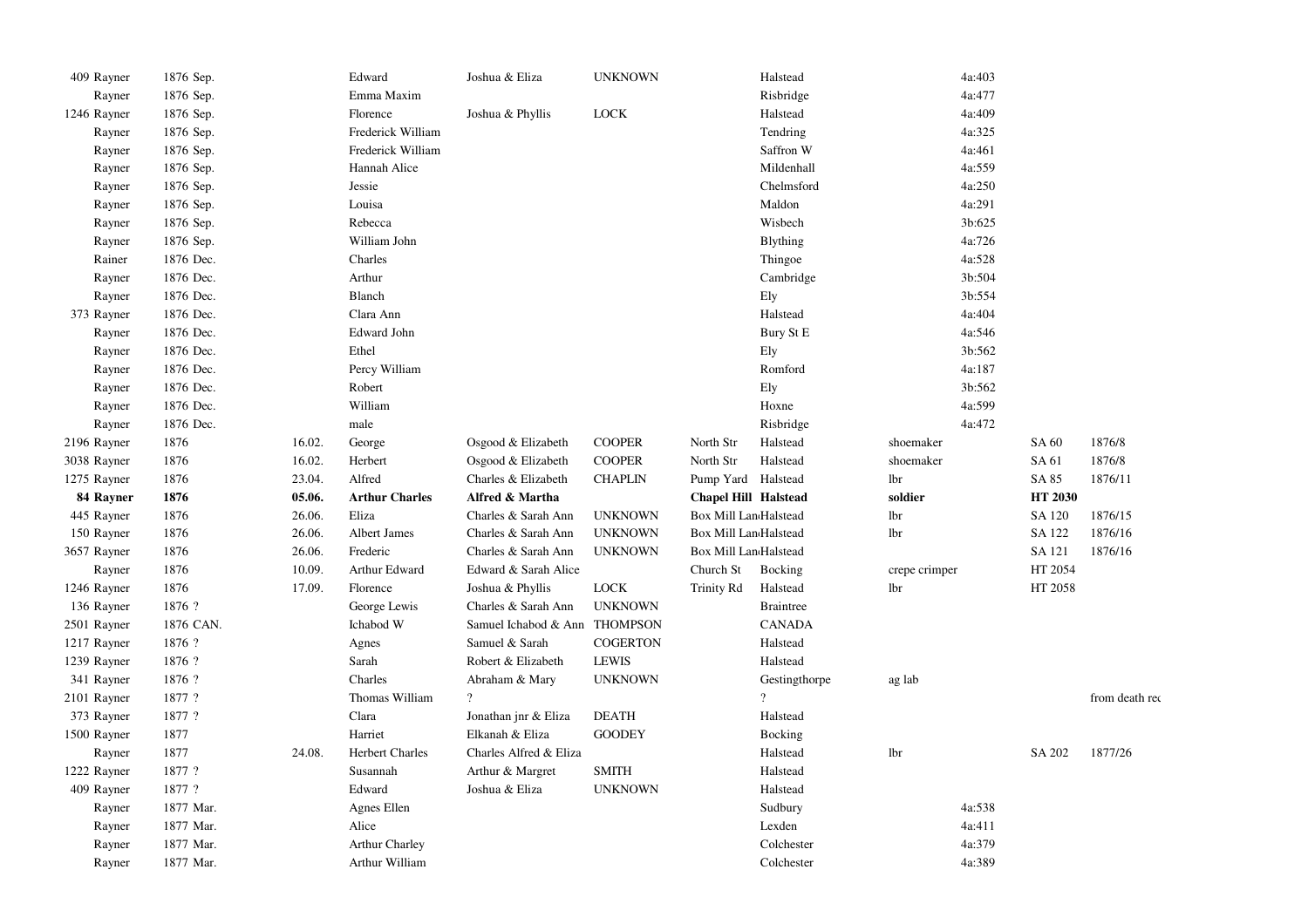| | | | | | | | | | | | | |
|---|---|---|---|---|---|---|---|---|---|---|---|---|
| 409 | Rayner | 1876 Sep. | | Edward | Joshua & Eliza | UNKNOWN | | Halstead | | 4a:403 | | |
| | Rayner | 1876 Sep. | | Emma Maxim | | | | Risbridge | | 4a:477 | | |
| 1246 | Rayner | 1876 Sep. | | Florence | Joshua & Phyllis | LOCK | | Halstead | | 4a:409 | | |
| | Rayner | 1876 Sep. | | Frederick William | | | | Tendring | | 4a:325 | | |
| | Rayner | 1876 Sep. | | Frederick William | | | | Saffron W | | 4a:461 | | |
| | Rayner | 1876 Sep. | | Hannah Alice | | | | Mildenhall | | 4a:559 | | |
| | Rayner | 1876 Sep. | | Jessie | | | | Chelmsford | | 4a:250 | | |
| | Rayner | 1876 Sep. | | Louisa | | | | Maldon | | 4a:291 | | |
| | Rayner | 1876 Sep. | | Rebecca | | | | Wisbech | | 3b:625 | | |
| | Rayner | 1876 Sep. | | William John | | | | Blything | | 4a:726 | | |
| | Rainer | 1876 Dec. | | Charles | | | | Thingoe | | 4a:528 | | |
| | Rayner | 1876 Dec. | | Arthur | | | | Cambridge | | 3b:504 | | |
| | Rayner | 1876 Dec. | | Blanch | | | | Ely | | 3b:554 | | |
| 373 | Rayner | 1876 Dec. | | Clara Ann | | | | Halstead | | 4a:404 | | |
| | Rayner | 1876 Dec. | | Edward John | | | | Bury St E | | 4a:546 | | |
| | Rayner | 1876 Dec. | | Ethel | | | | Ely | | 3b:562 | | |
| | Rayner | 1876 Dec. | | Percy William | | | | Romford | | 4a:187 | | |
| | Rayner | 1876 Dec. | | Robert | | | | Ely | | 3b:562 | | |
| | Rayner | 1876 Dec. | | William | | | | Hoxne | | 4a:599 | | |
| | Rayner | 1876 Dec. | | male | | | | Risbridge | | 4a:472 | | |
| 2196 | Rayner | 1876 | 16.02. | George | Osgood & Elizabeth | COOPER | North Str | Halstead | shoemaker | | SA 60 | 1876/8 |
| 3038 | Rayner | 1876 | 16.02. | Herbert | Osgood & Elizabeth | COOPER | North Str | Halstead | shoemaker | | SA 61 | 1876/8 |
| 1275 | Rayner | 1876 | 23.04. | Alfred | Charles & Elizabeth | CHAPLIN | Pump Yard | Halstead | lbr | | SA 85 | 1876/11 |
| **84** | **Rayner** | **1876** | **05.06.** | **Arthur Charles** | **Alfred & Martha** | | **Chapel Hill** | **Halstead** | **soldier** | | **HT 2030** | |
| 445 | Rayner | 1876 | 26.06. | Eliza | Charles & Sarah Ann | UNKNOWN | Box Mill Lan | Halstead | lbr | | SA 120 | 1876/15 |
| 150 | Rayner | 1876 | 26.06. | Albert James | Charles & Sarah Ann | UNKNOWN | Box Mill Lan | Halstead | lbr | | SA 122 | 1876/16 |
| 3657 | Rayner | 1876 | 26.06. | Frederic | Charles & Sarah Ann | UNKNOWN | Box Mill Lan | Halstead | | | SA 121 | 1876/16 |
| | Rayner | 1876 | 10.09. | Arthur Edward | Edward & Sarah Alice | | Church St | Bocking | crepe crimper | | HT 2054 | |
| 1246 | Rayner | 1876 | 17.09. | Florence | Joshua & Phyllis | LOCK | Trinity Rd | Halstead | lbr | | HT 2058 | |
| 136 | Rayner | 1876 ? | | George Lewis | Charles & Sarah Ann | UNKNOWN | | Braintree | | | | |
| 2501 | Rayner | 1876 CAN. | | Ichabod W | Samuel Ichabod & Ann | THOMPSON | | CANADA | | | | |
| 1217 | Rayner | 1876 ? | | Agnes | Samuel & Sarah | COGERTON | | Halstead | | | | |
| 1239 | Rayner | 1876 ? | | Sarah | Robert & Elizabeth | LEWIS | | Halstead | | | | |
| 341 | Rayner | 1876 ? | | Charles | Abraham & Mary | UNKNOWN | | Gestingthorpe | ag lab | | | |
| 2101 | Rayner | 1877 ? | | Thomas William | ? | | | ? | | | | from death rec |
| 373 | Rayner | 1877 ? | | Clara | Jonathan jnr & Eliza | DEATH | | Halstead | | | | |
| 1500 | Rayner | 1877 | | Harriet | Elkanah & Eliza | GOODEY | | Bocking | | | | |
| | Rayner | 1877 | 24.08. | Herbert Charles | Charles Alfred & Eliza | | | Halstead | lbr | | SA 202 | 1877/26 |
| 1222 | Rayner | 1877 ? | | Susannah | Arthur & Margret | SMITH | | Halstead | | | | |
| 409 | Rayner | 1877 ? | | Edward | Joshua & Eliza | UNKNOWN | | Halstead | | | | |
| | Rayner | 1877 Mar. | | Agnes Ellen | | | | Sudbury | | 4a:538 | | |
| | Rayner | 1877 Mar. | | Alice | | | | Lexden | | 4a:411 | | |
| | Rayner | 1877 Mar. | | Arthur Charley | | | | Colchester | | 4a:379 | | |
| | Rayner | 1877 Mar. | | Arthur William | | | | Colchester | | 4a:389 | | |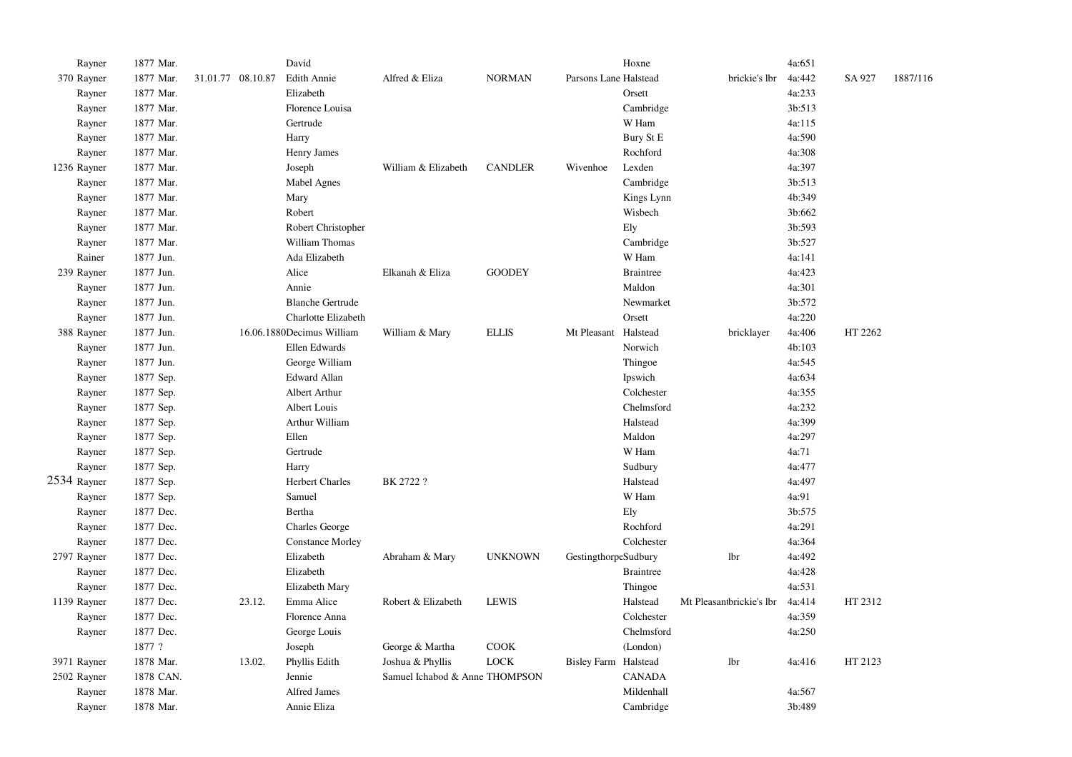| | | | | | | | | | | | | | |
|---|---|---|---|---|---|---|---|---|---|---|---|---|---|
| | Rayner | 1877 Mar. | | | David | | | | Hoxne | | | 4a:651 | | |
| 370 | Rayner | 1877 Mar. | 31.01.77 | 08.10.87 | Edith Annie | Alfred & Eliza | NORMAN | Parsons Lane | Halstead | | brickie's lbr | 4a:442 | SA 927 | 1887/116 |
| | Rayner | 1877 Mar. | | | Elizabeth | | | | Orsett | | | 4a:233 | | |
| | Rayner | 1877 Mar. | | | Florence Louisa | | | | Cambridge | | | 3b:513 | | |
| | Rayner | 1877 Mar. | | | Gertrude | | | | W Ham | | | 4a:115 | | |
| | Rayner | 1877 Mar. | | | Harry | | | | Bury St E | | | 4a:590 | | |
| | Rayner | 1877 Mar. | | | Henry James | | | | Rochford | | | 4a:308 | | |
| 1236 | Rayner | 1877 Mar. | | | Joseph | William & Elizabeth | CANDLER | Wivenhoe | Lexden | | | 4a:397 | | |
| | Rayner | 1877 Mar. | | | Mabel Agnes | | | | Cambridge | | | 3b:513 | | |
| | Rayner | 1877 Mar. | | | Mary | | | | Kings Lynn | | | 4b:349 | | |
| | Rayner | 1877 Mar. | | | Robert | | | | Wisbech | | | 3b:662 | | |
| | Rayner | 1877 Mar. | | | Robert Christopher | | | | Ely | | | 3b:593 | | |
| | Rayner | 1877 Mar. | | | William Thomas | | | | Cambridge | | | 3b:527 | | |
| | Rainer | 1877 Jun. | | | Ada Elizabeth | | | | W Ham | | | 4a:141 | | |
| 239 | Rayner | 1877 Jun. | | | Alice | Elkanah & Eliza | GOODEY | | Braintree | | | 4a:423 | | |
| | Rayner | 1877 Jun. | | | Annie | | | | Maldon | | | 4a:301 | | |
| | Rayner | 1877 Jun. | | | Blanche Gertrude | | | | Newmarket | | | 3b:572 | | |
| | Rayner | 1877 Jun. | | | Charlotte Elizabeth | | | | Orsett | | | 4a:220 | | |
| 388 | Rayner | 1877 Jun. | | 16.06.1880 | Decimus William | William & Mary | ELLIS | Mt Pleasant | Halstead | | bricklayer | 4a:406 | HT 2262 | |
| | Rayner | 1877 Jun. | | | Ellen Edwards | | | | Norwich | | | 4b:103 | | |
| | Rayner | 1877 Jun. | | | George William | | | | Thingoe | | | 4a:545 | | |
| | Rayner | 1877 Sep. | | | Edward Allan | | | | Ipswich | | | 4a:634 | | |
| | Rayner | 1877 Sep. | | | Albert Arthur | | | | Colchester | | | 4a:355 | | |
| | Rayner | 1877 Sep. | | | Albert Louis | | | | Chelmsford | | | 4a:232 | | |
| | Rayner | 1877 Sep. | | | Arthur William | | | | Halstead | | | 4a:399 | | |
| | Rayner | 1877 Sep. | | | Ellen | | | | Maldon | | | 4a:297 | | |
| | Rayner | 1877 Sep. | | | Gertrude | | | | W Ham | | | 4a:71 | | |
| | Rayner | 1877 Sep. | | | Harry | | | | Sudbury | | | 4a:477 | | |
| 2534 | Rayner | 1877 Sep. | | | Herbert Charles | BK 2722 ? | | | Halstead | | | 4a:497 | | |
| | Rayner | 1877 Sep. | | | Samuel | | | | W Ham | | | 4a:91 | | |
| | Rayner | 1877 Dec. | | | Bertha | | | | Ely | | | 3b:575 | | |
| | Rayner | 1877 Dec. | | | Charles George | | | | Rochford | | | 4a:291 | | |
| | Rayner | 1877 Dec. | | | Constance Morley | | | | Colchester | | | 4a:364 | | |
| 2797 | Rayner | 1877 Dec. | | | Elizabeth | Abraham & Mary | UNKNOWN | Gestingthorpe | Sudbury | | lbr | 4a:492 | | |
| | Rayner | 1877 Dec. | | | Elizabeth | | | | Braintree | | | 4a:428 | | |
| | Rayner | 1877 Dec. | | | Elizabeth Mary | | | | Thingoe | | | 4a:531 | | |
| 1139 | Rayner | 1877 Dec. | | 23.12. | Emma Alice | Robert & Elizabeth | LEWIS | | Halstead | Mt Pleasant | brickie's lbr | 4a:414 | HT 2312 | |
| | Rayner | 1877 Dec. | | | Florence Anna | | | | Colchester | | | 4a:359 | | |
| | Rayner | 1877 Dec. | | | George Louis | | | | Chelmsford | | | 4a:250 | | |
| | | 1877 ? | | | Joseph | George & Martha | COOK | | (London) | | | | | |
| 3971 | Rayner | 1878 Mar. | | 13.02. | Phyllis Edith | Joshua & Phyllis | LOCK | Bisley Farm | Halstead | | lbr | 4a:416 | HT 2123 | |
| 2502 | Rayner | 1878 CAN. | | | Jennie | Samuel Ichabod & Anne | THOMPSON | | CANADA | | | | | |
| | Rayner | 1878 Mar. | | | Alfred James | | | | Mildenhall | | | 4a:567 | | |
| | Rayner | 1878 Mar. | | | Annie Eliza | | | | Cambridge | | | 3b:489 | | |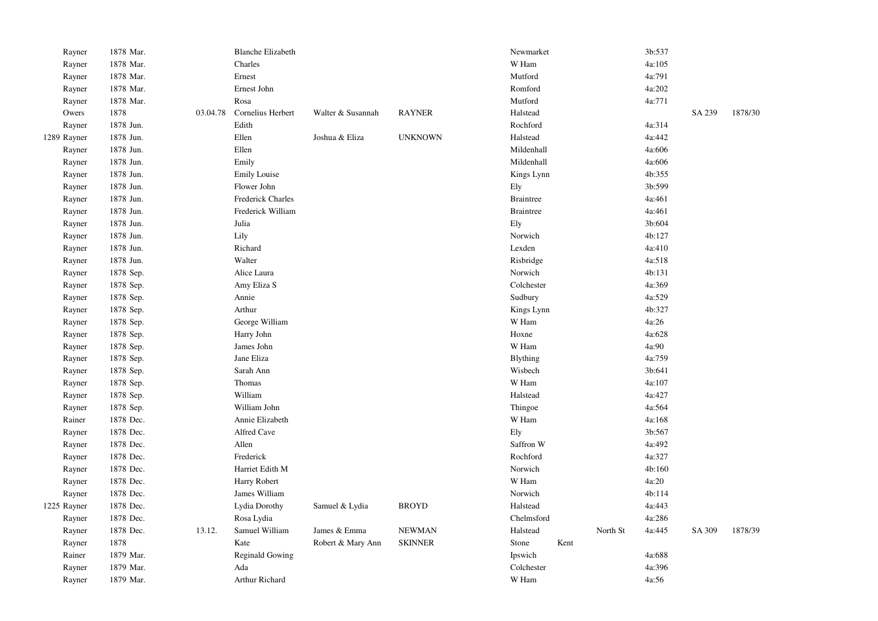| | | | | | | | | | | | | | |
|---|---|---|---|---|---|---|---|---|---|---|---|---|---|
| | Rayner | 1878 Mar. | | Blanche Elizabeth | | | Newmarket | | | 3b:537 | | |
| | Rayner | 1878 Mar. | | Charles | | | W Ham | | | 4a:105 | | |
| | Rayner | 1878 Mar. | | Ernest | | | Mutford | | | 4a:791 | | |
| | Rayner | 1878 Mar. | | Ernest John | | | Romford | | | 4a:202 | | |
| | Rayner | 1878 Mar. | | Rosa | | | Mutford | | | 4a:771 | | |
| | Owers | 1878 | 03.04.78 | Cornelius Herbert | Walter & Susannah | RAYNER | Halstead | | | | SA 239 | 1878/30 |
| | Rayner | 1878 Jun. | | Edith | | | Rochford | | | 4a:314 | | |
| 1289 | Rayner | 1878 Jun. | | Ellen | Joshua & Eliza | UNKNOWN | Halstead | | | 4a:442 | | |
| | Rayner | 1878 Jun. | | Ellen | | | Mildenhall | | | 4a:606 | | |
| | Rayner | 1878 Jun. | | Emily | | | Mildenhall | | | 4a:606 | | |
| | Rayner | 1878 Jun. | | Emily Louise | | | Kings Lynn | | | 4b:355 | | |
| | Rayner | 1878 Jun. | | Flower John | | | Ely | | | 3b:599 | | |
| | Rayner | 1878 Jun. | | Frederick Charles | | | Braintree | | | 4a:461 | | |
| | Rayner | 1878 Jun. | | Frederick William | | | Braintree | | | 4a:461 | | |
| | Rayner | 1878 Jun. | | Julia | | | Ely | | | 3b:604 | | |
| | Rayner | 1878 Jun. | | Lily | | | Norwich | | | 4b:127 | | |
| | Rayner | 1878 Jun. | | Richard | | | Lexden | | | 4a:410 | | |
| | Rayner | 1878 Jun. | | Walter | | | Risbridge | | | 4a:518 | | |
| | Rayner | 1878 Sep. | | Alice Laura | | | Norwich | | | 4b:131 | | |
| | Rayner | 1878 Sep. | | Amy Eliza S | | | Colchester | | | 4a:369 | | |
| | Rayner | 1878 Sep. | | Annie | | | Sudbury | | | 4a:529 | | |
| | Rayner | 1878 Sep. | | Arthur | | | Kings Lynn | | | 4b:327 | | |
| | Rayner | 1878 Sep. | | George William | | | W Ham | | | 4a:26 | | |
| | Rayner | 1878 Sep. | | Harry John | | | Hoxne | | | 4a:628 | | |
| | Rayner | 1878 Sep. | | James John | | | W Ham | | | 4a:90 | | |
| | Rayner | 1878 Sep. | | Jane Eliza | | | Blything | | | 4a:759 | | |
| | Rayner | 1878 Sep. | | Sarah Ann | | | Wisbech | | | 3b:641 | | |
| | Rayner | 1878 Sep. | | Thomas | | | W Ham | | | 4a:107 | | |
| | Rayner | 1878 Sep. | | William | | | Halstead | | | 4a:427 | | |
| | Rayner | 1878 Sep. | | William John | | | Thingoe | | | 4a:564 | | |
| | Rainer | 1878 Dec. | | Annie Elizabeth | | | W Ham | | | 4a:168 | | |
| | Rayner | 1878 Dec. | | Alfred Cave | | | Ely | | | 3b:567 | | |
| | Rayner | 1878 Dec. | | Allen | | | Saffron W | | | 4a:492 | | |
| | Rayner | 1878 Dec. | | Frederick | | | Rochford | | | 4a:327 | | |
| | Rayner | 1878 Dec. | | Harriet Edith M | | | Norwich | | | 4b:160 | | |
| | Rayner | 1878 Dec. | | Harry Robert | | | W Ham | | | 4a:20 | | |
| | Rayner | 1878 Dec. | | James William | | | Norwich | | | 4b:114 | | |
| 1225 | Rayner | 1878 Dec. | | Lydia Dorothy | Samuel & Lydia | BROYD | Halstead | | | 4a:443 | | |
| | Rayner | 1878 Dec. | | Rosa Lydia | | | Chelmsford | | | 4a:286 | | |
| | Rayner | 1878 Dec. | 13.12. | Samuel William | James & Emma | NEWMAN | Halstead | | North St | 4a:445 | SA 309 | 1878/39 |
| | Rayner | 1878 | | Kate | Robert & Mary Ann | SKINNER | Stone | Kent | | | | |
| | Rainer | 1879 Mar. | | Reginald Gowing | | | Ipswich | | | 4a:688 | | |
| | Rayner | 1879 Mar. | | Ada | | | Colchester | | | 4a:396 | | |
| | Rayner | 1879 Mar. | | Arthur Richard | | | W Ham | | | 4a:56 | | |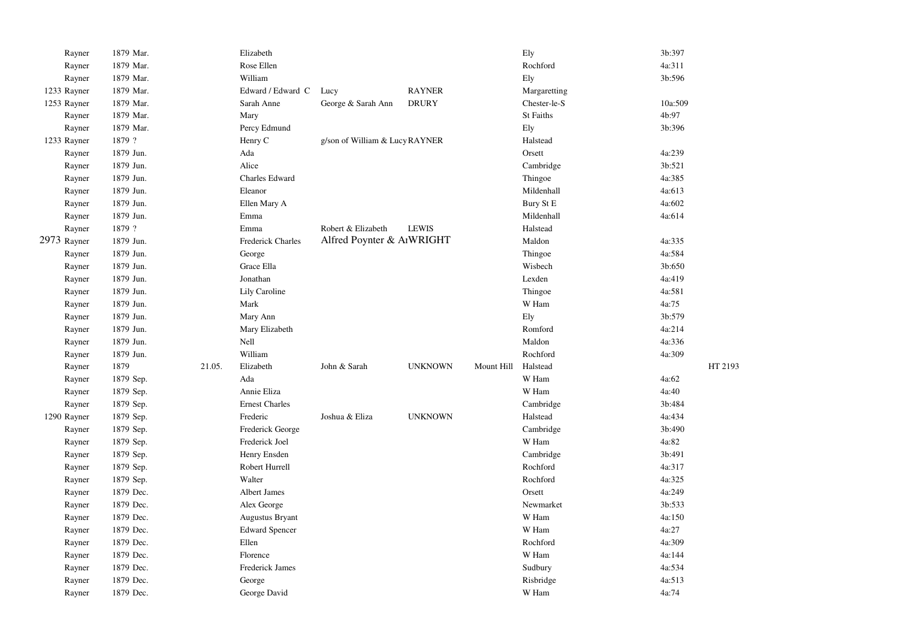| | | | | | | | | | | |
|---|---|---|---|---|---|---|---|---|---|---|
| | Rayner | 1879 Mar. | | Elizabeth | | | | Ely | 3b:397 | |
| | Rayner | 1879 Mar. | | Rose Ellen | | | | Rochford | 4a:311 | |
| | Rayner | 1879 Mar. | | William | | | | Ely | 3b:596 | |
| 1233 | Rayner | 1879 Mar. | | Edward / Edward C | Lucy | RAYNER | | Margaretting | | |
| 1253 | Rayner | 1879 Mar. | | Sarah Anne | George & Sarah Ann | DRURY | | Chester-le-S | 10a:509 | |
| | Rayner | 1879 Mar. | | Mary | | | | St Faiths | 4b:97 | |
| | Rayner | 1879 Mar. | | Percy Edmund | | | | Ely | 3b:396 | |
| 1233 | Rayner | 1879 ? | | Henry C | g/son of William & Lucy | RAYNER | | Halstead | | |
| | Rayner | 1879 Jun. | | Ada | | | | Orsett | 4a:239 | |
| | Rayner | 1879 Jun. | | Alice | | | | Cambridge | 3b:521 | |
| | Rayner | 1879 Jun. | | Charles Edward | | | | Thingoe | 4a:385 | |
| | Rayner | 1879 Jun. | | Eleanor | | | | Mildenhall | 4a:613 | |
| | Rayner | 1879 Jun. | | Ellen Mary A | | | | Bury St E | 4a:602 | |
| | Rayner | 1879 Jun. | | Emma | | | | Mildenhall | 4a:614 | |
| | Rayner | 1879 ? | | Emma | Robert & Elizabeth | LEWIS | | Halstead | | |
| 2973 | Rayner | 1879 Jun. | | Frederick Charles | Alfred Poynter & Ar | WRIGHT | | Maldon | 4a:335 | |
| | Rayner | 1879 Jun. | | George | | | | Thingoe | 4a:584 | |
| | Rayner | 1879 Jun. | | Grace Ella | | | | Wisbech | 3b:650 | |
| | Rayner | 1879 Jun. | | Jonathan | | | | Lexden | 4a:419 | |
| | Rayner | 1879 Jun. | | Lily Caroline | | | | Thingoe | 4a:581 | |
| | Rayner | 1879 Jun. | | Mark | | | | W Ham | 4a:75 | |
| | Rayner | 1879 Jun. | | Mary Ann | | | | Ely | 3b:579 | |
| | Rayner | 1879 Jun. | | Mary Elizabeth | | | | Romford | 4a:214 | |
| | Rayner | 1879 Jun. | | Nell | | | | Maldon | 4a:336 | |
| | Rayner | 1879 Jun. | | William | | | | Rochford | 4a:309 | |
| | Rayner | 1879 | 21.05. | Elizabeth | John & Sarah | UNKNOWN | Mount Hill | Halstead | | HT 2193 |
| | Rayner | 1879 Sep. | | Ada | | | | W Ham | 4a:62 | |
| | Rayner | 1879 Sep. | | Annie Eliza | | | | W Ham | 4a:40 | |
| | Rayner | 1879 Sep. | | Ernest Charles | | | | Cambridge | 3b:484 | |
| 1290 | Rayner | 1879 Sep. | | Frederic | Joshua & Eliza | UNKNOWN | | Halstead | 4a:434 | |
| | Rayner | 1879 Sep. | | Frederick George | | | | Cambridge | 3b:490 | |
| | Rayner | 1879 Sep. | | Frederick Joel | | | | W Ham | 4a:82 | |
| | Rayner | 1879 Sep. | | Henry Ensden | | | | Cambridge | 3b:491 | |
| | Rayner | 1879 Sep. | | Robert Hurrell | | | | Rochford | 4a:317 | |
| | Rayner | 1879 Sep. | | Walter | | | | Rochford | 4a:325 | |
| | Rayner | 1879 Dec. | | Albert James | | | | Orsett | 4a:249 | |
| | Rayner | 1879 Dec. | | Alex George | | | | Newmarket | 3b:533 | |
| | Rayner | 1879 Dec. | | Augustus Bryant | | | | W Ham | 4a:150 | |
| | Rayner | 1879 Dec. | | Edward Spencer | | | | W Ham | 4a:27 | |
| | Rayner | 1879 Dec. | | Ellen | | | | Rochford | 4a:309 | |
| | Rayner | 1879 Dec. | | Florence | | | | W Ham | 4a:144 | |
| | Rayner | 1879 Dec. | | Frederick James | | | | Sudbury | 4a:534 | |
| | Rayner | 1879 Dec. | | George | | | | Risbridge | 4a:513 | |
| | Rayner | 1879 Dec. | | George David | | | | W Ham | 4a:74 | |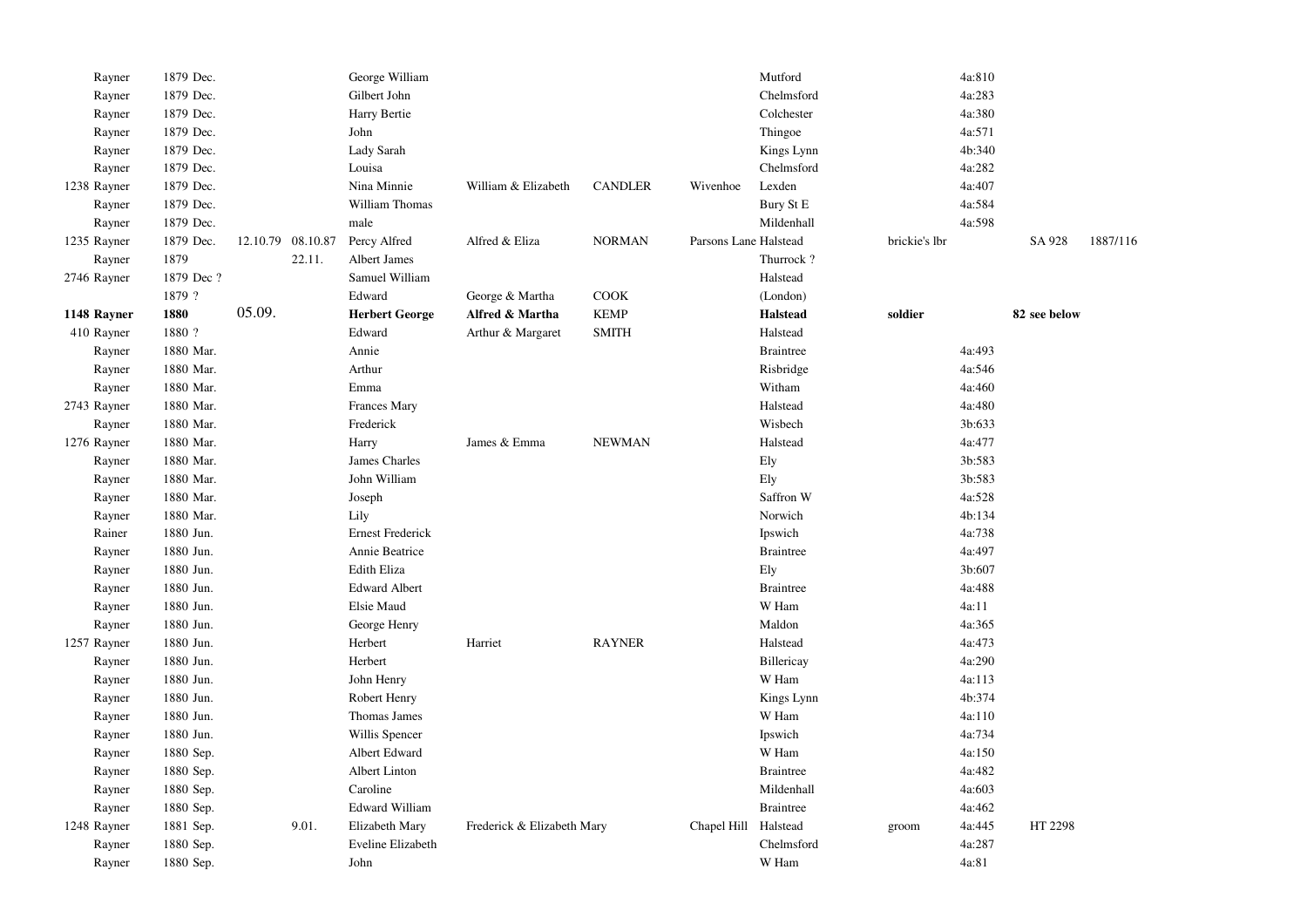| | | | | | | | | | | | | | |
|---|---|---|---|---|---|---|---|---|---|---|---|---|---|
| | Rayner | 1879 Dec. | | | George William | | | | Mutford | | 4a:810 | | |
| | Rayner | 1879 Dec. | | | Gilbert John | | | | Chelmsford | | 4a:283 | | |
| | Rayner | 1879 Dec. | | | Harry Bertie | | | | Colchester | | 4a:380 | | |
| | Rayner | 1879 Dec. | | | John | | | | Thingoe | | 4a:571 | | |
| | Rayner | 1879 Dec. | | | Lady Sarah | | | | Kings Lynn | | 4b:340 | | |
| | Rayner | 1879 Dec. | | | Louisa | | | | Chelmsford | | 4a:282 | | |
| 1238 | Rayner | 1879 Dec. | | | Nina Minnie | William & Elizabeth | CANDLER | Wivenhoe | Lexden | | 4a:407 | | |
| | Rayner | 1879 Dec. | | | William Thomas | | | | Bury St E | | 4a:584 | | |
| | Rayner | 1879 Dec. | | | male | | | | Mildenhall | | 4a:598 | | |
| 1235 | Rayner | 1879 Dec. | 12.10.79 | 08.10.87 | Percy Alfred | Alfred & Eliza | NORMAN | Parsons Lane | Halstead | brickie's lbr | | SA 928 | 1887/116 |
| | Rayner | 1879 | | 22.11. | Albert James | | | | Thurrock ? | | | | |
| 2746 | Rayner | 1879 Dec ? | | | Samuel William | | | | Halstead | | | | |
| | | 1879 ? | | | Edward | George & Martha | COOK | | (London) | | | | |
| **1148** | **Rayner** | **1880** | 05.09. | | **Herbert George** | **Alfred & Martha** | **KEMP** | | **Halstead** | **soldier** | | **82 see below** | |
| 410 | Rayner | 1880 ? | | | Edward | Arthur & Margaret | SMITH | | Halstead | | | | |
| | Rayner | 1880 Mar. | | | Annie | | | | Braintree | | 4a:493 | | |
| | Rayner | 1880 Mar. | | | Arthur | | | | Risbridge | | 4a:546 | | |
| | Rayner | 1880 Mar. | | | Emma | | | | Witham | | 4a:460 | | |
| 2743 | Rayner | 1880 Mar. | | | Frances Mary | | | | Halstead | | 4a:480 | | |
| | Rayner | 1880 Mar. | | | Frederick | | | | Wisbech | | 3b:633 | | |
| 1276 | Rayner | 1880 Mar. | | | Harry | James & Emma | NEWMAN | | Halstead | | 4a:477 | | |
| | Rayner | 1880 Mar. | | | James Charles | | | | Ely | | 3b:583 | | |
| | Rayner | 1880 Mar. | | | John William | | | | Ely | | 3b:583 | | |
| | Rayner | 1880 Mar. | | | Joseph | | | | Saffron W | | 4a:528 | | |
| | Rayner | 1880 Mar. | | | Lily | | | | Norwich | | 4b:134 | | |
| | Rainer | 1880 Jun. | | | Ernest Frederick | | | | Ipswich | | 4a:738 | | |
| | Rayner | 1880 Jun. | | | Annie Beatrice | | | | Braintree | | 4a:497 | | |
| | Rayner | 1880 Jun. | | | Edith Eliza | | | | Ely | | 3b:607 | | |
| | Rayner | 1880 Jun. | | | Edward Albert | | | | Braintree | | 4a:488 | | |
| | Rayner | 1880 Jun. | | | Elsie Maud | | | | W Ham | | 4a:11 | | |
| | Rayner | 1880 Jun. | | | George Henry | | | | Maldon | | 4a:365 | | |
| 1257 | Rayner | 1880 Jun. | | | Herbert | Harriet | RAYNER | | Halstead | | 4a:473 | | |
| | Rayner | 1880 Jun. | | | Herbert | | | | Billericay | | 4a:290 | | |
| | Rayner | 1880 Jun. | | | John Henry | | | | W Ham | | 4a:113 | | |
| | Rayner | 1880 Jun. | | | Robert Henry | | | | Kings Lynn | | 4b:374 | | |
| | Rayner | 1880 Jun. | | | Thomas James | | | | W Ham | | 4a:110 | | |
| | Rayner | 1880 Jun. | | | Willis Spencer | | | | Ipswich | | 4a:734 | | |
| | Rayner | 1880 Sep. | | | Albert Edward | | | | W Ham | | 4a:150 | | |
| | Rayner | 1880 Sep. | | | Albert Linton | | | | Braintree | | 4a:482 | | |
| | Rayner | 1880 Sep. | | | Caroline | | | | Mildenhall | | 4a:603 | | |
| | Rayner | 1880 Sep. | | | Edward William | | | | Braintree | | 4a:462 | | |
| 1248 | Rayner | 1881 Sep. | | 9.01. | Elizabeth Mary | Frederick & Elizabeth Mary | | Chapel Hill | Halstead | groom | 4a:445 | HT 2298 | |
| | Rayner | 1880 Sep. | | | Eveline Elizabeth | | | | Chelmsford | | 4a:287 | | |
| | Rayner | 1880 Sep. | | | John | | | | W Ham | | 4a:81 | | |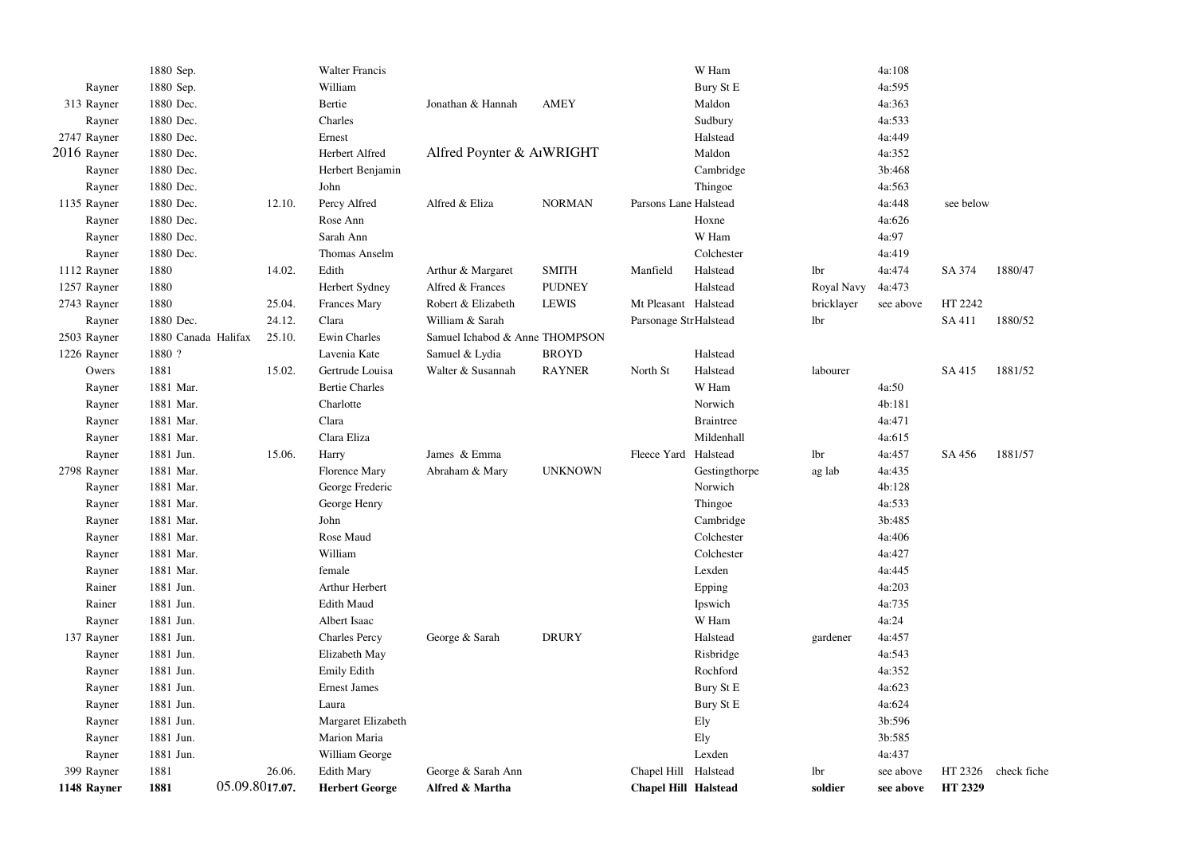| | | | | | | | | | | | | | |
|---|---|---|---|---|---|---|---|---|---|---|---|---|---|
| | | 1880 Sep. | | Walter Francis | | | | W Ham | | 4a:108 | | |
| | Rayner | 1880 Sep. | | William | | | | Bury St E | | 4a:595 | | |
| 313 | Rayner | 1880 Dec. | | Bertie | Jonathan & Hannah | AMEY | | Maldon | | 4a:363 | | |
| | Rayner | 1880 Dec. | | Charles | | | | Sudbury | | 4a:533 | | |
| 2747 | Rayner | 1880 Dec. | | Ernest | | | | Halstead | | 4a:449 | | |
| 2016 | Rayner | 1880 Dec. | | Herbert Alfred | Alfred Poynter & A | WRIGHT | | Maldon | | 4a:352 | | |
| | Rayner | 1880 Dec. | | Herbert Benjamin | | | | Cambridge | | 3b:468 | | |
| | Rayner | 1880 Dec. | | John | | | | Thingoe | | 4a:563 | | |
| 1135 | Rayner | 1880 Dec. | 12.10. | Percy Alfred | Alfred & Eliza | NORMAN | Parsons Lane | Halstead | | 4a:448 | see below | |
| | Rayner | 1880 Dec. | | Rose Ann | | | | Hoxne | | 4a:626 | | |
| | Rayner | 1880 Dec. | | Sarah Ann | | | | W Ham | | 4a:97 | | |
| | Rayner | 1880 Dec. | | Thomas Anselm | | | | Colchester | | 4a:419 | | |
| 1112 | Rayner | 1880 | 14.02. | Edith | Arthur & Margaret | SMITH | Manfield | Halstead | lbr | 4a:474 | SA 374 | 1880/47 |
| 1257 | Rayner | 1880 | | Herbert Sydney | Alfred & Frances | PUDNEY | | Halstead | Royal Navy | 4a:473 | | |
| 2743 | Rayner | 1880 | 25.04. | Frances Mary | Robert & Elizabeth | LEWIS | Mt Pleasant | Halstead | bricklayer | see above | HT 2242 | |
| | Rayner | 1880 Dec. | 24.12. | Clara | William & Sarah | | Parsonage Str | Halstead | lbr | | SA 411 | 1880/52 |
| 2503 | Rayner | 1880 Canada Halifax | 25.10. | Ewin Charles | Samuel Ichabod & Anne | THOMPSON | | | | | | |
| 1226 | Rayner | 1880 ? | | Lavenia Kate | Samuel & Lydia | BROYD | | Halstead | | | | |
| | Owers | 1881 | 15.02. | Gertrude Louisa | Walter & Susannah | RAYNER | North St | Halstead | labourer | | SA 415 | 1881/52 |
| | Rayner | 1881 Mar. | | Bertie Charles | | | | W Ham | | 4a:50 | | |
| | Rayner | 1881 Mar. | | Charlotte | | | | Norwich | | 4b:181 | | |
| | Rayner | 1881 Mar. | | Clara | | | | Braintree | | 4a:471 | | |
| | Rayner | 1881 Mar. | | Clara Eliza | | | | Mildenhall | | 4a:615 | | |
| | Rayner | 1881 Jun. | 15.06. | Harry | James & Emma | | Fleece Yard | Halstead | lbr | 4a:457 | SA 456 | 1881/57 |
| 2798 | Rayner | 1881 Mar. | | Florence Mary | Abraham & Mary | UNKNOWN | | Gestingthorpe | ag lab | 4a:435 | | |
| | Rayner | 1881 Mar. | | George Frederic | | | | Norwich | | 4b:128 | | |
| | Rayner | 1881 Mar. | | George Henry | | | | Thingoe | | 4a:533 | | |
| | Rayner | 1881 Mar. | | John | | | | Cambridge | | 3b:485 | | |
| | Rayner | 1881 Mar. | | Rose Maud | | | | Colchester | | 4a:406 | | |
| | Rayner | 1881 Mar. | | William | | | | Colchester | | 4a:427 | | |
| | Rayner | 1881 Mar. | | female | | | | Lexden | | 4a:445 | | |
| | Rainer | 1881 Jun. | | Arthur Herbert | | | | Epping | | 4a:203 | | |
| | Rainer | 1881 Jun. | | Edith Maud | | | | Ipswich | | 4a:735 | | |
| | Rayner | 1881 Jun. | | Albert Isaac | | | | W Ham | | 4a:24 | | |
| 137 | Rayner | 1881 Jun. | | Charles Percy | George & Sarah | DRURY | | Halstead | gardener | 4a:457 | | |
| | Rayner | 1881 Jun. | | Elizabeth May | | | | Risbridge | | 4a:543 | | |
| | Rayner | 1881 Jun. | | Emily Edith | | | | Rochford | | 4a:352 | | |
| | Rayner | 1881 Jun. | | Ernest James | | | | Bury St E | | 4a:623 | | |
| | Rayner | 1881 Jun. | | Laura | | | | Bury St E | | 4a:624 | | |
| | Rayner | 1881 Jun. | | Margaret Elizabeth | | | | Ely | | 3b:596 | | |
| | Rayner | 1881 Jun. | | Marion Maria | | | | Ely | | 3b:585 | | |
| | Rayner | 1881 Jun. | | William George | | | | Lexden | | 4a:437 | | |
| 399 | Rayner | 1881 | 26.06. | Edith Mary | George & Sarah Ann | | Chapel Hill | Halstead | lbr | see above | HT 2326 | check fiche |
| **1148** | **Rayner** | **1881** | 05.09.80**17.07.** | **Herbert George** | **Alfred & Martha** | | **Chapel Hill** | **Halstead** | **soldier** | **see above** | **HT 2329** | |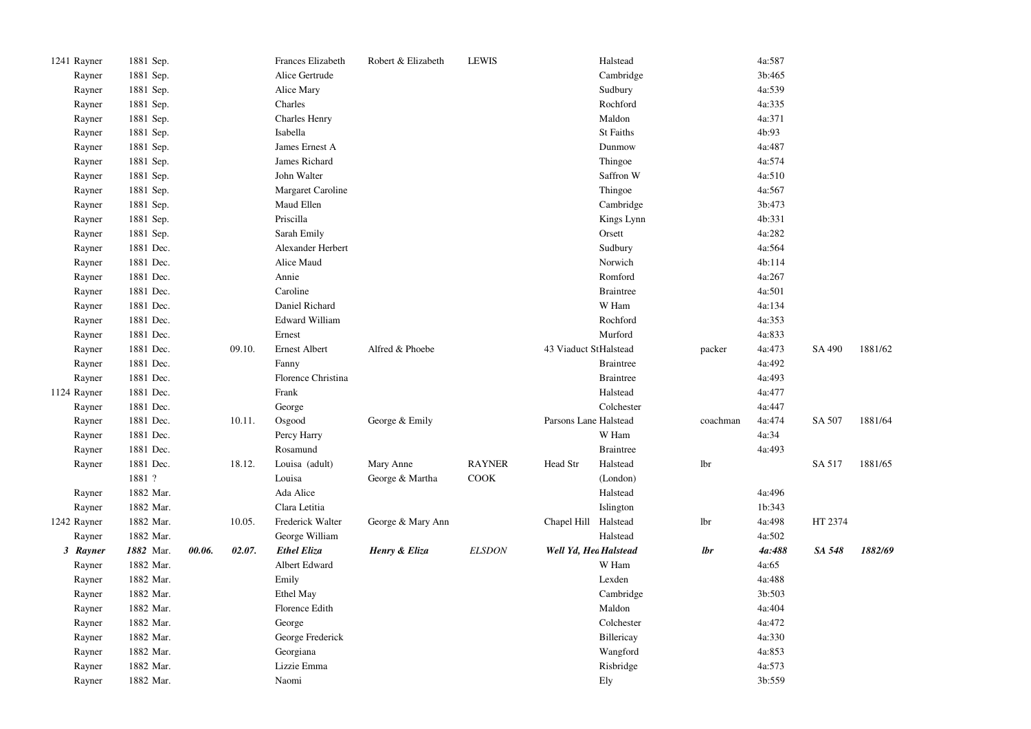| | | | | | | | | | | | | | |
|---|---|---|---|---|---|---|---|---|---|---|---|---|---|
| 1241 | Rayner | 1881 Sep. | | | Frances Elizabeth | Robert & Elizabeth | LEWIS | | Halstead | | 4a:587 | | |
| | Rayner | 1881 Sep. | | | Alice Gertrude | | | | Cambridge | | 3b:465 | | |
| | Rayner | 1881 Sep. | | | Alice Mary | | | | Sudbury | | 4a:539 | | |
| | Rayner | 1881 Sep. | | | Charles | | | | Rochford | | 4a:335 | | |
| | Rayner | 1881 Sep. | | | Charles Henry | | | | Maldon | | 4a:371 | | |
| | Rayner | 1881 Sep. | | | Isabella | | | | St Faiths | | 4b:93 | | |
| | Rayner | 1881 Sep. | | | James Ernest A | | | | Dunmow | | 4a:487 | | |
| | Rayner | 1881 Sep. | | | James Richard | | | | Thingoe | | 4a:574 | | |
| | Rayner | 1881 Sep. | | | John Walter | | | | Saffron W | | 4a:510 | | |
| | Rayner | 1881 Sep. | | | Margaret Caroline | | | | Thingoe | | 4a:567 | | |
| | Rayner | 1881 Sep. | | | Maud Ellen | | | | Cambridge | | 3b:473 | | |
| | Rayner | 1881 Sep. | | | Priscilla | | | | Kings Lynn | | 4b:331 | | |
| | Rayner | 1881 Sep. | | | Sarah Emily | | | | Orsett | | 4a:282 | | |
| | Rayner | 1881 Dec. | | | Alexander Herbert | | | | Sudbury | | 4a:564 | | |
| | Rayner | 1881 Dec. | | | Alice Maud | | | | Norwich | | 4b:114 | | |
| | Rayner | 1881 Dec. | | | Annie | | | | Romford | | 4a:267 | | |
| | Rayner | 1881 Dec. | | | Caroline | | | | Braintree | | 4a:501 | | |
| | Rayner | 1881 Dec. | | | Daniel Richard | | | | W Ham | | 4a:134 | | |
| | Rayner | 1881 Dec. | | | Edward William | | | | Rochford | | 4a:353 | | |
| | Rayner | 1881 Dec. | | | Ernest | | | | Murford | | 4a:833 | | |
| | Rayner | 1881 Dec. | | 09.10. | Ernest Albert | Alfred & Phoebe | | 43 Viaduct St | Halstead | packer | 4a:473 | SA 490 | 1881/62 |
| | Rayner | 1881 Dec. | | | Fanny | | | | Braintree | | 4a:492 | | |
| | Rayner | 1881 Dec. | | | Florence Christina | | | | Braintree | | 4a:493 | | |
| 1124 | Rayner | 1881 Dec. | | | Frank | | | | Halstead | | 4a:477 | | |
| | Rayner | 1881 Dec. | | | George | | | | Colchester | | 4a:447 | | |
| | Rayner | 1881 Dec. | | 10.11. | Osgood | George & Emily | | Parsons Lane | Halstead | coachman | 4a:474 | SA 507 | 1881/64 |
| | Rayner | 1881 Dec. | | | Percy Harry | | | | W Ham | | 4a:34 | | |
| | Rayner | 1881 Dec. | | | Rosamund | | | | Braintree | | 4a:493 | | |
| | Rayner | 1881 Dec. | | 18.12. | Louisa (adult) | Mary Anne | RAYNER | Head Str | Halstead | lbr | | SA 517 | 1881/65 |
| | | 1881 ? | | | Louisa | George & Martha | COOK | | (London) | | | | |
| | Rayner | 1882 Mar. | | | Ada Alice | | | | Halstead | | 4a:496 | | |
| | Rayner | 1882 Mar. | | | Clara Letitia | | | | Islington | | 1b:343 | | |
| 1242 | Rayner | 1882 Mar. | | 10.05. | Frederick Walter | George & Mary Ann | | Chapel Hill | Halstead | lbr | 4a:498 | HT 2374 | |
| | Rayner | 1882 Mar. | | | George William | | | | Halstead | | 4a:502 | | |
| ***3*** | ***Rayner*** | ***1882*** Mar. | ***00.06.*** | ***02.07.*** | ***Ethel Eliza*** | ***Henry & Eliza*** | ***ELSDON*** | ***Well Yd, Hea*** | ***Halstead*** | ***lbr*** | ***4a:488*** | ***SA 548*** | ***1882/69*** |
| | Rayner | 1882 Mar. | | | Albert Edward | | | | W Ham | | 4a:65 | | |
| | Rayner | 1882 Mar. | | | Emily | | | | Lexden | | 4a:488 | | |
| | Rayner | 1882 Mar. | | | Ethel May | | | | Cambridge | | 3b:503 | | |
| | Rayner | 1882 Mar. | | | Florence Edith | | | | Maldon | | 4a:404 | | |
| | Rayner | 1882 Mar. | | | George | | | | Colchester | | 4a:472 | | |
| | Rayner | 1882 Mar. | | | George Frederick | | | | Billericay | | 4a:330 | | |
| | Rayner | 1882 Mar. | | | Georgiana | | | | Wangford | | 4a:853 | | |
| | Rayner | 1882 Mar. | | | Lizzie Emma | | | | Risbridge | | 4a:573 | | |
| | Rayner | 1882 Mar. | | | Naomi | | | | Ely | | 3b:559 | | |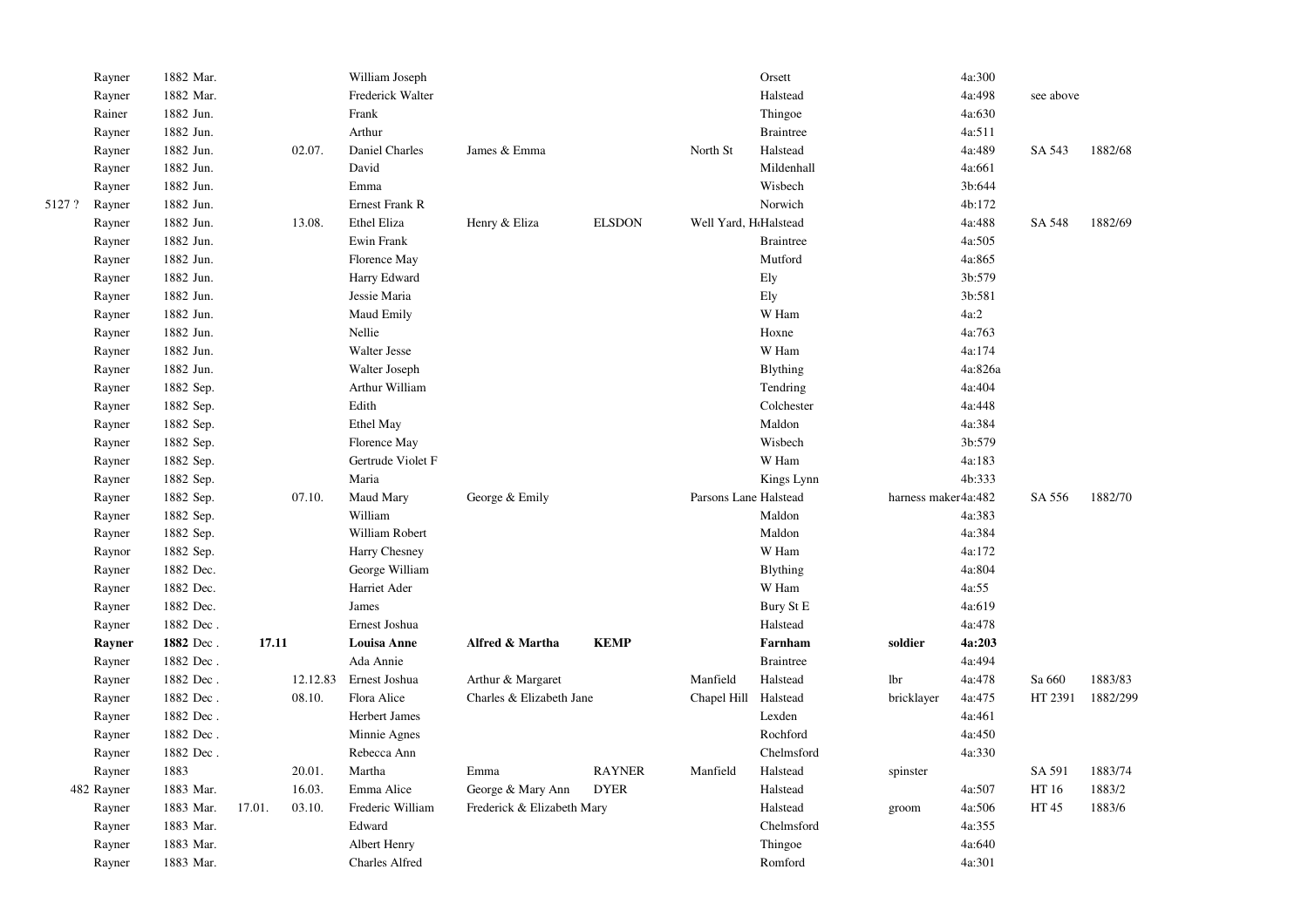| | | | | | | | | | | | | |
|---|---|---|---|---|---|---|---|---|---|---|---|---|
| | Rayner | 1882 Mar. | | | William Joseph | | | | Orsett | | 4a:300 | | |
| | Rayner | 1882 Mar. | | | Frederick Walter | | | | Halstead | | 4a:498 | see above | |
| | Rainer | 1882 Jun. | | | Frank | | | | Thingoe | | 4a:630 | | |
| | Rayner | 1882 Jun. | | | Arthur | | | | Braintree | | 4a:511 | | |
| | Rayner | 1882 Jun. | | 02.07. | Daniel Charles | James & Emma | | North St | Halstead | | 4a:489 | SA 543 | 1882/68 |
| | Rayner | 1882 Jun. | | | David | | | | Mildenhall | | 4a:661 | | |
| | Rayner | 1882 Jun. | | | Emma | | | | Wisbech | | 3b:644 | | |
| 5127 ? | Rayner | 1882 Jun. | | | Ernest Frank R | | | | Norwich | | 4b:172 | | |
| | Rayner | 1882 Jun. | | 13.08. | Ethel Eliza | Henry & Eliza | ELSDON | Well Yard, H | Halstead | | 4a:488 | SA 548 | 1882/69 |
| | Rayner | 1882 Jun. | | | Ewin Frank | | | | Braintree | | 4a:505 | | |
| | Rayner | 1882 Jun. | | | Florence May | | | | Mutford | | 4a:865 | | |
| | Rayner | 1882 Jun. | | | Harry Edward | | | | Ely | | 3b:579 | | |
| | Rayner | 1882 Jun. | | | Jessie Maria | | | | Ely | | 3b:581 | | |
| | Rayner | 1882 Jun. | | | Maud Emily | | | | W Ham | | 4a:2 | | |
| | Rayner | 1882 Jun. | | | Nellie | | | | Hoxne | | 4a:763 | | |
| | Rayner | 1882 Jun. | | | Walter Jesse | | | | W Ham | | 4a:174 | | |
| | Rayner | 1882 Jun. | | | Walter Joseph | | | | Blything | | 4a:826a | | |
| | Rayner | 1882 Sep. | | | Arthur William | | | | Tendring | | 4a:404 | | |
| | Rayner | 1882 Sep. | | | Edith | | | | Colchester | | 4a:448 | | |
| | Rayner | 1882 Sep. | | | Ethel May | | | | Maldon | | 4a:384 | | |
| | Rayner | 1882 Sep. | | | Florence May | | | | Wisbech | | 3b:579 | | |
| | Rayner | 1882 Sep. | | | Gertrude Violet F | | | | W Ham | | 4a:183 | | |
| | Rayner | 1882 Sep. | | | Maria | | | | Kings Lynn | | 4b:333 | | |
| | Rayner | 1882 Sep. | | 07.10. | Maud Mary | George & Emily | | Parsons Lane | Halstead | harness maker | 4a:482 | SA 556 | 1882/70 |
| | Rayner | 1882 Sep. | | | William | | | | Maldon | | 4a:383 | | |
| | Rayner | 1882 Sep. | | | William Robert | | | | Maldon | | 4a:384 | | |
| | Raynor | 1882 Sep. | | | Harry Chesney | | | | W Ham | | 4a:172 | | |
| | Rayner | 1882 Dec. | | | George William | | | | Blything | | 4a:804 | | |
| | Rayner | 1882 Dec. | | | Harriet Ader | | | | W Ham | | 4a:55 | | |
| | Rayner | 1882 Dec. | | | James | | | | Bury St E | | 4a:619 | | |
| | Rayner | 1882 Dec . | | | Ernest Joshua | | | | Halstead | | 4a:478 | | |
| | **Rayner** | **1882** Dec . | **17.11** | | **Louisa Anne** | **Alfred & Martha** | **KEMP** | | **Farnham** | **soldier** | **4a:203** | | |
| | Rayner | 1882 Dec . | | | Ada Annie | | | | Braintree | | 4a:494 | | |
| | Rayner | 1882 Dec . | | 12.12.83 | Ernest Joshua | Arthur & Margaret | | Manfield | Halstead | lbr | 4a:478 | Sa 660 | 1883/83 |
| | Rayner | 1882 Dec . | | 08.10. | Flora Alice | Charles & Elizabeth Jane | | Chapel Hill | Halstead | bricklayer | 4a:475 | HT 2391 | 1882/299 |
| | Rayner | 1882 Dec . | | | Herbert James | | | | Lexden | | 4a:461 | | |
| | Rayner | 1882 Dec . | | | Minnie Agnes | | | | Rochford | | 4a:450 | | |
| | Rayner | 1882 Dec . | | | Rebecca Ann | | | | Chelmsford | | 4a:330 | | |
| | Rayner | 1883 | | 20.01. | Martha | Emma | RAYNER | Manfield | Halstead | spinster | | SA 591 | 1883/74 |
| 482 | Rayner | 1883 Mar. | | 16.03. | Emma Alice | George & Mary Ann | DYER | | Halstead | | 4a:507 | HT 16 | 1883/2 |
| | Rayner | 1883 Mar. | 17.01. | 03.10. | Frederic William | Frederick & Elizabeth Mary | | | Halstead | groom | 4a:506 | HT 45 | 1883/6 |
| | Rayner | 1883 Mar. | | | Edward | | | | Chelmsford | | 4a:355 | | |
| | Rayner | 1883 Mar. | | | Albert Henry | | | | Thingoe | | 4a:640 | | |
| | Rayner | 1883 Mar. | | | Charles Alfred | | | | Romford | | 4a:301 | | |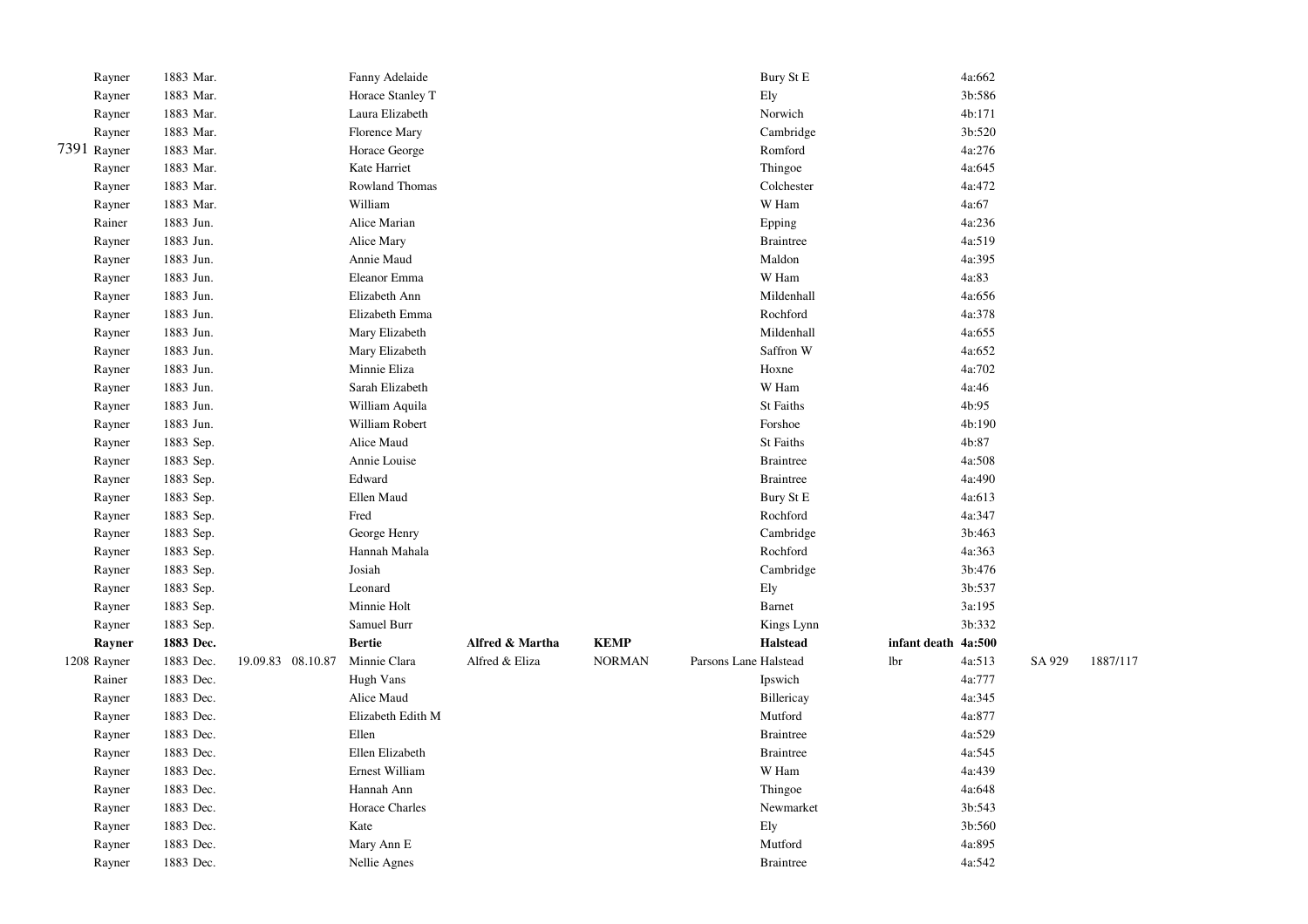| | | | | | | | | | | | | | |
|---|---|---|---|---|---|---|---|---|---|---|---|---|---|
| | Rayner | 1883 Mar. | | | Fanny Adelaide | | | | Bury St E | | 4a:662 | | |
| | Rayner | 1883 Mar. | | | Horace Stanley T | | | | Ely | | 3b:586 | | |
| | Rayner | 1883 Mar. | | | Laura Elizabeth | | | | Norwich | | 4b:171 | | |
| | Rayner | 1883 Mar. | | | Florence Mary | | | | Cambridge | | 3b:520 | | |
| 7391 | Rayner | 1883 Mar. | | | Horace George | | | | Romford | | 4a:276 | | |
| | Rayner | 1883 Mar. | | | Kate Harriet | | | | Thingoe | | 4a:645 | | |
| | Rayner | 1883 Mar. | | | Rowland Thomas | | | | Colchester | | 4a:472 | | |
| | Rayner | 1883 Mar. | | | William | | | | W Ham | | 4a:67 | | |
| | Rainer | 1883 Jun. | | | Alice Marian | | | | Epping | | 4a:236 | | |
| | Rayner | 1883 Jun. | | | Alice Mary | | | | Braintree | | 4a:519 | | |
| | Rayner | 1883 Jun. | | | Annie Maud | | | | Maldon | | 4a:395 | | |
| | Rayner | 1883 Jun. | | | Eleanor Emma | | | | W Ham | | 4a:83 | | |
| | Rayner | 1883 Jun. | | | Elizabeth Ann | | | | Mildenhall | | 4a:656 | | |
| | Rayner | 1883 Jun. | | | Elizabeth Emma | | | | Rochford | | 4a:378 | | |
| | Rayner | 1883 Jun. | | | Mary Elizabeth | | | | Mildenhall | | 4a:655 | | |
| | Rayner | 1883 Jun. | | | Mary Elizabeth | | | | Saffron W | | 4a:652 | | |
| | Rayner | 1883 Jun. | | | Minnie Eliza | | | | Hoxne | | 4a:702 | | |
| | Rayner | 1883 Jun. | | | Sarah Elizabeth | | | | W Ham | | 4a:46 | | |
| | Rayner | 1883 Jun. | | | William Aquila | | | | St Faiths | | 4b:95 | | |
| | Rayner | 1883 Jun. | | | William Robert | | | | Forshoe | | 4b:190 | | |
| | Rayner | 1883 Sep. | | | Alice Maud | | | | St Faiths | | 4b:87 | | |
| | Rayner | 1883 Sep. | | | Annie Louise | | | | Braintree | | 4a:508 | | |
| | Rayner | 1883 Sep. | | | Edward | | | | Braintree | | 4a:490 | | |
| | Rayner | 1883 Sep. | | | Ellen Maud | | | | Bury St E | | 4a:613 | | |
| | Rayner | 1883 Sep. | | | Fred | | | | Rochford | | 4a:347 | | |
| | Rayner | 1883 Sep. | | | George Henry | | | | Cambridge | | 3b:463 | | |
| | Rayner | 1883 Sep. | | | Hannah Mahala | | | | Rochford | | 4a:363 | | |
| | Rayner | 1883 Sep. | | | Josiah | | | | Cambridge | | 3b:476 | | |
| | Rayner | 1883 Sep. | | | Leonard | | | | Ely | | 3b:537 | | |
| | Rayner | 1883 Sep. | | | Minnie Holt | | | | Barnet | | 3a:195 | | |
| | Rayner | 1883 Sep. | | | Samuel Burr | | | | Kings Lynn | | 3b:332 | | |
| | **Rayner** | **1883 Dec.** | | | **Bertie** | **Alfred & Martha** | **KEMP** | | **Halstead** | **infant death** | **4a:500** | | |
| 1208 | Rayner | 1883 Dec. | 19.09.83 | 08.10.87 | Minnie Clara | Alfred & Eliza | NORMAN | Parsons Lane | Halstead | lbr | 4a:513 | SA 929 | 1887/117 |
| | Rainer | 1883 Dec. | | | Hugh Vans | | | | Ipswich | | 4a:777 | | |
| | Rayner | 1883 Dec. | | | Alice Maud | | | | Billericay | | 4a:345 | | |
| | Rayner | 1883 Dec. | | | Elizabeth Edith M | | | | Mutford | | 4a:877 | | |
| | Rayner | 1883 Dec. | | | Ellen | | | | Braintree | | 4a:529 | | |
| | Rayner | 1883 Dec. | | | Ellen Elizabeth | | | | Braintree | | 4a:545 | | |
| | Rayner | 1883 Dec. | | | Ernest William | | | | W Ham | | 4a:439 | | |
| | Rayner | 1883 Dec. | | | Hannah Ann | | | | Thingoe | | 4a:648 | | |
| | Rayner | 1883 Dec. | | | Horace Charles | | | | Newmarket | | 3b:543 | | |
| | Rayner | 1883 Dec. | | | Kate | | | | Ely | | 3b:560 | | |
| | Rayner | 1883 Dec. | | | Mary Ann E | | | | Mutford | | 4a:895 | | |
| | Rayner | 1883 Dec. | | | Nellie Agnes | | | | Braintree | | 4a:542 | | |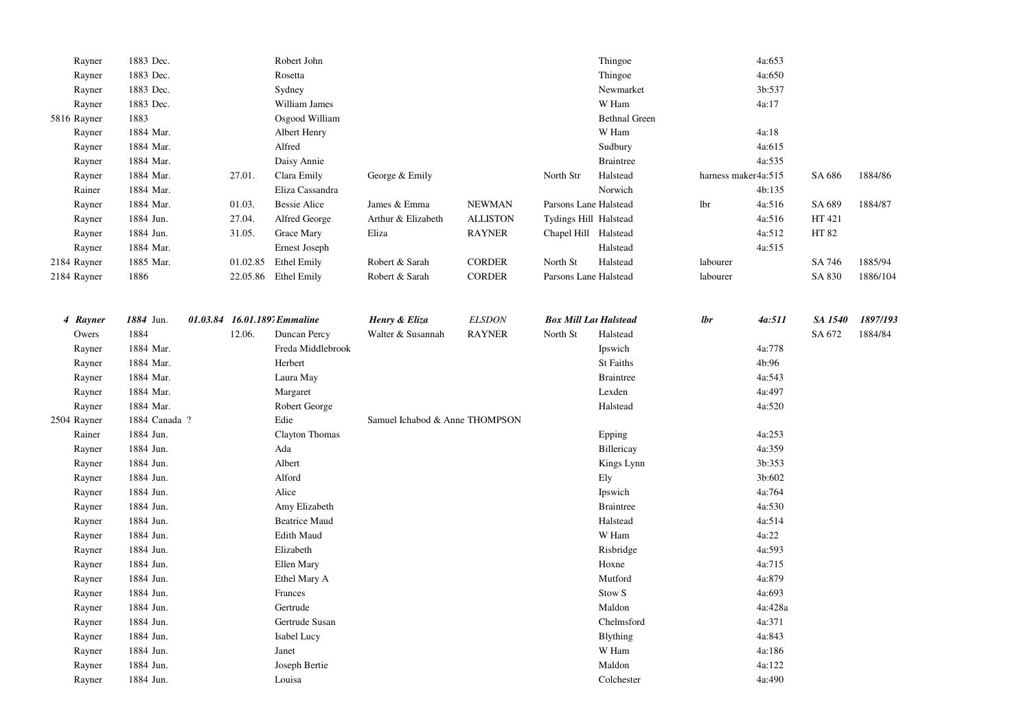| | | | | | | | | | | | | | |
|---|---|---|---|---|---|---|---|---|---|---|---|---|---|
| | Rayner | 1883 Dec. | | | Robert John | | | | Thingoe | | 4a:653 | | |
| | Rayner | 1883 Dec. | | | Rosetta | | | | Thingoe | | 4a:650 | | |
| | Rayner | 1883 Dec. | | | Sydney | | | | Newmarket | | 3b:537 | | |
| | Rayner | 1883 Dec. | | | William James | | | | W Ham | | 4a:17 | | |
| 5816 | Rayner | 1883 | | | Osgood William | | | | Bethnal Green | | | | |
| | Rayner | 1884 Mar. | | | Albert Henry | | | | W Ham | | 4a:18 | | |
| | Rayner | 1884 Mar. | | | Alfred | | | | Sudbury | | 4a:615 | | |
| | Rayner | 1884 Mar. | | | Daisy Annie | | | | Braintree | | 4a:535 | | |
| | Rayner | 1884 Mar. | | 27.01. | Clara Emily | George & Emily | | North Str | Halstead | harness maker | 4a:515 | SA 686 | 1884/86 |
| | Rainer | 1884 Mar. | | | Eliza Cassandra | | | | Norwich | | 4b:135 | | |
| | Rayner | 1884 Mar. | | 01.03. | Bessie Alice | James & Emma | NEWMAN | Parsons Lane | Halstead | lbr | 4a:516 | SA 689 | 1884/87 |
| | Rayner | 1884 Jun. | | 27.04. | Alfred George | Arthur & Elizabeth | ALLISTON | Tydings Hill | Halstead | | 4a:516 | HT 421 | |
| | Rayner | 1884 Jun. | | 31.05. | Grace Mary | Eliza | RAYNER | Chapel Hill | Halstead | | 4a:512 | HT 82 | |
| | Rayner | 1884 Mar. | | | Ernest Joseph | | | | Halstead | | 4a:515 | | |
| 2184 | Rayner | 1885 Mar. | | 01.02.85 | Ethel Emily | Robert & Sarah | CORDER | North St | Halstead | labourer | | SA 746 | 1885/94 |
| 2184 | Rayner | 1886 | | 22.05.86 | Ethel Emily | Robert & Sarah | CORDER | Parsons Lane | Halstead | labourer | | SA 830 | 1886/104 |
| | | | | | | | | | | | | | |
| ***4*** | ***Rayner*** | ***1884*** Jun. | ***01.03.84*** | ***16.01.1897*** | ***Emmaline*** | ***Henry & Eliza*** | ***ELSDON*** | ***Box Mill Lane*** | ***Halstead*** | ***lbr*** | ***4a:511*** | ***SA 1540*** | ***1897/193*** |
| | Owers | 1884 | | 12.06. | Duncan Percy | Walter & Susannah | RAYNER | North St | Halstead | | | SA 672 | 1884/84 |
| | Rayner | 1884 Mar. | | | Freda Middlebrook | | | | Ipswich | | 4a:778 | | |
| | Rayner | 1884 Mar. | | | Herbert | | | | St Faiths | | 4b:96 | | |
| | Rayner | 1884 Mar. | | | Laura May | | | | Braintree | | 4a:543 | | |
| | Rayner | 1884 Mar. | | | Margaret | | | | Lexden | | 4a:497 | | |
| | Rayner | 1884 Mar. | | | Robert George | | | | Halstead | | 4a:520 | | |
| 2504 | Rayner | 1884 Canada ? | | | Edie | Samuel Ichabod & Anne THOMPSON | | | | | | | |
| | Rainer | 1884 Jun. | | | Clayton Thomas | | | | Epping | | 4a:253 | | |
| | Rayner | 1884 Jun. | | | Ada | | | | Billericay | | 4a:359 | | |
| | Rayner | 1884 Jun. | | | Albert | | | | Kings Lynn | | 3b:353 | | |
| | Rayner | 1884 Jun. | | | Alford | | | | Ely | | 3b:602 | | |
| | Rayner | 1884 Jun. | | | Alice | | | | Ipswich | | 4a:764 | | |
| | Rayner | 1884 Jun. | | | Amy Elizabeth | | | | Braintree | | 4a:530 | | |
| | Rayner | 1884 Jun. | | | Beatrice Maud | | | | Halstead | | 4a:514 | | |
| | Rayner | 1884 Jun. | | | Edith Maud | | | | W Ham | | 4a:22 | | |
| | Rayner | 1884 Jun. | | | Elizabeth | | | | Risbridge | | 4a:593 | | |
| | Rayner | 1884 Jun. | | | Ellen Mary | | | | Hoxne | | 4a:715 | | |
| | Rayner | 1884 Jun. | | | Ethel Mary A | | | | Mutford | | 4a:879 | | |
| | Rayner | 1884 Jun. | | | Frances | | | | Stow S | | 4a:693 | | |
| | Rayner | 1884 Jun. | | | Gertrude | | | | Maldon | | 4a:428a | | |
| | Rayner | 1884 Jun. | | | Gertrude Susan | | | | Chelmsford | | 4a:371 | | |
| | Rayner | 1884 Jun. | | | Isabel Lucy | | | | Blything | | 4a:843 | | |
| | Rayner | 1884 Jun. | | | Janet | | | | W Ham | | 4a:186 | | |
| | Rayner | 1884 Jun. | | | Joseph Bertie | | | | Maldon | | 4a:122 | | |
| | Rayner | 1884 Jun. | | | Louisa | | | | Colchester | | 4a:490 | | |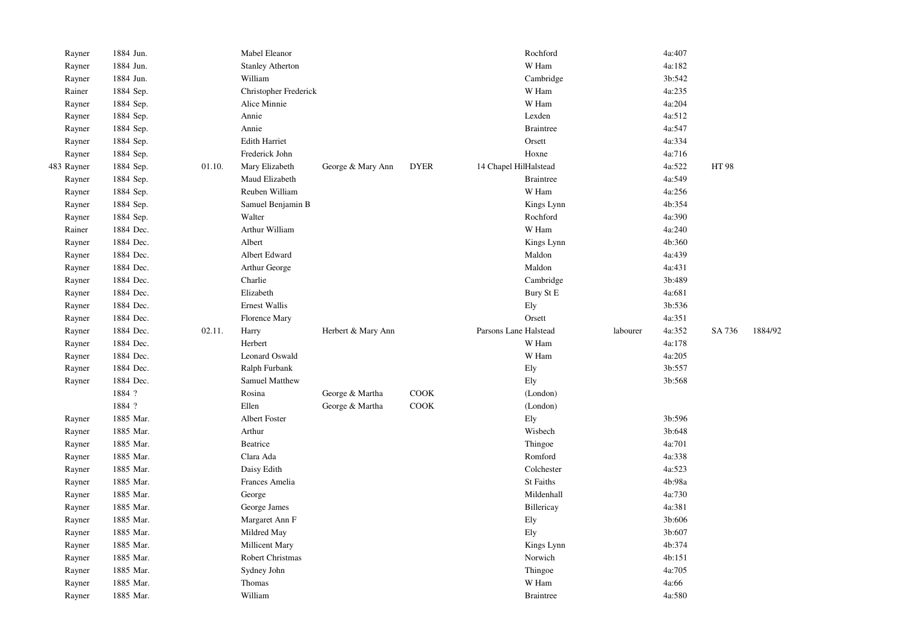| | | | | | | | | | | | |
|---|---|---|---|---|---|---|---|---|---|---|---|
| | Rayner | 1884 Jun. | | Mabel Eleanor | | | | Rochford | | 4a:407 | | |
| | Rayner | 1884 Jun. | | Stanley Atherton | | | | W Ham | | 4a:182 | | |
| | Rayner | 1884 Jun. | | William | | | | Cambridge | | 3b:542 | | |
| | Rainer | 1884 Sep. | | Christopher Frederick | | | | W Ham | | 4a:235 | | |
| | Rayner | 1884 Sep. | | Alice Minnie | | | | W Ham | | 4a:204 | | |
| | Rayner | 1884 Sep. | | Annie | | | | Lexden | | 4a:512 | | |
| | Rayner | 1884 Sep. | | Annie | | | | Braintree | | 4a:547 | | |
| | Rayner | 1884 Sep. | | Edith Harriet | | | | Orsett | | 4a:334 | | |
| | Rayner | 1884 Sep. | | Frederick John | | | | Hoxne | | 4a:716 | | |
| 483 | Rayner | 1884 Sep. | 01.10. | Mary Elizabeth | George & Mary Ann | DYER | 14 Chapel Hil | Halstead | | 4a:522 | HT 98 | |
| | Rayner | 1884 Sep. | | Maud Elizabeth | | | | Braintree | | 4a:549 | | |
| | Rayner | 1884 Sep. | | Reuben William | | | | W Ham | | 4a:256 | | |
| | Rayner | 1884 Sep. | | Samuel Benjamin B | | | | Kings Lynn | | 4b:354 | | |
| | Rayner | 1884 Sep. | | Walter | | | | Rochford | | 4a:390 | | |
| | Rainer | 1884 Dec. | | Arthur William | | | | W Ham | | 4a:240 | | |
| | Rayner | 1884 Dec. | | Albert | | | | Kings Lynn | | 4b:360 | | |
| | Rayner | 1884 Dec. | | Albert Edward | | | | Maldon | | 4a:439 | | |
| | Rayner | 1884 Dec. | | Arthur George | | | | Maldon | | 4a:431 | | |
| | Rayner | 1884 Dec. | | Charlie | | | | Cambridge | | 3b:489 | | |
| | Rayner | 1884 Dec. | | Elizabeth | | | | Bury St E | | 4a:681 | | |
| | Rayner | 1884 Dec. | | Ernest Wallis | | | | Ely | | 3b:536 | | |
| | Rayner | 1884 Dec. | | Florence Mary | | | | Orsett | | 4a:351 | | |
| | Rayner | 1884 Dec. | 02.11. | Harry | Herbert & Mary Ann | | Parsons Lane | Halstead | labourer | 4a:352 | SA 736 | 1884/92 |
| | Rayner | 1884 Dec. | | Herbert | | | | W Ham | | 4a:178 | | |
| | Rayner | 1884 Dec. | | Leonard Oswald | | | | W Ham | | 4a:205 | | |
| | Rayner | 1884 Dec. | | Ralph Furbank | | | | Ely | | 3b:557 | | |
| | Rayner | 1884 Dec. | | Samuel Matthew | | | | Ely | | 3b:568 | | |
| | | 1884 ? | | Rosina | George & Martha | COOK | | (London) | | | | |
| | | 1884 ? | | Ellen | George & Martha | COOK | | (London) | | | | |
| | Rayner | 1885 Mar. | | Albert Foster | | | | Ely | | 3b:596 | | |
| | Rayner | 1885 Mar. | | Arthur | | | | Wisbech | | 3b:648 | | |
| | Rayner | 1885 Mar. | | Beatrice | | | | Thingoe | | 4a:701 | | |
| | Rayner | 1885 Mar. | | Clara Ada | | | | Romford | | 4a:338 | | |
| | Rayner | 1885 Mar. | | Daisy Edith | | | | Colchester | | 4a:523 | | |
| | Rayner | 1885 Mar. | | Frances Amelia | | | | St Faiths | | 4b:98a | | |
| | Rayner | 1885 Mar. | | George | | | | Mildenhall | | 4a:730 | | |
| | Rayner | 1885 Mar. | | George James | | | | Billericay | | 4a:381 | | |
| | Rayner | 1885 Mar. | | Margaret Ann F | | | | Ely | | 3b:606 | | |
| | Rayner | 1885 Mar. | | Mildred May | | | | Ely | | 3b:607 | | |
| | Rayner | 1885 Mar. | | Millicent Mary | | | | Kings Lynn | | 4b:374 | | |
| | Rayner | 1885 Mar. | | Robert Christmas | | | | Norwich | | 4b:151 | | |
| | Rayner | 1885 Mar. | | Sydney John | | | | Thingoe | | 4a:705 | | |
| | Rayner | 1885 Mar. | | Thomas | | | | W Ham | | 4a:66 | | |
| | Rayner | 1885 Mar. | | William | | | | Braintree | | 4a:580 | | |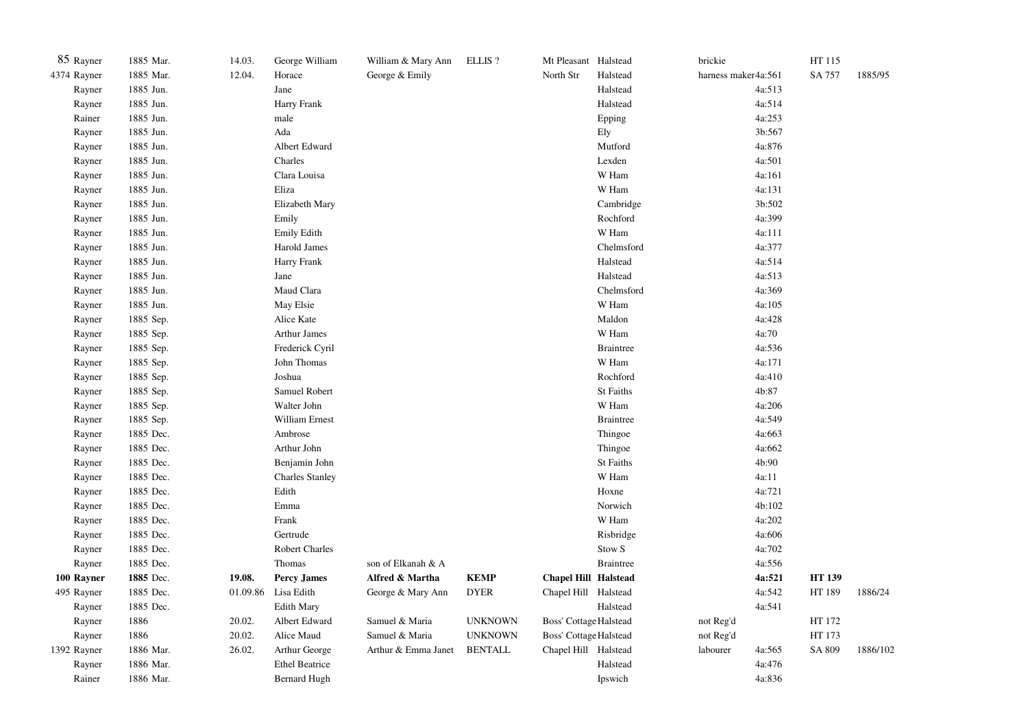| | | | | | | | | | | | | |
|---|---|---|---|---|---|---|---|---|---|---|---|---|
| 85 | Rayner | 1885 Mar. | 14.03. | George William | William & Mary Ann | ELLIS ? | Mt Pleasant | Halstead | brickie | | HT 115 | |
| 4374 | Rayner | 1885 Mar. | 12.04. | Horace | George & Emily | | North Str | Halstead | harness maker | 4a:561 | SA 757 | 1885/95 |
| | Rayner | 1885 Jun. | | Jane | | | | Halstead | | 4a:513 | | |
| | Rayner | 1885 Jun. | | Harry Frank | | | | Halstead | | 4a:514 | | |
| | Rainer | 1885 Jun. | | male | | | | Epping | | 4a:253 | | |
| | Rayner | 1885 Jun. | | Ada | | | | Ely | | 3b:567 | | |
| | Rayner | 1885 Jun. | | Albert Edward | | | | Mutford | | 4a:876 | | |
| | Rayner | 1885 Jun. | | Charles | | | | Lexden | | 4a:501 | | |
| | Rayner | 1885 Jun. | | Clara Louisa | | | | W Ham | | 4a:161 | | |
| | Rayner | 1885 Jun. | | Eliza | | | | W Ham | | 4a:131 | | |
| | Rayner | 1885 Jun. | | Elizabeth Mary | | | | Cambridge | | 3b:502 | | |
| | Rayner | 1885 Jun. | | Emily | | | | Rochford | | 4a:399 | | |
| | Rayner | 1885 Jun. | | Emily Edith | | | | W Ham | | 4a:111 | | |
| | Rayner | 1885 Jun. | | Harold James | | | | Chelmsford | | 4a:377 | | |
| | Rayner | 1885 Jun. | | Harry Frank | | | | Halstead | | 4a:514 | | |
| | Rayner | 1885 Jun. | | Jane | | | | Halstead | | 4a:513 | | |
| | Rayner | 1885 Jun. | | Maud Clara | | | | Chelmsford | | 4a:369 | | |
| | Rayner | 1885 Jun. | | May Elsie | | | | W Ham | | 4a:105 | | |
| | Rayner | 1885 Sep. | | Alice Kate | | | | Maldon | | 4a:428 | | |
| | Rayner | 1885 Sep. | | Arthur James | | | | W Ham | | 4a:70 | | |
| | Rayner | 1885 Sep. | | Frederick Cyril | | | | Braintree | | 4a:536 | | |
| | Rayner | 1885 Sep. | | John Thomas | | | | W Ham | | 4a:171 | | |
| | Rayner | 1885 Sep. | | Joshua | | | | Rochford | | 4a:410 | | |
| | Rayner | 1885 Sep. | | Samuel Robert | | | | St Faiths | | 4b:87 | | |
| | Rayner | 1885 Sep. | | Walter John | | | | W Ham | | 4a:206 | | |
| | Rayner | 1885 Sep. | | William Ernest | | | | Braintree | | 4a:549 | | |
| | Rayner | 1885 Dec. | | Ambrose | | | | Thingoe | | 4a:663 | | |
| | Rayner | 1885 Dec. | | Arthur John | | | | Thingoe | | 4a:662 | | |
| | Rayner | 1885 Dec. | | Benjamin John | | | | St Faiths | | 4b:90 | | |
| | Rayner | 1885 Dec. | | Charles Stanley | | | | W Ham | | 4a:11 | | |
| | Rayner | 1885 Dec. | | Edith | | | | Hoxne | | 4a:721 | | |
| | Rayner | 1885 Dec. | | Emma | | | | Norwich | | 4b:102 | | |
| | Rayner | 1885 Dec. | | Frank | | | | W Ham | | 4a:202 | | |
| | Rayner | 1885 Dec. | | Gertrude | | | | Risbridge | | 4a:606 | | |
| | Rayner | 1885 Dec. | | Robert Charles | | | | Stow S | | 4a:702 | | |
| | Rayner | 1885 Dec. | | Thomas | son of Elkanah & A | | | Braintree | | 4a:556 | | |
| **100** | **Rayner** | **1885** Dec. | **19.08.** | **Percy James** | **Alfred & Martha** | **KEMP** | **Chapel Hill** | **Halstead** | | **4a:521** | **HT 139** | |
| 495 | Rayner | 1885 Dec. | 01.09.86 | Lisa Edith | George & Mary Ann | DYER | Chapel Hill | Halstead | | 4a:542 | HT 189 | 1886/24 |
| | Rayner | 1885 Dec. | | Edith Mary | | | | Halstead | | 4a:541 | | |
| | Rayner | 1886 | 20.02. | Albert Edward | Samuel & Maria | UNKNOWN | Boss' Cottage | Halstead | not Reg'd | | HT 172 | |
| | Rayner | 1886 | 20.02. | Alice Maud | Samuel & Maria | UNKNOWN | Boss' Cottage | Halstead | not Reg'd | | HT 173 | |
| 1392 | Rayner | 1886 Mar. | 26.02. | Arthur George | Arthur & Emma Janet | BENTALL | Chapel Hill | Halstead | labourer | 4a:565 | SA 809 | 1886/102 |
| | Rayner | 1886 Mar. | | Ethel Beatrice | | | | Halstead | | 4a:476 | | |
| | Rainer | 1886 Mar. | | Bernard Hugh | | | | Ipswich | | 4a:836 | | |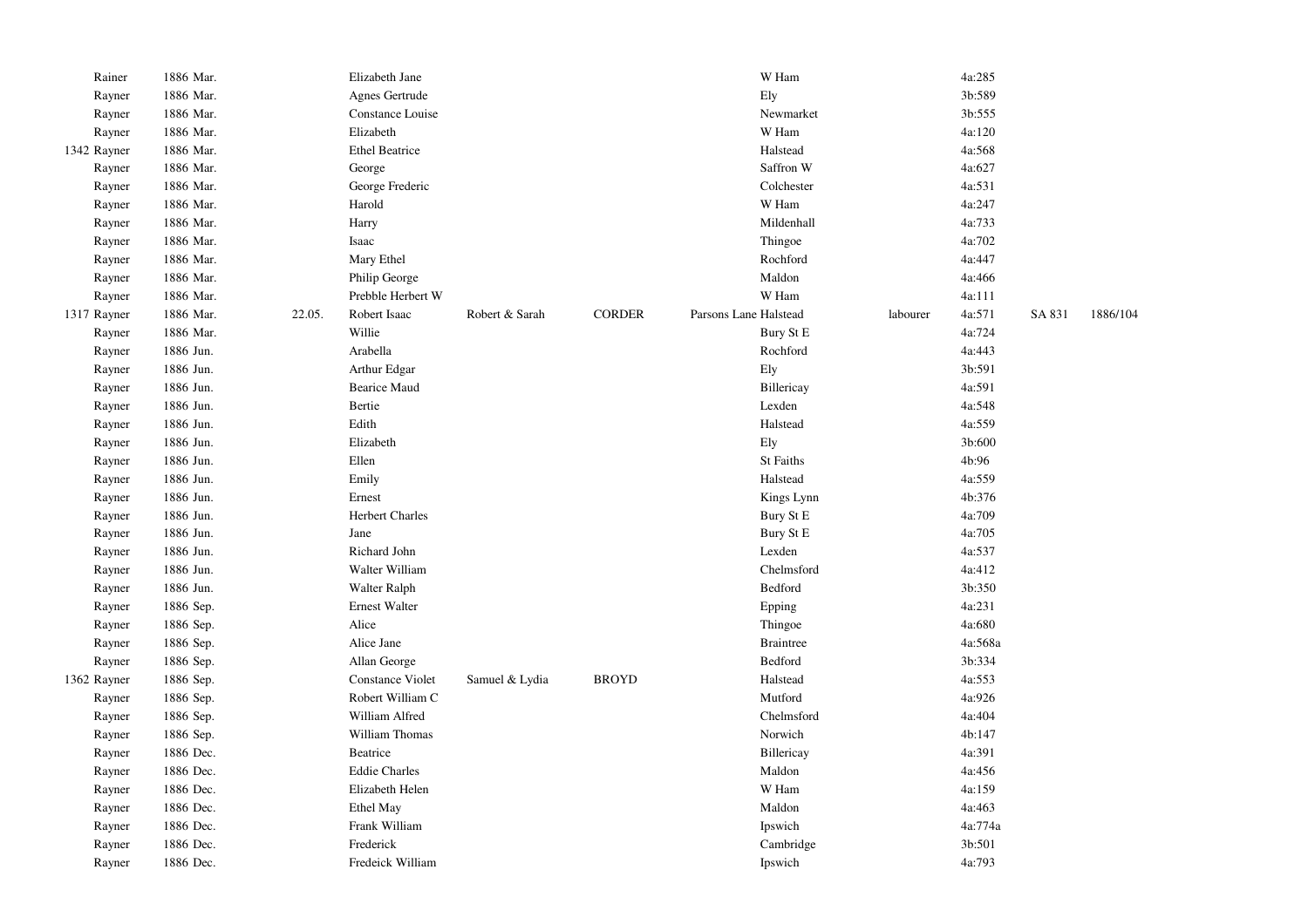| | | | | | | | | | | | |
|---|---|---|---|---|---|---|---|---|---|---|---|
| Rainer | 1886 Mar. | | Elizabeth Jane | | | | W Ham | | 4a:285 | | |
| Rayner | 1886 Mar. | | Agnes Gertrude | | | | Ely | | 3b:589 | | |
| Rayner | 1886 Mar. | | Constance Louise | | | | Newmarket | | 3b:555 | | |
| Rayner | 1886 Mar. | | Elizabeth | | | | W Ham | | 4a:120 | | |
| 1342 Rayner | 1886 Mar. | | Ethel Beatrice | | | | Halstead | | 4a:568 | | |
| Rayner | 1886 Mar. | | George | | | | Saffron W | | 4a:627 | | |
| Rayner | 1886 Mar. | | George Frederic | | | | Colchester | | 4a:531 | | |
| Rayner | 1886 Mar. | | Harold | | | | W Ham | | 4a:247 | | |
| Rayner | 1886 Mar. | | Harry | | | | Mildenhall | | 4a:733 | | |
| Rayner | 1886 Mar. | | Isaac | | | | Thingoe | | 4a:702 | | |
| Rayner | 1886 Mar. | | Mary Ethel | | | | Rochford | | 4a:447 | | |
| Rayner | 1886 Mar. | | Philip George | | | | Maldon | | 4a:466 | | |
| Rayner | 1886 Mar. | | Prebble Herbert W | | | | W Ham | | 4a:111 | | |
| 1317 Rayner | 1886 Mar. | 22.05. | Robert Isaac | Robert & Sarah | CORDER | Parsons Lane | Halstead | labourer | 4a:571 | SA 831 | 1886/104 |
| Rayner | 1886 Mar. | | Willie | | | | Bury St E | | 4a:724 | | |
| Rayner | 1886 Jun. | | Arabella | | | | Rochford | | 4a:443 | | |
| Rayner | 1886 Jun. | | Arthur Edgar | | | | Ely | | 3b:591 | | |
| Rayner | 1886 Jun. | | Bearice Maud | | | | Billericay | | 4a:591 | | |
| Rayner | 1886 Jun. | | Bertie | | | | Lexden | | 4a:548 | | |
| Rayner | 1886 Jun. | | Edith | | | | Halstead | | 4a:559 | | |
| Rayner | 1886 Jun. | | Elizabeth | | | | Ely | | 3b:600 | | |
| Rayner | 1886 Jun. | | Ellen | | | | St Faiths | | 4b:96 | | |
| Rayner | 1886 Jun. | | Emily | | | | Halstead | | 4a:559 | | |
| Rayner | 1886 Jun. | | Ernest | | | | Kings Lynn | | 4b:376 | | |
| Rayner | 1886 Jun. | | Herbert Charles | | | | Bury St E | | 4a:709 | | |
| Rayner | 1886 Jun. | | Jane | | | | Bury St E | | 4a:705 | | |
| Rayner | 1886 Jun. | | Richard John | | | | Lexden | | 4a:537 | | |
| Rayner | 1886 Jun. | | Walter William | | | | Chelmsford | | 4a:412 | | |
| Rayner | 1886 Jun. | | Walter Ralph | | | | Bedford | | 3b:350 | | |
| Rayner | 1886 Sep. | | Ernest Walter | | | | Epping | | 4a:231 | | |
| Rayner | 1886 Sep. | | Alice | | | | Thingoe | | 4a:680 | | |
| Rayner | 1886 Sep. | | Alice Jane | | | | Braintree | | 4a:568a | | |
| Rayner | 1886 Sep. | | Allan George | | | | Bedford | | 3b:334 | | |
| 1362 Rayner | 1886 Sep. | | Constance Violet | Samuel & Lydia | BROYD | | Halstead | | 4a:553 | | |
| Rayner | 1886 Sep. | | Robert William C | | | | Mutford | | 4a:926 | | |
| Rayner | 1886 Sep. | | William Alfred | | | | Chelmsford | | 4a:404 | | |
| Rayner | 1886 Sep. | | William Thomas | | | | Norwich | | 4b:147 | | |
| Rayner | 1886 Dec. | | Beatrice | | | | Billericay | | 4a:391 | | |
| Rayner | 1886 Dec. | | Eddie Charles | | | | Maldon | | 4a:456 | | |
| Rayner | 1886 Dec. | | Elizabeth Helen | | | | W Ham | | 4a:159 | | |
| Rayner | 1886 Dec. | | Ethel May | | | | Maldon | | 4a:463 | | |
| Rayner | 1886 Dec. | | Frank William | | | | Ipswich | | 4a:774a | | |
| Rayner | 1886 Dec. | | Frederick | | | | Cambridge | | 3b:501 | | |
| Rayner | 1886 Dec. | | Fredeick William | | | | Ipswich | | 4a:793 | | |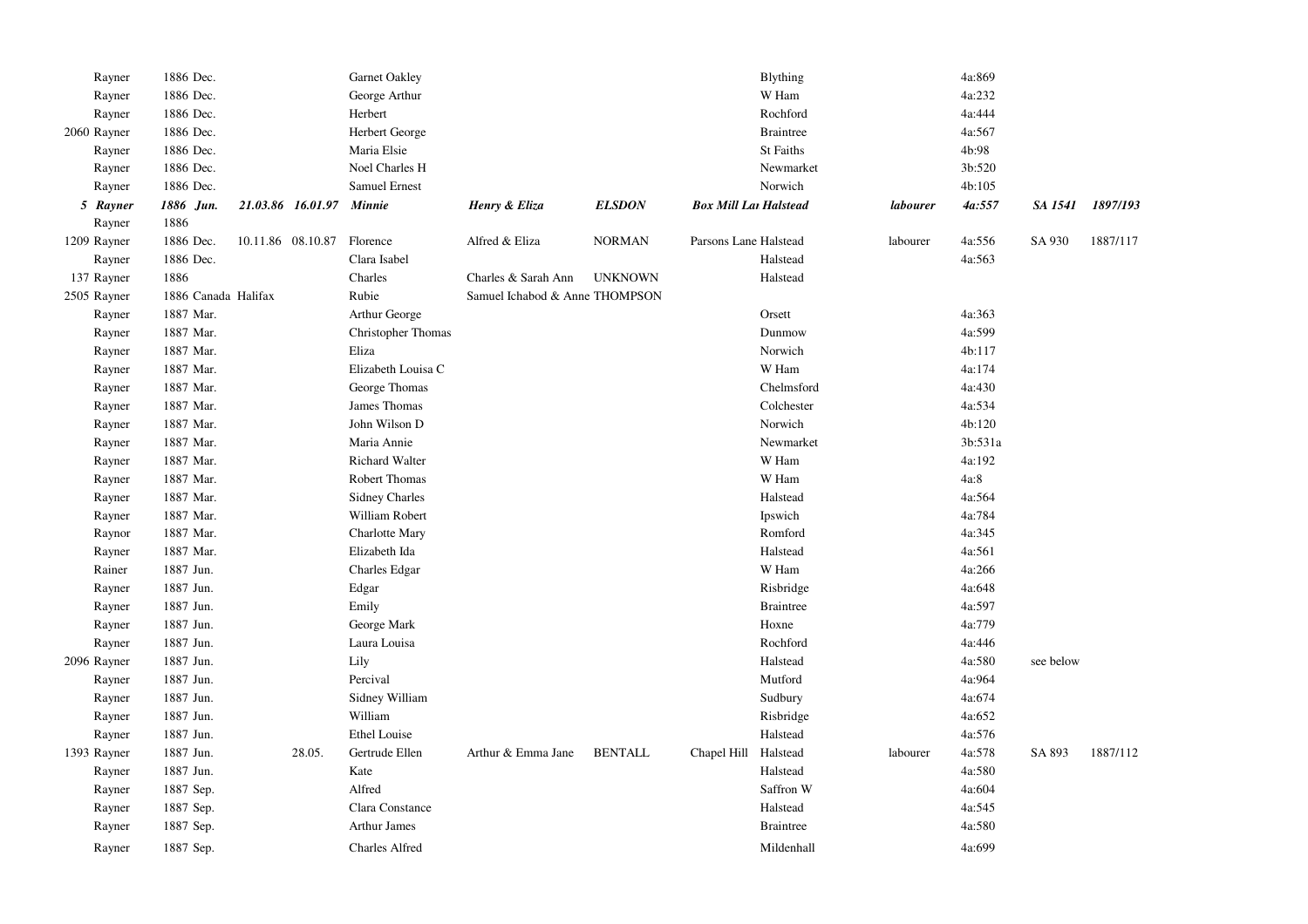| | | | | | | | | | | | | | |
|---|---|---|---|---|---|---|---|---|---|---|---|---|---|
| | Rayner | 1886 Dec. | | | Garnet Oakley | | | | Blything | | 4a:869 | | |
| | Rayner | 1886 Dec. | | | George Arthur | | | | W Ham | | 4a:232 | | |
| | Rayner | 1886 Dec. | | | Herbert | | | | Rochford | | 4a:444 | | |
| 2060 | Rayner | 1886 Dec. | | | Herbert George | | | | Braintree | | 4a:567 | | |
| | Rayner | 1886 Dec. | | | Maria Elsie | | | | St Faiths | | 4b:98 | | |
| | Rayner | 1886 Dec. | | | Noel Charles H | | | | Newmarket | | 3b:520 | | |
| | Rayner | 1886 Dec. | | | Samuel Ernest | | | | Norwich | | 4b:105 | | |
| ***5*** | ***Rayner*** | ***1886 Jun.*** | ***21.03.86*** | ***16.01.97*** | ***Minnie*** | ***Henry & Eliza*** | ***ELSDON*** | ***Box Mill La*** | ***Halstead*** | ***labourer*** | ***4a:557*** | ***SA 1541*** | ***1897/193*** |
| | Rayner | 1886 | | | | | | | | | | | |
| 1209 | Rayner | 1886 Dec. | 10.11.86 | 08.10.87 | Florence | Alfred & Eliza | NORMAN | Parsons Lane | Halstead | labourer | 4a:556 | SA 930 | 1887/117 |
| | Rayner | 1886 Dec. | | | Clara Isabel | | | | Halstead | | 4a:563 | | |
| 137 | Rayner | 1886 | | | Charles | Charles & Sarah Ann | UNKNOWN | | Halstead | | | | |
| 2505 | Rayner | 1886 Canada | Halifax | | Rubie | Samuel Ichabod & Anne | THOMPSON | | | | | | |
| | Rayner | 1887 Mar. | | | Arthur George | | | | Orsett | | 4a:363 | | |
| | Rayner | 1887 Mar. | | | Christopher Thomas | | | | Dunmow | | 4a:599 | | |
| | Rayner | 1887 Mar. | | | Eliza | | | | Norwich | | 4b:117 | | |
| | Rayner | 1887 Mar. | | | Elizabeth Louisa C | | | | W Ham | | 4a:174 | | |
| | Rayner | 1887 Mar. | | | George Thomas | | | | Chelmsford | | 4a:430 | | |
| | Rayner | 1887 Mar. | | | James Thomas | | | | Colchester | | 4a:534 | | |
| | Rayner | 1887 Mar. | | | John Wilson D | | | | Norwich | | 4b:120 | | |
| | Rayner | 1887 Mar. | | | Maria Annie | | | | Newmarket | | 3b:531a | | |
| | Rayner | 1887 Mar. | | | Richard Walter | | | | W Ham | | 4a:192 | | |
| | Rayner | 1887 Mar. | | | Robert Thomas | | | | W Ham | | 4a:8 | | |
| | Rayner | 1887 Mar. | | | Sidney Charles | | | | Halstead | | 4a:564 | | |
| | Rayner | 1887 Mar. | | | William Robert | | | | Ipswich | | 4a:784 | | |
| | Raynor | 1887 Mar. | | | Charlotte Mary | | | | Romford | | 4a:345 | | |
| | Rayner | 1887 Mar. | | | Elizabeth Ida | | | | Halstead | | 4a:561 | | |
| | Rainer | 1887 Jun. | | | Charles Edgar | | | | W Ham | | 4a:266 | | |
| | Rayner | 1887 Jun. | | | Edgar | | | | Risbridge | | 4a:648 | | |
| | Rayner | 1887 Jun. | | | Emily | | | | Braintree | | 4a:597 | | |
| | Rayner | 1887 Jun. | | | George Mark | | | | Hoxne | | 4a:779 | | |
| | Rayner | 1887 Jun. | | | Laura Louisa | | | | Rochford | | 4a:446 | | |
| 2096 | Rayner | 1887 Jun. | | | Lily | | | | Halstead | | 4a:580 | see below | |
| | Rayner | 1887 Jun. | | | Percival | | | | Mutford | | 4a:964 | | |
| | Rayner | 1887 Jun. | | | Sidney William | | | | Sudbury | | 4a:674 | | |
| | Rayner | 1887 Jun. | | | William | | | | Risbridge | | 4a:652 | | |
| | Rayner | 1887 Jun. | | | Ethel Louise | | | | Halstead | | 4a:576 | | |
| 1393 | Rayner | 1887 Jun. | | 28.05. | Gertrude Ellen | Arthur & Emma Jane | BENTALL | Chapel Hill | Halstead | labourer | 4a:578 | SA 893 | 1887/112 |
| | Rayner | 1887 Jun. | | | Kate | | | | Halstead | | 4a:580 | | |
| | Rayner | 1887 Sep. | | | Alfred | | | | Saffron W | | 4a:604 | | |
| | Rayner | 1887 Sep. | | | Clara Constance | | | | Halstead | | 4a:545 | | |
| | Rayner | 1887 Sep. | | | Arthur James | | | | Braintree | | 4a:580 | | |
| | Rayner | 1887 Sep. | | | Charles Alfred | | | | Mildenhall | | 4a:699 | | |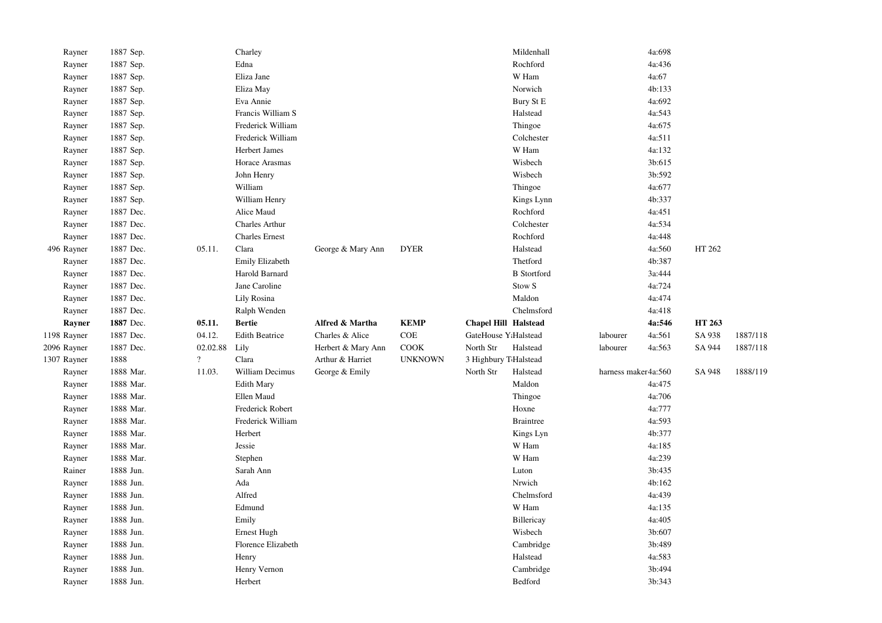| | | | | | | | | | | | | |
|---|---|---|---|---|---|---|---|---|---|---|---|---|
| | Rayner | 1887 Sep. | | Charley | | | | Mildenhall | | 4a:698 | | |
| | Rayner | 1887 Sep. | | Edna | | | | Rochford | | 4a:436 | | |
| | Rayner | 1887 Sep. | | Eliza Jane | | | | W Ham | | 4a:67 | | |
| | Rayner | 1887 Sep. | | Eliza May | | | | Norwich | | 4b:133 | | |
| | Rayner | 1887 Sep. | | Eva Annie | | | | Bury St E | | 4a:692 | | |
| | Rayner | 1887 Sep. | | Francis William S | | | | Halstead | | 4a:543 | | |
| | Rayner | 1887 Sep. | | Frederick William | | | | Thingoe | | 4a:675 | | |
| | Rayner | 1887 Sep. | | Frederick William | | | | Colchester | | 4a:511 | | |
| | Rayner | 1887 Sep. | | Herbert James | | | | W Ham | | 4a:132 | | |
| | Rayner | 1887 Sep. | | Horace Arasmas | | | | Wisbech | | 3b:615 | | |
| | Rayner | 1887 Sep. | | John Henry | | | | Wisbech | | 3b:592 | | |
| | Rayner | 1887 Sep. | | William | | | | Thingoe | | 4a:677 | | |
| | Rayner | 1887 Sep. | | William Henry | | | | Kings Lynn | | 4b:337 | | |
| | Rayner | 1887 Dec. | | Alice Maud | | | | Rochford | | 4a:451 | | |
| | Rayner | 1887 Dec. | | Charles Arthur | | | | Colchester | | 4a:534 | | |
| | Rayner | 1887 Dec. | | Charles Ernest | | | | Rochford | | 4a:448 | | |
| 496 | Rayner | 1887 Dec. | 05.11. | Clara | George & Mary Ann | DYER | | Halstead | | 4a:560 | HT 262 | |
| | Rayner | 1887 Dec. | | Emily Elizabeth | | | | Thetford | | 4b:387 | | |
| | Rayner | 1887 Dec. | | Harold Barnard | | | | B Stortford | | 3a:444 | | |
| | Rayner | 1887 Dec. | | Jane Caroline | | | | Stow S | | 4a:724 | | |
| | Rayner | 1887 Dec. | | Lily Rosina | | | | Maldon | | 4a:474 | | |
| | Rayner | 1887 Dec. | | Ralph Wenden | | | | Chelmsford | | 4a:418 | | |
| | **Rayner** | **1887** Dec. | **05.11.** | **Bertie** | **Alfred & Martha** | **KEMP** | **Chapel Hill** | **Halstead** | | **4a:546** | **HT 263** | |
| 1198 | Rayner | 1887 Dec. | 04.12. | Edith Beatrice | Charles & Alice | COE | GateHouse Y | Halstead | labourer | 4a:561 | SA 938 | 1887/118 |
| 2096 | Rayner | 1887 Dec. | 02.02.88 | Lily | Herbert & Mary Ann | COOK | North Str | Halstead | labourer | 4a:563 | SA 944 | 1887/118 |
| 1307 | Rayner | 1888 | ? | Clara | Arthur & Harriet | UNKNOWN | 3 Highbury T | Halstead | | | | |
| | Rayner | 1888 Mar. | 11.03. | William Decimus | George & Emily | | North Str | Halstead | harness maker | 4a:560 | SA 948 | 1888/119 |
| | Rayner | 1888 Mar. | | Edith Mary | | | | Maldon | | 4a:475 | | |
| | Rayner | 1888 Mar. | | Ellen Maud | | | | Thingoe | | 4a:706 | | |
| | Rayner | 1888 Mar. | | Frederick Robert | | | | Hoxne | | 4a:777 | | |
| | Rayner | 1888 Mar. | | Frederick William | | | | Braintree | | 4a:593 | | |
| | Rayner | 1888 Mar. | | Herbert | | | | Kings Lyn | | 4b:377 | | |
| | Rayner | 1888 Mar. | | Jessie | | | | W Ham | | 4a:185 | | |
| | Rayner | 1888 Mar. | | Stephen | | | | W Ham | | 4a:239 | | |
| | Rainer | 1888 Jun. | | Sarah Ann | | | | Luton | | 3b:435 | | |
| | Rayner | 1888 Jun. | | Ada | | | | Nrwich | | 4b:162 | | |
| | Rayner | 1888 Jun. | | Alfred | | | | Chelmsford | | 4a:439 | | |
| | Rayner | 1888 Jun. | | Edmund | | | | W Ham | | 4a:135 | | |
| | Rayner | 1888 Jun. | | Emily | | | | Billericay | | 4a:405 | | |
| | Rayner | 1888 Jun. | | Ernest Hugh | | | | Wisbech | | 3b:607 | | |
| | Rayner | 1888 Jun. | | Florence Elizabeth | | | | Cambridge | | 3b:489 | | |
| | Rayner | 1888 Jun. | | Henry | | | | Halstead | | 4a:583 | | |
| | Rayner | 1888 Jun. | | Henry Vernon | | | | Cambridge | | 3b:494 | | |
| | Rayner | 1888 Jun. | | Herbert | | | | Bedford | | 3b:343 | | |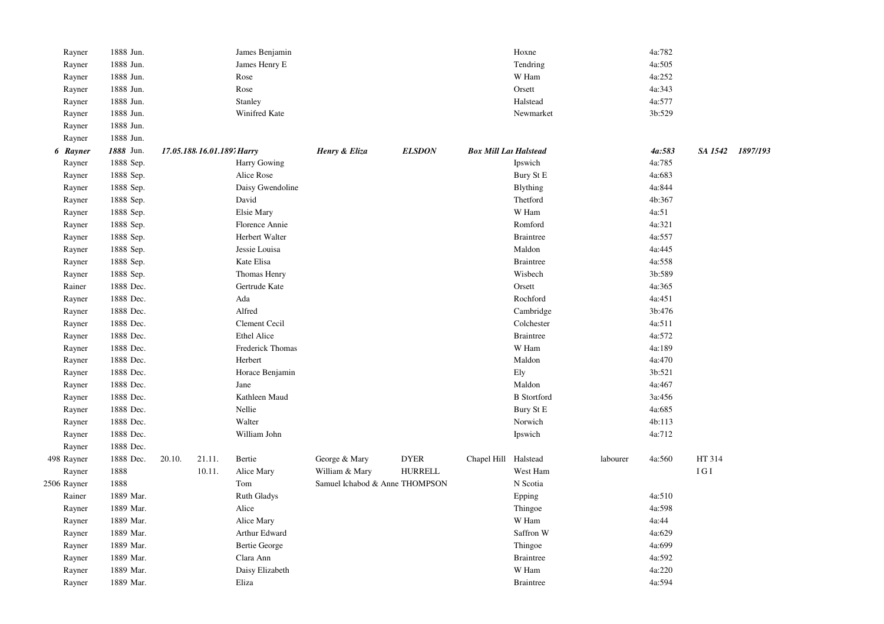| | | | | | | | | | | | | |
|---|---|---|---|---|---|---|---|---|---|---|---|---|
| Rayner | 1888 Jun. | | | James Benjamin | | | | Hoxne | | 4a:782 | | |
| Rayner | 1888 Jun. | | | James Henry E | | | | Tendring | | 4a:505 | | |
| Rayner | 1888 Jun. | | | Rose | | | | W Ham | | 4a:252 | | |
| Rayner | 1888 Jun. | | | Rose | | | | Orsett | | 4a:343 | | |
| Rayner | 1888 Jun. | | | Stanley | | | | Halstead | | 4a:577 | | |
| Rayner | 1888 Jun. | | | Winifred Kate | | | | Newmarket | | 3b:529 | | |
| Rayner | 1888 Jun. | | | | | | | | | | | |
| Rayner | 1888 Jun. | | | | | | | | | | | |
| ***6 Rayner*** | ***1888 Jun.*** | ***17.05.188*** | ***16.01.1897*** | ***Harry*** | ***Henry & Eliza*** | ***ELSDON*** | ***Box Mill La*** | ***Halstead*** | | ***4a:583*** | ***SA 1542*** | ***1897/193*** |
| Rayner | 1888 Sep. | | | Harry Gowing | | | | Ipswich | | 4a:785 | | |
| Rayner | 1888 Sep. | | | Alice Rose | | | | Bury St E | | 4a:683 | | |
| Rayner | 1888 Sep. | | | Daisy Gwendoline | | | | Blything | | 4a:844 | | |
| Rayner | 1888 Sep. | | | David | | | | Thetford | | 4b:367 | | |
| Rayner | 1888 Sep. | | | Elsie Mary | | | | W Ham | | 4a:51 | | |
| Rayner | 1888 Sep. | | | Florence Annie | | | | Romford | | 4a:321 | | |
| Rayner | 1888 Sep. | | | Herbert Walter | | | | Braintree | | 4a:557 | | |
| Rayner | 1888 Sep. | | | Jessie Louisa | | | | Maldon | | 4a:445 | | |
| Rayner | 1888 Sep. | | | Kate Elisa | | | | Braintree | | 4a:558 | | |
| Rayner | 1888 Sep. | | | Thomas Henry | | | | Wisbech | | 3b:589 | | |
| Rainer | 1888 Dec. | | | Gertrude Kate | | | | Orsett | | 4a:365 | | |
| Rayner | 1888 Dec. | | | Ada | | | | Rochford | | 4a:451 | | |
| Rayner | 1888 Dec. | | | Alfred | | | | Cambridge | | 3b:476 | | |
| Rayner | 1888 Dec. | | | Clement Cecil | | | | Colchester | | 4a:511 | | |
| Rayner | 1888 Dec. | | | Ethel Alice | | | | Braintree | | 4a:572 | | |
| Rayner | 1888 Dec. | | | Frederick Thomas | | | | W Ham | | 4a:189 | | |
| Rayner | 1888 Dec. | | | Herbert | | | | Maldon | | 4a:470 | | |
| Rayner | 1888 Dec. | | | Horace Benjamin | | | | Ely | | 3b:521 | | |
| Rayner | 1888 Dec. | | | Jane | | | | Maldon | | 4a:467 | | |
| Rayner | 1888 Dec. | | | Kathleen Maud | | | | B Stortford | | 3a:456 | | |
| Rayner | 1888 Dec. | | | Nellie | | | | Bury St E | | 4a:685 | | |
| Rayner | 1888 Dec. | | | Walter | | | | Norwich | | 4b:113 | | |
| Rayner | 1888 Dec. | | | William John | | | | Ipswich | | 4a:712 | | |
| Rayner | 1888 Dec. | | | | | | | | | | | |
| 498 Rayner | 1888 Dec. | 20.10. | 21.11. | Bertie | George & Mary | DYER | Chapel Hill | Halstead | labourer | 4a:560 | HT 314 | |
| Rayner | 1888 | | 10.11. | Alice Mary | William & Mary | HURRELL | | West Ham | | | I G I | |
| 2506 Rayner | 1888 | | | Tom | Samuel Ichabod & Anne | THOMPSON | | N Scotia | | | | |
| Rainer | 1889 Mar. | | | Ruth Gladys | | | | Epping | | 4a:510 | | |
| Rayner | 1889 Mar. | | | Alice | | | | Thingoe | | 4a:598 | | |
| Rayner | 1889 Mar. | | | Alice Mary | | | | W Ham | | 4a:44 | | |
| Rayner | 1889 Mar. | | | Arthur Edward | | | | Saffron W | | 4a:629 | | |
| Rayner | 1889 Mar. | | | Bertie George | | | | Thingoe | | 4a:699 | | |
| Rayner | 1889 Mar. | | | Clara Ann | | | | Braintree | | 4a:592 | | |
| Rayner | 1889 Mar. | | | Daisy Elizabeth | | | | W Ham | | 4a:220 | | |
| Rayner | 1889 Mar. | | | Eliza | | | | Braintree | | 4a:594 | | |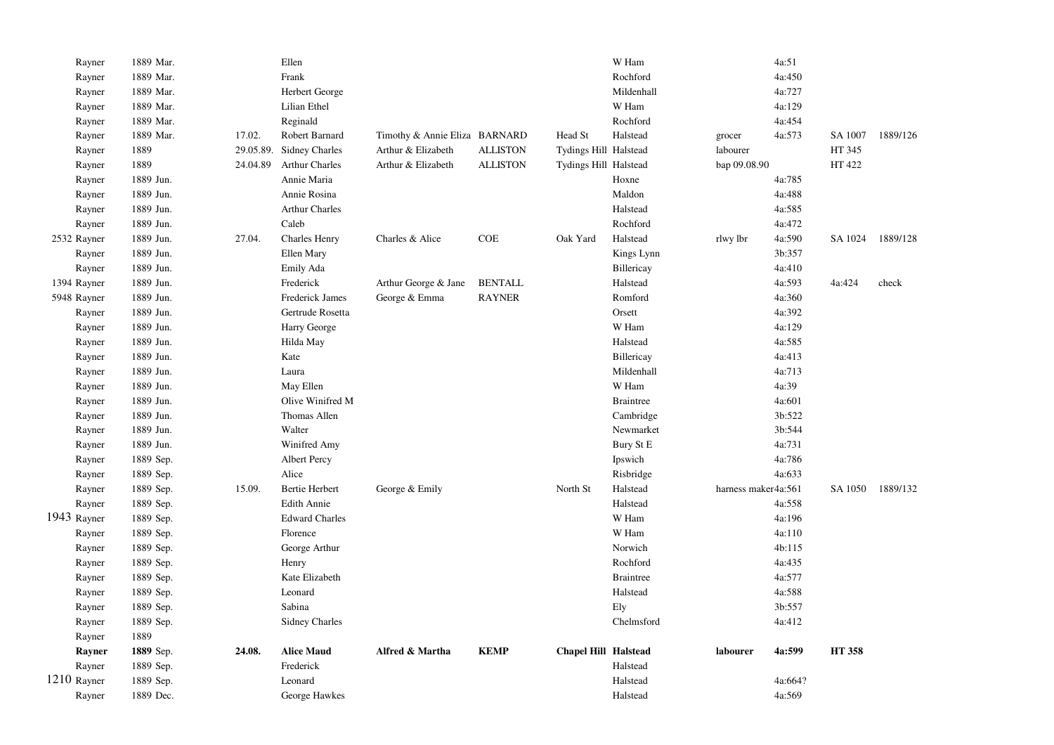| | | | | | | | | | | | | |
|---|---|---|---|---|---|---|---|---|---|---|---|---|
| | Rayner | 1889 Mar. | | Ellen | | | | W Ham | | 4a:51 | | |
| | Rayner | 1889 Mar. | | Frank | | | | Rochford | | 4a:450 | | |
| | Rayner | 1889 Mar. | | Herbert George | | | | Mildenhall | | 4a:727 | | |
| | Rayner | 1889 Mar. | | Lilian Ethel | | | | W Ham | | 4a:129 | | |
| | Rayner | 1889 Mar. | | Reginald | | | | Rochford | | 4a:454 | | |
| | Rayner | 1889 Mar. | 17.02. | Robert Barnard | Timothy & Annie Eliza | BARNARD | Head St | Halstead | grocer | 4a:573 | SA 1007 | 1889/126 |
| | Rayner | 1889 | 29.05.89. | Sidney Charles | Arthur & Elizabeth | ALLISTON | Tydings Hill | Halstead | labourer | | HT 345 | |
| | Rayner | 1889 | 24.04.89 | Arthur Charles | Arthur & Elizabeth | ALLISTON | Tydings Hill | Halstead | bap 09.08.90 | | HT 422 | |
| | Rayner | 1889 Jun. | | Annie Maria | | | | Hoxne | | 4a:785 | | |
| | Rayner | 1889 Jun. | | Annie Rosina | | | | Maldon | | 4a:488 | | |
| | Rayner | 1889 Jun. | | Arthur Charles | | | | Halstead | | 4a:585 | | |
| | Rayner | 1889 Jun. | | Caleb | | | | Rochford | | 4a:472 | | |
| 2532 | Rayner | 1889 Jun. | 27.04. | Charles Henry | Charles & Alice | COE | Oak Yard | Halstead | rlwy lbr | 4a:590 | SA 1024 | 1889/128 |
| | Rayner | 1889 Jun. | | Ellen Mary | | | | Kings Lynn | | 3b:357 | | |
| | Rayner | 1889 Jun. | | Emily Ada | | | | Billericay | | 4a:410 | | |
| 1394 | Rayner | 1889 Jun. | | Frederick | Arthur George & Jane | BENTALL | | Halstead | | 4a:593 | 4a:424 | check |
| 5948 | Rayner | 1889 Jun. | | Frederick James | George & Emma | RAYNER | | Romford | | 4a:360 | | |
| | Rayner | 1889 Jun. | | Gertrude Rosetta | | | | Orsett | | 4a:392 | | |
| | Rayner | 1889 Jun. | | Harry George | | | | W Ham | | 4a:129 | | |
| | Rayner | 1889 Jun. | | Hilda May | | | | Halstead | | 4a:585 | | |
| | Rayner | 1889 Jun. | | Kate | | | | Billericay | | 4a:413 | | |
| | Rayner | 1889 Jun. | | Laura | | | | Mildenhall | | 4a:713 | | |
| | Rayner | 1889 Jun. | | May Ellen | | | | W Ham | | 4a:39 | | |
| | Rayner | 1889 Jun. | | Olive Winifred M | | | | Braintree | | 4a:601 | | |
| | Rayner | 1889 Jun. | | Thomas Allen | | | | Cambridge | | 3b:522 | | |
| | Rayner | 1889 Jun. | | Walter | | | | Newmarket | | 3b:544 | | |
| | Rayner | 1889 Jun. | | Winifred Amy | | | | Bury St E | | 4a:731 | | |
| | Rayner | 1889 Sep. | | Albert Percy | | | | Ipswich | | 4a:786 | | |
| | Rayner | 1889 Sep. | | Alice | | | | Risbridge | | 4a:633 | | |
| | Rayner | 1889 Sep. | 15.09. | Bertie Herbert | George & Emily | | North St | Halstead | harness maker | 4a:561 | SA 1050 | 1889/132 |
| | Rayner | 1889 Sep. | | Edith Annie | | | | Halstead | | 4a:558 | | |
| 1943 | Rayner | 1889 Sep. | | Edward Charles | | | | W Ham | | 4a:196 | | |
| | Rayner | 1889 Sep. | | Florence | | | | W Ham | | 4a:110 | | |
| | Rayner | 1889 Sep. | | George Arthur | | | | Norwich | | 4b:115 | | |
| | Rayner | 1889 Sep. | | Henry | | | | Rochford | | 4a:435 | | |
| | Rayner | 1889 Sep. | | Kate Elizabeth | | | | Braintree | | 4a:577 | | |
| | Rayner | 1889 Sep. | | Leonard | | | | Halstead | | 4a:588 | | |
| | Rayner | 1889 Sep. | | Sabina | | | | Ely | | 3b:557 | | |
| | Rayner | 1889 Sep. | | Sidney Charles | | | | Chelmsford | | 4a:412 | | |
| | Rayner | 1889 | | | | | | | | | | |
| | **Rayner** | **1889** Sep. | **24.08.** | **Alice Maud** | **Alfred & Martha** | **KEMP** | **Chapel Hill** | **Halstead** | **labourer** | **4a:599** | **HT 358** | |
| | Rayner | 1889 Sep. | | Frederick | | | | Halstead | | | | |
| 1210 | Rayner | 1889 Sep. | | Leonard | | | | Halstead | | 4a:664? | | |
| | Rayner | 1889 Dec. | | George Hawkes | | | | Halstead | | 4a:569 | | |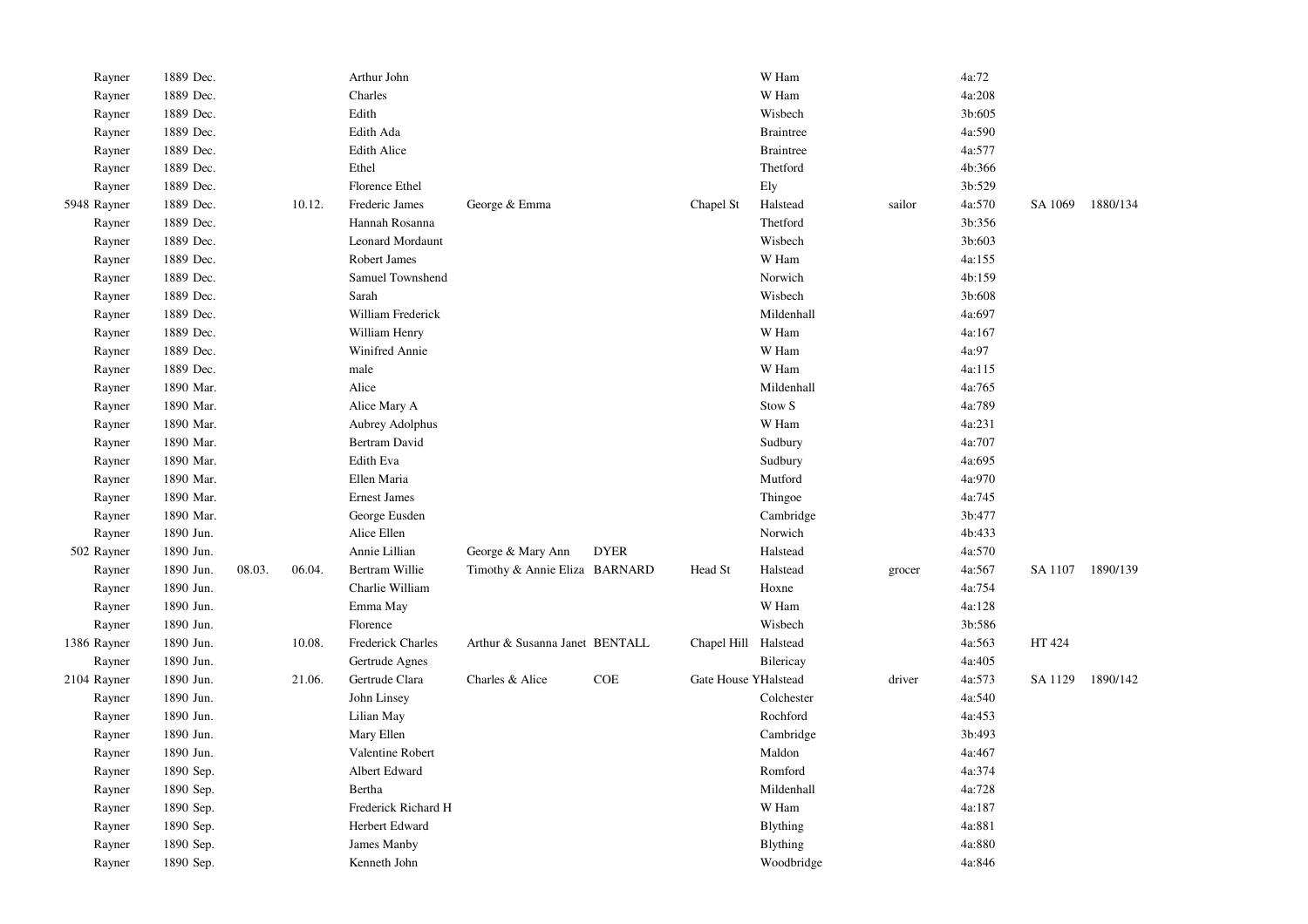| | | | | | | | | | | | | |
|---|---|---|---|---|---|---|---|---|---|---|---|---|
| Rayner | 1889 Dec. | | | Arthur John | | | | W Ham | | 4a:72 | | |
| Rayner | 1889 Dec. | | | Charles | | | | W Ham | | 4a:208 | | |
| Rayner | 1889 Dec. | | | Edith | | | | Wisbech | | 3b:605 | | |
| Rayner | 1889 Dec. | | | Edith Ada | | | | Braintree | | 4a:590 | | |
| Rayner | 1889 Dec. | | | Edith Alice | | | | Braintree | | 4a:577 | | |
| Rayner | 1889 Dec. | | | Ethel | | | | Thetford | | 4b:366 | | |
| Rayner | 1889 Dec. | | | Florence Ethel | | | | Ely | | 3b:529 | | |
| 5948 Rayner | 1889 Dec. | | 10.12. | Frederic James | George & Emma | | Chapel St | Halstead | sailor | 4a:570 | SA 1069 | 1880/134 |
| Rayner | 1889 Dec. | | | Hannah Rosanna | | | | Thetford | | 3b:356 | | |
| Rayner | 1889 Dec. | | | Leonard Mordaunt | | | | Wisbech | | 3b:603 | | |
| Rayner | 1889 Dec. | | | Robert James | | | | W Ham | | 4a:155 | | |
| Rayner | 1889 Dec. | | | Samuel Townshend | | | | Norwich | | 4b:159 | | |
| Rayner | 1889 Dec. | | | Sarah | | | | Wisbech | | 3b:608 | | |
| Rayner | 1889 Dec. | | | William Frederick | | | | Mildenhall | | 4a:697 | | |
| Rayner | 1889 Dec. | | | William Henry | | | | W Ham | | 4a:167 | | |
| Rayner | 1889 Dec. | | | Winifred Annie | | | | W Ham | | 4a:97 | | |
| Rayner | 1889 Dec. | | | male | | | | W Ham | | 4a:115 | | |
| Rayner | 1890 Mar. | | | Alice | | | | Mildenhall | | 4a:765 | | |
| Rayner | 1890 Mar. | | | Alice Mary A | | | | Stow S | | 4a:789 | | |
| Rayner | 1890 Mar. | | | Aubrey Adolphus | | | | W Ham | | 4a:231 | | |
| Rayner | 1890 Mar. | | | Bertram David | | | | Sudbury | | 4a:707 | | |
| Rayner | 1890 Mar. | | | Edith Eva | | | | Sudbury | | 4a:695 | | |
| Rayner | 1890 Mar. | | | Ellen Maria | | | | Mutford | | 4a:970 | | |
| Rayner | 1890 Mar. | | | Ernest James | | | | Thingoe | | 4a:745 | | |
| Rayner | 1890 Mar. | | | George Eusden | | | | Cambridge | | 3b:477 | | |
| Rayner | 1890 Jun. | | | Alice Ellen | | | | Norwich | | 4b:433 | | |
| 502 Rayner | 1890 Jun. | | | Annie Lillian | George & Mary Ann | DYER | | Halstead | | 4a:570 | | |
| Rayner | 1890 Jun. | 08.03. | 06.04. | Bertram Willie | Timothy & Annie Eliza | BARNARD | Head St | Halstead | grocer | 4a:567 | SA 1107 | 1890/139 |
| Rayner | 1890 Jun. | | | Charlie William | | | | Hoxne | | 4a:754 | | |
| Rayner | 1890 Jun. | | | Emma May | | | | W Ham | | 4a:128 | | |
| Rayner | 1890 Jun. | | | Florence | | | | Wisbech | | 3b:586 | | |
| 1386 Rayner | 1890 Jun. | | 10.08. | Frederick Charles | Arthur & Susanna Janet | BENTALL | Chapel Hill | Halstead | | 4a:563 | HT 424 | |
| Rayner | 1890 Jun. | | | Gertrude Agnes | | | | Bilericay | | 4a:405 | | |
| 2104 Rayner | 1890 Jun. | | 21.06. | Gertrude Clara | Charles & Alice | COE | Gate House Y | Halstead | driver | 4a:573 | SA 1129 | 1890/142 |
| Rayner | 1890 Jun. | | | John Linsey | | | | Colchester | | 4a:540 | | |
| Rayner | 1890 Jun. | | | Lilian May | | | | Rochford | | 4a:453 | | |
| Rayner | 1890 Jun. | | | Mary Ellen | | | | Cambridge | | 3b:493 | | |
| Rayner | 1890 Jun. | | | Valentine Robert | | | | Maldon | | 4a:467 | | |
| Rayner | 1890 Sep. | | | Albert Edward | | | | Romford | | 4a:374 | | |
| Rayner | 1890 Sep. | | | Bertha | | | | Mildenhall | | 4a:728 | | |
| Rayner | 1890 Sep. | | | Frederick Richard H | | | | W Ham | | 4a:187 | | |
| Rayner | 1890 Sep. | | | Herbert Edward | | | | Blything | | 4a:881 | | |
| Rayner | 1890 Sep. | | | James Manby | | | | Blything | | 4a:880 | | |
| Rayner | 1890 Sep. | | | Kenneth John | | | | Woodbridge | | 4a:846 | | |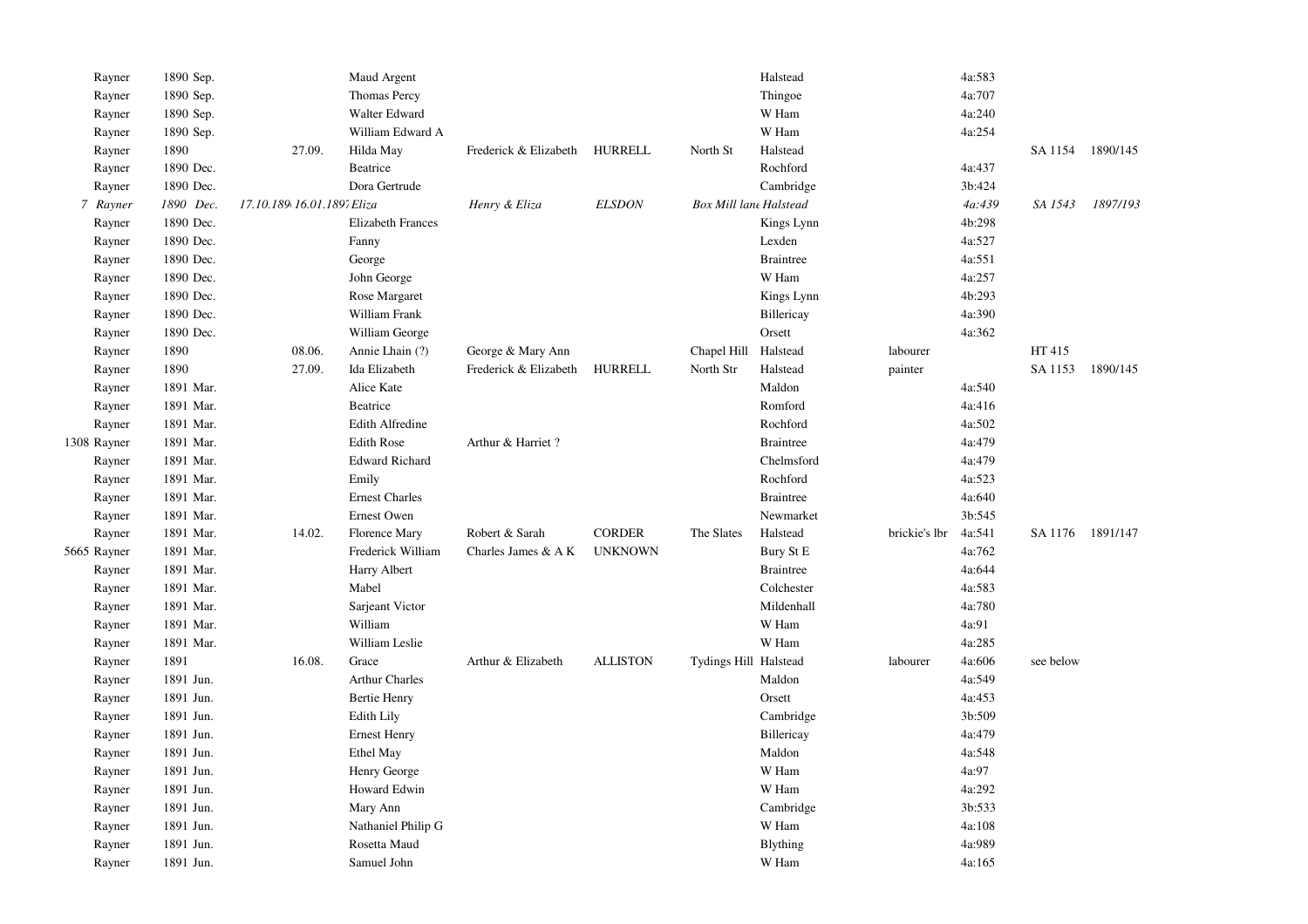| | | | | | | | | | | | | |
|---|---|---|---|---|---|---|---|---|---|---|---|---|
| | Rayner | 1890 Sep. | | Maud Argent | | | | Halstead | | 4a:583 | | |
| | Rayner | 1890 Sep. | | Thomas Percy | | | | Thingoe | | 4a:707 | | |
| | Rayner | 1890 Sep. | | Walter Edward | | | | W Ham | | 4a:240 | | |
| | Rayner | 1890 Sep. | | William Edward A | | | | W Ham | | 4a:254 | | |
| | Rayner | 1890 | 27.09. | Hilda May | Frederick & Elizabeth | HURRELL | North St | Halstead | | | SA 1154 | 1890/145 |
| | Rayner | 1890 Dec. | | Beatrice | | | | Rochford | | 4a:437 | | |
| | Rayner | 1890 Dec. | | Dora Gertrude | | | | Cambridge | | 3b:424 | | |
| 7 | *Rayner* | *1890 Dec.* | *17.10.189( 16.01.1897* | *Eliza* | *Henry & Eliza* | *ELSDON* | *Box Mill lane* | *Halstead* | | *4a:439* | *SA 1543* | *1897/193* |
| | Rayner | 1890 Dec. | | Elizabeth Frances | | | | Kings Lynn | | 4b:298 | | |
| | Rayner | 1890 Dec. | | Fanny | | | | Lexden | | 4a:527 | | |
| | Rayner | 1890 Dec. | | George | | | | Braintree | | 4a:551 | | |
| | Rayner | 1890 Dec. | | John George | | | | W Ham | | 4a:257 | | |
| | Rayner | 1890 Dec. | | Rose Margaret | | | | Kings Lynn | | 4b:293 | | |
| | Rayner | 1890 Dec. | | William Frank | | | | Billericay | | 4a:390 | | |
| | Rayner | 1890 Dec. | | William George | | | | Orsett | | 4a:362 | | |
| | Rayner | 1890 | 08.06. | Annie Lhain (?) | George & Mary Ann | | Chapel Hill | Halstead | labourer | | HT 415 | |
| | Rayner | 1890 | 27.09. | Ida Elizabeth | Frederick & Elizabeth | HURRELL | North Str | Halstead | painter | | SA 1153 | 1890/145 |
| | Rayner | 1891 Mar. | | Alice Kate | | | | Maldon | | 4a:540 | | |
| | Rayner | 1891 Mar. | | Beatrice | | | | Romford | | 4a:416 | | |
| | Rayner | 1891 Mar. | | Edith Alfredine | | | | Rochford | | 4a:502 | | |
| 1308 | Rayner | 1891 Mar. | | Edith Rose | Arthur & Harriet ? | | | Braintree | | 4a:479 | | |
| | Rayner | 1891 Mar. | | Edward Richard | | | | Chelmsford | | 4a:479 | | |
| | Rayner | 1891 Mar. | | Emily | | | | Rochford | | 4a:523 | | |
| | Rayner | 1891 Mar. | | Ernest Charles | | | | Braintree | | 4a:640 | | |
| | Rayner | 1891 Mar. | | Ernest Owen | | | | Newmarket | | 3b:545 | | |
| | Rayner | 1891 Mar. | 14.02. | Florence Mary | Robert & Sarah | CORDER | The Slates | Halstead | brickie's lbr | 4a:541 | SA 1176 | 1891/147 |
| 5665 | Rayner | 1891 Mar. | | Frederick William | Charles James & A K | UNKNOWN | | Bury St E | | 4a:762 | | |
| | Rayner | 1891 Mar. | | Harry Albert | | | | Braintree | | 4a:644 | | |
| | Rayner | 1891 Mar. | | Mabel | | | | Colchester | | 4a:583 | | |
| | Rayner | 1891 Mar. | | Sarjeant Victor | | | | Mildenhall | | 4a:780 | | |
| | Rayner | 1891 Mar. | | William | | | | W Ham | | 4a:91 | | |
| | Rayner | 1891 Mar. | | William Leslie | | | | W Ham | | 4a:285 | | |
| | Rayner | 1891 | 16.08. | Grace | Arthur & Elizabeth | ALLISTON | Tydings Hill | Halstead | labourer | 4a:606 | see below | |
| | Rayner | 1891 Jun. | | Arthur Charles | | | | Maldon | | 4a:549 | | |
| | Rayner | 1891 Jun. | | Bertie Henry | | | | Orsett | | 4a:453 | | |
| | Rayner | 1891 Jun. | | Edith Lily | | | | Cambridge | | 3b:509 | | |
| | Rayner | 1891 Jun. | | Ernest Henry | | | | Billericay | | 4a:479 | | |
| | Rayner | 1891 Jun. | | Ethel May | | | | Maldon | | 4a:548 | | |
| | Rayner | 1891 Jun. | | Henry George | | | | W Ham | | 4a:97 | | |
| | Rayner | 1891 Jun. | | Howard Edwin | | | | W Ham | | 4a:292 | | |
| | Rayner | 1891 Jun. | | Mary Ann | | | | Cambridge | | 3b:533 | | |
| | Rayner | 1891 Jun. | | Nathaniel Philip G | | | | W Ham | | 4a:108 | | |
| | Rayner | 1891 Jun. | | Rosetta Maud | | | | Blything | | 4a:989 | | |
| | Rayner | 1891 Jun. | | Samuel John | | | | W Ham | | 4a:165 | | |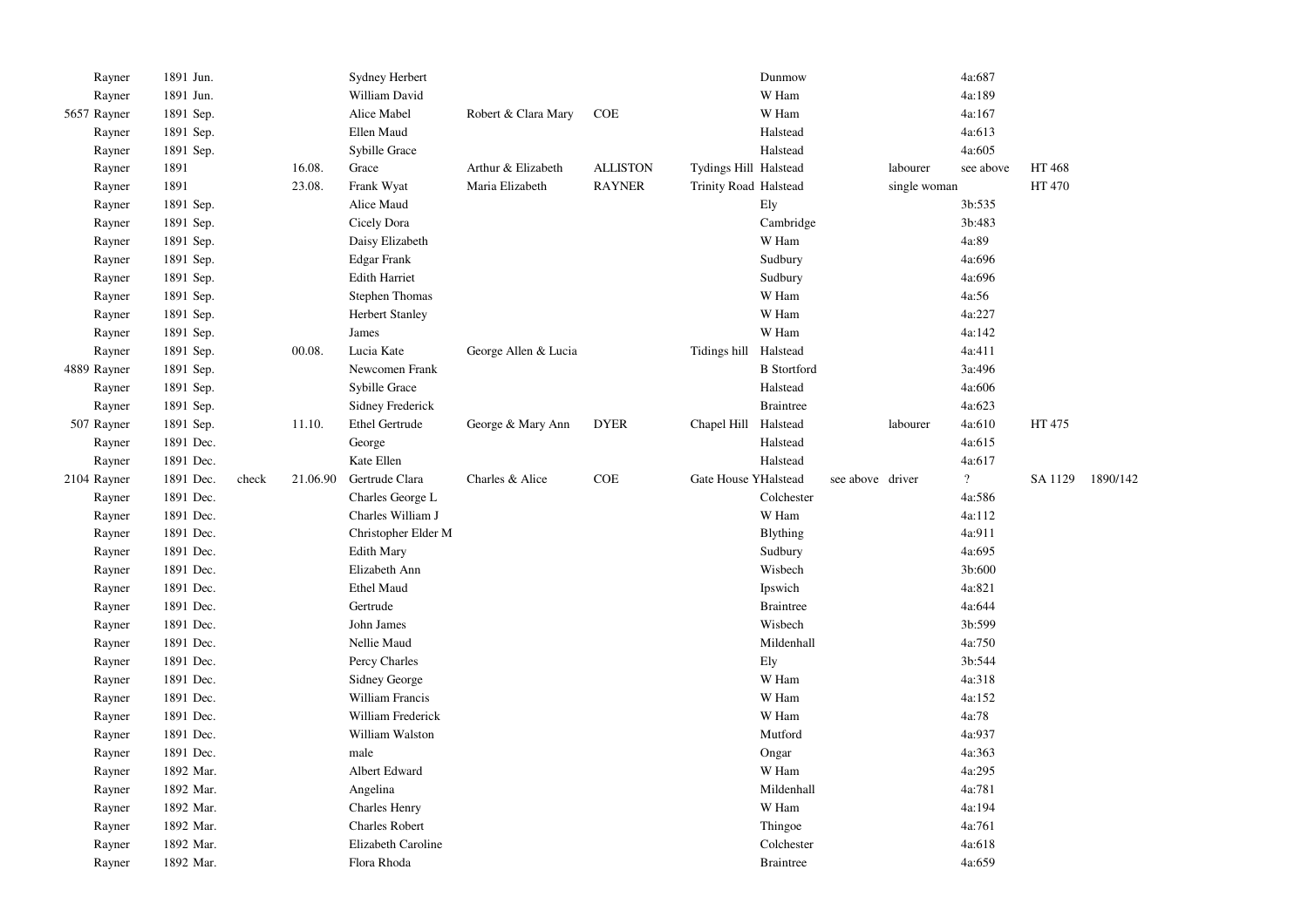| | | | | | | | | | | | | | | |
|---|---|---|---|---|---|---|---|---|---|---|---|---|---|---|
| | Rayner | 1891 Jun. | | | Sydney Herbert | | | | Dunmow | | | 4a:687 | | |
| | Rayner | 1891 Jun. | | | William David | | | | W Ham | | | 4a:189 | | |
| 5657 | Rayner | 1891 Sep. | | | Alice Mabel | Robert & Clara Mary | COE | | W Ham | | | 4a:167 | | |
| | Rayner | 1891 Sep. | | | Ellen Maud | | | | Halstead | | | 4a:613 | | |
| | Rayner | 1891 Sep. | | | Sybille Grace | | | | Halstead | | | 4a:605 | | |
| | Rayner | 1891 | | 16.08. | Grace | Arthur & Elizabeth | ALLISTON | Tydings Hill | Halstead | | labourer | see above | HT 468 | |
| | Rayner | 1891 | | 23.08. | Frank Wyat | Maria Elizabeth | RAYNER | Trinity Road | Halstead | | single woman | | HT 470 | |
| | Rayner | 1891 Sep. | | | Alice Maud | | | | Ely | | | 3b:535 | | |
| | Rayner | 1891 Sep. | | | Cicely Dora | | | | Cambridge | | | 3b:483 | | |
| | Rayner | 1891 Sep. | | | Daisy Elizabeth | | | | W Ham | | | 4a:89 | | |
| | Rayner | 1891 Sep. | | | Edgar Frank | | | | Sudbury | | | 4a:696 | | |
| | Rayner | 1891 Sep. | | | Edith Harriet | | | | Sudbury | | | 4a:696 | | |
| | Rayner | 1891 Sep. | | | Stephen Thomas | | | | W Ham | | | 4a:56 | | |
| | Rayner | 1891 Sep. | | | Herbert Stanley | | | | W Ham | | | 4a:227 | | |
| | Rayner | 1891 Sep. | | | James | | | | W Ham | | | 4a:142 | | |
| | Rayner | 1891 Sep. | | 00.08. | Lucia Kate | George Allen & Lucia | | Tidings hill | Halstead | | | 4a:411 | | |
| 4889 | Rayner | 1891 Sep. | | | Newcomen Frank | | | | B Stortford | | | 3a:496 | | |
| | Rayner | 1891 Sep. | | | Sybille Grace | | | | Halstead | | | 4a:606 | | |
| | Rayner | 1891 Sep. | | | Sidney Frederick | | | | Braintree | | | 4a:623 | | |
| 507 | Rayner | 1891 Sep. | | 11.10. | Ethel Gertrude | George & Mary Ann | DYER | Chapel Hill | Halstead | | labourer | 4a:610 | HT 475 | |
| | Rayner | 1891 Dec. | | | George | | | | Halstead | | | 4a:615 | | |
| | Rayner | 1891 Dec. | | | Kate Ellen | | | | Halstead | | | 4a:617 | | |
| 2104 | Rayner | 1891 Dec. | check | 21.06.90 | Gertrude Clara | Charles & Alice | COE | Gate House Y | Halstead | see above | driver | ? | SA 1129 | 1890/142 |
| | Rayner | 1891 Dec. | | | Charles George L | | | | Colchester | | | 4a:586 | | |
| | Rayner | 1891 Dec. | | | Charles William J | | | | W Ham | | | 4a:112 | | |
| | Rayner | 1891 Dec. | | | Christopher Elder M | | | | Blything | | | 4a:911 | | |
| | Rayner | 1891 Dec. | | | Edith Mary | | | | Sudbury | | | 4a:695 | | |
| | Rayner | 1891 Dec. | | | Elizabeth Ann | | | | Wisbech | | | 3b:600 | | |
| | Rayner | 1891 Dec. | | | Ethel Maud | | | | Ipswich | | | 4a:821 | | |
| | Rayner | 1891 Dec. | | | Gertrude | | | | Braintree | | | 4a:644 | | |
| | Rayner | 1891 Dec. | | | John James | | | | Wisbech | | | 3b:599 | | |
| | Rayner | 1891 Dec. | | | Nellie Maud | | | | Mildenhall | | | 4a:750 | | |
| | Rayner | 1891 Dec. | | | Percy Charles | | | | Ely | | | 3b:544 | | |
| | Rayner | 1891 Dec. | | | Sidney George | | | | W Ham | | | 4a:318 | | |
| | Rayner | 1891 Dec. | | | William Francis | | | | W Ham | | | 4a:152 | | |
| | Rayner | 1891 Dec. | | | William Frederick | | | | W Ham | | | 4a:78 | | |
| | Rayner | 1891 Dec. | | | William Walston | | | | Mutford | | | 4a:937 | | |
| | Rayner | 1891 Dec. | | | male | | | | Ongar | | | 4a:363 | | |
| | Rayner | 1892 Mar. | | | Albert Edward | | | | W Ham | | | 4a:295 | | |
| | Rayner | 1892 Mar. | | | Angelina | | | | Mildenhall | | | 4a:781 | | |
| | Rayner | 1892 Mar. | | | Charles Henry | | | | W Ham | | | 4a:194 | | |
| | Rayner | 1892 Mar. | | | Charles Robert | | | | Thingoe | | | 4a:761 | | |
| | Rayner | 1892 Mar. | | | Elizabeth Caroline | | | | Colchester | | | 4a:618 | | |
| | Rayner | 1892 Mar. | | | Flora Rhoda | | | | Braintree | | | 4a:659 | | |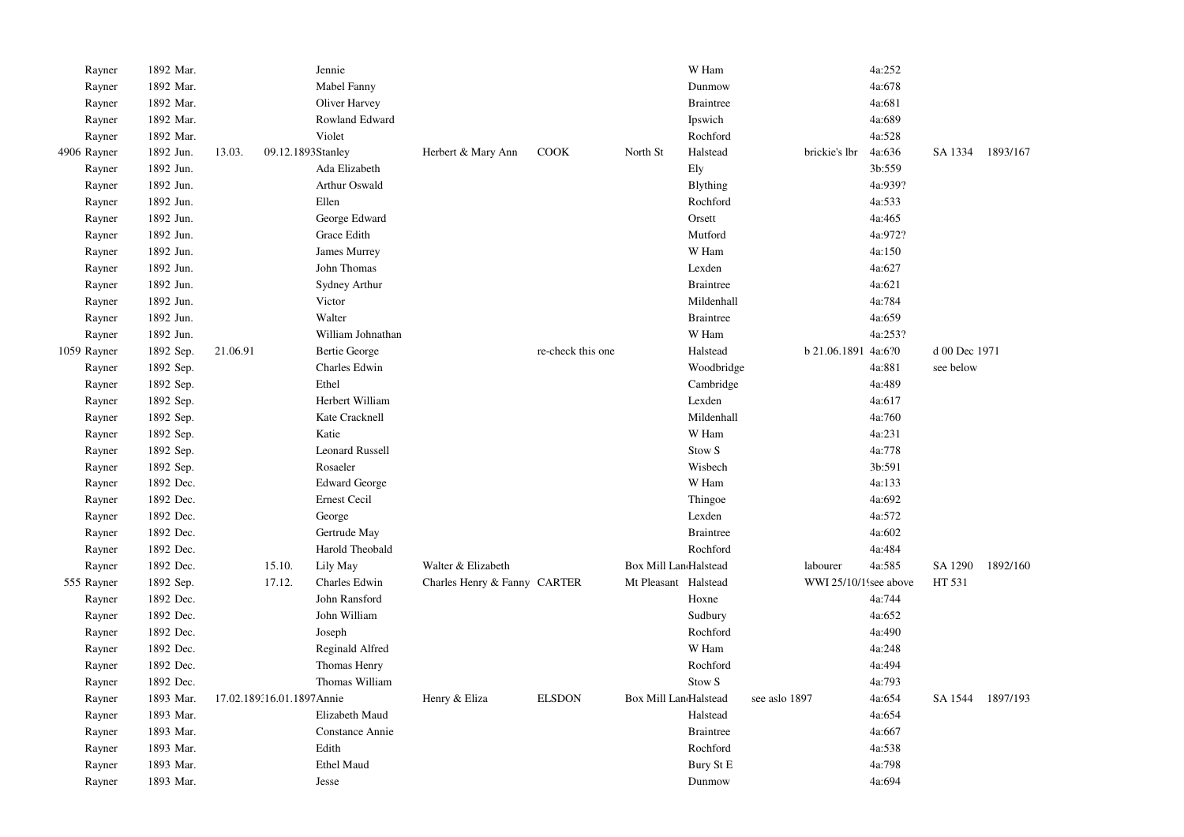| | | | | | | | | | | | | | |
|---|---|---|---|---|---|---|---|---|---|---|---|---|---|
| | Rayner | 1892 Mar. | | | Jennie | | | | W Ham | | | 4a:252 | | |
| | Rayner | 1892 Mar. | | | Mabel Fanny | | | | Dunmow | | | 4a:678 | | |
| | Rayner | 1892 Mar. | | | Oliver Harvey | | | | Braintree | | | 4a:681 | | |
| | Rayner | 1892 Mar. | | | Rowland Edward | | | | Ipswich | | | 4a:689 | | |
| | Rayner | 1892 Mar. | | | Violet | | | | Rochford | | | 4a:528 | | |
| 4906 | Rayner | 1892 Jun. | 13.03. | 09.12.1893 | Stanley | Herbert & Mary Ann | COOK | North St | Halstead | | brickie's lbr | 4a:636 | SA 1334 | 1893/167 |
| | Rayner | 1892 Jun. | | | Ada Elizabeth | | | | Ely | | | 3b:559 | | |
| | Rayner | 1892 Jun. | | | Arthur Oswald | | | | Blything | | | 4a:939? | | |
| | Rayner | 1892 Jun. | | | Ellen | | | | Rochford | | | 4a:533 | | |
| | Rayner | 1892 Jun. | | | George Edward | | | | Orsett | | | 4a:465 | | |
| | Rayner | 1892 Jun. | | | Grace Edith | | | | Mutford | | | 4a:972? | | |
| | Rayner | 1892 Jun. | | | James Murrey | | | | W Ham | | | 4a:150 | | |
| | Rayner | 1892 Jun. | | | John Thomas | | | | Lexden | | | 4a:627 | | |
| | Rayner | 1892 Jun. | | | Sydney Arthur | | | | Braintree | | | 4a:621 | | |
| | Rayner | 1892 Jun. | | | Victor | | | | Mildenhall | | | 4a:784 | | |
| | Rayner | 1892 Jun. | | | Walter | | | | Braintree | | | 4a:659 | | |
| | Rayner | 1892 Jun. | | | William Johnathan | | | | W Ham | | | 4a:253? | | |
| 1059 | Rayner | 1892 Sep. | 21.06.91 | | Bertie George | | re-check this one | | Halstead | | b 21.06.1891 | 4a:6?0 | d 00 Dec 1971 | |
| | Rayner | 1892 Sep. | | | Charles Edwin | | | | Woodbridge | | | 4a:881 | see below | |
| | Rayner | 1892 Sep. | | | Ethel | | | | Cambridge | | | 4a:489 | | |
| | Rayner | 1892 Sep. | | | Herbert William | | | | Lexden | | | 4a:617 | | |
| | Rayner | 1892 Sep. | | | Kate Cracknell | | | | Mildenhall | | | 4a:760 | | |
| | Rayner | 1892 Sep. | | | Katie | | | | W Ham | | | 4a:231 | | |
| | Rayner | 1892 Sep. | | | Leonard Russell | | | | Stow S | | | 4a:778 | | |
| | Rayner | 1892 Sep. | | | Rosaeler | | | | Wisbech | | | 3b:591 | | |
| | Rayner | 1892 Dec. | | | Edward George | | | | W Ham | | | 4a:133 | | |
| | Rayner | 1892 Dec. | | | Ernest Cecil | | | | Thingoe | | | 4a:692 | | |
| | Rayner | 1892 Dec. | | | George | | | | Lexden | | | 4a:572 | | |
| | Rayner | 1892 Dec. | | | Gertrude May | | | | Braintree | | | 4a:602 | | |
| | Rayner | 1892 Dec. | | | Harold Theobald | | | | Rochford | | | 4a:484 | | |
| | Rayner | 1892 Dec. | | 15.10. | Lily May | Walter & Elizabeth | | Box Mill Lan | Halstead | | labourer | 4a:585 | SA 1290 | 1892/160 |
| 555 | Rayner | 1892 Sep. | | 17.12. | Charles Edwin | Charles Henry & Fanny | CARTER | Mt Pleasant | Halstead | | WWI 25/10/1 | see above | HT 531 | |
| | Rayner | 1892 Dec. | | | John Ransford | | | | Hoxne | | | 4a:744 | | |
| | Rayner | 1892 Dec. | | | John William | | | | Sudbury | | | 4a:652 | | |
| | Rayner | 1892 Dec. | | | Joseph | | | | Rochford | | | 4a:490 | | |
| | Rayner | 1892 Dec. | | | Reginald Alfred | | | | W Ham | | | 4a:248 | | |
| | Rayner | 1892 Dec. | | | Thomas Henry | | | | Rochford | | | 4a:494 | | |
| | Rayner | 1892 Dec. | | | Thomas William | | | | Stow S | | | 4a:793 | | |
| | Rayner | 1893 Mar. | 17.02.189 | 16.01.1897 | Annie | Henry & Eliza | ELSDON | Box Mill Lan | Halstead | see aslo 1897 | | 4a:654 | SA 1544 | 1897/193 |
| | Rayner | 1893 Mar. | | | Elizabeth Maud | | | | Halstead | | | 4a:654 | | |
| | Rayner | 1893 Mar. | | | Constance Annie | | | | Braintree | | | 4a:667 | | |
| | Rayner | 1893 Mar. | | | Edith | | | | Rochford | | | 4a:538 | | |
| | Rayner | 1893 Mar. | | | Ethel Maud | | | | Bury St E | | | 4a:798 | | |
| | Rayner | 1893 Mar. | | | Jesse | | | | Dunmow | | | 4a:694 | | |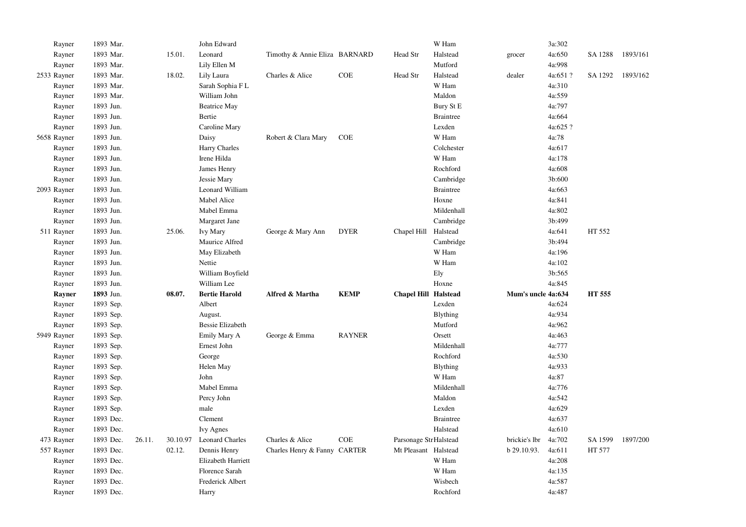| | | | | | | | | | | | | | |
|---|---|---|---|---|---|---|---|---|---|---|---|---|---|
| | Rayner | 1893 Mar. | | | John Edward | | | | W Ham | | 3a:302 | | |
| | Rayner | 1893 Mar. | | 15.01. | Leonard | Timothy & Annie Eliza | BARNARD | Head Str | Halstead | grocer | 4a:650 | SA 1288 | 1893/161 |
| | Rayner | 1893 Mar. | | | Lily Ellen M | | | | Mutford | | 4a:998 | | |
| 2533 | Rayner | 1893 Mar. | | 18.02. | Lily Laura | Charles & Alice | COE | Head Str | Halstead | dealer | 4a:651 ? | SA 1292 | 1893/162 |
| | Rayner | 1893 Mar. | | | Sarah Sophia F L | | | | W Ham | | 4a:310 | | |
| | Rayner | 1893 Mar. | | | William John | | | | Maldon | | 4a:559 | | |
| | Rayner | 1893 Jun. | | | Beatrice May | | | | Bury St E | | 4a:797 | | |
| | Rayner | 1893 Jun. | | | Bertie | | | | Braintree | | 4a:664 | | |
| | Rayner | 1893 Jun. | | | Caroline Mary | | | | Lexden | | 4a:625 ? | | |
| 5658 | Rayner | 1893 Jun. | | | Daisy | Robert & Clara Mary | COE | | W Ham | | 4a:78 | | |
| | Rayner | 1893 Jun. | | | Harry Charles | | | | Colchester | | 4a:617 | | |
| | Rayner | 1893 Jun. | | | Irene Hilda | | | | W Ham | | 4a:178 | | |
| | Rayner | 1893 Jun. | | | James Henry | | | | Rochford | | 4a:608 | | |
| | Rayner | 1893 Jun. | | | Jessie Mary | | | | Cambridge | | 3b:600 | | |
| 2093 | Rayner | 1893 Jun. | | | Leonard William | | | | Braintree | | 4a:663 | | |
| | Rayner | 1893 Jun. | | | Mabel Alice | | | | Hoxne | | 4a:841 | | |
| | Rayner | 1893 Jun. | | | Mabel Emma | | | | Mildenhall | | 4a:802 | | |
| | Rayner | 1893 Jun. | | | Margaret Jane | | | | Cambridge | | 3b:499 | | |
| 511 | Rayner | 1893 Jun. | | 25.06. | Ivy Mary | George & Mary Ann | DYER | Chapel Hill | Halstead | | 4a:641 | HT 552 | |
| | Rayner | 1893 Jun. | | | Maurice Alfred | | | | Cambridge | | 3b:494 | | |
| | Rayner | 1893 Jun. | | | May Elizabeth | | | | W Ham | | 4a:196 | | |
| | Rayner | 1893 Jun. | | | Nettie | | | | W Ham | | 4a:102 | | |
| | Rayner | 1893 Jun. | | | William Boyfield | | | | Ely | | 3b:565 | | |
| | Rayner | 1893 Jun. | | | William Lee | | | | Hoxne | | 4a:845 | | |
| | **Rayner** | **1893** Jun. | | **08.07.** | **Bertie Harold** | **Alfred & Martha** | **KEMP** | **Chapel Hill** | **Halstead** | **Mum's uncle** | **4a:634** | **HT 555** | |
| | Rayner | 1893 Sep. | | | Albert | | | | Lexden | | 4a:624 | | |
| | Rayner | 1893 Sep. | | | August. | | | | Blything | | 4a:934 | | |
| | Rayner | 1893 Sep. | | | Bessie Elizabeth | | | | Mutford | | 4a:962 | | |
| 5949 | Rayner | 1893 Sep. | | | Emily Mary A | George & Emma | RAYNER | | Orsett | | 4a:463 | | |
| | Rayner | 1893 Sep. | | | Ernest John | | | | Mildenhall | | 4a:777 | | |
| | Rayner | 1893 Sep. | | | George | | | | Rochford | | 4a:530 | | |
| | Rayner | 1893 Sep. | | | Helen May | | | | Blything | | 4a:933 | | |
| | Rayner | 1893 Sep. | | | John | | | | W Ham | | 4a:87 | | |
| | Rayner | 1893 Sep. | | | Mabel Emma | | | | Mildenhall | | 4a:776 | | |
| | Rayner | 1893 Sep. | | | Percy John | | | | Maldon | | 4a:542 | | |
| | Rayner | 1893 Sep. | | | male | | | | Lexden | | 4a:629 | | |
| | Rayner | 1893 Dec. | | | Clement | | | | Braintree | | 4a:637 | | |
| | Rayner | 1893 Dec. | | | Ivy Agnes | | | | Halstead | | 4a:610 | | |
| 473 | Rayner | 1893 Dec. | 26.11. | 30.10.97 | Leonard Charles | Charles & Alice | COE | Parsonage Str | Halstead | brickie's lbr | 4a:702 | SA 1599 | 1897/200 |
| 557 | Rayner | 1893 Dec. | | 02.12. | Dennis Henry | Charles Henry & Fanny | CARTER | Mt Pleasant | Halstead | b 29.10.93. | 4a:611 | HT 577 | |
| | Rayner | 1893 Dec. | | | Elizabeth Harriett | | | | W Ham | | 4a:208 | | |
| | Rayner | 1893 Dec. | | | Florence Sarah | | | | W Ham | | 4a:135 | | |
| | Rayner | 1893 Dec. | | | Frederick Albert | | | | Wisbech | | 4a:587 | | |
| | Rayner | 1893 Dec. | | | Harry | | | | Rochford | | 4a:487 | | |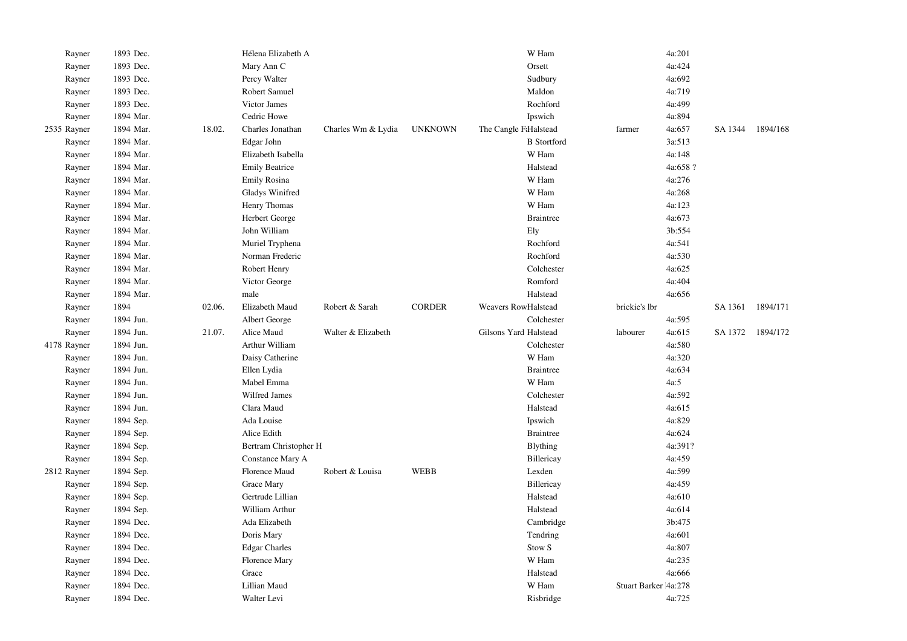|  |  |  |  |  |  |  |  |  |  |  |  |  |
|---|---|---|---|---|---|---|---|---|---|---|---|---|
|  | Rayner | 1893 Dec. |  | Hélena Elizabeth A |  |  |  | W Ham |  | 4a:201 |  |  |
|  | Rayner | 1893 Dec. |  | Mary Ann C |  |  |  | Orsett |  | 4a:424 |  |  |
|  | Rayner | 1893 Dec. |  | Percy Walter |  |  |  | Sudbury |  | 4a:692 |  |  |
|  | Rayner | 1893 Dec. |  | Robert Samuel |  |  |  | Maldon |  | 4a:719 |  |  |
|  | Rayner | 1893 Dec. |  | Victor James |  |  |  | Rochford |  | 4a:499 |  |  |
|  | Rayner | 1894 Mar. |  | Cedric Howe |  |  |  | Ipswich |  | 4a:894 |  |  |
| 2535 | Rayner | 1894 Mar. | 18.02. | Charles Jonathan | Charles Wm & Lydia | UNKNOWN | The Cangle Fa | Halstead | farmer | 4a:657 | SA 1344 | 1894/168 |
|  | Rayner | 1894 Mar. |  | Edgar John |  |  |  | B Stortford |  | 3a:513 |  |  |
|  | Rayner | 1894 Mar. |  | Elizabeth Isabella |  |  |  | W Ham |  | 4a:148 |  |  |
|  | Rayner | 1894 Mar. |  | Emily Beatrice |  |  |  | Halstead |  | 4a:658 ? |  |  |
|  | Rayner | 1894 Mar. |  | Emily Rosina |  |  |  | W Ham |  | 4a:276 |  |  |
|  | Rayner | 1894 Mar. |  | Gladys Winifred |  |  |  | W Ham |  | 4a:268 |  |  |
|  | Rayner | 1894 Mar. |  | Henry Thomas |  |  |  | W Ham |  | 4a:123 |  |  |
|  | Rayner | 1894 Mar. |  | Herbert George |  |  |  | Braintree |  | 4a:673 |  |  |
|  | Rayner | 1894 Mar. |  | John William |  |  |  | Ely |  | 3b:554 |  |  |
|  | Rayner | 1894 Mar. |  | Muriel Tryphena |  |  |  | Rochford |  | 4a:541 |  |  |
|  | Rayner | 1894 Mar. |  | Norman Frederic |  |  |  | Rochford |  | 4a:530 |  |  |
|  | Rayner | 1894 Mar. |  | Robert Henry |  |  |  | Colchester |  | 4a:625 |  |  |
|  | Rayner | 1894 Mar. |  | Victor George |  |  |  | Romford |  | 4a:404 |  |  |
|  | Rayner | 1894 Mar. |  | male |  |  |  | Halstead |  | 4a:656 |  |  |
|  | Rayner | 1894 | 02.06. | Elizabeth Maud | Robert & Sarah | CORDER | Weavers Row | Halstead | brickie's lbr |  | SA 1361 | 1894/171 |
|  | Rayner | 1894 Jun. |  | Albert George |  |  |  | Colchester |  | 4a:595 |  |  |
|  | Rayner | 1894 Jun. | 21.07. | Alice Maud | Walter & Elizabeth |  | Gilsons Yard | Halstead | labourer | 4a:615 | SA 1372 | 1894/172 |
| 4178 | Rayner | 1894 Jun. |  | Arthur William |  |  |  | Colchester |  | 4a:580 |  |  |
|  | Rayner | 1894 Jun. |  | Daisy Catherine |  |  |  | W Ham |  | 4a:320 |  |  |
|  | Rayner | 1894 Jun. |  | Ellen Lydia |  |  |  | Braintree |  | 4a:634 |  |  |
|  | Rayner | 1894 Jun. |  | Mabel Emma |  |  |  | W Ham |  | 4a:5 |  |  |
|  | Rayner | 1894 Jun. |  | Wilfred James |  |  |  | Colchester |  | 4a:592 |  |  |
|  | Rayner | 1894 Jun. |  | Clara Maud |  |  |  | Halstead |  | 4a:615 |  |  |
|  | Rayner | 1894 Sep. |  | Ada Louise |  |  |  | Ipswich |  | 4a:829 |  |  |
|  | Rayner | 1894 Sep. |  | Alice Edith |  |  |  | Braintree |  | 4a:624 |  |  |
|  | Rayner | 1894 Sep. |  | Bertram Christopher H |  |  |  | Blything |  | 4a:391? |  |  |
|  | Rayner | 1894 Sep. |  | Constance Mary A |  |  |  | Billericay |  | 4a:459 |  |  |
| 2812 | Rayner | 1894 Sep. |  | Florence Maud | Robert & Louisa | WEBB |  | Lexden |  | 4a:599 |  |  |
|  | Rayner | 1894 Sep. |  | Grace Mary |  |  |  | Billericay |  | 4a:459 |  |  |
|  | Rayner | 1894 Sep. |  | Gertrude Lillian |  |  |  | Halstead |  | 4a:610 |  |  |
|  | Rayner | 1894 Sep. |  | William Arthur |  |  |  | Halstead |  | 4a:614 |  |  |
|  | Rayner | 1894 Dec. |  | Ada Elizabeth |  |  |  | Cambridge |  | 3b:475 |  |  |
|  | Rayner | 1894 Dec. |  | Doris Mary |  |  |  | Tendring |  | 4a:601 |  |  |
|  | Rayner | 1894 Dec. |  | Edgar Charles |  |  |  | Stow S |  | 4a:807 |  |  |
|  | Rayner | 1894 Dec. |  | Florence Mary |  |  |  | W Ham |  | 4a:235 |  |  |
|  | Rayner | 1894 Dec. |  | Grace |  |  |  | Halstead |  | 4a:666 |  |  |
|  | Rayner | 1894 Dec. |  | Lillian Maud |  |  |  | W Ham | Stuart Barker | 4a:278 |  |  |
|  | Rayner | 1894 Dec. |  | Walter Levi |  |  |  | Risbridge |  | 4a:725 |  |  |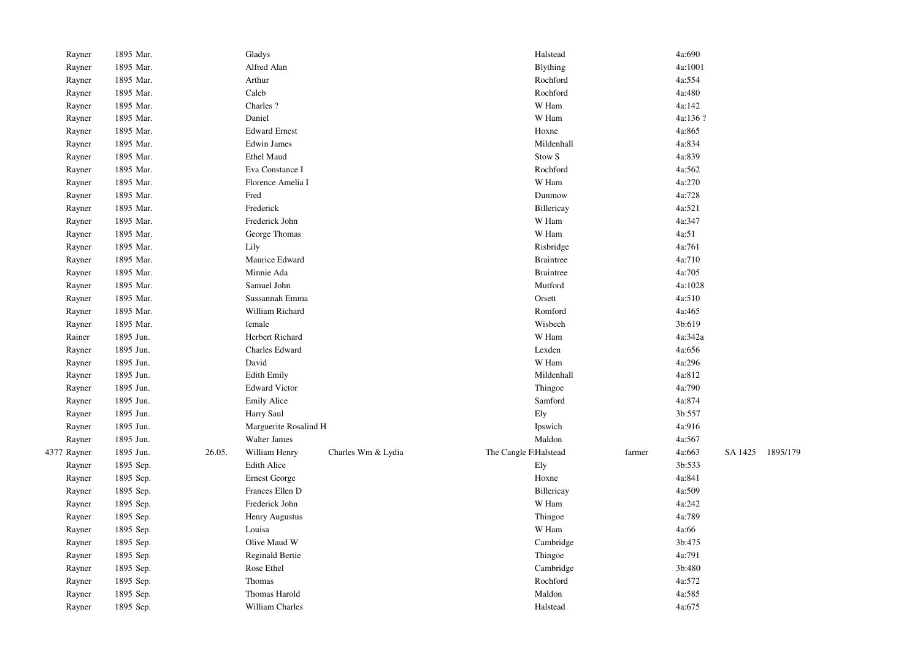| | | | | | | | | | | | |
|---|---|---|---|---|---|---|---|---|---|---|---|
| | Rayner | 1895 Mar. | | Gladys | | | Halstead | | 4a:690 | | |
| | Rayner | 1895 Mar. | | Alfred Alan | | | Blything | | 4a:1001 | | |
| | Rayner | 1895 Mar. | | Arthur | | | Rochford | | 4a:554 | | |
| | Rayner | 1895 Mar. | | Caleb | | | Rochford | | 4a:480 | | |
| | Rayner | 1895 Mar. | | Charles ? | | | W Ham | | 4a:142 | | |
| | Rayner | 1895 Mar. | | Daniel | | | W Ham | | 4a:136 ? | | |
| | Rayner | 1895 Mar. | | Edward Ernest | | | Hoxne | | 4a:865 | | |
| | Rayner | 1895 Mar. | | Edwin James | | | Mildenhall | | 4a:834 | | |
| | Rayner | 1895 Mar. | | Ethel Maud | | | Stow S | | 4a:839 | | |
| | Rayner | 1895 Mar. | | Eva Constance I | | | Rochford | | 4a:562 | | |
| | Rayner | 1895 Mar. | | Florence Amelia I | | | W Ham | | 4a:270 | | |
| | Rayner | 1895 Mar. | | Fred | | | Dunmow | | 4a:728 | | |
| | Rayner | 1895 Mar. | | Frederick | | | Billericay | | 4a:521 | | |
| | Rayner | 1895 Mar. | | Frederick John | | | W Ham | | 4a:347 | | |
| | Rayner | 1895 Mar. | | George Thomas | | | W Ham | | 4a:51 | | |
| | Rayner | 1895 Mar. | | Lily | | | Risbridge | | 4a:761 | | |
| | Rayner | 1895 Mar. | | Maurice Edward | | | Braintree | | 4a:710 | | |
| | Rayner | 1895 Mar. | | Minnie Ada | | | Braintree | | 4a:705 | | |
| | Rayner | 1895 Mar. | | Samuel John | | | Mutford | | 4a:1028 | | |
| | Rayner | 1895 Mar. | | Sussannah Emma | | | Orsett | | 4a:510 | | |
| | Rayner | 1895 Mar. | | William Richard | | | Romford | | 4a:465 | | |
| | Rayner | 1895 Mar. | | female | | | Wisbech | | 3b:619 | | |
| | Rainer | 1895 Jun. | | Herbert Richard | | | W Ham | | 4a:342a | | |
| | Rayner | 1895 Jun. | | Charles Edward | | | Lexden | | 4a:656 | | |
| | Rayner | 1895 Jun. | | David | | | W Ham | | 4a:296 | | |
| | Rayner | 1895 Jun. | | Edith Emily | | | Mildenhall | | 4a:812 | | |
| | Rayner | 1895 Jun. | | Edward Victor | | | Thingoe | | 4a:790 | | |
| | Rayner | 1895 Jun. | | Emily Alice | | | Samford | | 4a:874 | | |
| | Rayner | 1895 Jun. | | Harry Saul | | | Ely | | 3b:557 | | |
| | Rayner | 1895 Jun. | | Marguerite Rosalind H | | | Ipswich | | 4a:916 | | |
| | Rayner | 1895 Jun. | | Walter James | | | Maldon | | 4a:567 | | |
| 4377 | Rayner | 1895 Jun. | 26.05. | William Henry | Charles Wm & Lydia | The Cangle F: | Halstead | farmer | 4a:663 | SA 1425 | 1895/179 |
| | Rayner | 1895 Sep. | | Edith Alice | | | Ely | | 3b:533 | | |
| | Rayner | 1895 Sep. | | Ernest George | | | Hoxne | | 4a:841 | | |
| | Rayner | 1895 Sep. | | Frances Ellen D | | | Billericay | | 4a:509 | | |
| | Rayner | 1895 Sep. | | Frederick John | | | W Ham | | 4a:242 | | |
| | Rayner | 1895 Sep. | | Henry Augustus | | | Thingoe | | 4a:789 | | |
| | Rayner | 1895 Sep. | | Louisa | | | W Ham | | 4a:66 | | |
| | Rayner | 1895 Sep. | | Olive Maud W | | | Cambridge | | 3b:475 | | |
| | Rayner | 1895 Sep. | | Reginald Bertie | | | Thingoe | | 4a:791 | | |
| | Rayner | 1895 Sep. | | Rose Ethel | | | Cambridge | | 3b:480 | | |
| | Rayner | 1895 Sep. | | Thomas | | | Rochford | | 4a:572 | | |
| | Rayner | 1895 Sep. | | Thomas Harold | | | Maldon | | 4a:585 | | |
| | Rayner | 1895 Sep. | | William Charles | | | Halstead | | 4a:675 | | |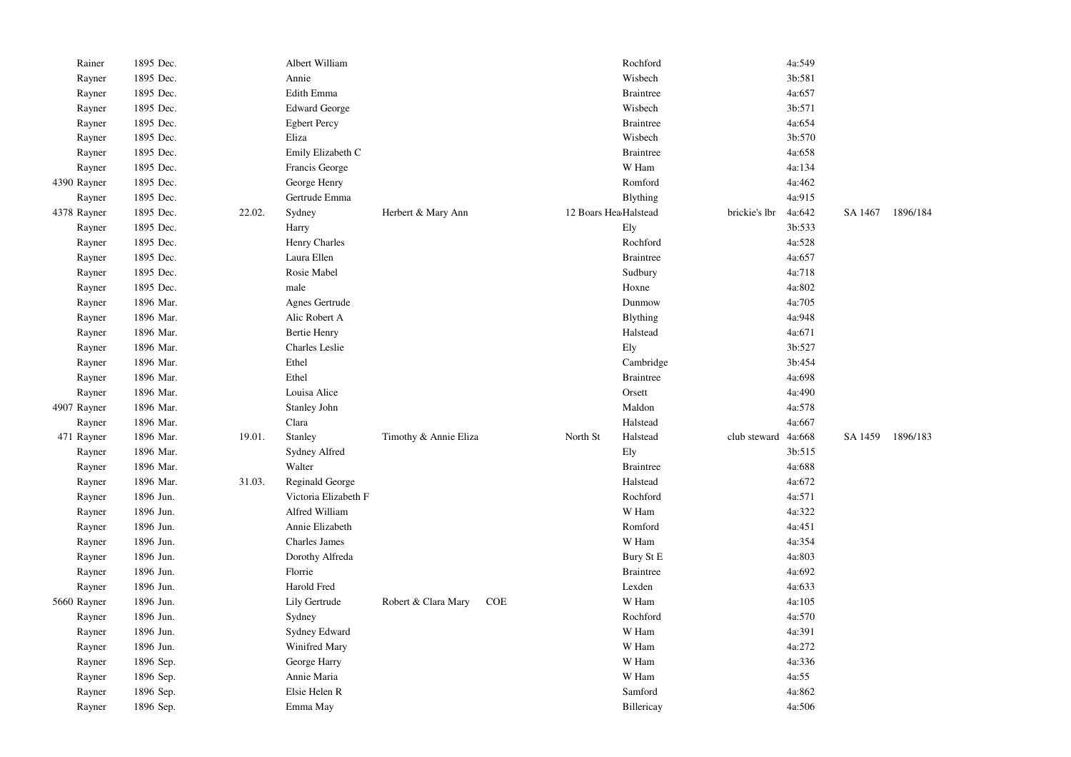| | Surname | Quarter | Date | Forenames | Parents | | Address | District | Occupation | Reference | | |
|---|---|---|---|---|---|---|---|---|---|---|---|---|
| | Rainer | 1895 Dec. | | Albert William | | | | Rochford | | 4a:549 | | |
| | Rayner | 1895 Dec. | | Annie | | | | Wisbech | | 3b:581 | | |
| | Rayner | 1895 Dec. | | Edith Emma | | | | Braintree | | 4a:657 | | |
| | Rayner | 1895 Dec. | | Edward George | | | | Wisbech | | 3b:571 | | |
| | Rayner | 1895 Dec. | | Egbert Percy | | | | Braintree | | 4a:654 | | |
| | Rayner | 1895 Dec. | | Eliza | | | | Wisbech | | 3b:570 | | |
| | Rayner | 1895 Dec. | | Emily Elizabeth C | | | | Braintree | | 4a:658 | | |
| | Rayner | 1895 Dec. | | Francis George | | | | W Ham | | 4a:134 | | |
| 4390 | Rayner | 1895 Dec. | | George Henry | | | | Romford | | 4a:462 | | |
| | Rayner | 1895 Dec. | | Gertrude Emma | | | | Blything | | 4a:915 | | |
| 4378 | Rayner | 1895 Dec. | 22.02. | Sydney | Herbert & Mary Ann | | 12 Boars Hea | Halstead | brickie's lbr | 4a:642 | SA 1467 | 1896/184 |
| | Rayner | 1895 Dec. | | Harry | | | | Ely | | 3b:533 | | |
| | Rayner | 1895 Dec. | | Henry Charles | | | | Rochford | | 4a:528 | | |
| | Rayner | 1895 Dec. | | Laura Ellen | | | | Braintree | | 4a:657 | | |
| | Rayner | 1895 Dec. | | Rosie Mabel | | | | Sudbury | | 4a:718 | | |
| | Rayner | 1895 Dec. | | male | | | | Hoxne | | 4a:802 | | |
| | Rayner | 1896 Mar. | | Agnes Gertrude | | | | Dunmow | | 4a:705 | | |
| | Rayner | 1896 Mar. | | Alic Robert A | | | | Blything | | 4a:948 | | |
| | Rayner | 1896 Mar. | | Bertie Henry | | | | Halstead | | 4a:671 | | |
| | Rayner | 1896 Mar. | | Charles Leslie | | | | Ely | | 3b:527 | | |
| | Rayner | 1896 Mar. | | Ethel | | | | Cambridge | | 3b:454 | | |
| | Rayner | 1896 Mar. | | Ethel | | | | Braintree | | 4a:698 | | |
| | Rayner | 1896 Mar. | | Louisa Alice | | | | Orsett | | 4a:490 | | |
| 4907 | Rayner | 1896 Mar. | | Stanley John | | | | Maldon | | 4a:578 | | |
| | Rayner | 1896 Mar. | | Clara | | | | Halstead | | 4a:667 | | |
| 471 | Rayner | 1896 Mar. | 19.01. | Stanley | Timothy & Annie Eliza | | North St | Halstead | club steward | 4a:668 | SA 1459 | 1896/183 |
| | Rayner | 1896 Mar. | | Sydney Alfred | | | | Ely | | 3b:515 | | |
| | Rayner | 1896 Mar. | | Walter | | | | Braintree | | 4a:688 | | |
| | Rayner | 1896 Mar. | 31.03. | Reginald George | | | | Halstead | | 4a:672 | | |
| | Rayner | 1896 Jun. | | Victoria Elizabeth F | | | | Rochford | | 4a:571 | | |
| | Rayner | 1896 Jun. | | Alfred William | | | | W Ham | | 4a:322 | | |
| | Rayner | 1896 Jun. | | Annie Elizabeth | | | | Romford | | 4a:451 | | |
| | Rayner | 1896 Jun. | | Charles James | | | | W Ham | | 4a:354 | | |
| | Rayner | 1896 Jun. | | Dorothy Alfreda | | | | Bury St E | | 4a:803 | | |
| | Rayner | 1896 Jun. | | Florrie | | | | Braintree | | 4a:692 | | |
| | Rayner | 1896 Jun. | | Harold Fred | | | | Lexden | | 4a:633 | | |
| 5660 | Rayner | 1896 Jun. | | Lily Gertrude | Robert & Clara Mary | COE | | W Ham | | 4a:105 | | |
| | Rayner | 1896 Jun. | | Sydney | | | | Rochford | | 4a:570 | | |
| | Rayner | 1896 Jun. | | Sydney Edward | | | | W Ham | | 4a:391 | | |
| | Rayner | 1896 Jun. | | Winifred Mary | | | | W Ham | | 4a:272 | | |
| | Rayner | 1896 Sep. | | George Harry | | | | W Ham | | 4a:336 | | |
| | Rayner | 1896 Sep. | | Annie Maria | | | | W Ham | | 4a:55 | | |
| | Rayner | 1896 Sep. | | Elsie Helen R | | | | Samford | | 4a:862 | | |
| | Rayner | 1896 Sep. | | Emma May | | | | Billericay | | 4a:506 | | |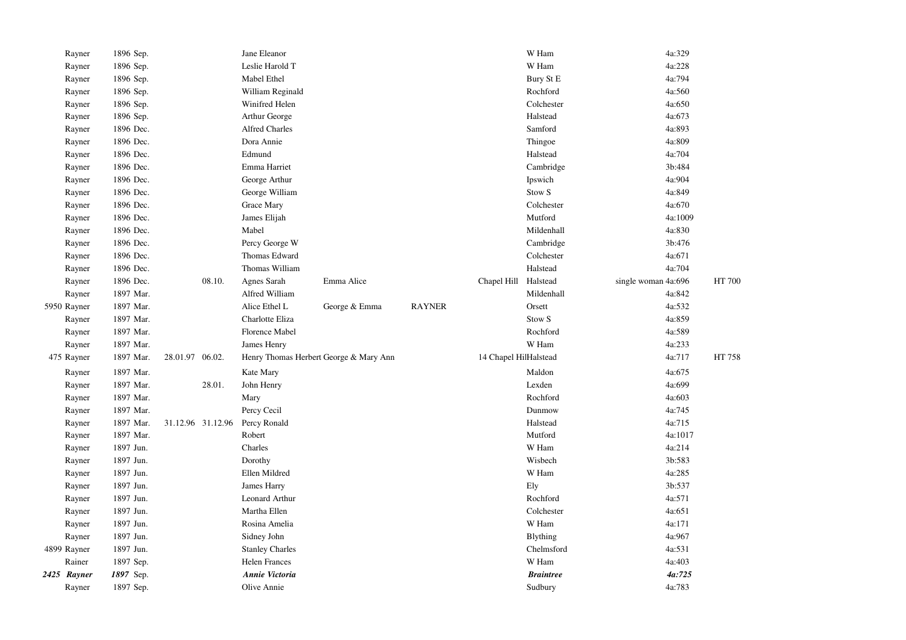| | | | | | | | | | | | |
|---|---|---|---|---|---|---|---|---|---|---|---|
| Rayner | 1896 Sep. | | | Jane Eleanor | | | | W Ham | | 4a:329 | |
| Rayner | 1896 Sep. | | | Leslie Harold T | | | | W Ham | | 4a:228 | |
| Rayner | 1896 Sep. | | | Mabel Ethel | | | | Bury St E | | 4a:794 | |
| Rayner | 1896 Sep. | | | William Reginald | | | | Rochford | | 4a:560 | |
| Rayner | 1896 Sep. | | | Winifred Helen | | | | Colchester | | 4a:650 | |
| Rayner | 1896 Sep. | | | Arthur George | | | | Halstead | | 4a:673 | |
| Rayner | 1896 Dec. | | | Alfred Charles | | | | Samford | | 4a:893 | |
| Rayner | 1896 Dec. | | | Dora Annie | | | | Thingoe | | 4a:809 | |
| Rayner | 1896 Dec. | | | Edmund | | | | Halstead | | 4a:704 | |
| Rayner | 1896 Dec. | | | Emma Harriet | | | | Cambridge | | 3b:484 | |
| Rayner | 1896 Dec. | | | George Arthur | | | | Ipswich | | 4a:904 | |
| Rayner | 1896 Dec. | | | George William | | | | Stow S | | 4a:849 | |
| Rayner | 1896 Dec. | | | Grace Mary | | | | Colchester | | 4a:670 | |
| Rayner | 1896 Dec. | | | James Elijah | | | | Mutford | | 4a:1009 | |
| Rayner | 1896 Dec. | | | Mabel | | | | Mildenhall | | 4a:830 | |
| Rayner | 1896 Dec. | | | Percy George W | | | | Cambridge | | 3b:476 | |
| Rayner | 1896 Dec. | | | Thomas Edward | | | | Colchester | | 4a:671 | |
| Rayner | 1896 Dec. | | | Thomas William | | | | Halstead | | 4a:704 | |
| Rayner | 1896 Dec. | | 08.10. | Agnes Sarah | Emma Alice | | Chapel Hill | Halstead | single woman | 4a:696 | HT 700 |
| Rayner | 1897 Mar. | | | Alfred William | | | | Mildenhall | | 4a:842 | |
| 5950 Rayner | 1897 Mar. | | | Alice Ethel L | George & Emma | RAYNER | | Orsett | | 4a:532 | |
| Rayner | 1897 Mar. | | | Charlotte Eliza | | | | Stow S | | 4a:859 | |
| Rayner | 1897 Mar. | | | Florence Mabel | | | | Rochford | | 4a:589 | |
| Rayner | 1897 Mar. | | | James Henry | | | | W Ham | | 4a:233 | |
| 475 Rayner | 1897 Mar. | 28.01.97 | 06.02. | Henry Thomas Herbert | George & Mary Ann | | 14 Chapel Hil | Halstead | | 4a:717 | HT 758 |
| Rayner | 1897 Mar. | | | Kate Mary | | | | Maldon | | 4a:675 | |
| Rayner | 1897 Mar. | | 28.01. | John Henry | | | | Lexden | | 4a:699 | |
| Rayner | 1897 Mar. | | | Mary | | | | Rochford | | 4a:603 | |
| Rayner | 1897 Mar. | | | Percy Cecil | | | | Dunmow | | 4a:745 | |
| Rayner | 1897 Mar. | 31.12.96 | 31.12.96 | Percy Ronald | | | | Halstead | | 4a:715 | |
| Rayner | 1897 Mar. | | | Robert | | | | Mutford | | 4a:1017 | |
| Rayner | 1897 Jun. | | | Charles | | | | W Ham | | 4a:214 | |
| Rayner | 1897 Jun. | | | Dorothy | | | | Wisbech | | 3b:583 | |
| Rayner | 1897 Jun. | | | Ellen Mildred | | | | W Ham | | 4a:285 | |
| Rayner | 1897 Jun. | | | James Harry | | | | Ely | | 3b:537 | |
| Rayner | 1897 Jun. | | | Leonard Arthur | | | | Rochford | | 4a:571 | |
| Rayner | 1897 Jun. | | | Martha Ellen | | | | Colchester | | 4a:651 | |
| Rayner | 1897 Jun. | | | Rosina Amelia | | | | W Ham | | 4a:171 | |
| Rayner | 1897 Jun. | | | Sidney John | | | | Blything | | 4a:967 | |
| 4899 Rayner | 1897 Jun. | | | Stanley Charles | | | | Chelmsford | | 4a:531 | |
| Rainer | 1897 Sep. | | | Helen Frances | | | | W Ham | | 4a:403 | |
| ***2425 Rayner*** | ***1897*** Sep. | | | ***Annie Victoria*** | | | | ***Braintree*** | | ***4a:725*** | |
| Rayner | 1897 Sep. | | | Olive Annie | | | | Sudbury | | 4a:783 | |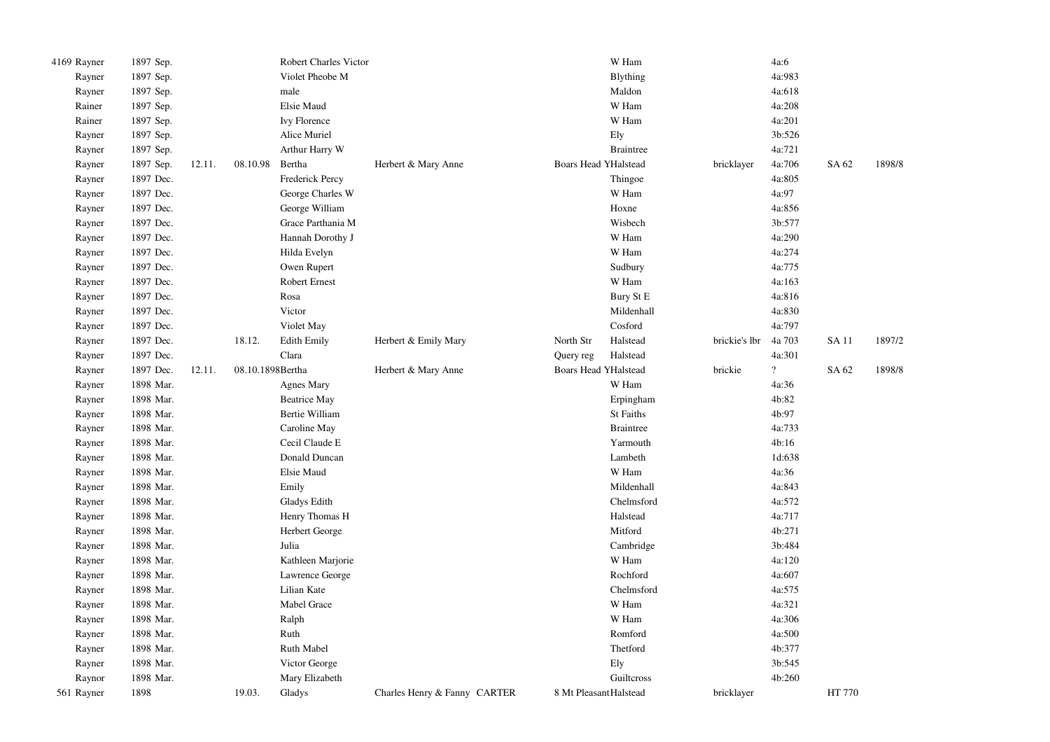| | | | | | | | | | | | | |
|---|---|---|---|---|---|---|---|---|---|---|---|---|
| 4169 | Rayner | 1897 Sep. | | | Robert Charles Victor | | | W Ham | | 4a:6 | | |
| | Rayner | 1897 Sep. | | | Violet Phoebe M | | | Blything | | 4a:983 | | |
| | Rayner | 1897 Sep. | | | male | | | Maldon | | 4a:618 | | |
| | Rainer | 1897 Sep. | | | Elsie Maud | | | W Ham | | 4a:208 | | |
| | Rainer | 1897 Sep. | | | Ivy Florence | | | W Ham | | 4a:201 | | |
| | Rayner | 1897 Sep. | | | Alice Muriel | | | Ely | | 3b:526 | | |
| | Rayner | 1897 Sep. | | | Arthur Harry W | | | Braintree | | 4a:721 | | |
| | Rayner | 1897 Sep. | 12.11. | 08.10.98 | Bertha | Herbert & Mary Anne | Boars Head Y | Halstead | bricklayer | 4a:706 | SA 62 | 1898/8 |
| | Rayner | 1897 Dec. | | | Frederick Percy | | | Thingoe | | 4a:805 | | |
| | Rayner | 1897 Dec. | | | George Charles W | | | W Ham | | 4a:97 | | |
| | Rayner | 1897 Dec. | | | George William | | | Hoxne | | 4a:856 | | |
| | Rayner | 1897 Dec. | | | Grace Parthania M | | | Wisbech | | 3b:577 | | |
| | Rayner | 1897 Dec. | | | Hannah Dorothy J | | | W Ham | | 4a:290 | | |
| | Rayner | 1897 Dec. | | | Hilda Evelyn | | | W Ham | | 4a:274 | | |
| | Rayner | 1897 Dec. | | | Owen Rupert | | | Sudbury | | 4a:775 | | |
| | Rayner | 1897 Dec. | | | Robert Ernest | | | W Ham | | 4a:163 | | |
| | Rayner | 1897 Dec. | | | Rosa | | | Bury St E | | 4a:816 | | |
| | Rayner | 1897 Dec. | | | Victor | | | Mildenhall | | 4a:830 | | |
| | Rayner | 1897 Dec. | | | Violet May | | | Cosford | | 4a:797 | | |
| | Rayner | 1897 Dec. | | 18.12. | Edith Emily | Herbert & Emily Mary | North Str | Halstead | brickie's lbr | 4a 703 | SA 11 | 1897/2 |
| | Rayner | 1897 Dec. | | | Clara | | Query reg | Halstead | | 4a:301 | | |
| | Rayner | 1897 Dec. | 12.11. | 08.10.1898 | Bertha | Herbert & Mary Anne | Boars Head Y | Halstead | brickie | ? | SA 62 | 1898/8 |
| | Rayner | 1898 Mar. | | | Agnes Mary | | | W Ham | | 4a:36 | | |
| | Rayner | 1898 Mar. | | | Beatrice May | | | Erpingham | | 4b:82 | | |
| | Rayner | 1898 Mar. | | | Bertie William | | | St Faiths | | 4b:97 | | |
| | Rayner | 1898 Mar. | | | Caroline May | | | Braintree | | 4a:733 | | |
| | Rayner | 1898 Mar. | | | Cecil Claude E | | | Yarmouth | | 4b:16 | | |
| | Rayner | 1898 Mar. | | | Donald Duncan | | | Lambeth | | 1d:638 | | |
| | Rayner | 1898 Mar. | | | Elsie Maud | | | W Ham | | 4a:36 | | |
| | Rayner | 1898 Mar. | | | Emily | | | Mildenhall | | 4a:843 | | |
| | Rayner | 1898 Mar. | | | Gladys Edith | | | Chelmsford | | 4a:572 | | |
| | Rayner | 1898 Mar. | | | Henry Thomas H | | | Halstead | | 4a:717 | | |
| | Rayner | 1898 Mar. | | | Herbert George | | | Mitford | | 4b:271 | | |
| | Rayner | 1898 Mar. | | | Julia | | | Cambridge | | 3b:484 | | |
| | Rayner | 1898 Mar. | | | Kathleen Marjorie | | | W Ham | | 4a:120 | | |
| | Rayner | 1898 Mar. | | | Lawrence George | | | Rochford | | 4a:607 | | |
| | Rayner | 1898 Mar. | | | Lilian Kate | | | Chelmsford | | 4a:575 | | |
| | Rayner | 1898 Mar. | | | Mabel Grace | | | W Ham | | 4a:321 | | |
| | Rayner | 1898 Mar. | | | Ralph | | | W Ham | | 4a:306 | | |
| | Rayner | 1898 Mar. | | | Ruth | | | Romford | | 4a:500 | | |
| | Rayner | 1898 Mar. | | | Ruth Mabel | | | Thetford | | 4b:377 | | |
| | Rayner | 1898 Mar. | | | Victor George | | | Ely | | 3b:545 | | |
| | Raynor | 1898 Mar. | | | Mary Elizabeth | | | Guiltcross | | 4b:260 | | |
| 561 | Rayner | 1898 | | 19.03. | Gladys | Charles Henry & Fanny CARTER | 8 Mt Pleasant | Halstead | bricklayer | | HT 770 | |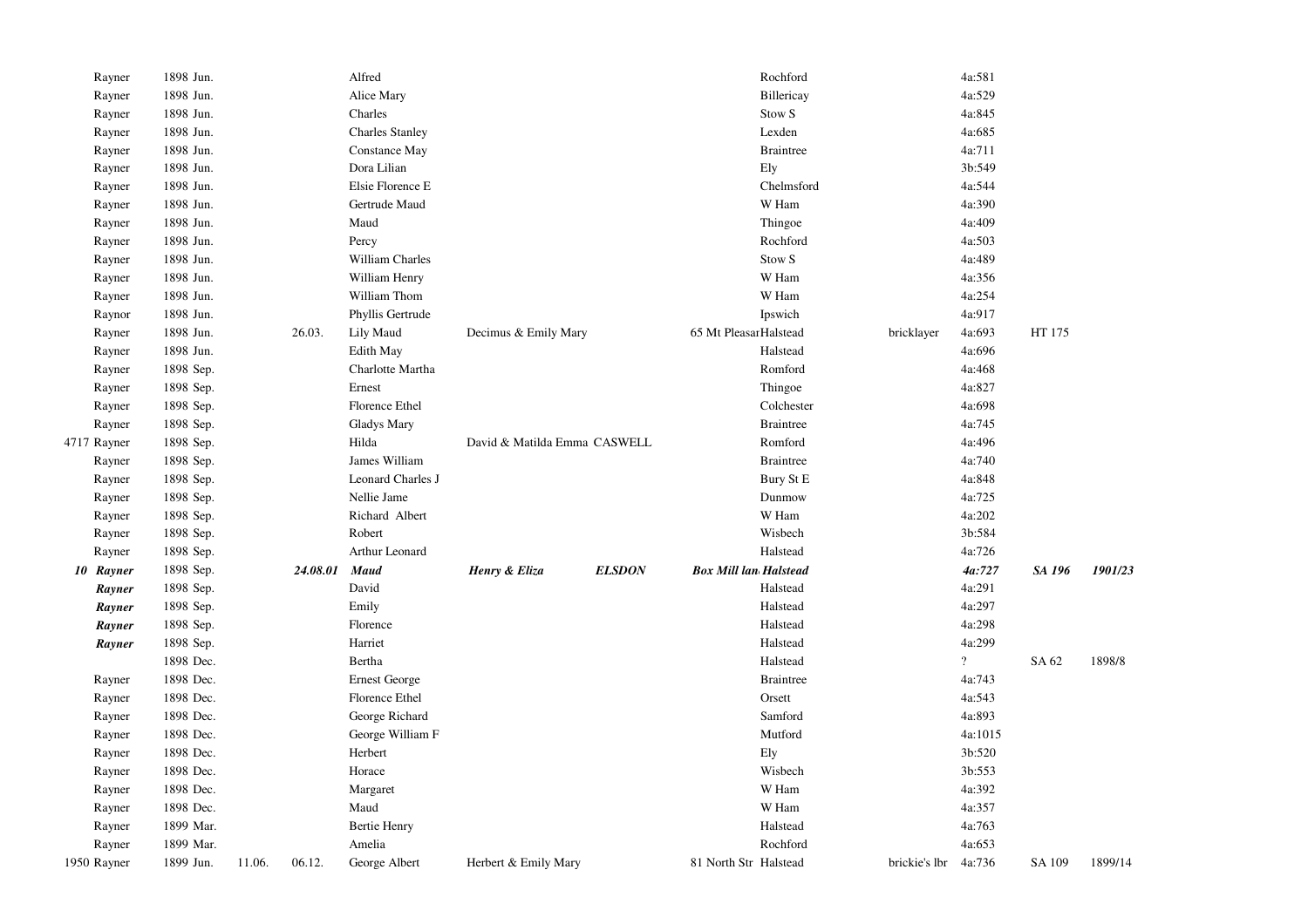| | | | | | | | | | | | | |
|---|---|---|---|---|---|---|---|---|---|---|---|---|
| Rayner | 1898 Jun. | | | Alfred | | | | Rochford | | 4a:581 | | |
| Rayner | 1898 Jun. | | | Alice Mary | | | | Billericay | | 4a:529 | | |
| Rayner | 1898 Jun. | | | Charles | | | | Stow S | | 4a:845 | | |
| Rayner | 1898 Jun. | | | Charles Stanley | | | | Lexden | | 4a:685 | | |
| Rayner | 1898 Jun. | | | Constance May | | | | Braintree | | 4a:711 | | |
| Rayner | 1898 Jun. | | | Dora Lilian | | | | Ely | | 3b:549 | | |
| Rayner | 1898 Jun. | | | Elsie Florence E | | | | Chelmsford | | 4a:544 | | |
| Rayner | 1898 Jun. | | | Gertrude Maud | | | | W Ham | | 4a:390 | | |
| Rayner | 1898 Jun. | | | Maud | | | | Thingoe | | 4a:409 | | |
| Rayner | 1898 Jun. | | | Percy | | | | Rochford | | 4a:503 | | |
| Rayner | 1898 Jun. | | | William Charles | | | | Stow S | | 4a:489 | | |
| Rayner | 1898 Jun. | | | William Henry | | | | W Ham | | 4a:356 | | |
| Rayner | 1898 Jun. | | | William Thom | | | | W Ham | | 4a:254 | | |
| Raynor | 1898 Jun. | | | Phyllis Gertrude | | | | Ipswich | | 4a:917 | | |
| Rayner | 1898 Jun. | | 26.03. | Lily Maud | Decimus & Emily Mary | | 65 Mt Pleasar | Halstead | bricklayer | 4a:693 | HT 175 | |
| Rayner | 1898 Jun. | | | Edith May | | | | Halstead | | 4a:696 | | |
| Rayner | 1898 Sep. | | | Charlotte Martha | | | | Romford | | 4a:468 | | |
| Rayner | 1898 Sep. | | | Ernest | | | | Thingoe | | 4a:827 | | |
| Rayner | 1898 Sep. | | | Florence Ethel | | | | Colchester | | 4a:698 | | |
| Rayner | 1898 Sep. | | | Gladys Mary | | | | Braintree | | 4a:745 | | |
| 4717 Rayner | 1898 Sep. | | | Hilda | David & Matilda Emma CASWELL | | | Romford | | 4a:496 | | |
| Rayner | 1898 Sep. | | | James William | | | | Braintree | | 4a:740 | | |
| Rayner | 1898 Sep. | | | Leonard Charles J | | | | Bury St E | | 4a:848 | | |
| Rayner | 1898 Sep. | | | Nellie Jame | | | | Dunmow | | 4a:725 | | |
| Rayner | 1898 Sep. | | | Richard Albert | | | | W Ham | | 4a:202 | | |
| Rayner | 1898 Sep. | | | Robert | | | | Wisbech | | 3b:584 | | |
| Rayner | 1898 Sep. | | | Arthur Leonard | | | | Halstead | | 4a:726 | | |
| ***10 Rayner*** | 1898 Sep. | | ***24.08.01*** | ***Maud*** | ***Henry & Eliza*** | ***ELSDON*** | ***Box Mill lan*** | ***Halstead*** | | ***4a:727*** | ***SA 196*** | ***1901/23*** |
| ***Rayner*** | 1898 Sep. | | | David | | | | Halstead | | 4a:291 | | |
| ***Rayner*** | 1898 Sep. | | | Emily | | | | Halstead | | 4a:297 | | |
| ***Rayner*** | 1898 Sep. | | | Florence | | | | Halstead | | 4a:298 | | |
| ***Rayner*** | 1898 Sep. | | | Harriet | | | | Halstead | | 4a:299 | | |
| | 1898 Dec. | | | Bertha | | | | Halstead | | ? | SA 62 | 1898/8 |
| Rayner | 1898 Dec. | | | Ernest George | | | | Braintree | | 4a:743 | | |
| Rayner | 1898 Dec. | | | Florence Ethel | | | | Orsett | | 4a:543 | | |
| Rayner | 1898 Dec. | | | George Richard | | | | Samford | | 4a:893 | | |
| Rayner | 1898 Dec. | | | George William F | | | | Mutford | | 4a:1015 | | |
| Rayner | 1898 Dec. | | | Herbert | | | | Ely | | 3b:520 | | |
| Rayner | 1898 Dec. | | | Horace | | | | Wisbech | | 3b:553 | | |
| Rayner | 1898 Dec. | | | Margaret | | | | W Ham | | 4a:392 | | |
| Rayner | 1898 Dec. | | | Maud | | | | W Ham | | 4a:357 | | |
| Rayner | 1899 Mar. | | | Bertie Henry | | | | Halstead | | 4a:763 | | |
| Rayner | 1899 Mar. | | | Amelia | | | | Rochford | | 4a:653 | | |
| 1950 Rayner | 1899 Jun. | 11.06. | 06.12. | George Albert | Herbert & Emily Mary | | 81 North Str | Halstead | brickie's lbr | 4a:736 | SA 109 | 1899/14 |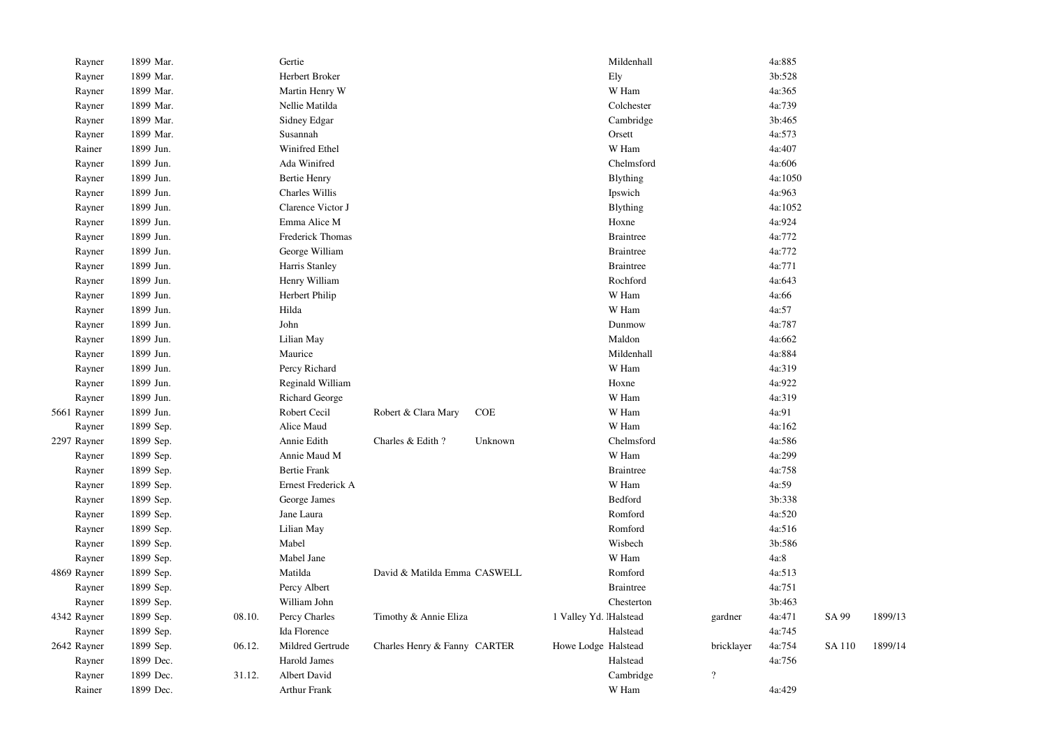| | | | | | | | | | | | |
|---|---|---|---|---|---|---|---|---|---|---|---|
| Rayner | 1899 Mar. | | Gertie | | | | Mildenhall | | 4a:885 | | |
| Rayner | 1899 Mar. | | Herbert Broker | | | | Ely | | 3b:528 | | |
| Rayner | 1899 Mar. | | Martin Henry W | | | | W Ham | | 4a:365 | | |
| Rayner | 1899 Mar. | | Nellie Matilda | | | | Colchester | | 4a:739 | | |
| Rayner | 1899 Mar. | | Sidney Edgar | | | | Cambridge | | 3b:465 | | |
| Rayner | 1899 Mar. | | Susannah | | | | Orsett | | 4a:573 | | |
| Rainer | 1899 Jun. | | Winifred Ethel | | | | W Ham | | 4a:407 | | |
| Rayner | 1899 Jun. | | Ada Winifred | | | | Chelmsford | | 4a:606 | | |
| Rayner | 1899 Jun. | | Bertie Henry | | | | Blything | | 4a:1050 | | |
| Rayner | 1899 Jun. | | Charles Willis | | | | Ipswich | | 4a:963 | | |
| Rayner | 1899 Jun. | | Clarence Victor J | | | | Blything | | 4a:1052 | | |
| Rayner | 1899 Jun. | | Emma Alice M | | | | Hoxne | | 4a:924 | | |
| Rayner | 1899 Jun. | | Frederick Thomas | | | | Braintree | | 4a:772 | | |
| Rayner | 1899 Jun. | | George William | | | | Braintree | | 4a:772 | | |
| Rayner | 1899 Jun. | | Harris Stanley | | | | Braintree | | 4a:771 | | |
| Rayner | 1899 Jun. | | Henry William | | | | Rochford | | 4a:643 | | |
| Rayner | 1899 Jun. | | Herbert Philip | | | | W Ham | | 4a:66 | | |
| Rayner | 1899 Jun. | | Hilda | | | | W Ham | | 4a:57 | | |
| Rayner | 1899 Jun. | | John | | | | Dunmow | | 4a:787 | | |
| Rayner | 1899 Jun. | | Lilian May | | | | Maldon | | 4a:662 | | |
| Rayner | 1899 Jun. | | Maurice | | | | Mildenhall | | 4a:884 | | |
| Rayner | 1899 Jun. | | Percy Richard | | | | W Ham | | 4a:319 | | |
| Rayner | 1899 Jun. | | Reginald William | | | | Hoxne | | 4a:922 | | |
| Rayner | 1899 Jun. | | Richard George | | | | W Ham | | 4a:319 | | |
| 5661 Rayner | 1899 Jun. | | Robert Cecil | Robert & Clara Mary | COE | | W Ham | | 4a:91 | | |
| Rayner | 1899 Sep. | | Alice Maud | | | | W Ham | | 4a:162 | | |
| 2297 Rayner | 1899 Sep. | | Annie Edith | Charles & Edith ? | Unknown | | Chelmsford | | 4a:586 | | |
| Rayner | 1899 Sep. | | Annie Maud M | | | | W Ham | | 4a:299 | | |
| Rayner | 1899 Sep. | | Bertie Frank | | | | Braintree | | 4a:758 | | |
| Rayner | 1899 Sep. | | Ernest Frederick A | | | | W Ham | | 4a:59 | | |
| Rayner | 1899 Sep. | | George James | | | | Bedford | | 3b:338 | | |
| Rayner | 1899 Sep. | | Jane Laura | | | | Romford | | 4a:520 | | |
| Rayner | 1899 Sep. | | Lilian May | | | | Romford | | 4a:516 | | |
| Rayner | 1899 Sep. | | Mabel | | | | Wisbech | | 3b:586 | | |
| Rayner | 1899 Sep. | | Mabel Jane | | | | W Ham | | 4a:8 | | |
| 4869 Rayner | 1899 Sep. | | Matilda | David & Matilda Emma | CASWELL | | Romford | | 4a:513 | | |
| Rayner | 1899 Sep. | | Percy Albert | | | | Braintree | | 4a:751 | | |
| Rayner | 1899 Sep. | | William John | | | | Chesterton | | 3b:463 | | |
| 4342 Rayner | 1899 Sep. | 08.10. | Percy Charles | Timothy & Annie Eliza | | 1 Valley Yd. | Halstead | gardner | 4a:471 | SA 99 | 1899/13 |
| Rayner | 1899 Sep. | | Ida Florence | | | | Halstead | | 4a:745 | | |
| 2642 Rayner | 1899 Sep. | 06.12. | Mildred Gertrude | Charles Henry & Fanny | CARTER | Howe Lodge | Halstead | bricklayer | 4a:754 | SA 110 | 1899/14 |
| Rayner | 1899 Dec. | | Harold James | | | | Halstead | | 4a:756 | | |
| Rayner | 1899 Dec. | 31.12. | Albert David | | | | Cambridge | ? | | | |
| Rainer | 1899 Dec. | | Arthur Frank | | | | W Ham | | 4a:429 | | |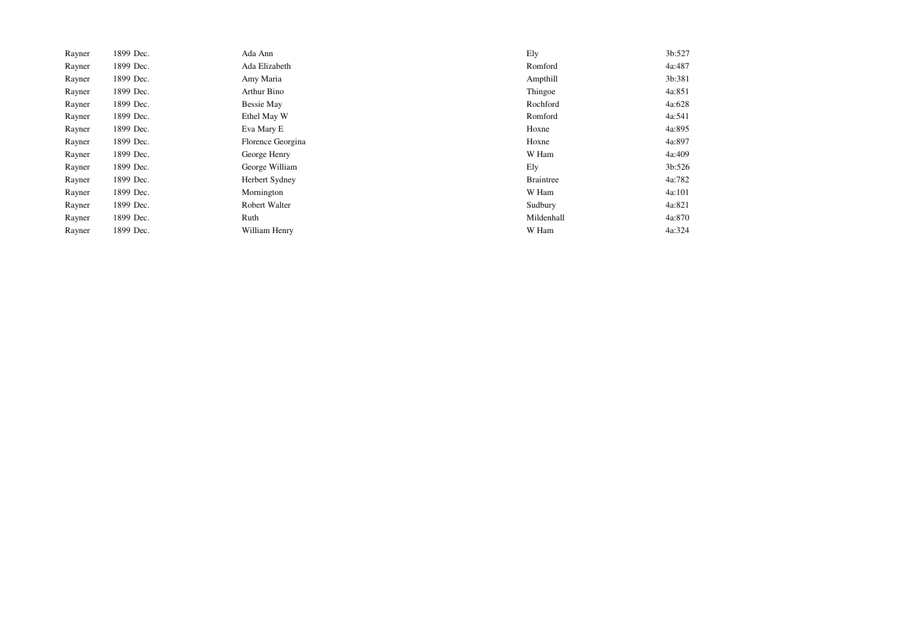| | | | | |
|---|---|---|---|---|
| Rayner | 1899 Dec. | Ada Ann | Ely | 3b:527 |
| Rayner | 1899 Dec. | Ada Elizabeth | Romford | 4a:487 |
| Rayner | 1899 Dec. | Amy Maria | Ampthill | 3b:381 |
| Rayner | 1899 Dec. | Arthur Bino | Thingoe | 4a:851 |
| Rayner | 1899 Dec. | Bessie May | Rochford | 4a:628 |
| Rayner | 1899 Dec. | Ethel May W | Romford | 4a:541 |
| Rayner | 1899 Dec. | Eva Mary E | Hoxne | 4a:895 |
| Rayner | 1899 Dec. | Florence Georgina | Hoxne | 4a:897 |
| Rayner | 1899 Dec. | George Henry | W Ham | 4a:409 |
| Rayner | 1899 Dec. | George William | Ely | 3b:526 |
| Rayner | 1899 Dec. | Herbert Sydney | Braintree | 4a:782 |
| Rayner | 1899 Dec. | Mornington | W Ham | 4a:101 |
| Rayner | 1899 Dec. | Robert Walter | Sudbury | 4a:821 |
| Rayner | 1899 Dec. | Ruth | Mildenhall | 4a:870 |
| Rayner | 1899 Dec. | William Henry | W Ham | 4a:324 |